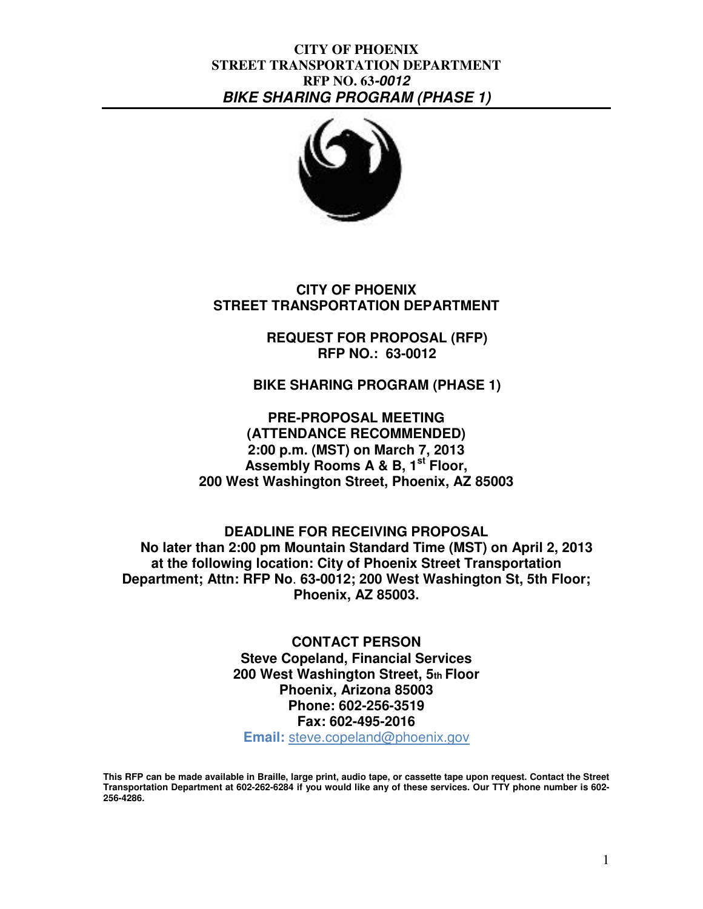**CITY OF PHOENIX**
**STREET TRANSPORTATION DEPARTMENT**
**RFP NO. 63-*0012***
***BIKE SHARING PROGRAM (PHASE 1)***

# CITY OF PHOENIX
# STREET TRANSPORTATION DEPARTMENT

## REQUEST FOR PROPOSAL (RFP)
## RFP NO.: 63-0012

## BIKE SHARING PROGRAM (PHASE 1)

**PRE-PROPOSAL MEETING**
**(ATTENDANCE RECOMMENDED)**
**2:00 p.m. (MST) on March 7, 2013**
**Assembly Rooms A & B, 1st Floor,**
**200 West Washington Street, Phoenix, AZ 85003**

**DEADLINE FOR RECEIVING PROPOSAL**
**No later than 2:00 pm Mountain Standard Time (MST) on April 2, 2013 at the following location: City of Phoenix Street Transportation Department; Attn: RFP No. 63-0012; 200 West Washington St, 5th Floor; Phoenix, AZ 85003.**

**CONTACT PERSON**
**Steve Copeland, Financial Services**
**200 West Washington Street, 5th Floor**
**Phoenix, Arizona 85003**
**Phone: 602-256-3519**
**Fax: 602-495-2016**
**Email:** steve.copeland@phoenix.gov

**This RFP can be made available in Braille, large print, audio tape, or cassette tape upon request. Contact the Street Transportation Department at 602-262-6284 if you would like any of these services. Our TTY phone number is 602-256-4286.**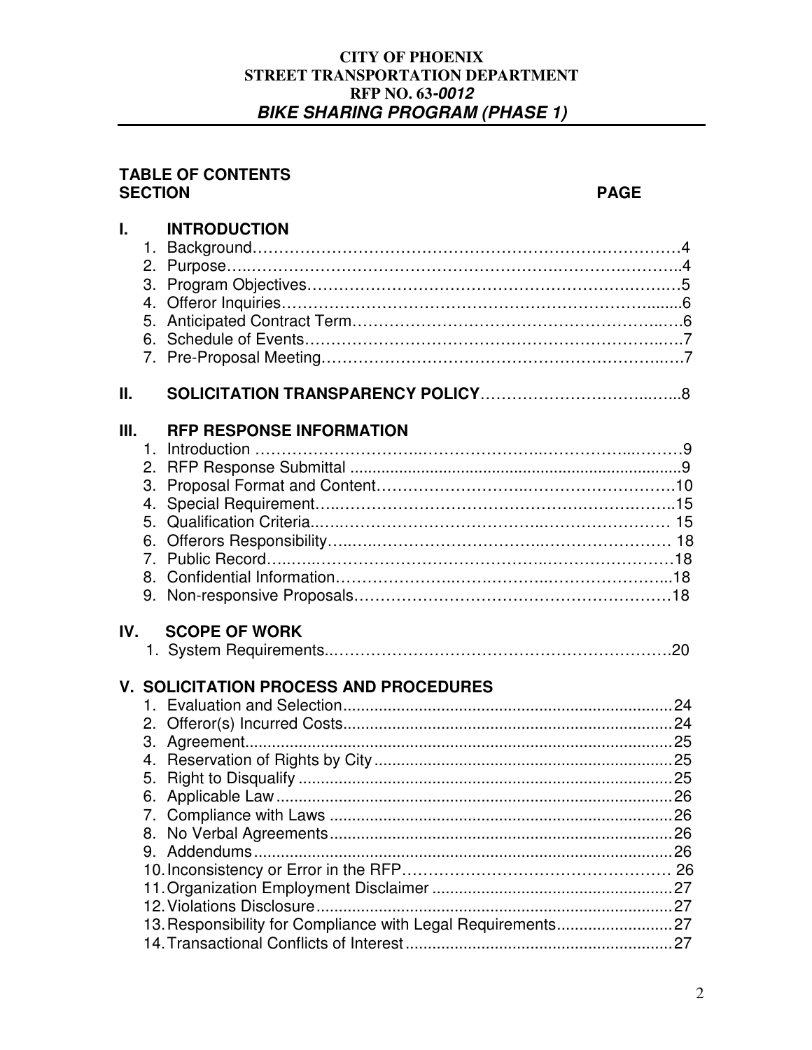**CITY OF PHOENIX**
**STREET TRANSPORTATION DEPARTMENT**
**RFP NO. 63-*0012***
***BIKE SHARING PROGRAM (PHASE 1)***

## TABLE OF CONTENTS

| SECTION | PAGE |
|---|---|
| **I. INTRODUCTION** | |
| 1. Background | 4 |
| 2. Purpose | 4 |
| 3. Program Objectives | 5 |
| 4. Offeror Inquiries | 6 |
| 5. Anticipated Contract Term | 6 |
| 6. Schedule of Events | 7 |
| 7. Pre-Proposal Meeting | 7 |
| **II. SOLICITATION TRANSPARENCY POLICY** | 8 |
| **III. RFP RESPONSE INFORMATION** | |
| 1. Introduction | 9 |
| 2. RFP Response Submittal | 9 |
| 3. Proposal Format and Content | 10 |
| 4. Special Requirement | 15 |
| 5. Qualification Criteria | 15 |
| 6. Offerors Responsibility | 18 |
| 7. Public Record | 18 |
| 8. Confidential Information | 18 |
| 9. Non-responsive Proposals | 18 |
| **IV. SCOPE OF WORK** | |
| 1. System Requirements | 20 |
| **V. SOLICITATION PROCESS AND PROCEDURES** | |
| 1. Evaluation and Selection | 24 |
| 2. Offeror(s) Incurred Costs | 24 |
| 3. Agreement | 25 |
| 4. Reservation of Rights by City | 25 |
| 5. Right to Disqualify | 25 |
| 6. Applicable Law | 26 |
| 7. Compliance with Laws | 26 |
| 8. No Verbal Agreements | 26 |
| 9. Addendums | 26 |
| 10. Inconsistency or Error in the RFP | 26 |
| 11. Organization Employment Disclaimer | 27 |
| 12. Violations Disclosure | 27 |
| 13. Responsibility for Compliance with Legal Requirements | 27 |
| 14. Transactional Conflicts of Interest | 27 |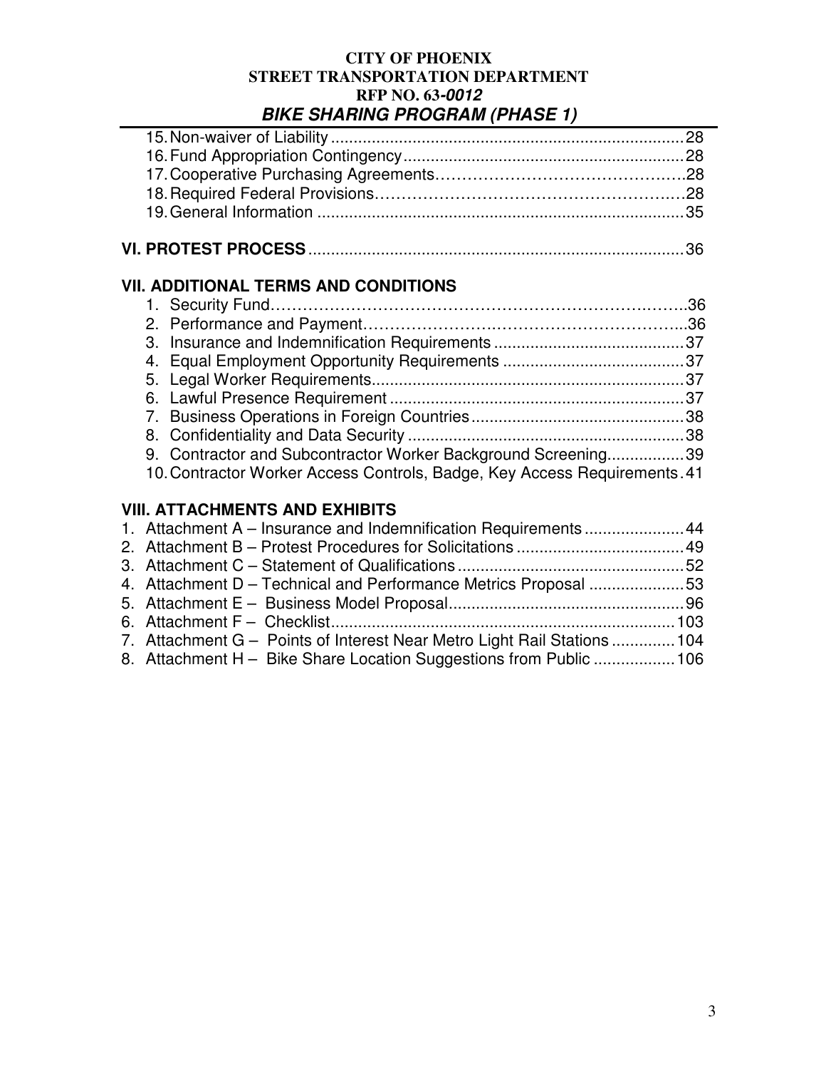15. Non-waiver of Liability ............................................................................28
16. Fund Appropriation Contingency.............................................................28
17. Cooperative Purchasing Agreements……………………………………..28
18. Required Federal Provisions………………………………………………28
19. General Information ................................................................................35

**VI. PROTEST PROCESS**..................................................................................36

**VII. ADDITIONAL TERMS AND CONDITIONS**

1. Security Fund………………………………………………………………..36
2. Performance and Payment………………………………………………...36
3. Insurance and Indemnification Requirements .........................................37
4. Equal Employment Opportunity Requirements ........................................37
5. Legal Worker Requirements....................................................................37
6. Lawful Presence Requirement ................................................................37
7. Business Operations in Foreign Countries...............................................38
8. Confidentiality and Data Security .............................................................38
9. Contractor and Subcontractor Worker Background Screening.................39
10. Contractor Worker Access Controls, Badge, Key Access Requirements.41

**VIII. ATTACHMENTS AND EXHIBITS**

1. Attachment A – Insurance and Indemnification Requirements ......................44
2. Attachment B – Protest Procedures for Solicitations .....................................49
3. Attachment C – Statement of Qualifications..................................................52
4. Attachment D – Technical and Performance Metrics Proposal .....................53
5. Attachment E – Business Model Proposal....................................................96
6. Attachment F – Checklist............................................................................103
7. Attachment G – Points of Interest Near Metro Light Rail Stations ..............104
8. Attachment H – Bike Share Location Suggestions from Public ..................106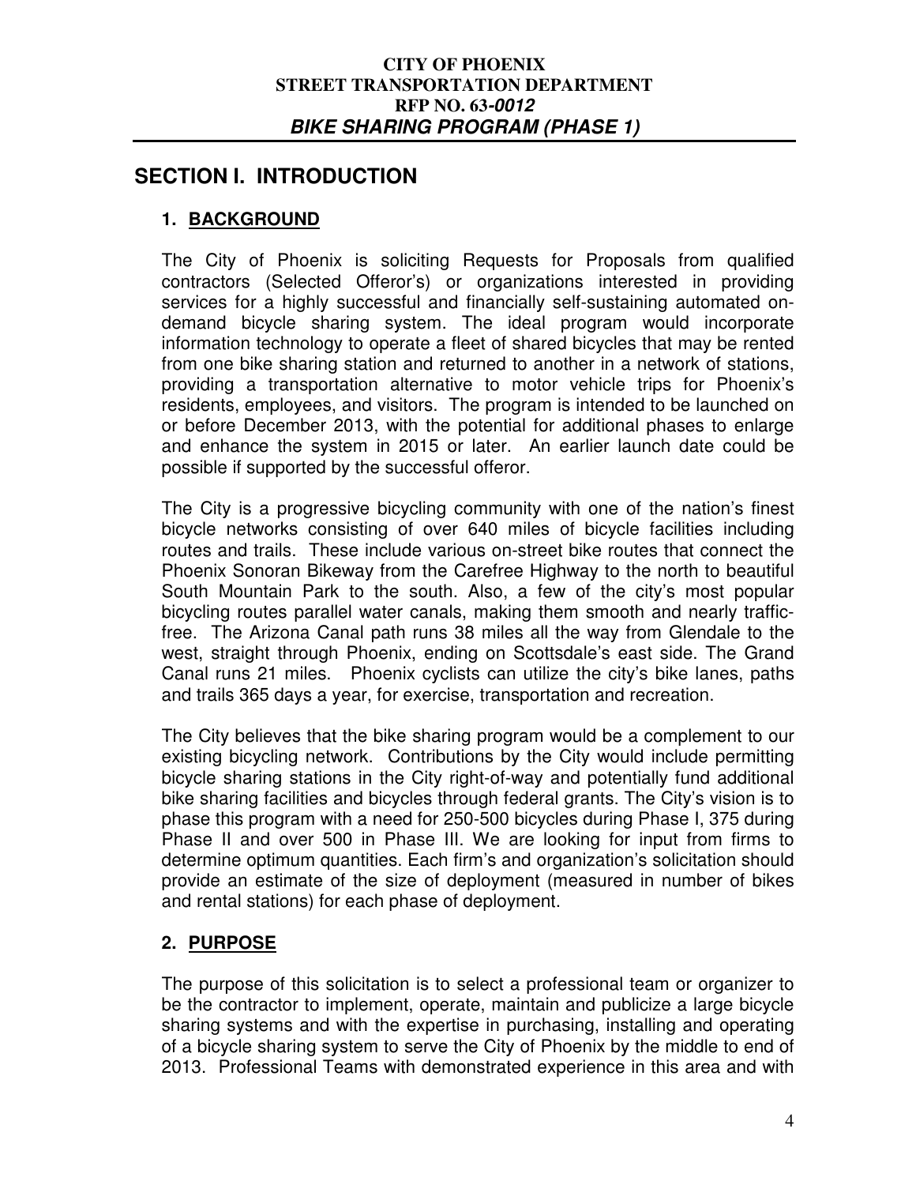# SECTION I. INTRODUCTION

## 1. BACKGROUND

The City of Phoenix is soliciting Requests for Proposals from qualified contractors (Selected Offeror's) or organizations interested in providing services for a highly successful and financially self-sustaining automated on-demand bicycle sharing system. The ideal program would incorporate information technology to operate a fleet of shared bicycles that may be rented from one bike sharing station and returned to another in a network of stations, providing a transportation alternative to motor vehicle trips for Phoenix's residents, employees, and visitors. The program is intended to be launched on or before December 2013, with the potential for additional phases to enlarge and enhance the system in 2015 or later. An earlier launch date could be possible if supported by the successful offeror.

The City is a progressive bicycling community with one of the nation's finest bicycle networks consisting of over 640 miles of bicycle facilities including routes and trails. These include various on-street bike routes that connect the Phoenix Sonoran Bikeway from the Carefree Highway to the north to beautiful South Mountain Park to the south. Also, a few of the city's most popular bicycling routes parallel water canals, making them smooth and nearly traffic-free. The Arizona Canal path runs 38 miles all the way from Glendale to the west, straight through Phoenix, ending on Scottsdale's east side. The Grand Canal runs 21 miles. Phoenix cyclists can utilize the city's bike lanes, paths and trails 365 days a year, for exercise, transportation and recreation.

The City believes that the bike sharing program would be a complement to our existing bicycling network. Contributions by the City would include permitting bicycle sharing stations in the City right-of-way and potentially fund additional bike sharing facilities and bicycles through federal grants. The City's vision is to phase this program with a need for 250-500 bicycles during Phase I, 375 during Phase II and over 500 in Phase III. We are looking for input from firms to determine optimum quantities. Each firm's and organization's solicitation should provide an estimate of the size of deployment (measured in number of bikes and rental stations) for each phase of deployment.

## 2. PURPOSE

The purpose of this solicitation is to select a professional team or organizer to be the contractor to implement, operate, maintain and publicize a large bicycle sharing systems and with the expertise in purchasing, installing and operating of a bicycle sharing system to serve the City of Phoenix by the middle to end of 2013. Professional Teams with demonstrated experience in this area and with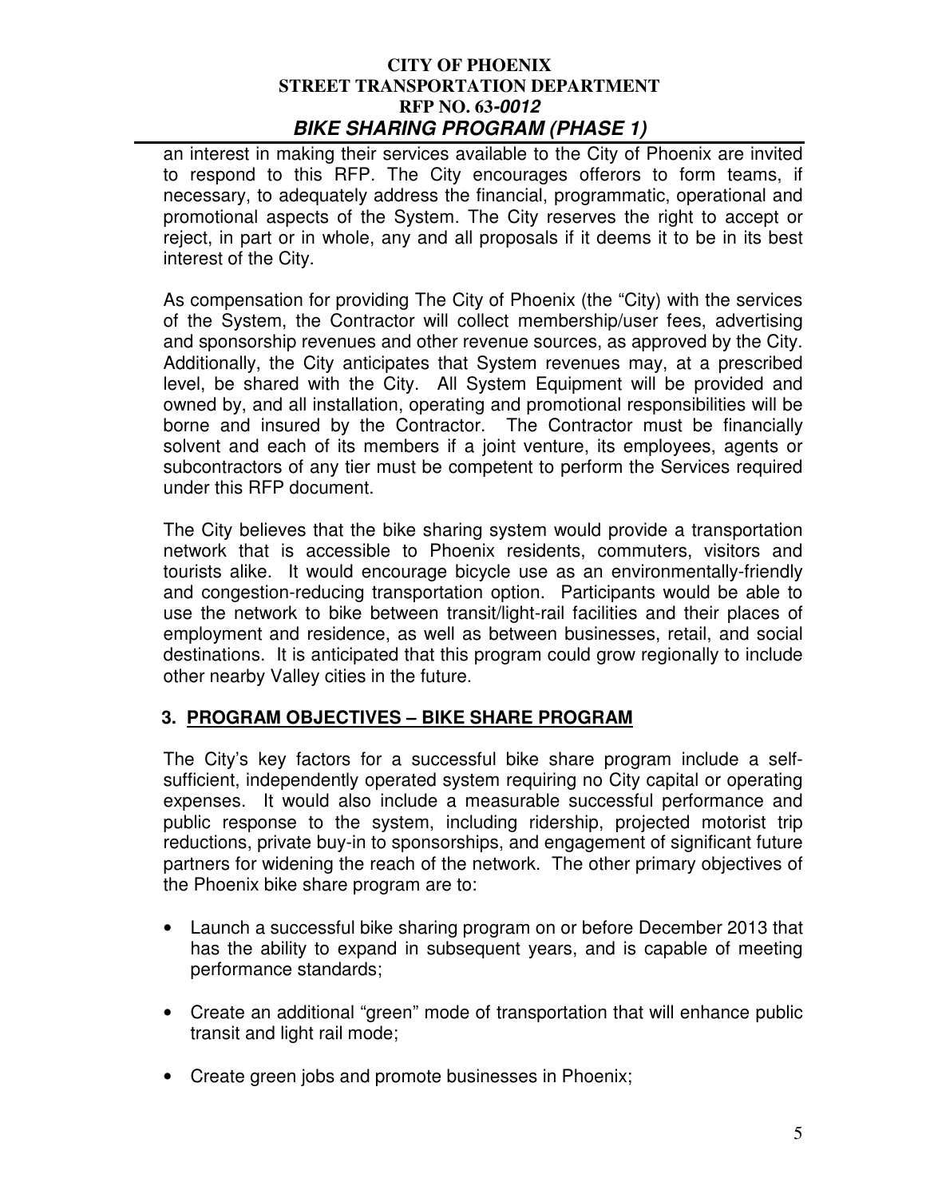an interest in making their services available to the City of Phoenix are invited to respond to this RFP. The City encourages offerors to form teams, if necessary, to adequately address the financial, programmatic, operational and promotional aspects of the System. The City reserves the right to accept or reject, in part or in whole, any and all proposals if it deems it to be in its best interest of the City.

As compensation for providing The City of Phoenix (the "City) with the services of the System, the Contractor will collect membership/user fees, advertising and sponsorship revenues and other revenue sources, as approved by the City. Additionally, the City anticipates that System revenues may, at a prescribed level, be shared with the City. All System Equipment will be provided and owned by, and all installation, operating and promotional responsibilities will be borne and insured by the Contractor. The Contractor must be financially solvent and each of its members if a joint venture, its employees, agents or subcontractors of any tier must be competent to perform the Services required under this RFP document.

The City believes that the bike sharing system would provide a transportation network that is accessible to Phoenix residents, commuters, visitors and tourists alike. It would encourage bicycle use as an environmentally-friendly and congestion-reducing transportation option. Participants would be able to use the network to bike between transit/light-rail facilities and their places of employment and residence, as well as between businesses, retail, and social destinations. It is anticipated that this program could grow regionally to include other nearby Valley cities in the future.

## 3. PROGRAM OBJECTIVES – BIKE SHARE PROGRAM

The City's key factors for a successful bike share program include a self-sufficient, independently operated system requiring no City capital or operating expenses. It would also include a measurable successful performance and public response to the system, including ridership, projected motorist trip reductions, private buy-in to sponsorships, and engagement of significant future partners for widening the reach of the network. The other primary objectives of the Phoenix bike share program are to:

- Launch a successful bike sharing program on or before December 2013 that has the ability to expand in subsequent years, and is capable of meeting performance standards;
- Create an additional "green" mode of transportation that will enhance public transit and light rail mode;
- Create green jobs and promote businesses in Phoenix;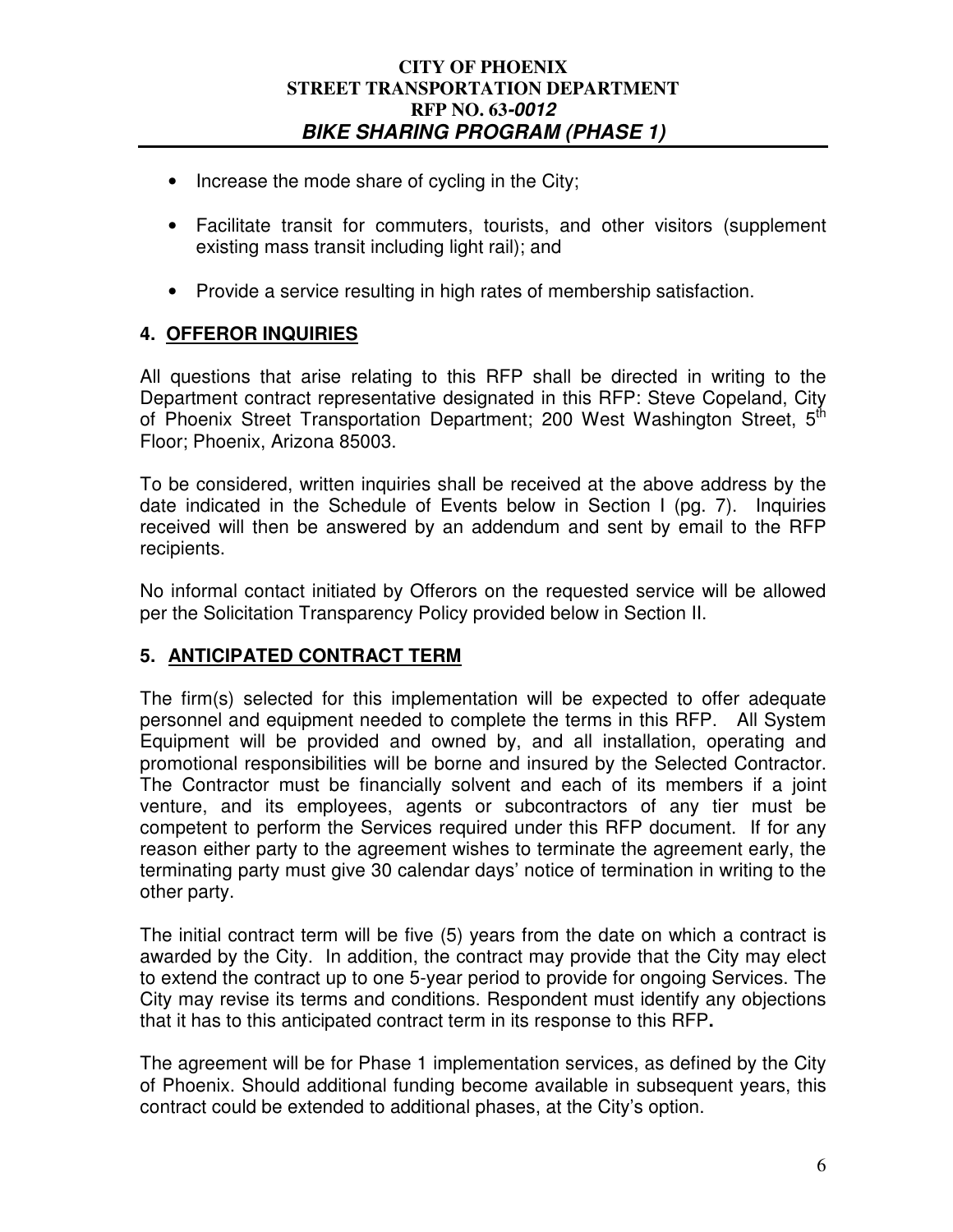- Increase the mode share of cycling in the City;
- Facilitate transit for commuters, tourists, and other visitors (supplement existing mass transit including light rail); and
- Provide a service resulting in high rates of membership satisfaction.

## 4. OFFEROR INQUIRIES

All questions that arise relating to this RFP shall be directed in writing to the Department contract representative designated in this RFP: Steve Copeland, City of Phoenix Street Transportation Department; 200 West Washington Street, 5th Floor; Phoenix, Arizona 85003.

To be considered, written inquiries shall be received at the above address by the date indicated in the Schedule of Events below in Section I (pg. 7). Inquiries received will then be answered by an addendum and sent by email to the RFP recipients.

No informal contact initiated by Offerors on the requested service will be allowed per the Solicitation Transparency Policy provided below in Section II.

## 5. ANTICIPATED CONTRACT TERM

The firm(s) selected for this implementation will be expected to offer adequate personnel and equipment needed to complete the terms in this RFP. All System Equipment will be provided and owned by, and all installation, operating and promotional responsibilities will be borne and insured by the Selected Contractor. The Contractor must be financially solvent and each of its members if a joint venture, and its employees, agents or subcontractors of any tier must be competent to perform the Services required under this RFP document. If for any reason either party to the agreement wishes to terminate the agreement early, the terminating party must give 30 calendar days' notice of termination in writing to the other party.

The initial contract term will be five (5) years from the date on which a contract is awarded by the City. In addition, the contract may provide that the City may elect to extend the contract up to one 5-year period to provide for ongoing Services. The City may revise its terms and conditions. Respondent must identify any objections that it has to this anticipated contract term in its response to this RFP**.**

The agreement will be for Phase 1 implementation services, as defined by the City of Phoenix. Should additional funding become available in subsequent years, this contract could be extended to additional phases, at the City's option.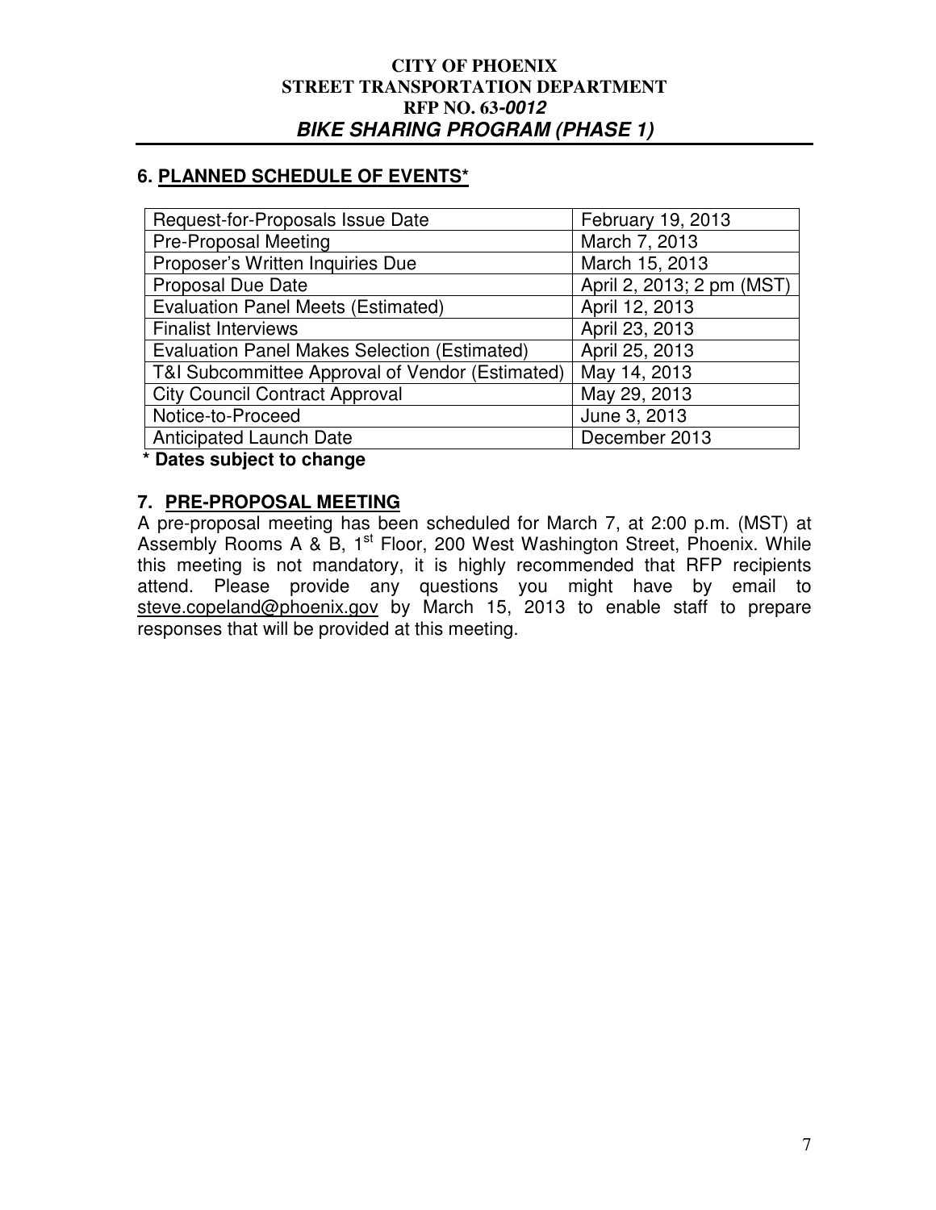## 6. PLANNED SCHEDULE OF EVENTS*

| Event | Date |
|---|---|
| Request-for-Proposals Issue Date | February 19, 2013 |
| Pre-Proposal Meeting | March 7, 2013 |
| Proposer's Written Inquiries Due | March 15, 2013 |
| Proposal Due Date | April 2, 2013; 2 pm (MST) |
| Evaluation Panel Meets (Estimated) | April 12, 2013 |
| Finalist Interviews | April 23, 2013 |
| Evaluation Panel Makes Selection (Estimated) | April 25, 2013 |
| T&I Subcommittee Approval of Vendor (Estimated) | May 14, 2013 |
| City Council Contract Approval | May 29, 2013 |
| Notice-to-Proceed | June 3, 2013 |
| Anticipated Launch Date | December 2013 |

**\* Dates subject to change**

## 7. PRE-PROPOSAL MEETING

A pre-proposal meeting has been scheduled for March 7, at 2:00 p.m. (MST) at Assembly Rooms A & B, 1st Floor, 200 West Washington Street, Phoenix. While this meeting is not mandatory, it is highly recommended that RFP recipients attend. Please provide any questions you might have by email to steve.copeland@phoenix.gov by March 15, 2013 to enable staff to prepare responses that will be provided at this meeting.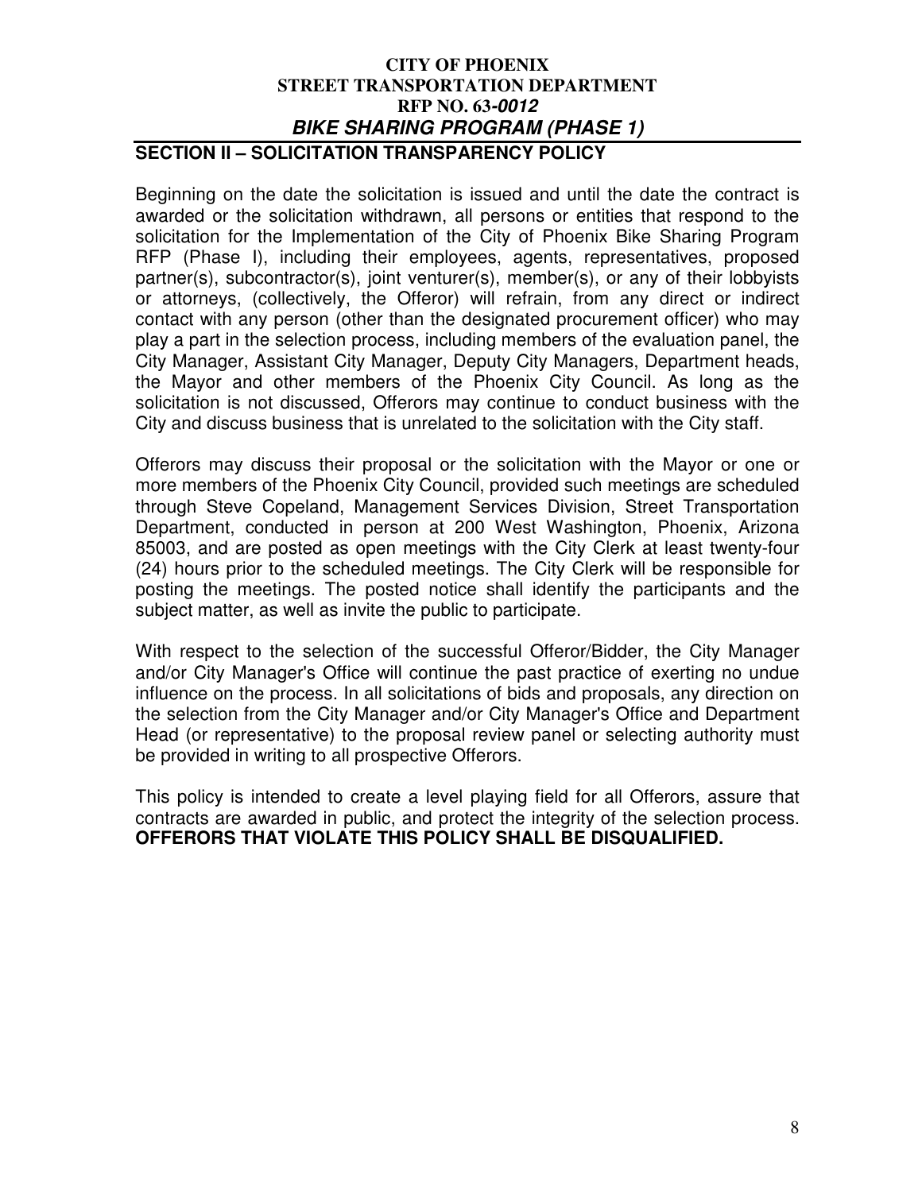## SECTION II – SOLICITATION TRANSPARENCY POLICY

Beginning on the date the solicitation is issued and until the date the contract is awarded or the solicitation withdrawn, all persons or entities that respond to the solicitation for the Implementation of the City of Phoenix Bike Sharing Program RFP (Phase I), including their employees, agents, representatives, proposed partner(s), subcontractor(s), joint venturer(s), member(s), or any of their lobbyists or attorneys, (collectively, the Offeror) will refrain, from any direct or indirect contact with any person (other than the designated procurement officer) who may play a part in the selection process, including members of the evaluation panel, the City Manager, Assistant City Manager, Deputy City Managers, Department heads, the Mayor and other members of the Phoenix City Council. As long as the solicitation is not discussed, Offerors may continue to conduct business with the City and discuss business that is unrelated to the solicitation with the City staff.

Offerors may discuss their proposal or the solicitation with the Mayor or one or more members of the Phoenix City Council, provided such meetings are scheduled through Steve Copeland, Management Services Division, Street Transportation Department, conducted in person at 200 West Washington, Phoenix, Arizona 85003, and are posted as open meetings with the City Clerk at least twenty-four (24) hours prior to the scheduled meetings. The City Clerk will be responsible for posting the meetings. The posted notice shall identify the participants and the subject matter, as well as invite the public to participate.

With respect to the selection of the successful Offeror/Bidder, the City Manager and/or City Manager's Office will continue the past practice of exerting no undue influence on the process. In all solicitations of bids and proposals, any direction on the selection from the City Manager and/or City Manager's Office and Department Head (or representative) to the proposal review panel or selecting authority must be provided in writing to all prospective Offerors.

This policy is intended to create a level playing field for all Offerors, assure that contracts are awarded in public, and protect the integrity of the selection process. **OFFERORS THAT VIOLATE THIS POLICY SHALL BE DISQUALIFIED.**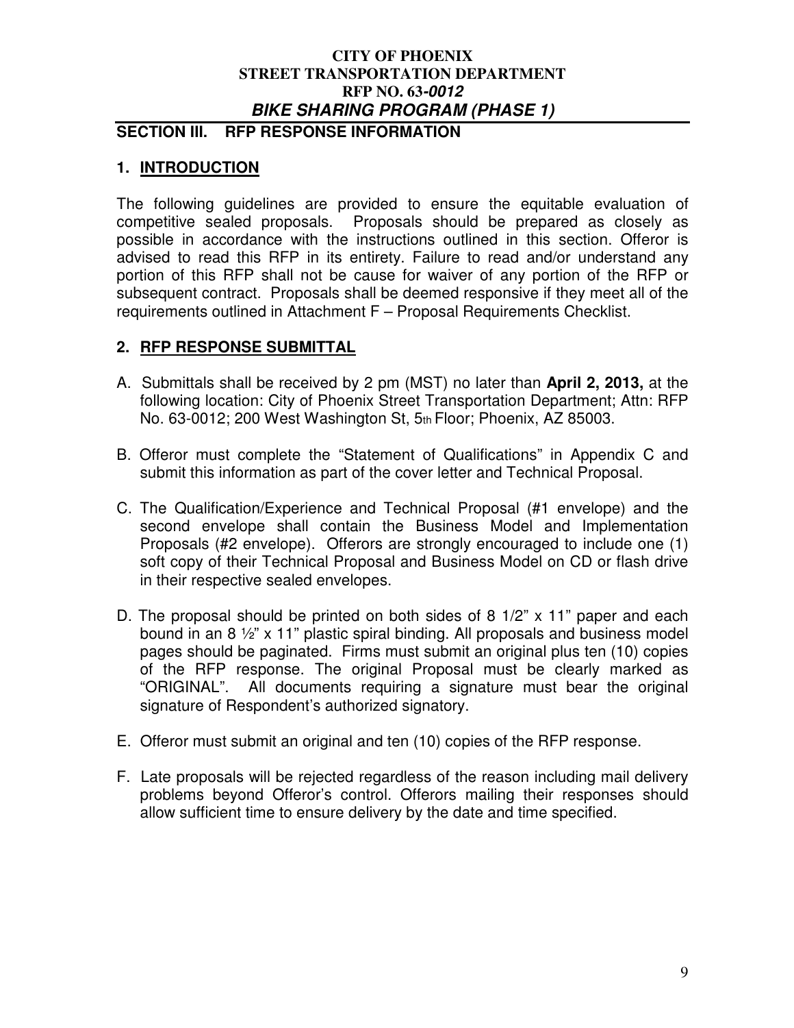## SECTION III. RFP RESPONSE INFORMATION

### 1. INTRODUCTION

The following guidelines are provided to ensure the equitable evaluation of competitive sealed proposals. Proposals should be prepared as closely as possible in accordance with the instructions outlined in this section. Offeror is advised to read this RFP in its entirety. Failure to read and/or understand any portion of this RFP shall not be cause for waiver of any portion of the RFP or subsequent contract. Proposals shall be deemed responsive if they meet all of the requirements outlined in Attachment F – Proposal Requirements Checklist.

### 2. RFP RESPONSE SUBMITTAL

A. Submittals shall be received by 2 pm (MST) no later than **April 2, 2013,** at the following location: City of Phoenix Street Transportation Department; Attn: RFP No. 63-0012; 200 West Washington St, 5th Floor; Phoenix, AZ 85003.

B. Offeror must complete the "Statement of Qualifications" in Appendix C and submit this information as part of the cover letter and Technical Proposal.

C. The Qualification/Experience and Technical Proposal (#1 envelope) and the second envelope shall contain the Business Model and Implementation Proposals (#2 envelope). Offerors are strongly encouraged to include one (1) soft copy of their Technical Proposal and Business Model on CD or flash drive in their respective sealed envelopes.

D. The proposal should be printed on both sides of 8 1/2" x 11" paper and each bound in an 8 ½" x 11" plastic spiral binding. All proposals and business model pages should be paginated. Firms must submit an original plus ten (10) copies of the RFP response. The original Proposal must be clearly marked as "ORIGINAL". All documents requiring a signature must bear the original signature of Respondent's authorized signatory.

E. Offeror must submit an original and ten (10) copies of the RFP response.

F. Late proposals will be rejected regardless of the reason including mail delivery problems beyond Offeror's control. Offerors mailing their responses should allow sufficient time to ensure delivery by the date and time specified.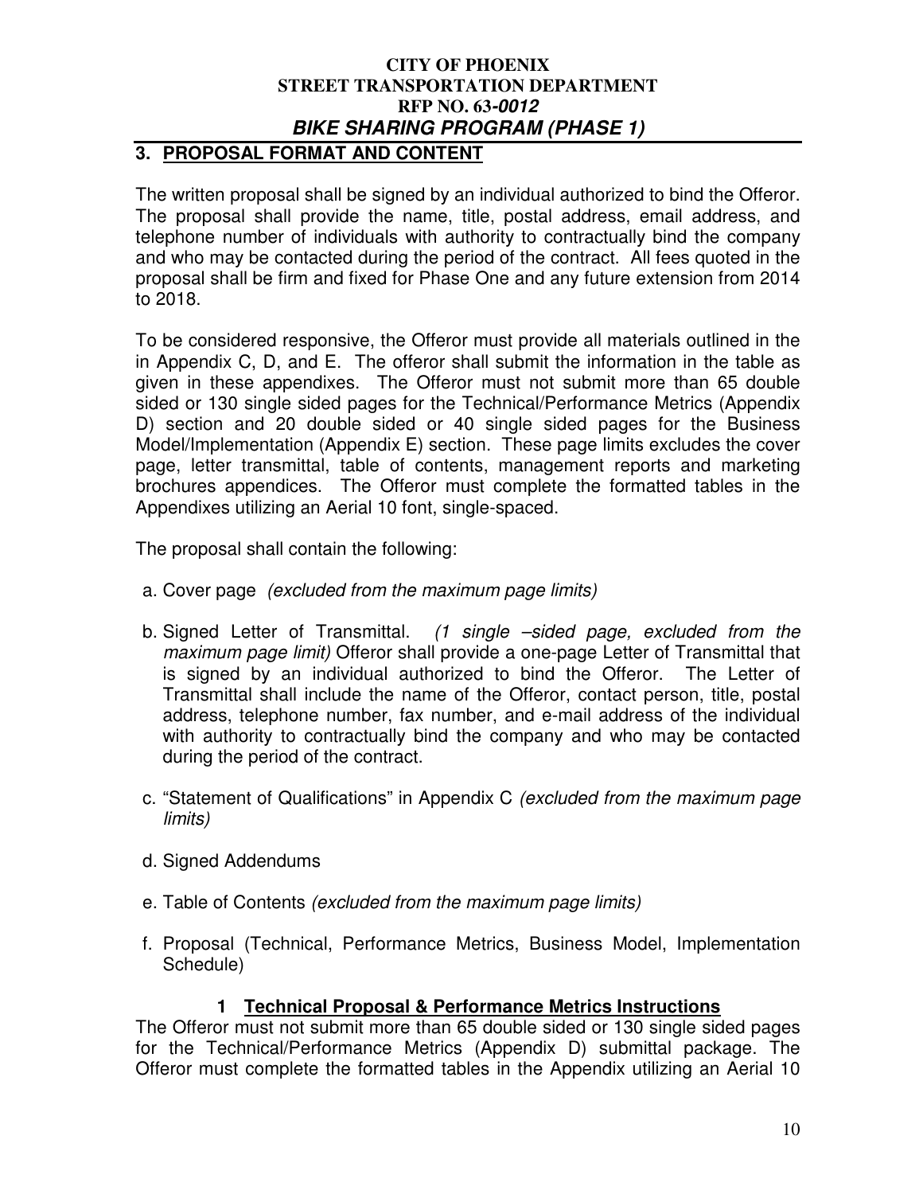## 3. PROPOSAL FORMAT AND CONTENT

The written proposal shall be signed by an individual authorized to bind the Offeror. The proposal shall provide the name, title, postal address, email address, and telephone number of individuals with authority to contractually bind the company and who may be contacted during the period of the contract. All fees quoted in the proposal shall be firm and fixed for Phase One and any future extension from 2014 to 2018.

To be considered responsive, the Offeror must provide all materials outlined in the in Appendix C, D, and E. The offeror shall submit the information in the table as given in these appendixes. The Offeror must not submit more than 65 double sided or 130 single sided pages for the Technical/Performance Metrics (Appendix D) section and 20 double sided or 40 single sided pages for the Business Model/Implementation (Appendix E) section. These page limits excludes the cover page, letter transmittal, table of contents, management reports and marketing brochures appendices. The Offeror must complete the formatted tables in the Appendixes utilizing an Aerial 10 font, single-spaced.

The proposal shall contain the following:

a. Cover page *(excluded from the maximum page limits)*

b. Signed Letter of Transmittal. *(1 single –sided page, excluded from the maximum page limit)* Offeror shall provide a one-page Letter of Transmittal that is signed by an individual authorized to bind the Offeror. The Letter of Transmittal shall include the name of the Offeror, contact person, title, postal address, telephone number, fax number, and e-mail address of the individual with authority to contractually bind the company and who may be contacted during the period of the contract.

c. "Statement of Qualifications" in Appendix C *(excluded from the maximum page limits)*

d. Signed Addendums

e. Table of Contents *(excluded from the maximum page limits)*

f. Proposal (Technical, Performance Metrics, Business Model, Implementation Schedule)

### 1 Technical Proposal & Performance Metrics Instructions

The Offeror must not submit more than 65 double sided or 130 single sided pages for the Technical/Performance Metrics (Appendix D) submittal package. The Offeror must complete the formatted tables in the Appendix utilizing an Aerial 10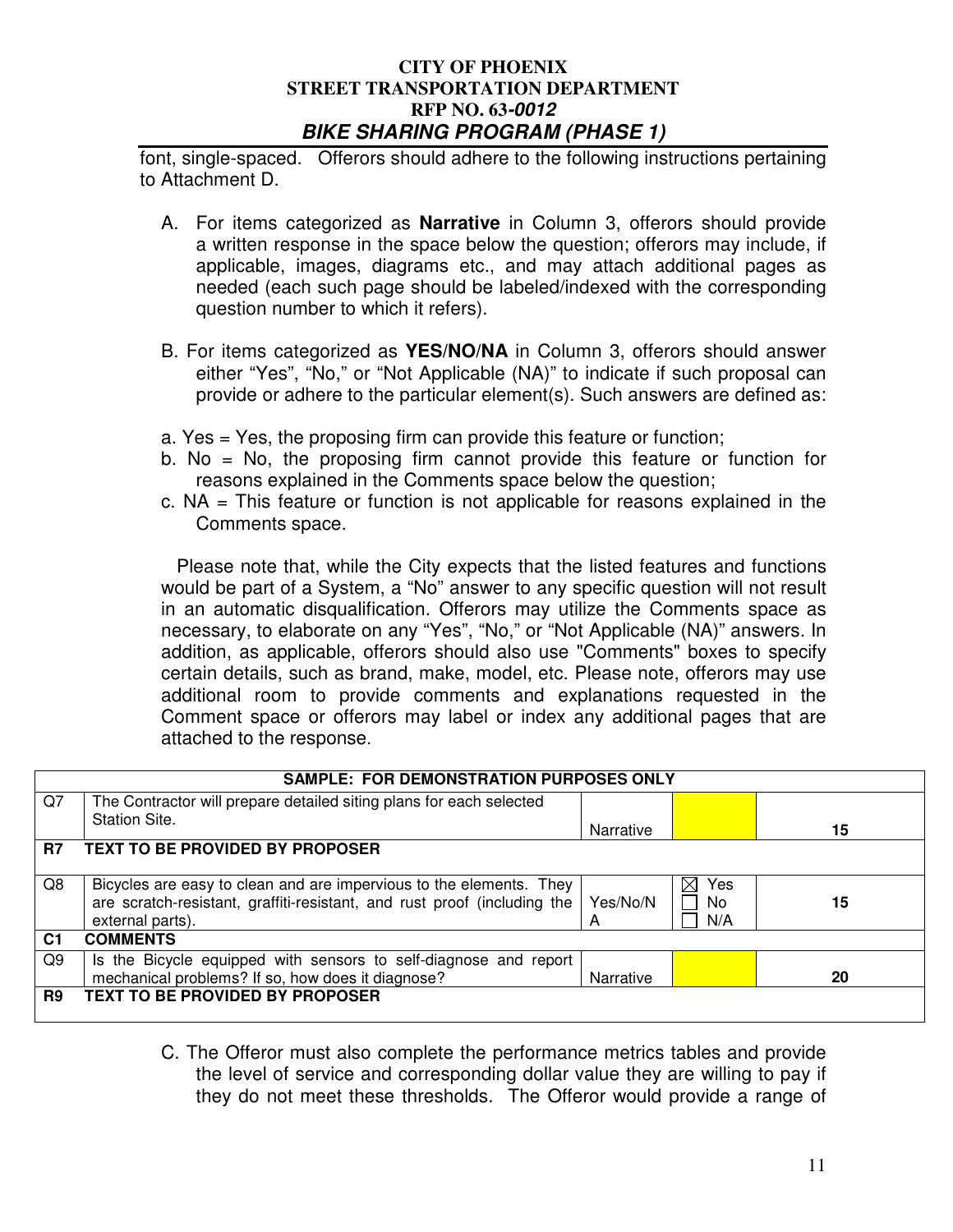font, single-spaced. Offerors should adhere to the following instructions pertaining to Attachment D.

A. For items categorized as **Narrative** in Column 3, offerors should provide a written response in the space below the question; offerors may include, if applicable, images, diagrams etc., and may attach additional pages as needed (each such page should be labeled/indexed with the corresponding question number to which it refers).

B. For items categorized as **YES/NO/NA** in Column 3, offerors should answer either "Yes", "No," or "Not Applicable (NA)" to indicate if such proposal can provide or adhere to the particular element(s). Such answers are defined as:

a. Yes = Yes, the proposing firm can provide this feature or function;

b. No = No, the proposing firm cannot provide this feature or function for reasons explained in the Comments space below the question;

c. NA = This feature or function is not applicable for reasons explained in the Comments space.

Please note that, while the City expects that the listed features and functions would be part of a System, a "No" answer to any specific question will not result in an automatic disqualification. Offerors may utilize the Comments space as necessary, to elaborate on any "Yes", "No," or "Not Applicable (NA)" answers. In addition, as applicable, offerors should also use "Comments" boxes to specify certain details, such as brand, make, model, etc. Please note, offerors may use additional room to provide comments and explanations requested in the Comment space or offerors may label or index any additional pages that are attached to the response.

| **SAMPLE: FOR DEMONSTRATION PURPOSES ONLY** | | | | |
|---|---|---|---|---|
| Q7 | The Contractor will prepare detailed siting plans for each selected Station Site. | Narrative | | 15 |
| **R7** | **TEXT TO BE PROVIDED BY PROPOSER** | | | |
| Q8 | Bicycles are easy to clean and are impervious to the elements. They are scratch-resistant, graffiti-resistant, and rust proof (including the external parts). | Yes/No/NA | ☒ Yes ☐ No ☐ N/A | 15 |
| **C1** | **COMMENTS** | | | |
| Q9 | Is the Bicycle equipped with sensors to self-diagnose and report mechanical problems? If so, how does it diagnose? | Narrative | | 20 |
| **R9** | **TEXT TO BE PROVIDED BY PROPOSER** | | | |

C. The Offeror must also complete the performance metrics tables and provide the level of service and corresponding dollar value they are willing to pay if they do not meet these thresholds. The Offeror would provide a range of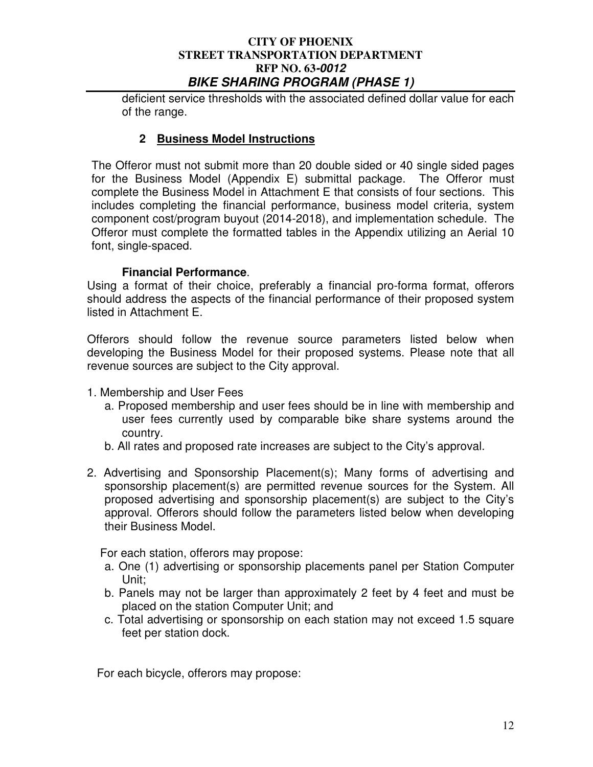deficient service thresholds with the associated defined dollar value for each of the range.

## 2 Business Model Instructions

The Offeror must not submit more than 20 double sided or 40 single sided pages for the Business Model (Appendix E) submittal package. The Offeror must complete the Business Model in Attachment E that consists of four sections. This includes completing the financial performance, business model criteria, system component cost/program buyout (2014-2018), and implementation schedule. The Offeror must complete the formatted tables in the Appendix utilizing an Aerial 10 font, single-spaced.

**Financial Performance**.

Using a format of their choice, preferably a financial pro-forma format, offerors should address the aspects of the financial performance of their proposed system listed in Attachment E.

Offerors should follow the revenue source parameters listed below when developing the Business Model for their proposed systems. Please note that all revenue sources are subject to the City approval.

1. Membership and User Fees
   a. Proposed membership and user fees should be in line with membership and user fees currently used by comparable bike share systems around the country.
   b. All rates and proposed rate increases are subject to the City's approval.

2. Advertising and Sponsorship Placement(s); Many forms of advertising and sponsorship placement(s) are permitted revenue sources for the System. All proposed advertising and sponsorship placement(s) are subject to the City's approval. Offerors should follow the parameters listed below when developing their Business Model.

   For each station, offerors may propose:
   a. One (1) advertising or sponsorship placements panel per Station Computer Unit;
   b. Panels may not be larger than approximately 2 feet by 4 feet and must be placed on the station Computer Unit; and
   c. Total advertising or sponsorship on each station may not exceed 1.5 square feet per station dock.

   For each bicycle, offerors may propose: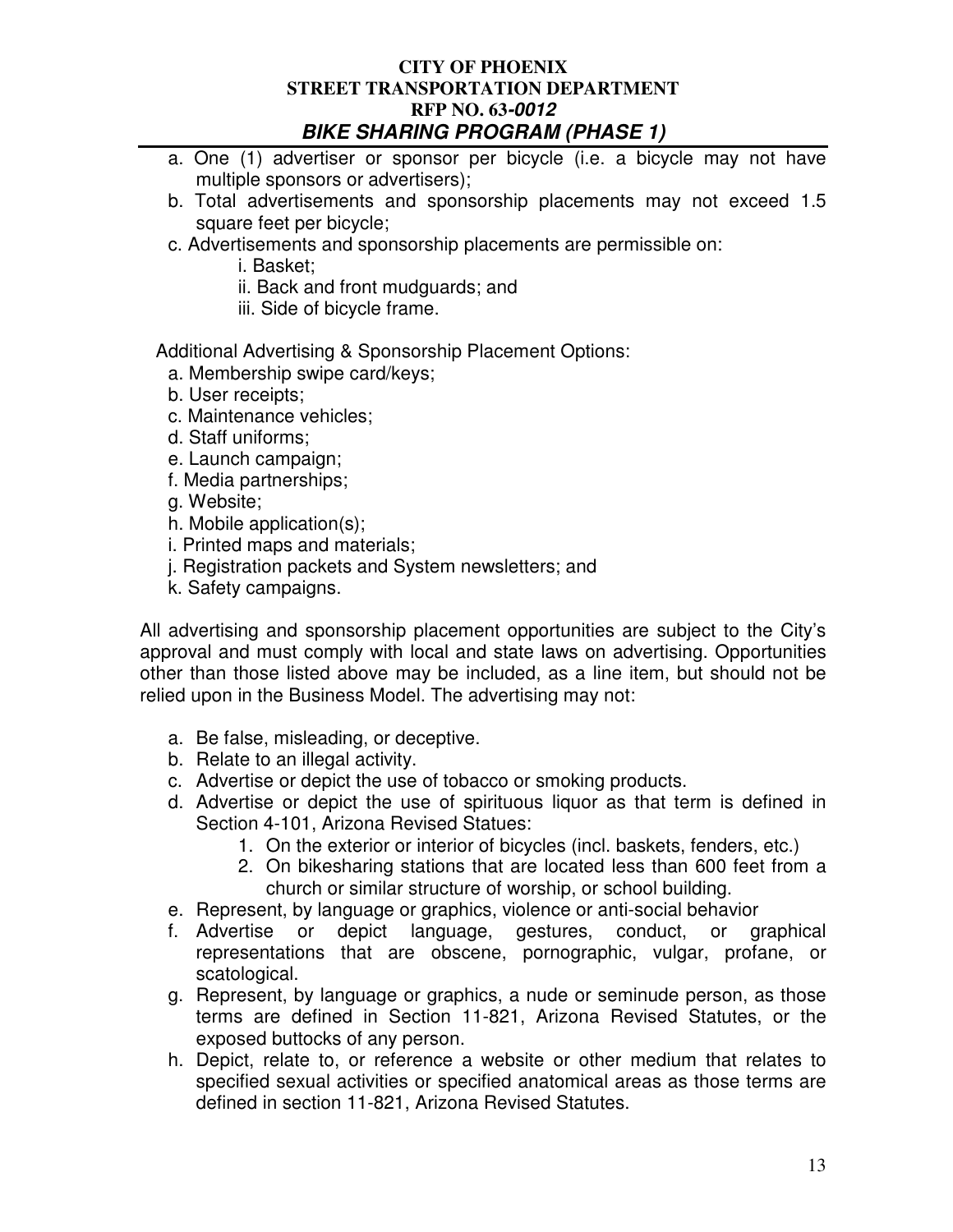a. One (1) advertiser or sponsor per bicycle (i.e. a bicycle may not have multiple sponsors or advertisers);
b. Total advertisements and sponsorship placements may not exceed 1.5 square feet per bicycle;
c. Advertisements and sponsorship placements are permissible on:
    i. Basket;
    ii. Back and front mudguards; and
    iii. Side of bicycle frame.

Additional Advertising & Sponsorship Placement Options:

a. Membership swipe card/keys;
b. User receipts;
c. Maintenance vehicles;
d. Staff uniforms;
e. Launch campaign;
f. Media partnerships;
g. Website;
h. Mobile application(s);
i. Printed maps and materials;
j. Registration packets and System newsletters; and
k. Safety campaigns.

All advertising and sponsorship placement opportunities are subject to the City's approval and must comply with local and state laws on advertising. Opportunities other than those listed above may be included, as a line item, but should not be relied upon in the Business Model. The advertising may not:

a. Be false, misleading, or deceptive.
b. Relate to an illegal activity.
c. Advertise or depict the use of tobacco or smoking products.
d. Advertise or depict the use of spirituous liquor as that term is defined in Section 4-101, Arizona Revised Statues:
    1. On the exterior or interior of bicycles (incl. baskets, fenders, etc.)
    2. On bikesharing stations that are located less than 600 feet from a church or similar structure of worship, or school building.
e. Represent, by language or graphics, violence or anti-social behavior
f. Advertise or depict language, gestures, conduct, or graphical representations that are obscene, pornographic, vulgar, profane, or scatological.
g. Represent, by language or graphics, a nude or seminude person, as those terms are defined in Section 11-821, Arizona Revised Statutes, or the exposed buttocks of any person.
h. Depict, relate to, or reference a website or other medium that relates to specified sexual activities or specified anatomical areas as those terms are defined in section 11-821, Arizona Revised Statutes.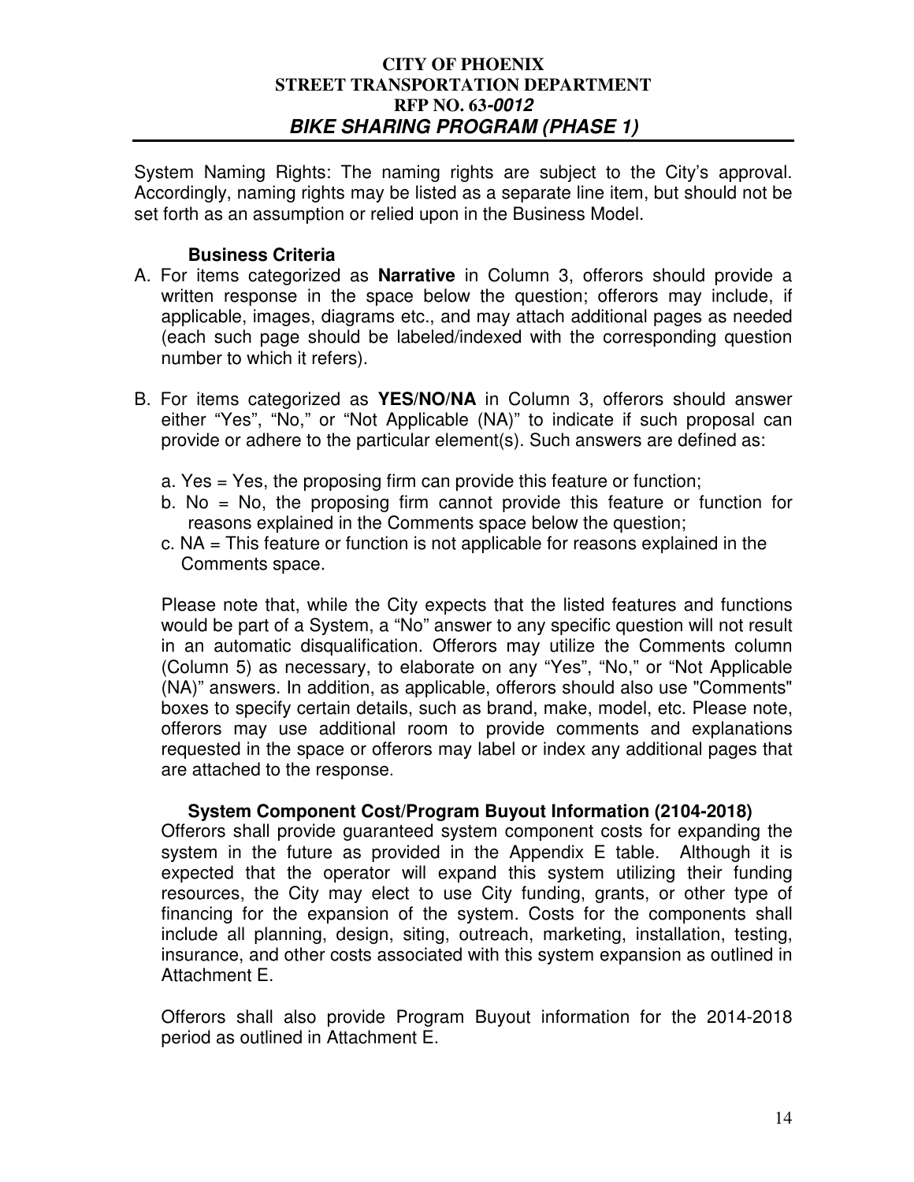System Naming Rights: The naming rights are subject to the City's approval. Accordingly, naming rights may be listed as a separate line item, but should not be set forth as an assumption or relied upon in the Business Model.

### Business Criteria

A. For items categorized as **Narrative** in Column 3, offerors should provide a written response in the space below the question; offerors may include, if applicable, images, diagrams etc., and may attach additional pages as needed (each such page should be labeled/indexed with the corresponding question number to which it refers).

B. For items categorized as **YES/NO/NA** in Column 3, offerors should answer either "Yes", "No," or "Not Applicable (NA)" to indicate if such proposal can provide or adhere to the particular element(s). Such answers are defined as:

   a. Yes = Yes, the proposing firm can provide this feature or function;
   b. No = No, the proposing firm cannot provide this feature or function for reasons explained in the Comments space below the question;
   c. NA = This feature or function is not applicable for reasons explained in the Comments space.

   Please note that, while the City expects that the listed features and functions would be part of a System, a "No" answer to any specific question will not result in an automatic disqualification. Offerors may utilize the Comments column (Column 5) as necessary, to elaborate on any "Yes", "No," or "Not Applicable (NA)" answers. In addition, as applicable, offerors should also use "Comments" boxes to specify certain details, such as brand, make, model, etc. Please note, offerors may use additional room to provide comments and explanations requested in the space or offerors may label or index any additional pages that are attached to the response.

### System Component Cost/Program Buyout Information (2104-2018)

Offerors shall provide guaranteed system component costs for expanding the system in the future as provided in the Appendix E table. Although it is expected that the operator will expand this system utilizing their funding resources, the City may elect to use City funding, grants, or other type of financing for the expansion of the system. Costs for the components shall include all planning, design, siting, outreach, marketing, installation, testing, insurance, and other costs associated with this system expansion as outlined in Attachment E.

Offerors shall also provide Program Buyout information for the 2014-2018 period as outlined in Attachment E.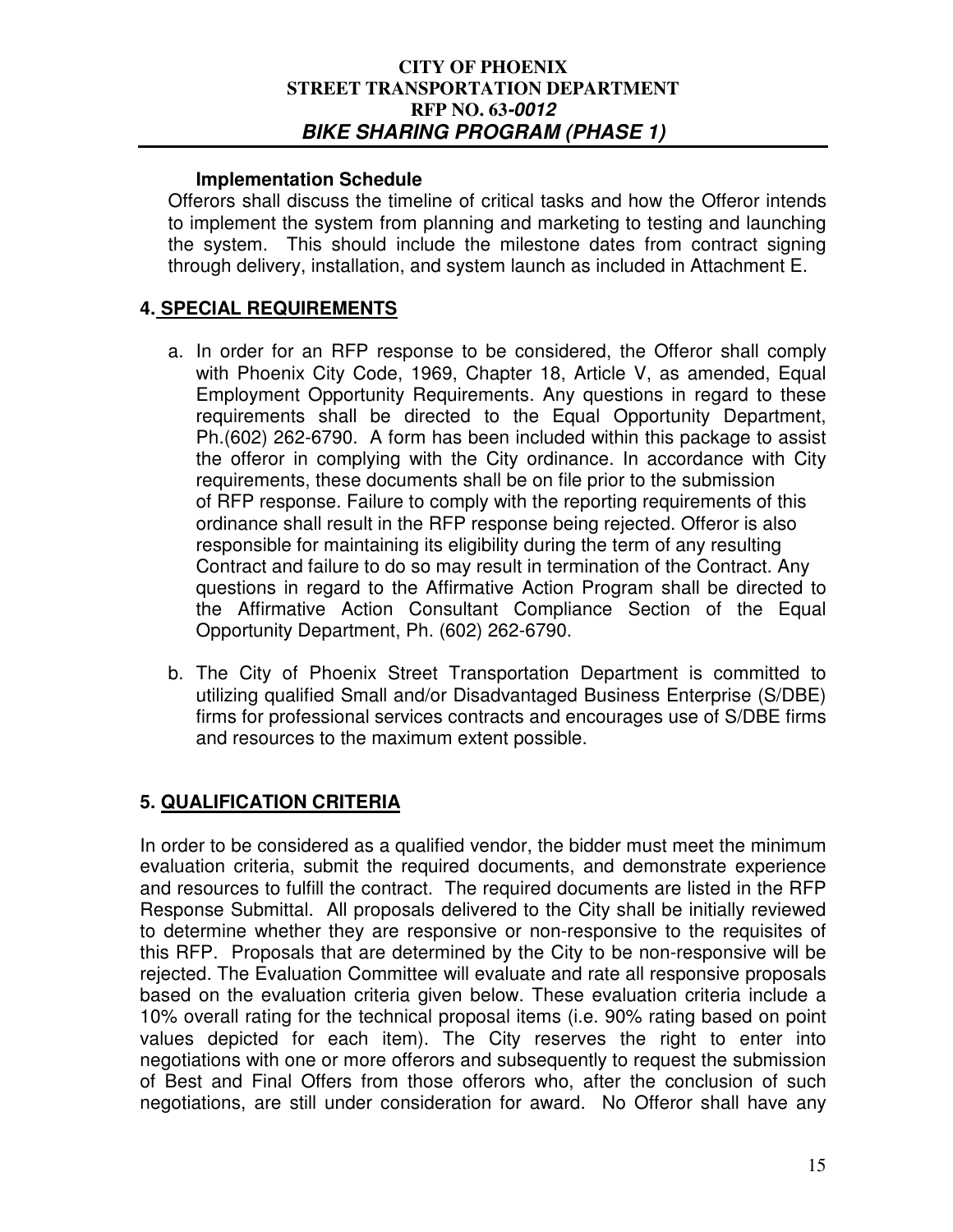**Implementation Schedule**

Offerors shall discuss the timeline of critical tasks and how the Offeror intends to implement the system from planning and marketing to testing and launching the system. This should include the milestone dates from contract signing through delivery, installation, and system launch as included in Attachment E.

## 4. SPECIAL REQUIREMENTS

a. In order for an RFP response to be considered, the Offeror shall comply with Phoenix City Code, 1969, Chapter 18, Article V, as amended, Equal Employment Opportunity Requirements. Any questions in regard to these requirements shall be directed to the Equal Opportunity Department, Ph.(602) 262-6790. A form has been included within this package to assist the offeror in complying with the City ordinance. In accordance with City requirements, these documents shall be on file prior to the submission of RFP response. Failure to comply with the reporting requirements of this ordinance shall result in the RFP response being rejected. Offeror is also responsible for maintaining its eligibility during the term of any resulting Contract and failure to do so may result in termination of the Contract. Any questions in regard to the Affirmative Action Program shall be directed to the Affirmative Action Consultant Compliance Section of the Equal Opportunity Department, Ph. (602) 262-6790.

b. The City of Phoenix Street Transportation Department is committed to utilizing qualified Small and/or Disadvantaged Business Enterprise (S/DBE) firms for professional services contracts and encourages use of S/DBE firms and resources to the maximum extent possible.

## 5. QUALIFICATION CRITERIA

In order to be considered as a qualified vendor, the bidder must meet the minimum evaluation criteria, submit the required documents, and demonstrate experience and resources to fulfill the contract. The required documents are listed in the RFP Response Submittal. All proposals delivered to the City shall be initially reviewed to determine whether they are responsive or non-responsive to the requisites of this RFP. Proposals that are determined by the City to be non-responsive will be rejected. The Evaluation Committee will evaluate and rate all responsive proposals based on the evaluation criteria given below. These evaluation criteria include a 10% overall rating for the technical proposal items (i.e. 90% rating based on point values depicted for each item). The City reserves the right to enter into negotiations with one or more offerors and subsequently to request the submission of Best and Final Offers from those offerors who, after the conclusion of such negotiations, are still under consideration for award. No Offeror shall have any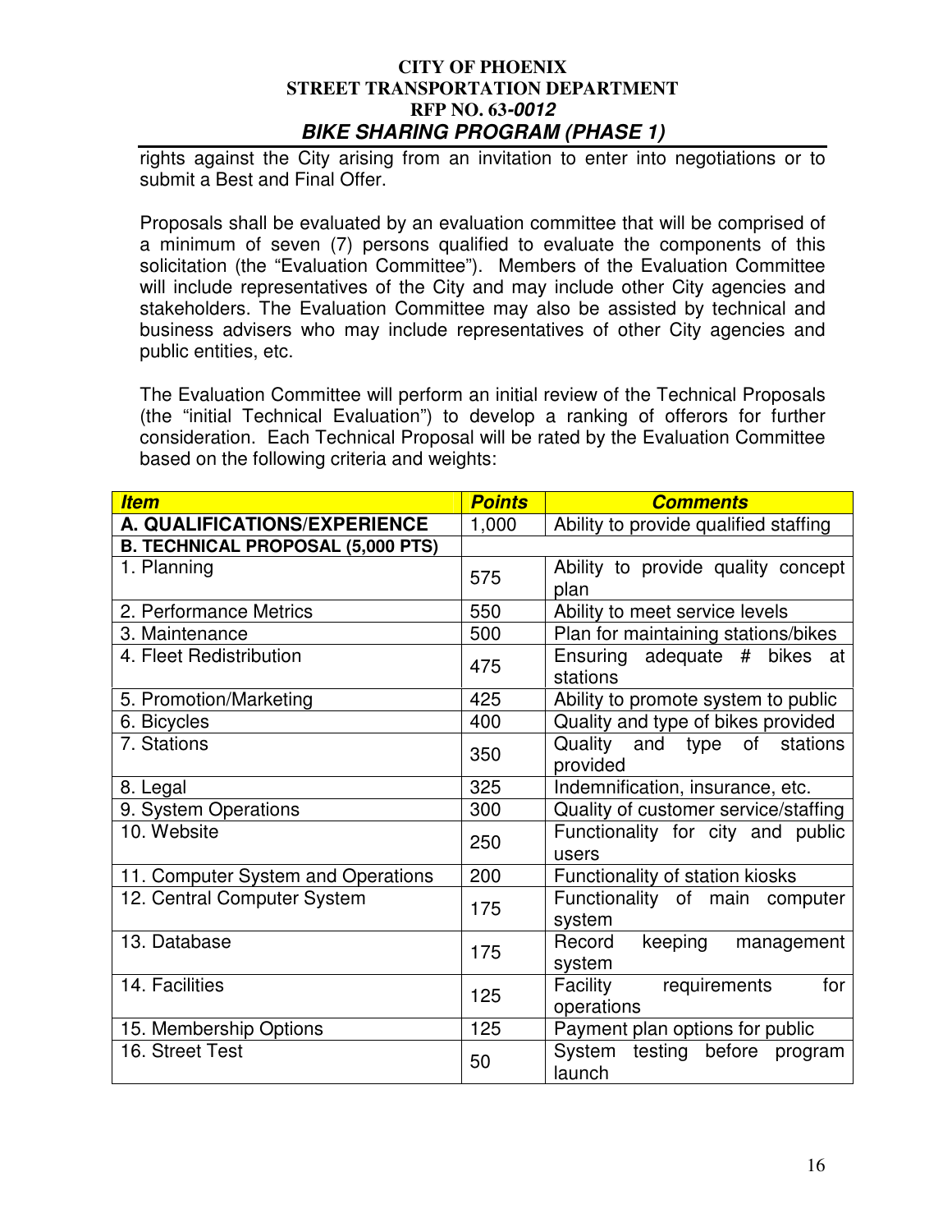rights against the City arising from an invitation to enter into negotiations or to submit a Best and Final Offer.

Proposals shall be evaluated by an evaluation committee that will be comprised of a minimum of seven (7) persons qualified to evaluate the components of this solicitation (the "Evaluation Committee"). Members of the Evaluation Committee will include representatives of the City and may include other City agencies and stakeholders. The Evaluation Committee may also be assisted by technical and business advisers who may include representatives of other City agencies and public entities, etc.

The Evaluation Committee will perform an initial review of the Technical Proposals (the "initial Technical Evaluation") to develop a ranking of offerors for further consideration. Each Technical Proposal will be rated by the Evaluation Committee based on the following criteria and weights:

| ***Item*** | ***Points*** | ***Comments*** |
|---|---|---|
| **A. QUALIFICATIONS/EXPERIENCE** | 1,000 | Ability to provide qualified staffing |
| **B. TECHNICAL PROPOSAL (5,000 PTS)** | | |
| 1. Planning | 575 | Ability to provide quality concept plan |
| 2. Performance Metrics | 550 | Ability to meet service levels |
| 3. Maintenance | 500 | Plan for maintaining stations/bikes |
| 4. Fleet Redistribution | 475 | Ensuring adequate # bikes at stations |
| 5. Promotion/Marketing | 425 | Ability to promote system to public |
| 6. Bicycles | 400 | Quality and type of bikes provided |
| 7. Stations | 350 | Quality and type of stations provided |
| 8. Legal | 325 | Indemnification, insurance, etc. |
| 9. System Operations | 300 | Quality of customer service/staffing |
| 10. Website | 250 | Functionality for city and public users |
| 11. Computer System and Operations | 200 | Functionality of station kiosks |
| 12. Central Computer System | 175 | Functionality of main computer system |
| 13. Database | 175 | Record keeping management system |
| 14. Facilities | 125 | Facility requirements for operations |
| 15. Membership Options | 125 | Payment plan options for public |
| 16. Street Test | 50 | System testing before program launch |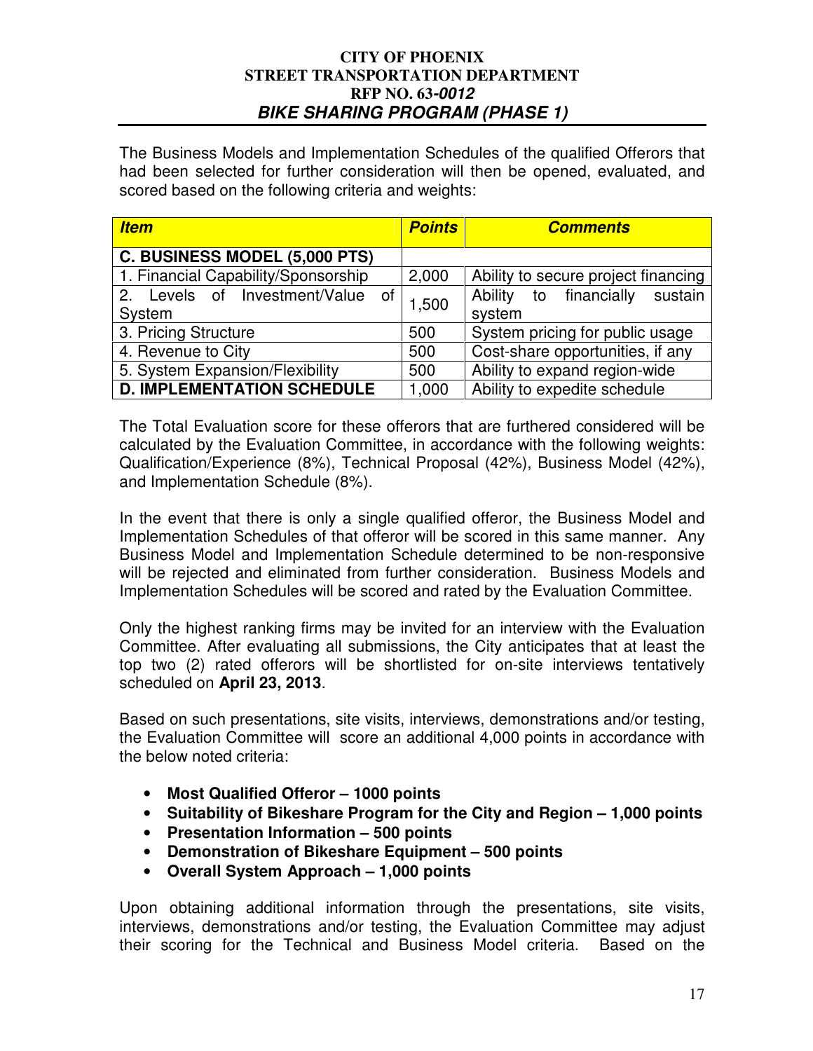The Business Models and Implementation Schedules of the qualified Offerors that had been selected for further consideration will then be opened, evaluated, and scored based on the following criteria and weights:

| ***Item*** | ***Points*** | ***Comments*** |
|---|---|---|
| **C. BUSINESS MODEL (5,000 PTS)** | | |
| 1. Financial Capability/Sponsorship | 2,000 | Ability to secure project financing |
| 2. Levels of Investment/Value of System | 1,500 | Ability to financially sustain system |
| 3. Pricing Structure | 500 | System pricing for public usage |
| 4. Revenue to City | 500 | Cost-share opportunities, if any |
| 5. System Expansion/Flexibility | 500 | Ability to expand region-wide |
| **D. IMPLEMENTATION SCHEDULE** | 1,000 | Ability to expedite schedule |

The Total Evaluation score for these offerors that are furthered considered will be calculated by the Evaluation Committee, in accordance with the following weights: Qualification/Experience (8%), Technical Proposal (42%), Business Model (42%), and Implementation Schedule (8%).

In the event that there is only a single qualified offeror, the Business Model and Implementation Schedules of that offeror will be scored in this same manner. Any Business Model and Implementation Schedule determined to be non-responsive will be rejected and eliminated from further consideration. Business Models and Implementation Schedules will be scored and rated by the Evaluation Committee.

Only the highest ranking firms may be invited for an interview with the Evaluation Committee. After evaluating all submissions, the City anticipates that at least the top two (2) rated offerors will be shortlisted for on-site interviews tentatively scheduled on **April 23, 2013**.

Based on such presentations, site visits, interviews, demonstrations and/or testing, the Evaluation Committee will score an additional 4,000 points in accordance with the below noted criteria:

- **Most Qualified Offeror – 1000 points**
- **Suitability of Bikeshare Program for the City and Region – 1,000 points**
- **Presentation Information – 500 points**
- **Demonstration of Bikeshare Equipment – 500 points**
- **Overall System Approach – 1,000 points**

Upon obtaining additional information through the presentations, site visits, interviews, demonstrations and/or testing, the Evaluation Committee may adjust their scoring for the Technical and Business Model criteria. Based on the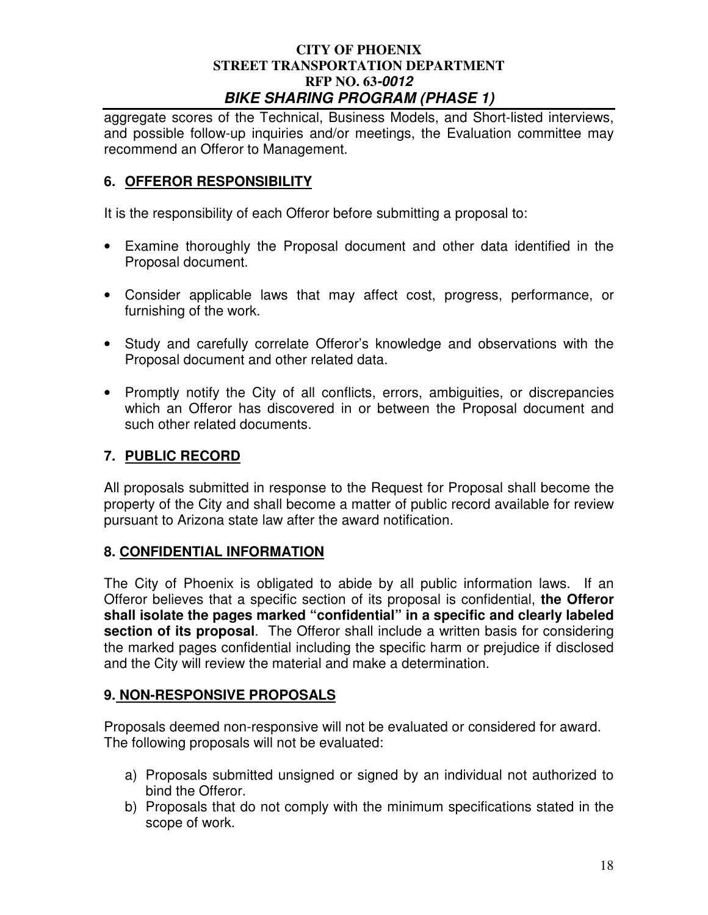aggregate scores of the Technical, Business Models, and Short-listed interviews, and possible follow-up inquiries and/or meetings, the Evaluation committee may recommend an Offeror to Management.

## 6. OFFEROR RESPONSIBILITY

It is the responsibility of each Offeror before submitting a proposal to:

- Examine thoroughly the Proposal document and other data identified in the Proposal document.
- Consider applicable laws that may affect cost, progress, performance, or furnishing of the work.
- Study and carefully correlate Offeror's knowledge and observations with the Proposal document and other related data.
- Promptly notify the City of all conflicts, errors, ambiguities, or discrepancies which an Offeror has discovered in or between the Proposal document and such other related documents.

## 7. PUBLIC RECORD

All proposals submitted in response to the Request for Proposal shall become the property of the City and shall become a matter of public record available for review pursuant to Arizona state law after the award notification.

## 8. CONFIDENTIAL INFORMATION

The City of Phoenix is obligated to abide by all public information laws. If an Offeror believes that a specific section of its proposal is confidential, **the Offeror shall isolate the pages marked "confidential" in a specific and clearly labeled section of its proposal**. The Offeror shall include a written basis for considering the marked pages confidential including the specific harm or prejudice if disclosed and the City will review the material and make a determination.

## 9. NON-RESPONSIVE PROPOSALS

Proposals deemed non-responsive will not be evaluated or considered for award. The following proposals will not be evaluated:

a) Proposals submitted unsigned or signed by an individual not authorized to bind the Offeror.
b) Proposals that do not comply with the minimum specifications stated in the scope of work.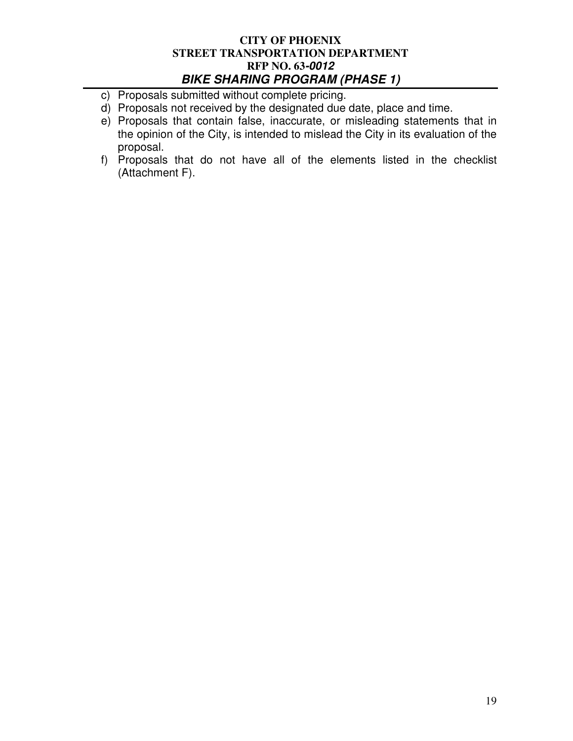c) Proposals submitted without complete pricing.
d) Proposals not received by the designated due date, place and time.
e) Proposals that contain false, inaccurate, or misleading statements that in the opinion of the City, is intended to mislead the City in its evaluation of the proposal.
f) Proposals that do not have all of the elements listed in the checklist (Attachment F).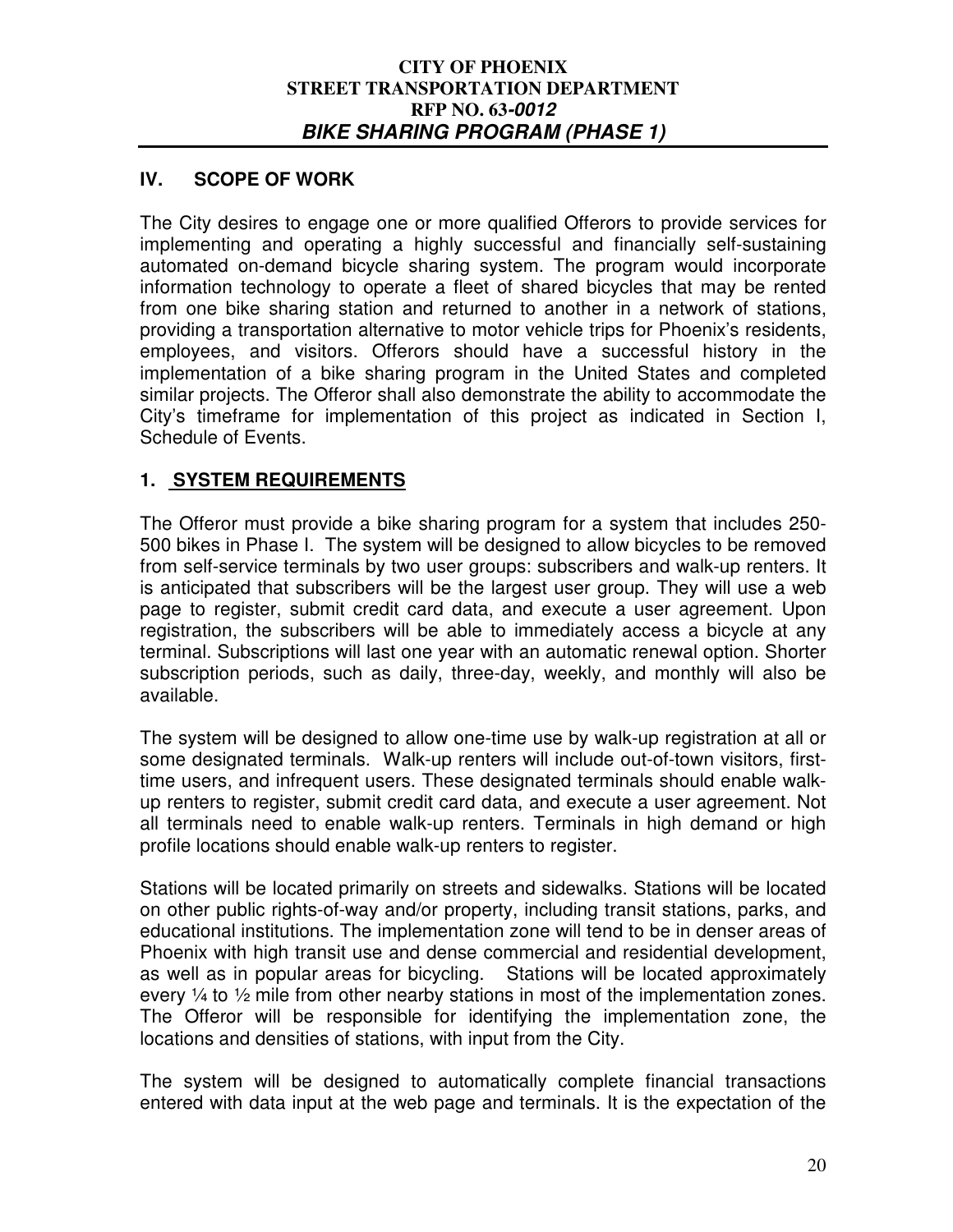## IV. SCOPE OF WORK

The City desires to engage one or more qualified Offerors to provide services for implementing and operating a highly successful and financially self-sustaining automated on-demand bicycle sharing system. The program would incorporate information technology to operate a fleet of shared bicycles that may be rented from one bike sharing station and returned to another in a network of stations, providing a transportation alternative to motor vehicle trips for Phoenix's residents, employees, and visitors. Offerors should have a successful history in the implementation of a bike sharing program in the United States and completed similar projects. The Offeror shall also demonstrate the ability to accommodate the City's timeframe for implementation of this project as indicated in Section I, Schedule of Events.

### 1. SYSTEM REQUIREMENTS

The Offeror must provide a bike sharing program for a system that includes 250-500 bikes in Phase I. The system will be designed to allow bicycles to be removed from self-service terminals by two user groups: subscribers and walk-up renters. It is anticipated that subscribers will be the largest user group. They will use a web page to register, submit credit card data, and execute a user agreement. Upon registration, the subscribers will be able to immediately access a bicycle at any terminal. Subscriptions will last one year with an automatic renewal option. Shorter subscription periods, such as daily, three-day, weekly, and monthly will also be available.

The system will be designed to allow one-time use by walk-up registration at all or some designated terminals. Walk-up renters will include out-of-town visitors, first-time users, and infrequent users. These designated terminals should enable walk-up renters to register, submit credit card data, and execute a user agreement. Not all terminals need to enable walk-up renters. Terminals in high demand or high profile locations should enable walk-up renters to register.

Stations will be located primarily on streets and sidewalks. Stations will be located on other public rights-of-way and/or property, including transit stations, parks, and educational institutions. The implementation zone will tend to be in denser areas of Phoenix with high transit use and dense commercial and residential development, as well as in popular areas for bicycling. Stations will be located approximately every ¼ to ½ mile from other nearby stations in most of the implementation zones. The Offeror will be responsible for identifying the implementation zone, the locations and densities of stations, with input from the City.

The system will be designed to automatically complete financial transactions entered with data input at the web page and terminals. It is the expectation of the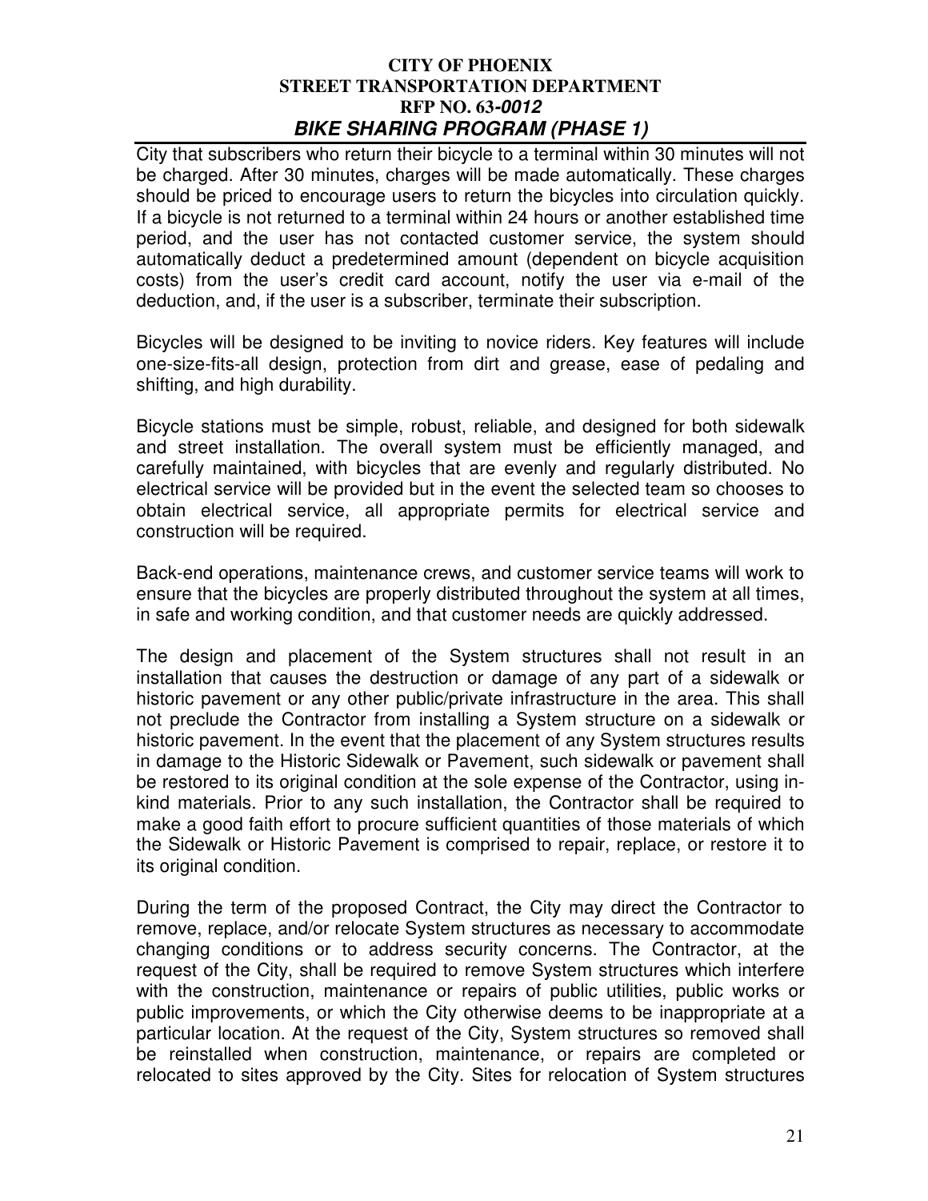City that subscribers who return their bicycle to a terminal within 30 minutes will not be charged. After 30 minutes, charges will be made automatically. These charges should be priced to encourage users to return the bicycles into circulation quickly. If a bicycle is not returned to a terminal within 24 hours or another established time period, and the user has not contacted customer service, the system should automatically deduct a predetermined amount (dependent on bicycle acquisition costs) from the user's credit card account, notify the user via e-mail of the deduction, and, if the user is a subscriber, terminate their subscription.

Bicycles will be designed to be inviting to novice riders. Key features will include one-size-fits-all design, protection from dirt and grease, ease of pedaling and shifting, and high durability.

Bicycle stations must be simple, robust, reliable, and designed for both sidewalk and street installation. The overall system must be efficiently managed, and carefully maintained, with bicycles that are evenly and regularly distributed. No electrical service will be provided but in the event the selected team so chooses to obtain electrical service, all appropriate permits for electrical service and construction will be required.

Back-end operations, maintenance crews, and customer service teams will work to ensure that the bicycles are properly distributed throughout the system at all times, in safe and working condition, and that customer needs are quickly addressed.

The design and placement of the System structures shall not result in an installation that causes the destruction or damage of any part of a sidewalk or historic pavement or any other public/private infrastructure in the area. This shall not preclude the Contractor from installing a System structure on a sidewalk or historic pavement. In the event that the placement of any System structures results in damage to the Historic Sidewalk or Pavement, such sidewalk or pavement shall be restored to its original condition at the sole expense of the Contractor, using in-kind materials. Prior to any such installation, the Contractor shall be required to make a good faith effort to procure sufficient quantities of those materials of which the Sidewalk or Historic Pavement is comprised to repair, replace, or restore it to its original condition.

During the term of the proposed Contract, the City may direct the Contractor to remove, replace, and/or relocate System structures as necessary to accommodate changing conditions or to address security concerns. The Contractor, at the request of the City, shall be required to remove System structures which interfere with the construction, maintenance or repairs of public utilities, public works or public improvements, or which the City otherwise deems to be inappropriate at a particular location. At the request of the City, System structures so removed shall be reinstalled when construction, maintenance, or repairs are completed or relocated to sites approved by the City. Sites for relocation of System structures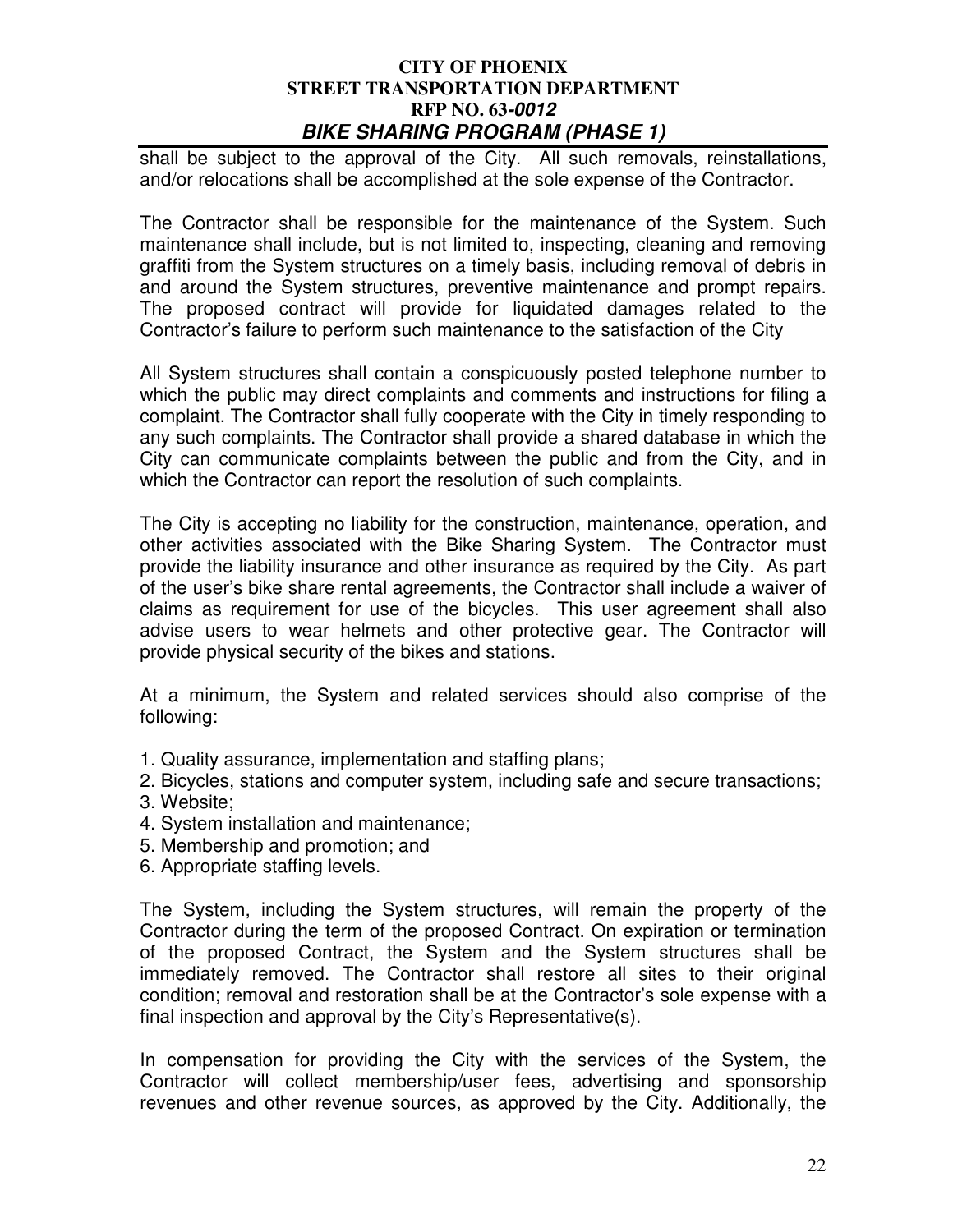shall be subject to the approval of the City. All such removals, reinstallations, and/or relocations shall be accomplished at the sole expense of the Contractor.

The Contractor shall be responsible for the maintenance of the System. Such maintenance shall include, but is not limited to, inspecting, cleaning and removing graffiti from the System structures on a timely basis, including removal of debris in and around the System structures, preventive maintenance and prompt repairs. The proposed contract will provide for liquidated damages related to the Contractor's failure to perform such maintenance to the satisfaction of the City

All System structures shall contain a conspicuously posted telephone number to which the public may direct complaints and comments and instructions for filing a complaint. The Contractor shall fully cooperate with the City in timely responding to any such complaints. The Contractor shall provide a shared database in which the City can communicate complaints between the public and from the City, and in which the Contractor can report the resolution of such complaints.

The City is accepting no liability for the construction, maintenance, operation, and other activities associated with the Bike Sharing System. The Contractor must provide the liability insurance and other insurance as required by the City. As part of the user's bike share rental agreements, the Contractor shall include a waiver of claims as requirement for use of the bicycles. This user agreement shall also advise users to wear helmets and other protective gear. The Contractor will provide physical security of the bikes and stations.

At a minimum, the System and related services should also comprise of the following:

1. Quality assurance, implementation and staffing plans;
2. Bicycles, stations and computer system, including safe and secure transactions;
3. Website;
4. System installation and maintenance;
5. Membership and promotion; and
6. Appropriate staffing levels.

The System, including the System structures, will remain the property of the Contractor during the term of the proposed Contract. On expiration or termination of the proposed Contract, the System and the System structures shall be immediately removed. The Contractor shall restore all sites to their original condition; removal and restoration shall be at the Contractor's sole expense with a final inspection and approval by the City's Representative(s).

In compensation for providing the City with the services of the System, the Contractor will collect membership/user fees, advertising and sponsorship revenues and other revenue sources, as approved by the City. Additionally, the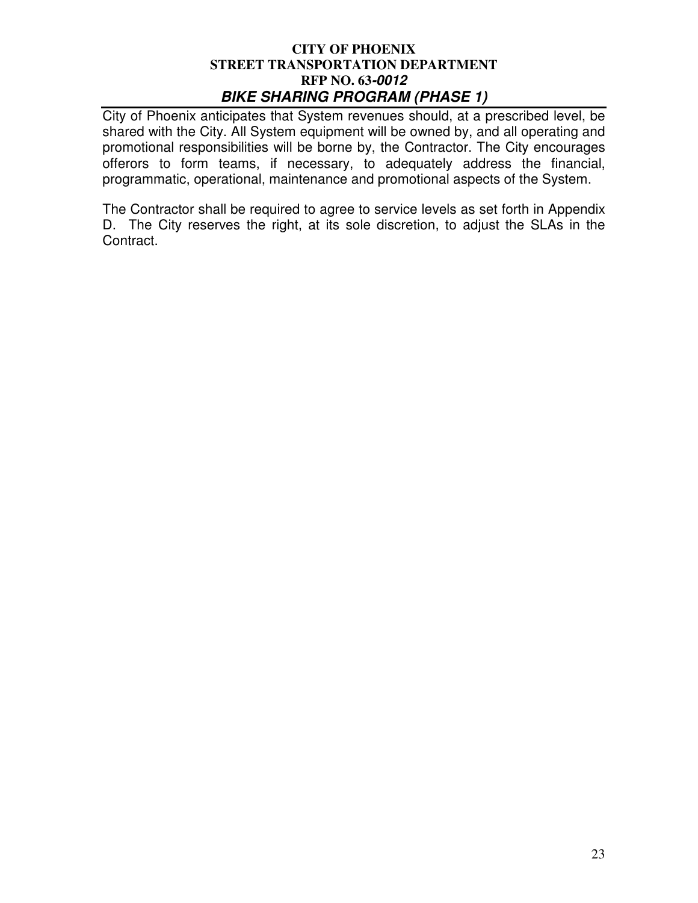City of Phoenix anticipates that System revenues should, at a prescribed level, be shared with the City. All System equipment will be owned by, and all operating and promotional responsibilities will be borne by, the Contractor. The City encourages offerors to form teams, if necessary, to adequately address the financial, programmatic, operational, maintenance and promotional aspects of the System.

The Contractor shall be required to agree to service levels as set forth in Appendix D. The City reserves the right, at its sole discretion, to adjust the SLAs in the Contract.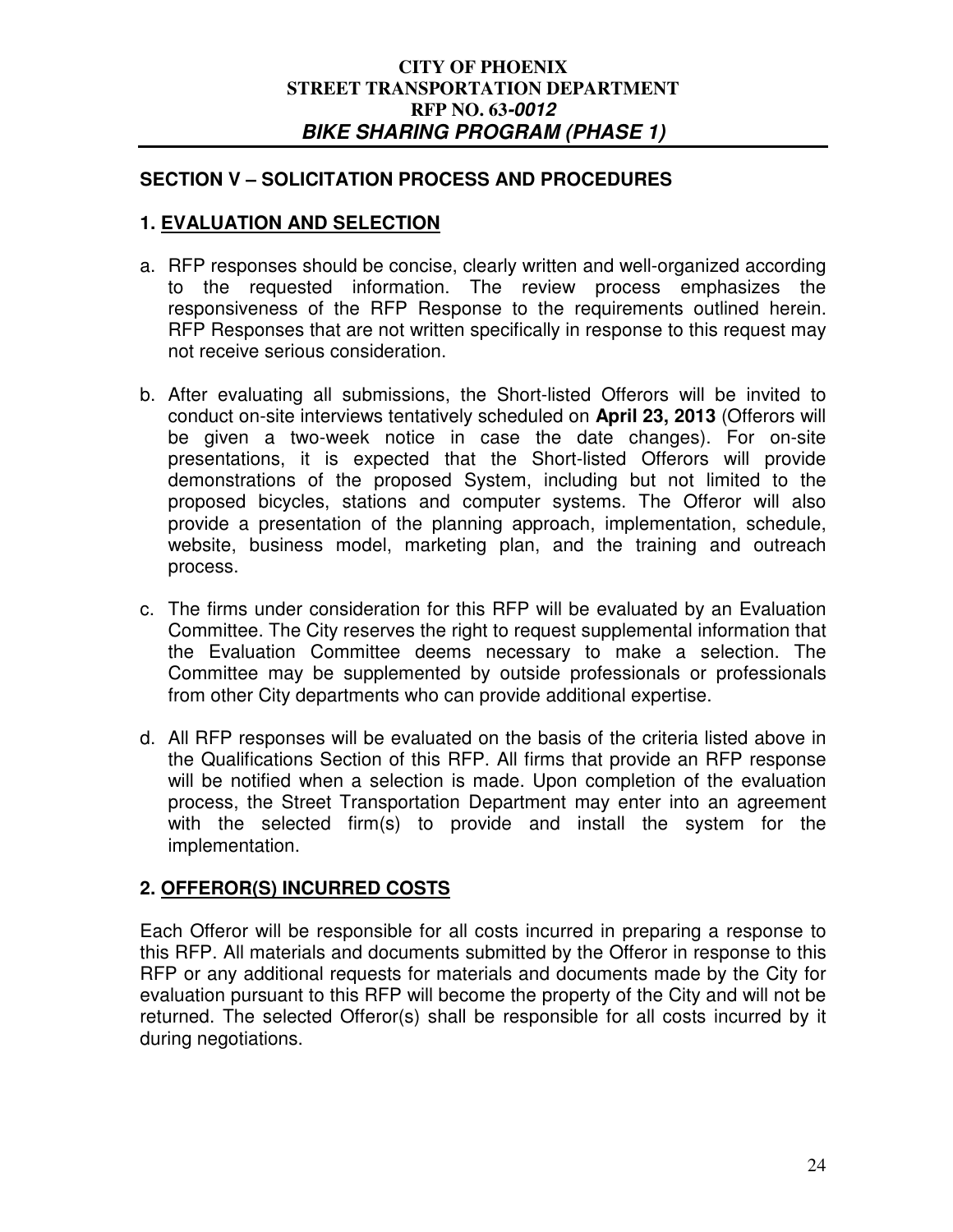## SECTION V – SOLICITATION PROCESS AND PROCEDURES

### 1. EVALUATION AND SELECTION

a. RFP responses should be concise, clearly written and well-organized according to the requested information. The review process emphasizes the responsiveness of the RFP Response to the requirements outlined herein. RFP Responses that are not written specifically in response to this request may not receive serious consideration.

b. After evaluating all submissions, the Short-listed Offerors will be invited to conduct on-site interviews tentatively scheduled on **April 23, 2013** (Offerors will be given a two-week notice in case the date changes). For on-site presentations, it is expected that the Short-listed Offerors will provide demonstrations of the proposed System, including but not limited to the proposed bicycles, stations and computer systems. The Offeror will also provide a presentation of the planning approach, implementation, schedule, website, business model, marketing plan, and the training and outreach process.

c. The firms under consideration for this RFP will be evaluated by an Evaluation Committee. The City reserves the right to request supplemental information that the Evaluation Committee deems necessary to make a selection. The Committee may be supplemented by outside professionals or professionals from other City departments who can provide additional expertise.

d. All RFP responses will be evaluated on the basis of the criteria listed above in the Qualifications Section of this RFP. All firms that provide an RFP response will be notified when a selection is made. Upon completion of the evaluation process, the Street Transportation Department may enter into an agreement with the selected firm(s) to provide and install the system for the implementation.

### 2. OFFEROR(S) INCURRED COSTS

Each Offeror will be responsible for all costs incurred in preparing a response to this RFP. All materials and documents submitted by the Offeror in response to this RFP or any additional requests for materials and documents made by the City for evaluation pursuant to this RFP will become the property of the City and will not be returned. The selected Offeror(s) shall be responsible for all costs incurred by it during negotiations.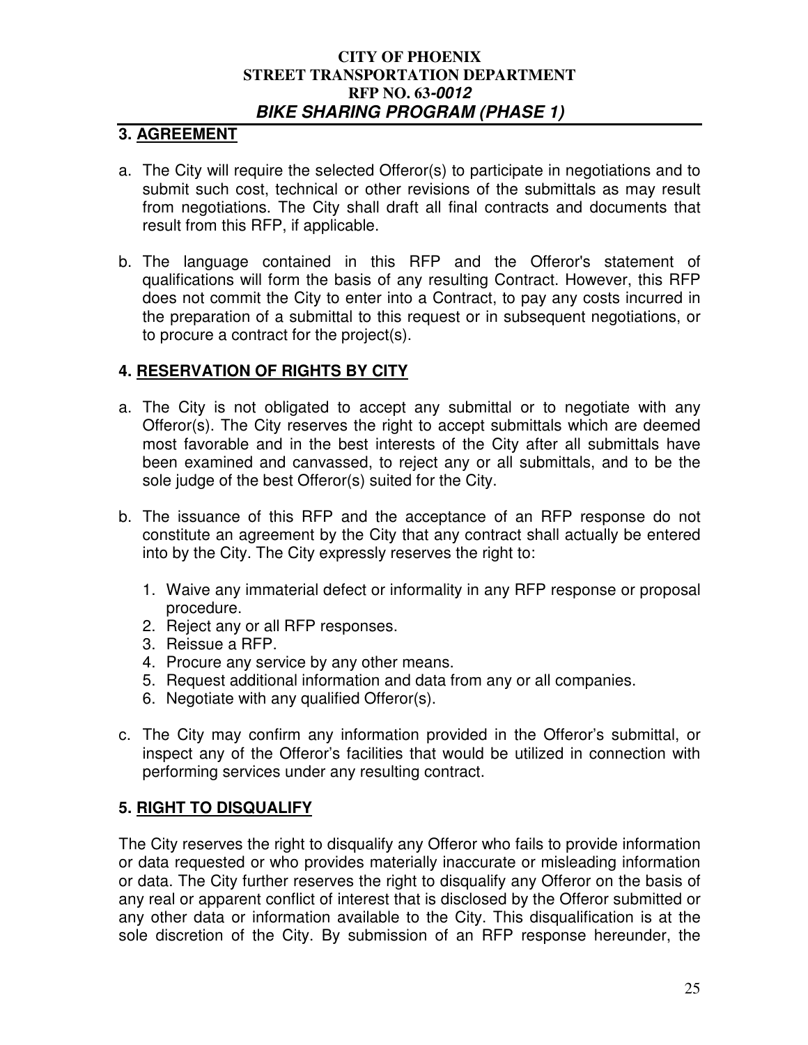## 3. AGREEMENT

a. The City will require the selected Offeror(s) to participate in negotiations and to submit such cost, technical or other revisions of the submittals as may result from negotiations. The City shall draft all final contracts and documents that result from this RFP, if applicable.

b. The language contained in this RFP and the Offeror's statement of qualifications will form the basis of any resulting Contract. However, this RFP does not commit the City to enter into a Contract, to pay any costs incurred in the preparation of a submittal to this request or in subsequent negotiations, or to procure a contract for the project(s).

## 4. RESERVATION OF RIGHTS BY CITY

a. The City is not obligated to accept any submittal or to negotiate with any Offeror(s). The City reserves the right to accept submittals which are deemed most favorable and in the best interests of the City after all submittals have been examined and canvassed, to reject any or all submittals, and to be the sole judge of the best Offeror(s) suited for the City.

b. The issuance of this RFP and the acceptance of an RFP response do not constitute an agreement by the City that any contract shall actually be entered into by the City. The City expressly reserves the right to:

   1. Waive any immaterial defect or informality in any RFP response or proposal procedure.
   2. Reject any or all RFP responses.
   3. Reissue a RFP.
   4. Procure any service by any other means.
   5. Request additional information and data from any or all companies.
   6. Negotiate with any qualified Offeror(s).

c. The City may confirm any information provided in the Offeror's submittal, or inspect any of the Offeror's facilities that would be utilized in connection with performing services under any resulting contract.

## 5. RIGHT TO DISQUALIFY

The City reserves the right to disqualify any Offeror who fails to provide information or data requested or who provides materially inaccurate or misleading information or data. The City further reserves the right to disqualify any Offeror on the basis of any real or apparent conflict of interest that is disclosed by the Offeror submitted or any other data or information available to the City. This disqualification is at the sole discretion of the City. By submission of an RFP response hereunder, the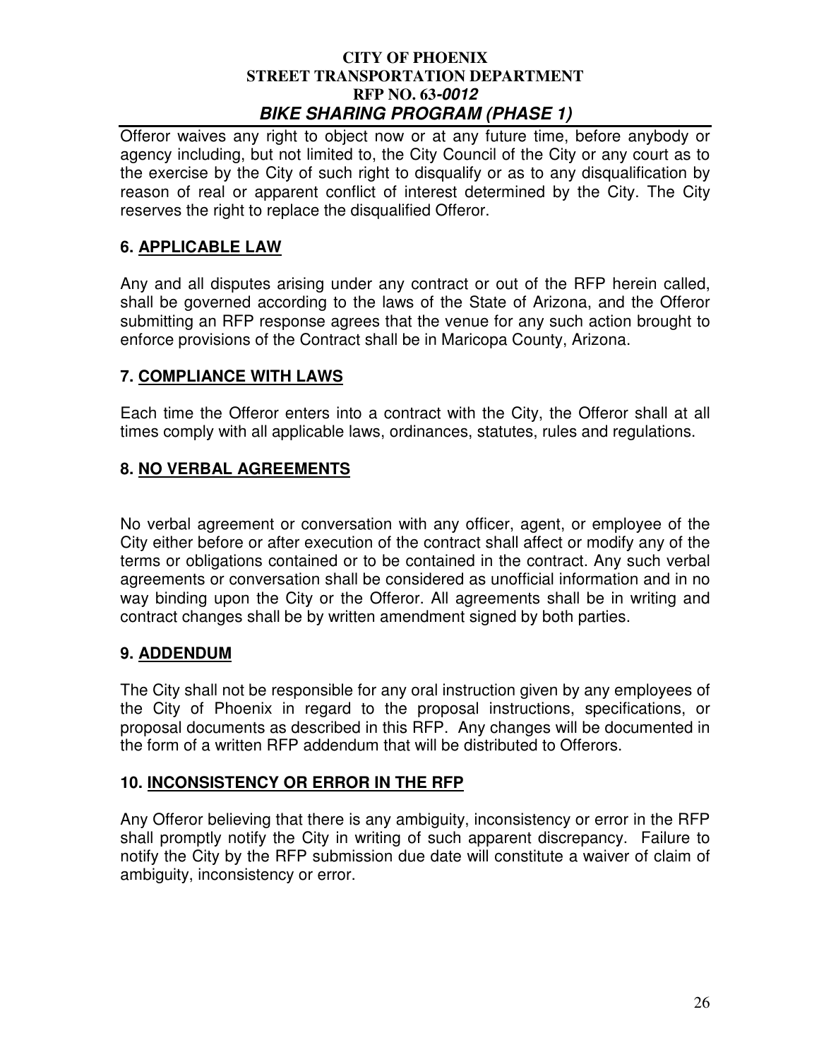Offeror waives any right to object now or at any future time, before anybody or agency including, but not limited to, the City Council of the City or any court as to the exercise by the City of such right to disqualify or as to any disqualification by reason of real or apparent conflict of interest determined by the City. The City reserves the right to replace the disqualified Offeror.

## 6. APPLICABLE LAW

Any and all disputes arising under any contract or out of the RFP herein called, shall be governed according to the laws of the State of Arizona, and the Offeror submitting an RFP response agrees that the venue for any such action brought to enforce provisions of the Contract shall be in Maricopa County, Arizona.

## 7. COMPLIANCE WITH LAWS

Each time the Offeror enters into a contract with the City, the Offeror shall at all times comply with all applicable laws, ordinances, statutes, rules and regulations.

## 8. NO VERBAL AGREEMENTS

No verbal agreement or conversation with any officer, agent, or employee of the City either before or after execution of the contract shall affect or modify any of the terms or obligations contained or to be contained in the contract. Any such verbal agreements or conversation shall be considered as unofficial information and in no way binding upon the City or the Offeror. All agreements shall be in writing and contract changes shall be by written amendment signed by both parties.

## 9. ADDENDUM

The City shall not be responsible for any oral instruction given by any employees of the City of Phoenix in regard to the proposal instructions, specifications, or proposal documents as described in this RFP. Any changes will be documented in the form of a written RFP addendum that will be distributed to Offerors.

## 10. INCONSISTENCY OR ERROR IN THE RFP

Any Offeror believing that there is any ambiguity, inconsistency or error in the RFP shall promptly notify the City in writing of such apparent discrepancy. Failure to notify the City by the RFP submission due date will constitute a waiver of claim of ambiguity, inconsistency or error.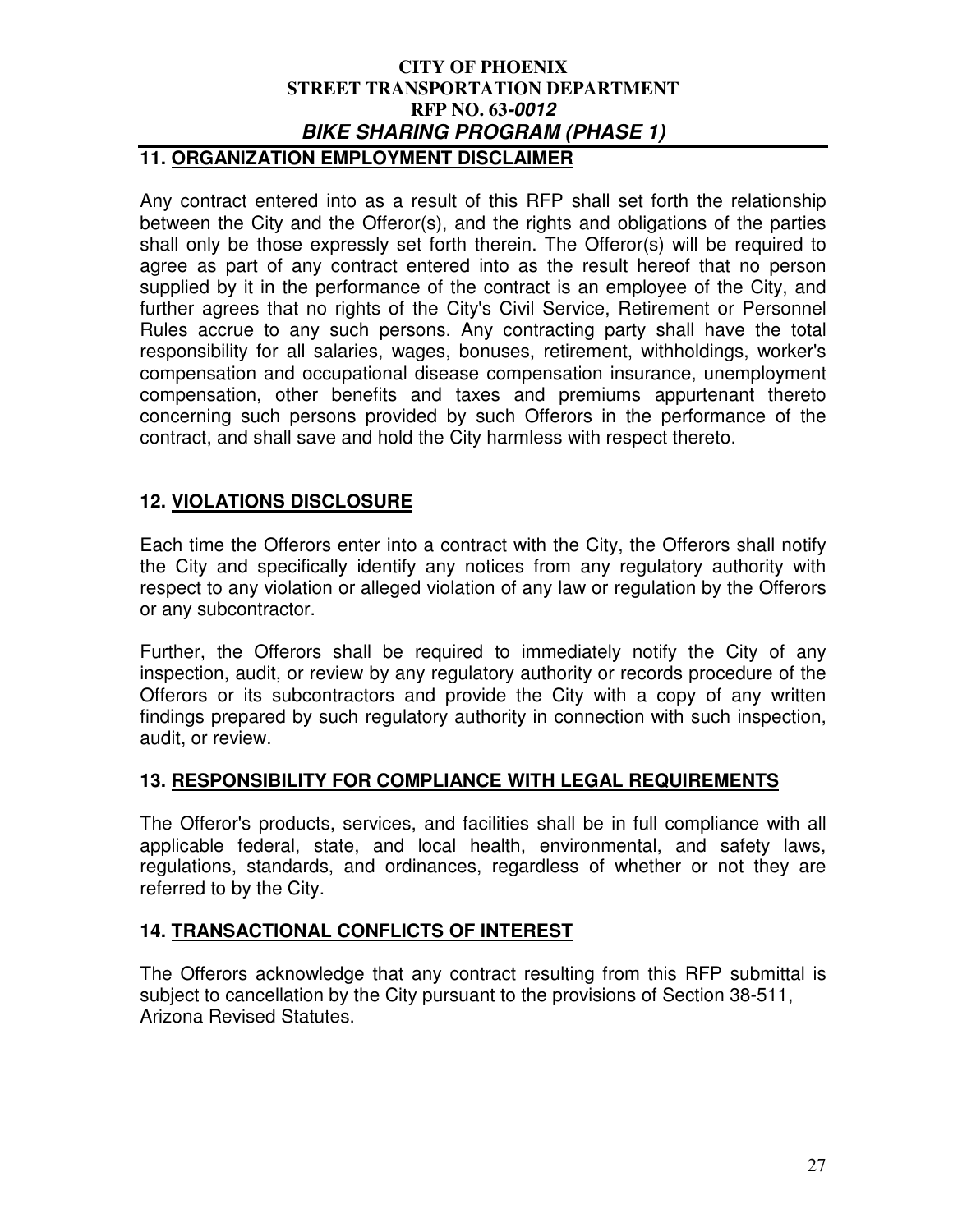## 11. ORGANIZATION EMPLOYMENT DISCLAIMER

Any contract entered into as a result of this RFP shall set forth the relationship between the City and the Offeror(s), and the rights and obligations of the parties shall only be those expressly set forth therein. The Offeror(s) will be required to agree as part of any contract entered into as the result hereof that no person supplied by it in the performance of the contract is an employee of the City, and further agrees that no rights of the City's Civil Service, Retirement or Personnel Rules accrue to any such persons. Any contracting party shall have the total responsibility for all salaries, wages, bonuses, retirement, withholdings, worker's compensation and occupational disease compensation insurance, unemployment compensation, other benefits and taxes and premiums appurtenant thereto concerning such persons provided by such Offerors in the performance of the contract, and shall save and hold the City harmless with respect thereto.

## 12. VIOLATIONS DISCLOSURE

Each time the Offerors enter into a contract with the City, the Offerors shall notify the City and specifically identify any notices from any regulatory authority with respect to any violation or alleged violation of any law or regulation by the Offerors or any subcontractor.

Further, the Offerors shall be required to immediately notify the City of any inspection, audit, or review by any regulatory authority or records procedure of the Offerors or its subcontractors and provide the City with a copy of any written findings prepared by such regulatory authority in connection with such inspection, audit, or review.

## 13. RESPONSIBILITY FOR COMPLIANCE WITH LEGAL REQUIREMENTS

The Offeror's products, services, and facilities shall be in full compliance with all applicable federal, state, and local health, environmental, and safety laws, regulations, standards, and ordinances, regardless of whether or not they are referred to by the City.

## 14. TRANSACTIONAL CONFLICTS OF INTEREST

The Offerors acknowledge that any contract resulting from this RFP submittal is subject to cancellation by the City pursuant to the provisions of Section 38-511, Arizona Revised Statutes.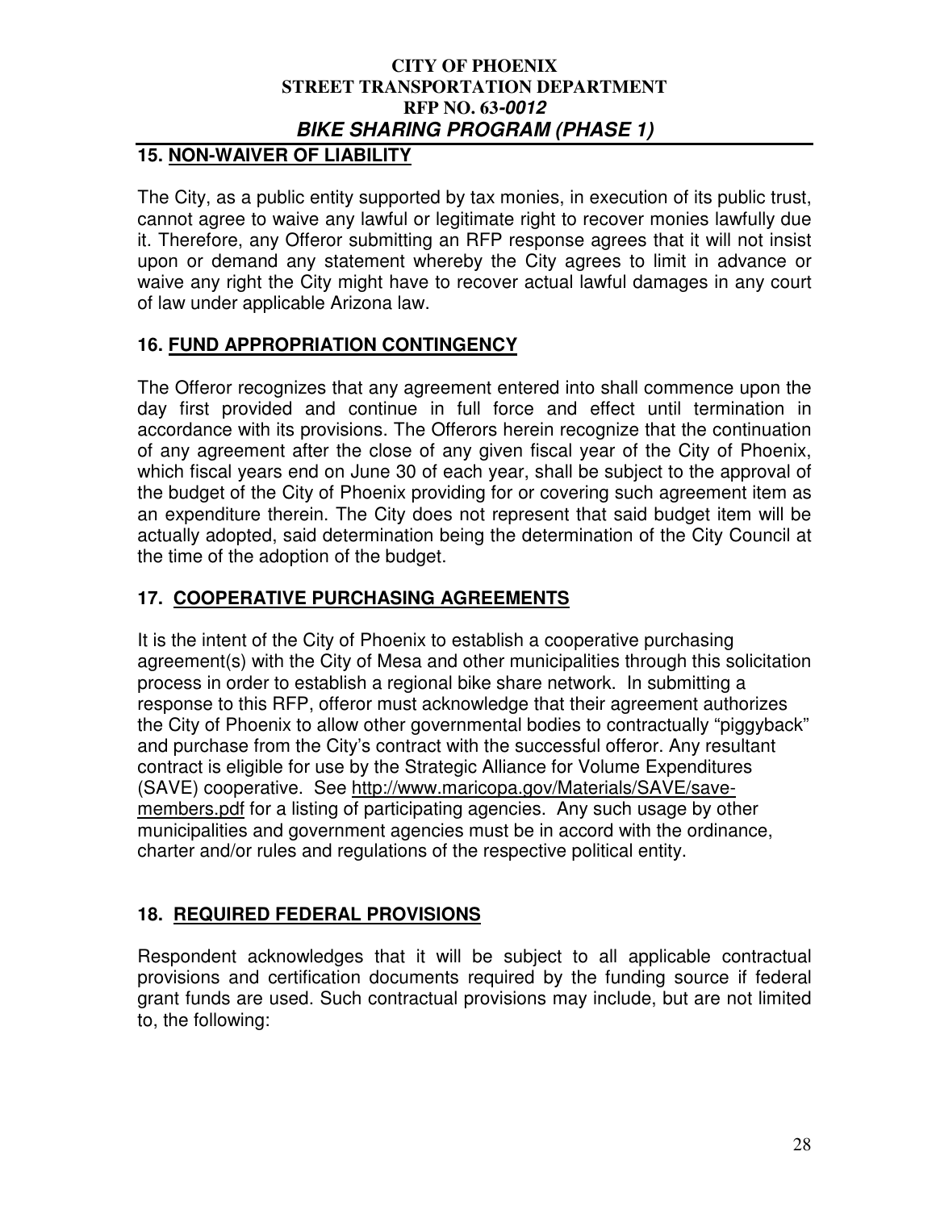## 15. NON-WAIVER OF LIABILITY

The City, as a public entity supported by tax monies, in execution of its public trust, cannot agree to waive any lawful or legitimate right to recover monies lawfully due it. Therefore, any Offeror submitting an RFP response agrees that it will not insist upon or demand any statement whereby the City agrees to limit in advance or waive any right the City might have to recover actual lawful damages in any court of law under applicable Arizona law.

## 16. FUND APPROPRIATION CONTINGENCY

The Offeror recognizes that any agreement entered into shall commence upon the day first provided and continue in full force and effect until termination in accordance with its provisions. The Offerors herein recognize that the continuation of any agreement after the close of any given fiscal year of the City of Phoenix, which fiscal years end on June 30 of each year, shall be subject to the approval of the budget of the City of Phoenix providing for or covering such agreement item as an expenditure therein. The City does not represent that said budget item will be actually adopted, said determination being the determination of the City Council at the time of the adoption of the budget.

## 17. COOPERATIVE PURCHASING AGREEMENTS

It is the intent of the City of Phoenix to establish a cooperative purchasing agreement(s) with the City of Mesa and other municipalities through this solicitation process in order to establish a regional bike share network. In submitting a response to this RFP, offeror must acknowledge that their agreement authorizes the City of Phoenix to allow other governmental bodies to contractually "piggyback" and purchase from the City's contract with the successful offeror. Any resultant contract is eligible for use by the Strategic Alliance for Volume Expenditures (SAVE) cooperative. See http://www.maricopa.gov/Materials/SAVE/save-members.pdf for a listing of participating agencies. Any such usage by other municipalities and government agencies must be in accord with the ordinance, charter and/or rules and regulations of the respective political entity.

## 18. REQUIRED FEDERAL PROVISIONS

Respondent acknowledges that it will be subject to all applicable contractual provisions and certification documents required by the funding source if federal grant funds are used. Such contractual provisions may include, but are not limited to, the following: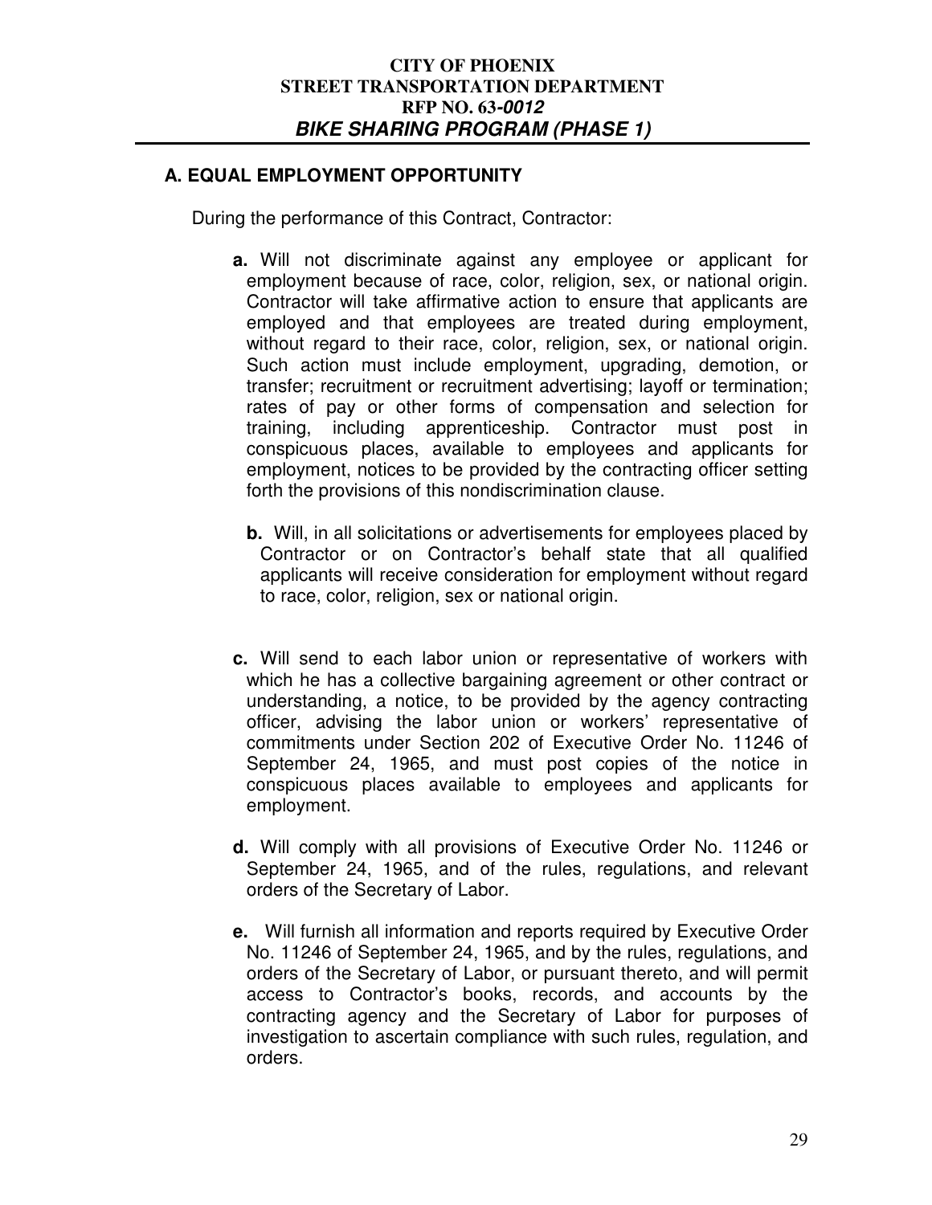## A. EQUAL EMPLOYMENT OPPORTUNITY

During the performance of this Contract, Contractor:

**a.** Will not discriminate against any employee or applicant for employment because of race, color, religion, sex, or national origin. Contractor will take affirmative action to ensure that applicants are employed and that employees are treated during employment, without regard to their race, color, religion, sex, or national origin. Such action must include employment, upgrading, demotion, or transfer; recruitment or recruitment advertising; layoff or termination; rates of pay or other forms of compensation and selection for training, including apprenticeship. Contractor must post in conspicuous places, available to employees and applicants for employment, notices to be provided by the contracting officer setting forth the provisions of this nondiscrimination clause.

**b.** Will, in all solicitations or advertisements for employees placed by Contractor or on Contractor's behalf state that all qualified applicants will receive consideration for employment without regard to race, color, religion, sex or national origin.

**c.** Will send to each labor union or representative of workers with which he has a collective bargaining agreement or other contract or understanding, a notice, to be provided by the agency contracting officer, advising the labor union or workers' representative of commitments under Section 202 of Executive Order No. 11246 of September 24, 1965, and must post copies of the notice in conspicuous places available to employees and applicants for employment.

**d.** Will comply with all provisions of Executive Order No. 11246 or September 24, 1965, and of the rules, regulations, and relevant orders of the Secretary of Labor.

**e.** Will furnish all information and reports required by Executive Order No. 11246 of September 24, 1965, and by the rules, regulations, and orders of the Secretary of Labor, or pursuant thereto, and will permit access to Contractor's books, records, and accounts by the contracting agency and the Secretary of Labor for purposes of investigation to ascertain compliance with such rules, regulation, and orders.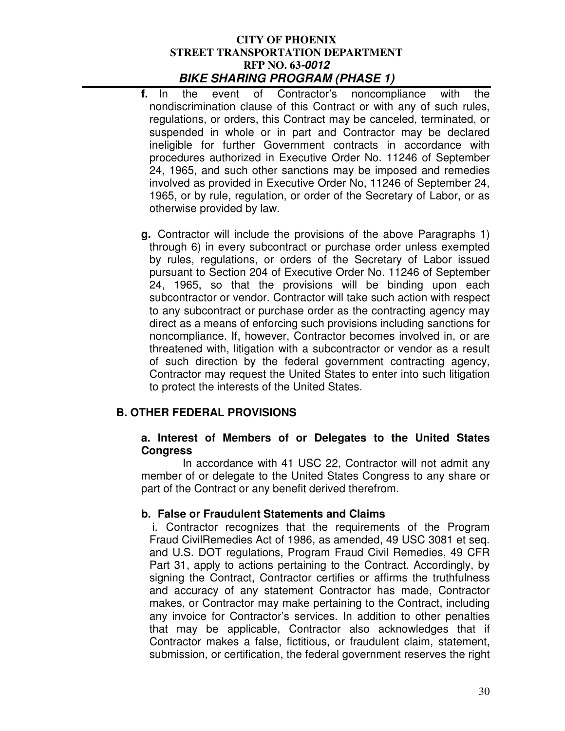**f.** In the event of Contractor's noncompliance with the nondiscrimination clause of this Contract or with any of such rules, regulations, or orders, this Contract may be canceled, terminated, or suspended in whole or in part and Contractor may be declared ineligible for further Government contracts in accordance with procedures authorized in Executive Order No. 11246 of September 24, 1965, and such other sanctions may be imposed and remedies involved as provided in Executive Order No, 11246 of September 24, 1965, or by rule, regulation, or order of the Secretary of Labor, or as otherwise provided by law.

**g.** Contractor will include the provisions of the above Paragraphs 1) through 6) in every subcontract or purchase order unless exempted by rules, regulations, or orders of the Secretary of Labor issued pursuant to Section 204 of Executive Order No. 11246 of September 24, 1965, so that the provisions will be binding upon each subcontractor or vendor. Contractor will take such action with respect to any subcontract or purchase order as the contracting agency may direct as a means of enforcing such provisions including sanctions for noncompliance. If, however, Contractor becomes involved in, or are threatened with, litigation with a subcontractor or vendor as a result of such direction by the federal government contracting agency, Contractor may request the United States to enter into such litigation to protect the interests of the United States.

## B. OTHER FEDERAL PROVISIONS

### a. Interest of Members of or Delegates to the United States Congress

In accordance with 41 USC 22, Contractor will not admit any member of or delegate to the United States Congress to any share or part of the Contract or any benefit derived therefrom.

### b. False or Fraudulent Statements and Claims

i. Contractor recognizes that the requirements of the Program Fraud CivilRemedies Act of 1986, as amended, 49 USC 3081 et seq. and U.S. DOT regulations, Program Fraud Civil Remedies, 49 CFR Part 31, apply to actions pertaining to the Contract. Accordingly, by signing the Contract, Contractor certifies or affirms the truthfulness and accuracy of any statement Contractor has made, Contractor makes, or Contractor may make pertaining to the Contract, including any invoice for Contractor's services. In addition to other penalties that may be applicable, Contractor also acknowledges that if Contractor makes a false, fictitious, or fraudulent claim, statement, submission, or certification, the federal government reserves the right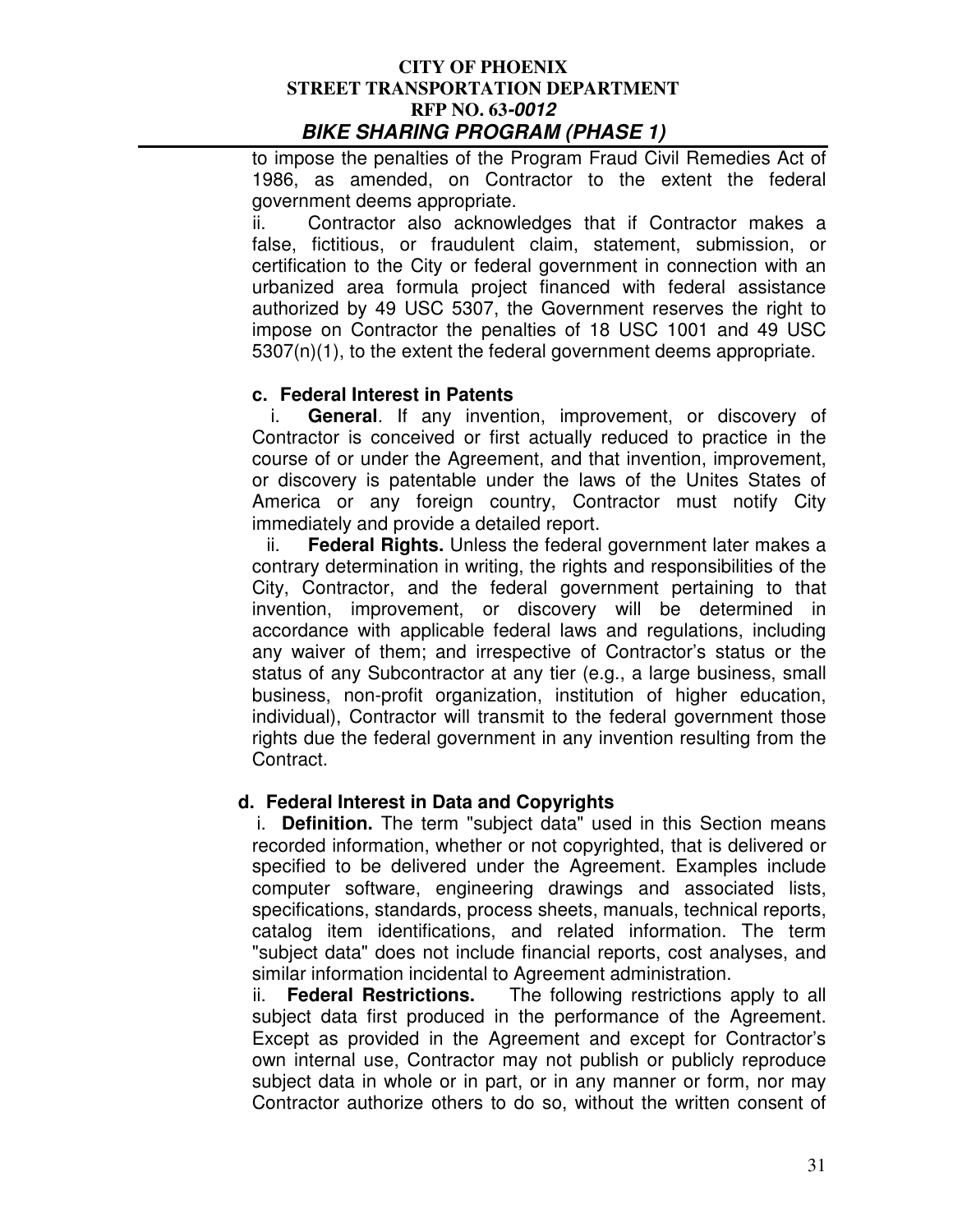to impose the penalties of the Program Fraud Civil Remedies Act of 1986, as amended, on Contractor to the extent the federal government deems appropriate.

ii. Contractor also acknowledges that if Contractor makes a false, fictitious, or fraudulent claim, statement, submission, or certification to the City or federal government in connection with an urbanized area formula project financed with federal assistance authorized by 49 USC 5307, the Government reserves the right to impose on Contractor the penalties of 18 USC 1001 and 49 USC 5307(n)(1), to the extent the federal government deems appropriate.

**c. Federal Interest in Patents**

i. **General**. If any invention, improvement, or discovery of Contractor is conceived or first actually reduced to practice in the course of or under the Agreement, and that invention, improvement, or discovery is patentable under the laws of the Unites States of America or any foreign country, Contractor must notify City immediately and provide a detailed report.

ii. **Federal Rights.** Unless the federal government later makes a contrary determination in writing, the rights and responsibilities of the City, Contractor, and the federal government pertaining to that invention, improvement, or discovery will be determined in accordance with applicable federal laws and regulations, including any waiver of them; and irrespective of Contractor's status or the status of any Subcontractor at any tier (e.g., a large business, small business, non-profit organization, institution of higher education, individual), Contractor will transmit to the federal government those rights due the federal government in any invention resulting from the Contract.

**d. Federal Interest in Data and Copyrights**

i. **Definition.** The term "subject data" used in this Section means recorded information, whether or not copyrighted, that is delivered or specified to be delivered under the Agreement. Examples include computer software, engineering drawings and associated lists, specifications, standards, process sheets, manuals, technical reports, catalog item identifications, and related information. The term "subject data" does not include financial reports, cost analyses, and similar information incidental to Agreement administration.

ii. **Federal Restrictions.** The following restrictions apply to all subject data first produced in the performance of the Agreement. Except as provided in the Agreement and except for Contractor's own internal use, Contractor may not publish or publicly reproduce subject data in whole or in part, or in any manner or form, nor may Contractor authorize others to do so, without the written consent of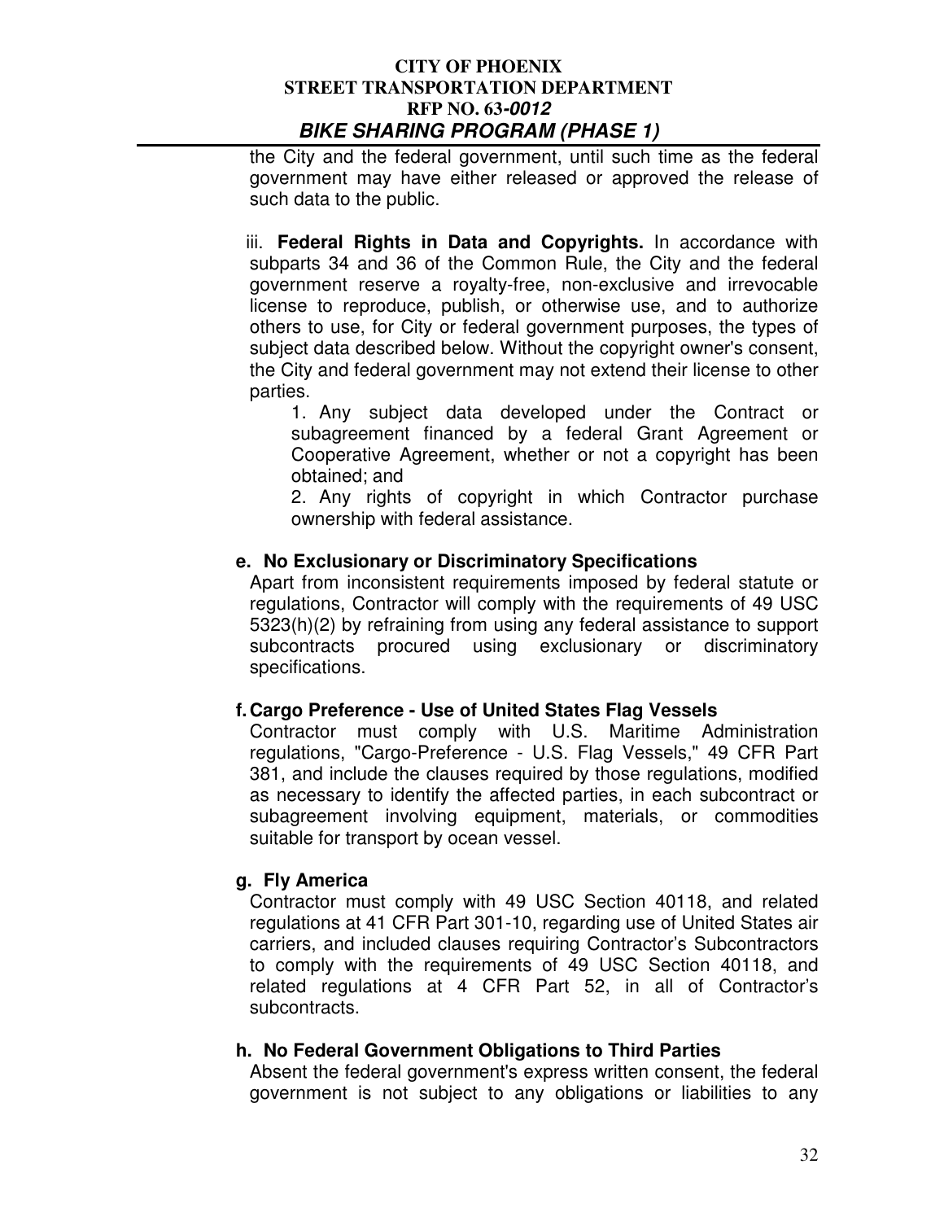the City and the federal government, until such time as the federal government may have either released or approved the release of such data to the public.

iii. **Federal Rights in Data and Copyrights.** In accordance with subparts 34 and 36 of the Common Rule, the City and the federal government reserve a royalty-free, non-exclusive and irrevocable license to reproduce, publish, or otherwise use, and to authorize others to use, for City or federal government purposes, the types of subject data described below. Without the copyright owner's consent, the City and federal government may not extend their license to other parties.

1. Any subject data developed under the Contract or subagreement financed by a federal Grant Agreement or Cooperative Agreement, whether or not a copyright has been obtained; and
2. Any rights of copyright in which Contractor purchase ownership with federal assistance.

**e. No Exclusionary or Discriminatory Specifications**

Apart from inconsistent requirements imposed by federal statute or regulations, Contractor will comply with the requirements of 49 USC 5323(h)(2) by refraining from using any federal assistance to support subcontracts procured using exclusionary or discriminatory specifications.

**f. Cargo Preference - Use of United States Flag Vessels**

Contractor must comply with U.S. Maritime Administration regulations, "Cargo-Preference - U.S. Flag Vessels," 49 CFR Part 381, and include the clauses required by those regulations, modified as necessary to identify the affected parties, in each subcontract or subagreement involving equipment, materials, or commodities suitable for transport by ocean vessel.

**g. Fly America**

Contractor must comply with 49 USC Section 40118, and related regulations at 41 CFR Part 301-10, regarding use of United States air carriers, and included clauses requiring Contractor's Subcontractors to comply with the requirements of 49 USC Section 40118, and related regulations at 4 CFR Part 52, in all of Contractor's subcontracts.

**h. No Federal Government Obligations to Third Parties**

Absent the federal government's express written consent, the federal government is not subject to any obligations or liabilities to any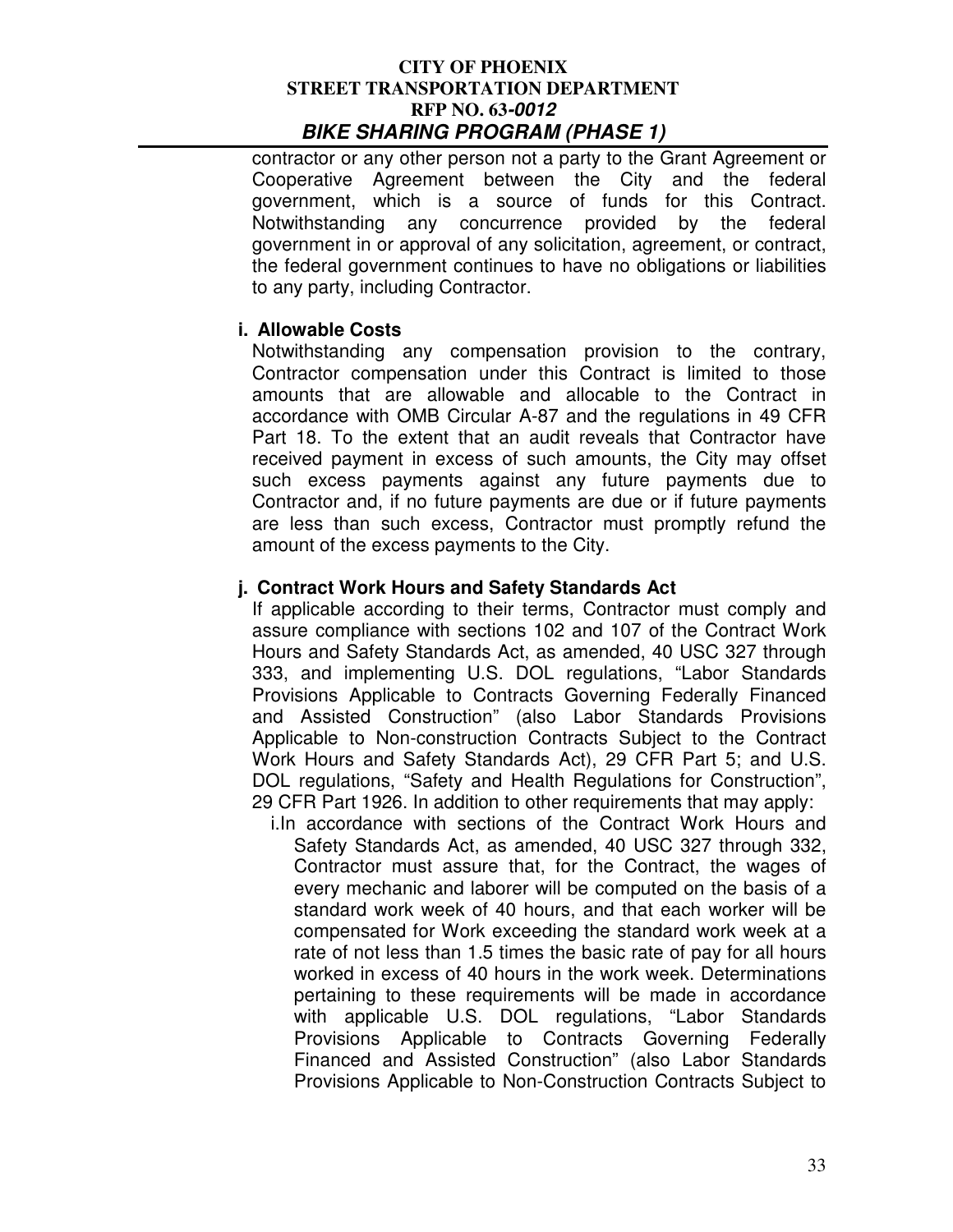contractor or any other person not a party to the Grant Agreement or Cooperative Agreement between the City and the federal government, which is a source of funds for this Contract. Notwithstanding any concurrence provided by the federal government in or approval of any solicitation, agreement, or contract, the federal government continues to have no obligations or liabilities to any party, including Contractor.

**i. Allowable Costs**

Notwithstanding any compensation provision to the contrary, Contractor compensation under this Contract is limited to those amounts that are allowable and allocable to the Contract in accordance with OMB Circular A-87 and the regulations in 49 CFR Part 18. To the extent that an audit reveals that Contractor have received payment in excess of such amounts, the City may offset such excess payments against any future payments due to Contractor and, if no future payments are due or if future payments are less than such excess, Contractor must promptly refund the amount of the excess payments to the City.

**j. Contract Work Hours and Safety Standards Act**

If applicable according to their terms, Contractor must comply and assure compliance with sections 102 and 107 of the Contract Work Hours and Safety Standards Act, as amended, 40 USC 327 through 333, and implementing U.S. DOL regulations, "Labor Standards Provisions Applicable to Contracts Governing Federally Financed and Assisted Construction" (also Labor Standards Provisions Applicable to Non-construction Contracts Subject to the Contract Work Hours and Safety Standards Act), 29 CFR Part 5; and U.S. DOL regulations, "Safety and Health Regulations for Construction", 29 CFR Part 1926. In addition to other requirements that may apply:

i. In accordance with sections of the Contract Work Hours and Safety Standards Act, as amended, 40 USC 327 through 332, Contractor must assure that, for the Contract, the wages of every mechanic and laborer will be computed on the basis of a standard work week of 40 hours, and that each worker will be compensated for Work exceeding the standard work week at a rate of not less than 1.5 times the basic rate of pay for all hours worked in excess of 40 hours in the work week. Determinations pertaining to these requirements will be made in accordance with applicable U.S. DOL regulations, "Labor Standards Provisions Applicable to Contracts Governing Federally Financed and Assisted Construction" (also Labor Standards Provisions Applicable to Non-Construction Contracts Subject to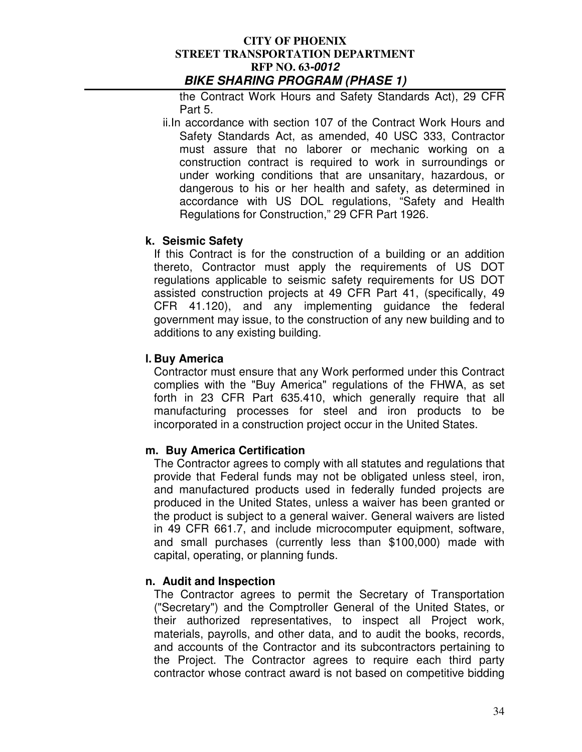the Contract Work Hours and Safety Standards Act), 29 CFR Part 5.

ii. In accordance with section 107 of the Contract Work Hours and Safety Standards Act, as amended, 40 USC 333, Contractor must assure that no laborer or mechanic working on a construction contract is required to work in surroundings or under working conditions that are unsanitary, hazardous, or dangerous to his or her health and safety, as determined in accordance with US DOL regulations, "Safety and Health Regulations for Construction," 29 CFR Part 1926.

**k. Seismic Safety**

If this Contract is for the construction of a building or an addition thereto, Contractor must apply the requirements of US DOT regulations applicable to seismic safety requirements for US DOT assisted construction projects at 49 CFR Part 41, (specifically, 49 CFR 41.120), and any implementing guidance the federal government may issue, to the construction of any new building and to additions to any existing building.

**l. Buy America**

Contractor must ensure that any Work performed under this Contract complies with the "Buy America" regulations of the FHWA, as set forth in 23 CFR Part 635.410, which generally require that all manufacturing processes for steel and iron products to be incorporated in a construction project occur in the United States.

**m. Buy America Certification**

The Contractor agrees to comply with all statutes and regulations that provide that Federal funds may not be obligated unless steel, iron, and manufactured products used in federally funded projects are produced in the United States, unless a waiver has been granted or the product is subject to a general waiver. General waivers are listed in 49 CFR 661.7, and include microcomputer equipment, software, and small purchases (currently less than $100,000) made with capital, operating, or planning funds.

**n. Audit and Inspection**

The Contractor agrees to permit the Secretary of Transportation ("Secretary") and the Comptroller General of the United States, or their authorized representatives, to inspect all Project work, materials, payrolls, and other data, and to audit the books, records, and accounts of the Contractor and its subcontractors pertaining to the Project. The Contractor agrees to require each third party contractor whose contract award is not based on competitive bidding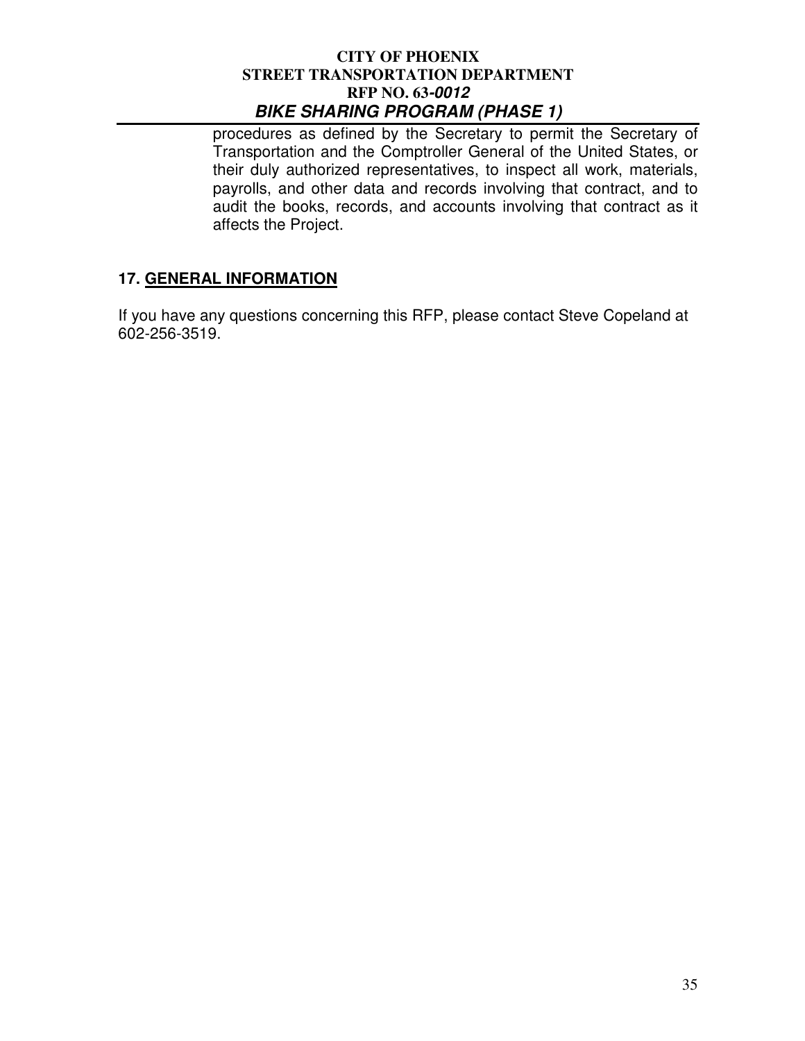procedures as defined by the Secretary to permit the Secretary of Transportation and the Comptroller General of the United States, or their duly authorized representatives, to inspect all work, materials, payrolls, and other data and records involving that contract, and to audit the books, records, and accounts involving that contract as it affects the Project.

## 17. GENERAL INFORMATION

If you have any questions concerning this RFP, please contact Steve Copeland at 602-256-3519.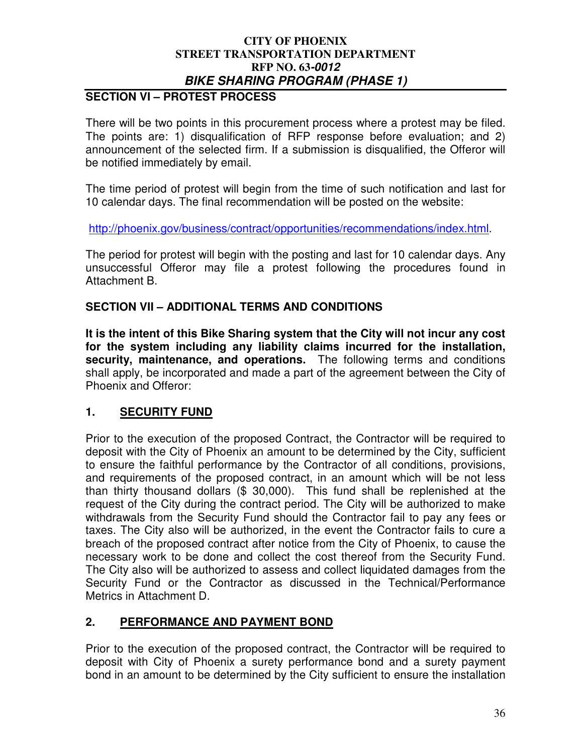## SECTION VI – PROTEST PROCESS

There will be two points in this procurement process where a protest may be filed. The points are: 1) disqualification of RFP response before evaluation; and 2) announcement of the selected firm. If a submission is disqualified, the Offeror will be notified immediately by email.

The time period of protest will begin from the time of such notification and last for 10 calendar days. The final recommendation will be posted on the website:

http://phoenix.gov/business/contract/opportunities/recommendations/index.html.

The period for protest will begin with the posting and last for 10 calendar days. Any unsuccessful Offeror may file a protest following the procedures found in Attachment B.

## SECTION VII – ADDITIONAL TERMS AND CONDITIONS

**It is the intent of this Bike Sharing system that the City will not incur any cost for the system including any liability claims incurred for the installation, security, maintenance, and operations.** The following terms and conditions shall apply, be incorporated and made a part of the agreement between the City of Phoenix and Offeror:

### 1. SECURITY FUND

Prior to the execution of the proposed Contract, the Contractor will be required to deposit with the City of Phoenix an amount to be determined by the City, sufficient to ensure the faithful performance by the Contractor of all conditions, provisions, and requirements of the proposed contract, in an amount which will be not less than thirty thousand dollars ($ 30,000). This fund shall be replenished at the request of the City during the contract period. The City will be authorized to make withdrawals from the Security Fund should the Contractor fail to pay any fees or taxes. The City also will be authorized, in the event the Contractor fails to cure a breach of the proposed contract after notice from the City of Phoenix, to cause the necessary work to be done and collect the cost thereof from the Security Fund. The City also will be authorized to assess and collect liquidated damages from the Security Fund or the Contractor as discussed in the Technical/Performance Metrics in Attachment D.

### 2. PERFORMANCE AND PAYMENT BOND

Prior to the execution of the proposed contract, the Contractor will be required to deposit with City of Phoenix a surety performance bond and a surety payment bond in an amount to be determined by the City sufficient to ensure the installation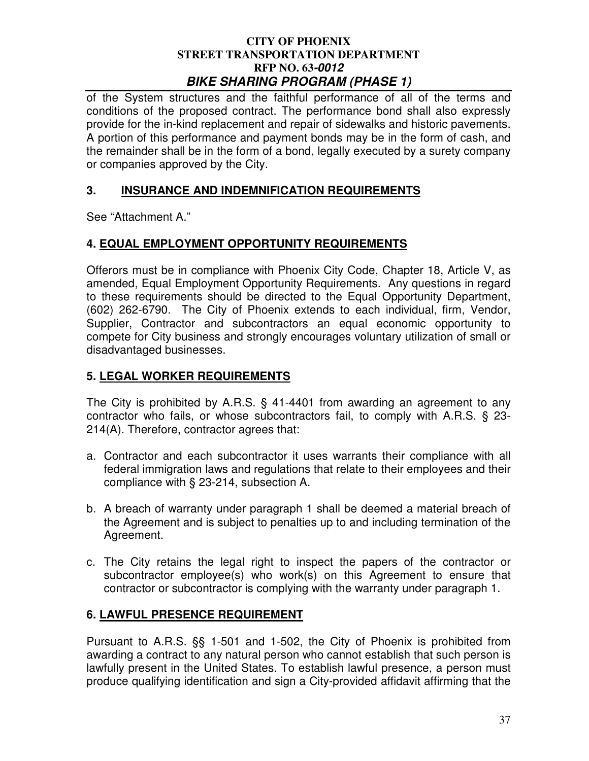of the System structures and the faithful performance of all of the terms and conditions of the proposed contract. The performance bond shall also expressly provide for the in-kind replacement and repair of sidewalks and historic pavements. A portion of this performance and payment bonds may be in the form of cash, and the remainder shall be in the form of a bond, legally executed by a surety company or companies approved by the City.

## 3. INSURANCE AND INDEMNIFICATION REQUIREMENTS

See "Attachment A."

## 4. EQUAL EMPLOYMENT OPPORTUNITY REQUIREMENTS

Offerors must be in compliance with Phoenix City Code, Chapter 18, Article V, as amended, Equal Employment Opportunity Requirements. Any questions in regard to these requirements should be directed to the Equal Opportunity Department, (602) 262-6790. The City of Phoenix extends to each individual, firm, Vendor, Supplier, Contractor and subcontractors an equal economic opportunity to compete for City business and strongly encourages voluntary utilization of small or disadvantaged businesses.

## 5. LEGAL WORKER REQUIREMENTS

The City is prohibited by A.R.S. § 41-4401 from awarding an agreement to any contractor who fails, or whose subcontractors fail, to comply with A.R.S. § 23-214(A). Therefore, contractor agrees that:

a. Contractor and each subcontractor it uses warrants their compliance with all federal immigration laws and regulations that relate to their employees and their compliance with § 23-214, subsection A.

b. A breach of warranty under paragraph 1 shall be deemed a material breach of the Agreement and is subject to penalties up to and including termination of the Agreement.

c. The City retains the legal right to inspect the papers of the contractor or subcontractor employee(s) who work(s) on this Agreement to ensure that contractor or subcontractor is complying with the warranty under paragraph 1.

## 6. LAWFUL PRESENCE REQUIREMENT

Pursuant to A.R.S. §§ 1-501 and 1-502, the City of Phoenix is prohibited from awarding a contract to any natural person who cannot establish that such person is lawfully present in the United States. To establish lawful presence, a person must produce qualifying identification and sign a City-provided affidavit affirming that the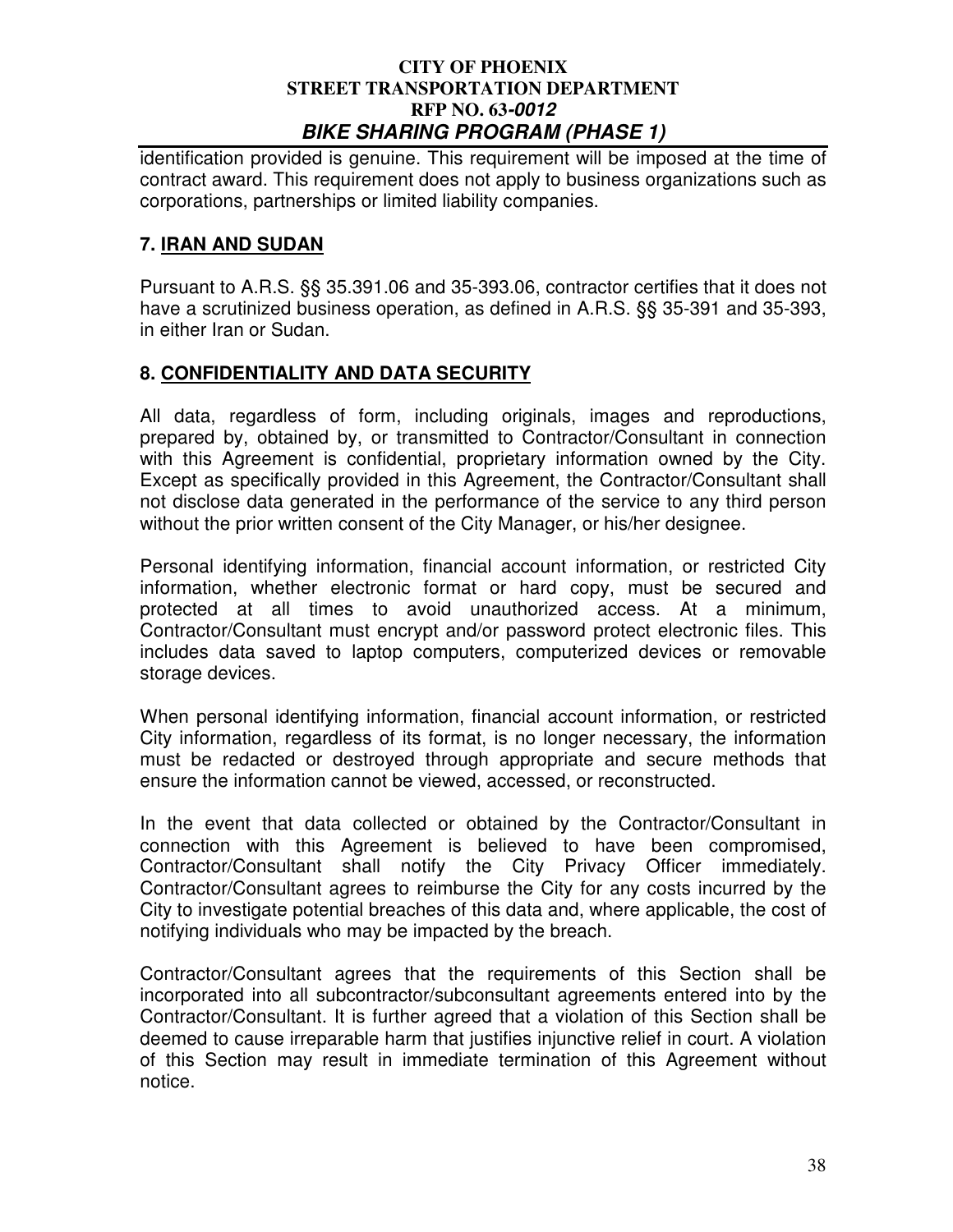identification provided is genuine. This requirement will be imposed at the time of contract award. This requirement does not apply to business organizations such as corporations, partnerships or limited liability companies.

## 7. IRAN AND SUDAN

Pursuant to A.R.S. §§ 35.391.06 and 35-393.06, contractor certifies that it does not have a scrutinized business operation, as defined in A.R.S. §§ 35-391 and 35-393, in either Iran or Sudan.

## 8. CONFIDENTIALITY AND DATA SECURITY

All data, regardless of form, including originals, images and reproductions, prepared by, obtained by, or transmitted to Contractor/Consultant in connection with this Agreement is confidential, proprietary information owned by the City. Except as specifically provided in this Agreement, the Contractor/Consultant shall not disclose data generated in the performance of the service to any third person without the prior written consent of the City Manager, or his/her designee.

Personal identifying information, financial account information, or restricted City information, whether electronic format or hard copy, must be secured and protected at all times to avoid unauthorized access. At a minimum, Contractor/Consultant must encrypt and/or password protect electronic files. This includes data saved to laptop computers, computerized devices or removable storage devices.

When personal identifying information, financial account information, or restricted City information, regardless of its format, is no longer necessary, the information must be redacted or destroyed through appropriate and secure methods that ensure the information cannot be viewed, accessed, or reconstructed.

In the event that data collected or obtained by the Contractor/Consultant in connection with this Agreement is believed to have been compromised, Contractor/Consultant shall notify the City Privacy Officer immediately. Contractor/Consultant agrees to reimburse the City for any costs incurred by the City to investigate potential breaches of this data and, where applicable, the cost of notifying individuals who may be impacted by the breach.

Contractor/Consultant agrees that the requirements of this Section shall be incorporated into all subcontractor/subconsultant agreements entered into by the Contractor/Consultant. It is further agreed that a violation of this Section shall be deemed to cause irreparable harm that justifies injunctive relief in court. A violation of this Section may result in immediate termination of this Agreement without notice.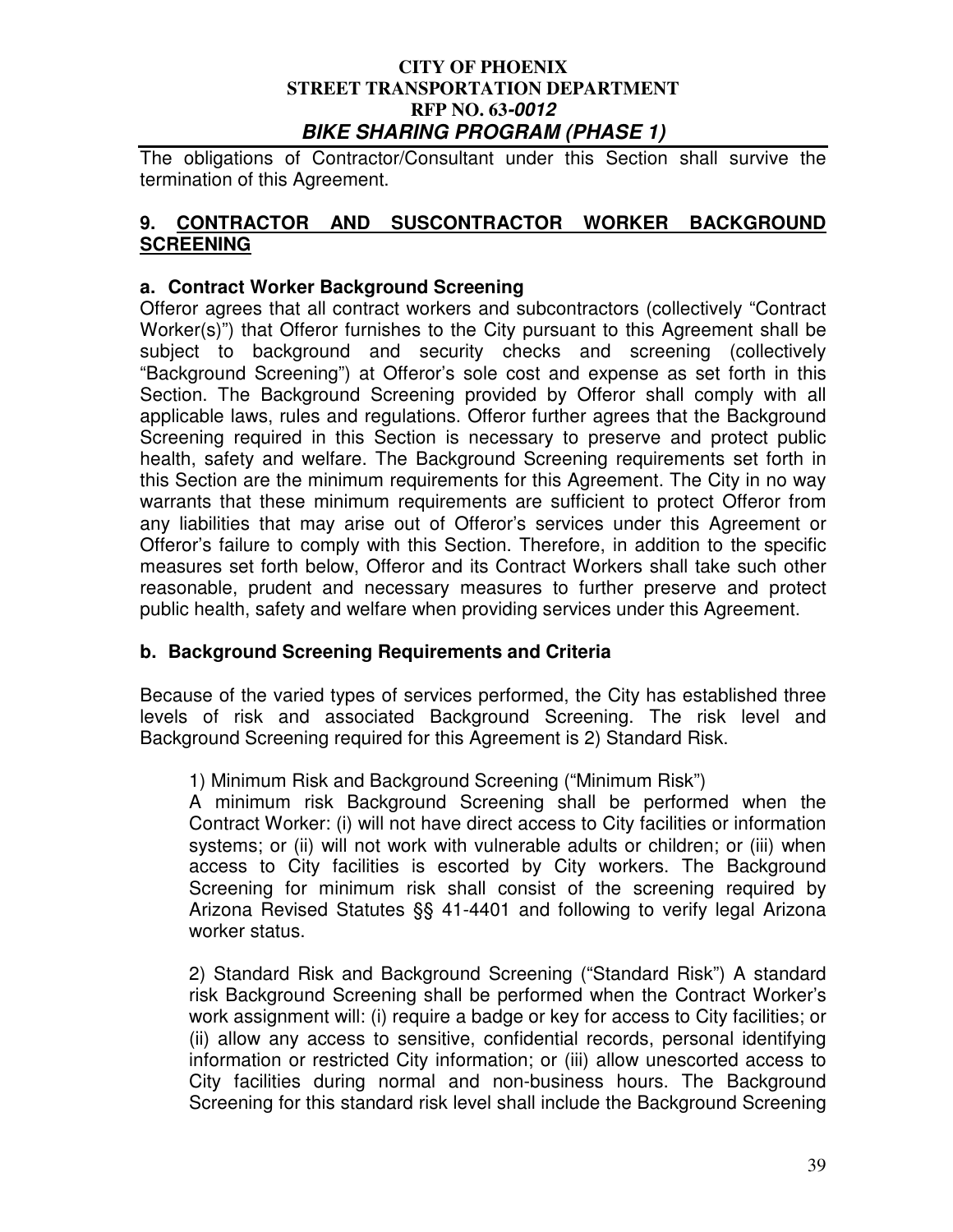The obligations of Contractor/Consultant under this Section shall survive the termination of this Agreement.

## 9. CONTRACTOR AND SUSCONTRACTOR WORKER BACKGROUND SCREENING

### a. Contract Worker Background Screening

Offeror agrees that all contract workers and subcontractors (collectively "Contract Worker(s)") that Offeror furnishes to the City pursuant to this Agreement shall be subject to background and security checks and screening (collectively "Background Screening") at Offeror's sole cost and expense as set forth in this Section. The Background Screening provided by Offeror shall comply with all applicable laws, rules and regulations. Offeror further agrees that the Background Screening required in this Section is necessary to preserve and protect public health, safety and welfare. The Background Screening requirements set forth in this Section are the minimum requirements for this Agreement. The City in no way warrants that these minimum requirements are sufficient to protect Offeror from any liabilities that may arise out of Offeror's services under this Agreement or Offeror's failure to comply with this Section. Therefore, in addition to the specific measures set forth below, Offeror and its Contract Workers shall take such other reasonable, prudent and necessary measures to further preserve and protect public health, safety and welfare when providing services under this Agreement.

### b. Background Screening Requirements and Criteria

Because of the varied types of services performed, the City has established three levels of risk and associated Background Screening. The risk level and Background Screening required for this Agreement is 2) Standard Risk.

1) Minimum Risk and Background Screening ("Minimum Risk")
A minimum risk Background Screening shall be performed when the Contract Worker: (i) will not have direct access to City facilities or information systems; or (ii) will not work with vulnerable adults or children; or (iii) when access to City facilities is escorted by City workers. The Background Screening for minimum risk shall consist of the screening required by Arizona Revised Statutes §§ 41-4401 and following to verify legal Arizona worker status.

2) Standard Risk and Background Screening ("Standard Risk") A standard risk Background Screening shall be performed when the Contract Worker's work assignment will: (i) require a badge or key for access to City facilities; or (ii) allow any access to sensitive, confidential records, personal identifying information or restricted City information; or (iii) allow unescorted access to City facilities during normal and non-business hours. The Background Screening for this standard risk level shall include the Background Screening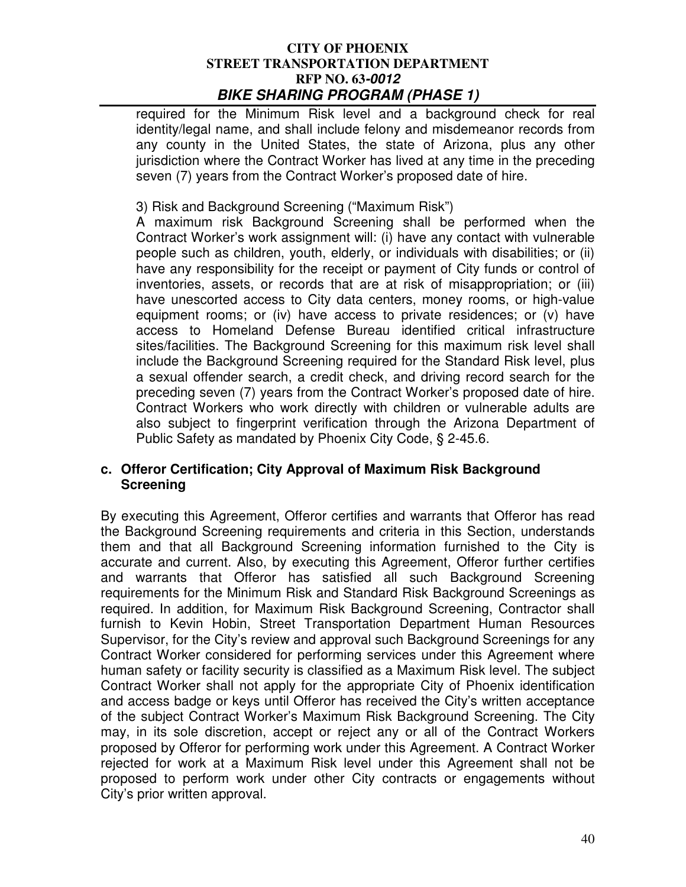required for the Minimum Risk level and a background check for real identity/legal name, and shall include felony and misdemeanor records from any county in the United States, the state of Arizona, plus any other jurisdiction where the Contract Worker has lived at any time in the preceding seven (7) years from the Contract Worker's proposed date of hire.

3) Risk and Background Screening ("Maximum Risk")

A maximum risk Background Screening shall be performed when the Contract Worker's work assignment will: (i) have any contact with vulnerable people such as children, youth, elderly, or individuals with disabilities; or (ii) have any responsibility for the receipt or payment of City funds or control of inventories, assets, or records that are at risk of misappropriation; or (iii) have unescorted access to City data centers, money rooms, or high-value equipment rooms; or (iv) have access to private residences; or (v) have access to Homeland Defense Bureau identified critical infrastructure sites/facilities. The Background Screening for this maximum risk level shall include the Background Screening required for the Standard Risk level, plus a sexual offender search, a credit check, and driving record search for the preceding seven (7) years from the Contract Worker's proposed date of hire. Contract Workers who work directly with children or vulnerable adults are also subject to fingerprint verification through the Arizona Department of Public Safety as mandated by Phoenix City Code, § 2-45.6.

### c. Offeror Certification; City Approval of Maximum Risk Background Screening

By executing this Agreement, Offeror certifies and warrants that Offeror has read the Background Screening requirements and criteria in this Section, understands them and that all Background Screening information furnished to the City is accurate and current. Also, by executing this Agreement, Offeror further certifies and warrants that Offeror has satisfied all such Background Screening requirements for the Minimum Risk and Standard Risk Background Screenings as required. In addition, for Maximum Risk Background Screening, Contractor shall furnish to Kevin Hobin, Street Transportation Department Human Resources Supervisor, for the City's review and approval such Background Screenings for any Contract Worker considered for performing services under this Agreement where human safety or facility security is classified as a Maximum Risk level. The subject Contract Worker shall not apply for the appropriate City of Phoenix identification and access badge or keys until Offeror has received the City's written acceptance of the subject Contract Worker's Maximum Risk Background Screening. The City may, in its sole discretion, accept or reject any or all of the Contract Workers proposed by Offeror for performing work under this Agreement. A Contract Worker rejected for work at a Maximum Risk level under this Agreement shall not be proposed to perform work under other City contracts or engagements without City's prior written approval.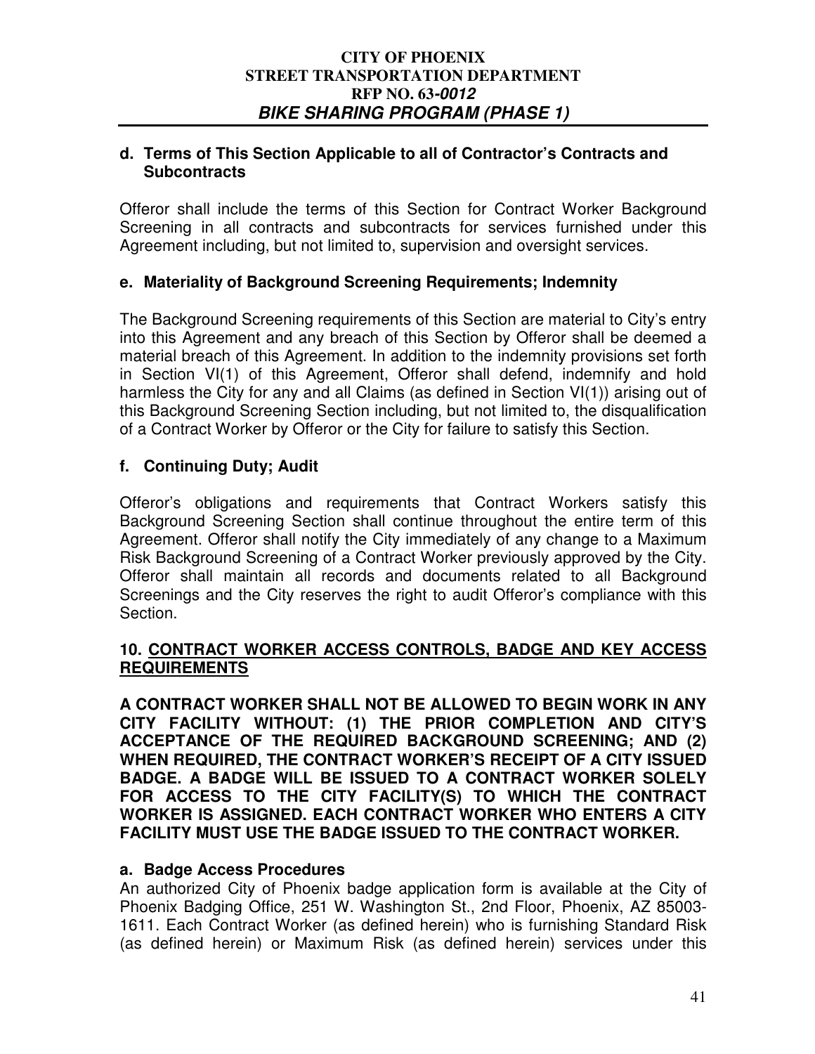**d. Terms of This Section Applicable to all of Contractor's Contracts and Subcontracts**

Offeror shall include the terms of this Section for Contract Worker Background Screening in all contracts and subcontracts for services furnished under this Agreement including, but not limited to, supervision and oversight services.

**e. Materiality of Background Screening Requirements; Indemnity**

The Background Screening requirements of this Section are material to City's entry into this Agreement and any breach of this Section by Offeror shall be deemed a material breach of this Agreement. In addition to the indemnity provisions set forth in Section VI(1) of this Agreement, Offeror shall defend, indemnify and hold harmless the City for any and all Claims (as defined in Section VI(1)) arising out of this Background Screening Section including, but not limited to, the disqualification of a Contract Worker by Offeror or the City for failure to satisfy this Section.

**f. Continuing Duty; Audit**

Offeror's obligations and requirements that Contract Workers satisfy this Background Screening Section shall continue throughout the entire term of this Agreement. Offeror shall notify the City immediately of any change to a Maximum Risk Background Screening of a Contract Worker previously approved by the City. Offeror shall maintain all records and documents related to all Background Screenings and the City reserves the right to audit Offeror's compliance with this Section.

## 10. CONTRACT WORKER ACCESS CONTROLS, BADGE AND KEY ACCESS REQUIREMENTS

**A CONTRACT WORKER SHALL NOT BE ALLOWED TO BEGIN WORK IN ANY CITY FACILITY WITHOUT: (1) THE PRIOR COMPLETION AND CITY'S ACCEPTANCE OF THE REQUIRED BACKGROUND SCREENING; AND (2) WHEN REQUIRED, THE CONTRACT WORKER'S RECEIPT OF A CITY ISSUED BADGE. A BADGE WILL BE ISSUED TO A CONTRACT WORKER SOLELY FOR ACCESS TO THE CITY FACILITY(S) TO WHICH THE CONTRACT WORKER IS ASSIGNED. EACH CONTRACT WORKER WHO ENTERS A CITY FACILITY MUST USE THE BADGE ISSUED TO THE CONTRACT WORKER.**

**a. Badge Access Procedures**

An authorized City of Phoenix badge application form is available at the City of Phoenix Badging Office, 251 W. Washington St., 2nd Floor, Phoenix, AZ 85003-1611. Each Contract Worker (as defined herein) who is furnishing Standard Risk (as defined herein) or Maximum Risk (as defined herein) services under this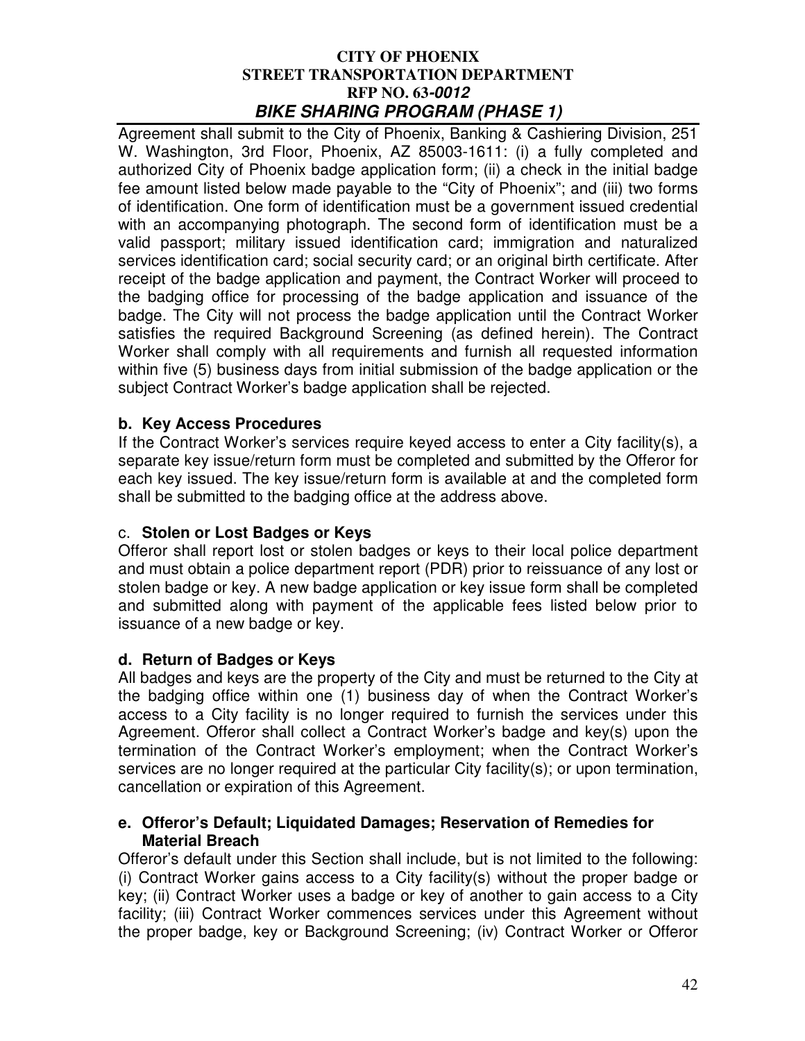Agreement shall submit to the City of Phoenix, Banking & Cashiering Division, 251 W. Washington, 3rd Floor, Phoenix, AZ 85003-1611: (i) a fully completed and authorized City of Phoenix badge application form; (ii) a check in the initial badge fee amount listed below made payable to the "City of Phoenix"; and (iii) two forms of identification. One form of identification must be a government issued credential with an accompanying photograph. The second form of identification must be a valid passport; military issued identification card; immigration and naturalized services identification card; social security card; or an original birth certificate. After receipt of the badge application and payment, the Contract Worker will proceed to the badging office for processing of the badge application and issuance of the badge. The City will not process the badge application until the Contract Worker satisfies the required Background Screening (as defined herein). The Contract Worker shall comply with all requirements and furnish all requested information within five (5) business days from initial submission of the badge application or the subject Contract Worker's badge application shall be rejected.

**b. Key Access Procedures**

If the Contract Worker's services require keyed access to enter a City facility(s), a separate key issue/return form must be completed and submitted by the Offeror for each key issued. The key issue/return form is available at and the completed form shall be submitted to the badging office at the address above.

c. **Stolen or Lost Badges or Keys**

Offeror shall report lost or stolen badges or keys to their local police department and must obtain a police department report (PDR) prior to reissuance of any lost or stolen badge or key. A new badge application or key issue form shall be completed and submitted along with payment of the applicable fees listed below prior to issuance of a new badge or key.

**d. Return of Badges or Keys**

All badges and keys are the property of the City and must be returned to the City at the badging office within one (1) business day of when the Contract Worker's access to a City facility is no longer required to furnish the services under this Agreement. Offeror shall collect a Contract Worker's badge and key(s) upon the termination of the Contract Worker's employment; when the Contract Worker's services are no longer required at the particular City facility(s); or upon termination, cancellation or expiration of this Agreement.

**e. Offeror's Default; Liquidated Damages; Reservation of Remedies for Material Breach**

Offeror's default under this Section shall include, but is not limited to the following: (i) Contract Worker gains access to a City facility(s) without the proper badge or key; (ii) Contract Worker uses a badge or key of another to gain access to a City facility; (iii) Contract Worker commences services under this Agreement without the proper badge, key or Background Screening; (iv) Contract Worker or Offeror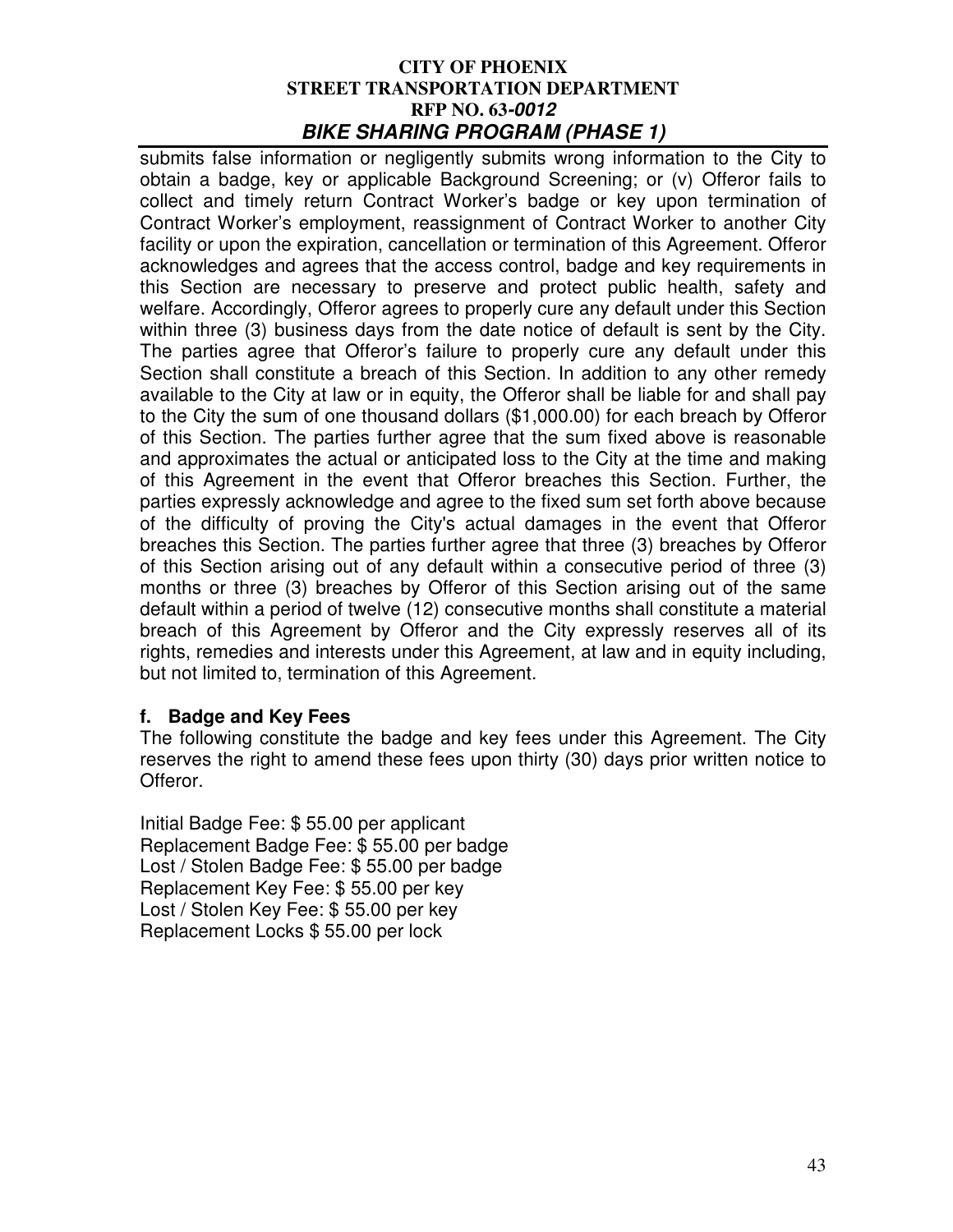submits false information or negligently submits wrong information to the City to obtain a badge, key or applicable Background Screening; or (v) Offeror fails to collect and timely return Contract Worker's badge or key upon termination of Contract Worker's employment, reassignment of Contract Worker to another City facility or upon the expiration, cancellation or termination of this Agreement. Offeror acknowledges and agrees that the access control, badge and key requirements in this Section are necessary to preserve and protect public health, safety and welfare. Accordingly, Offeror agrees to properly cure any default under this Section within three (3) business days from the date notice of default is sent by the City. The parties agree that Offeror's failure to properly cure any default under this Section shall constitute a breach of this Section. In addition to any other remedy available to the City at law or in equity, the Offeror shall be liable for and shall pay to the City the sum of one thousand dollars ($1,000.00) for each breach by Offeror of this Section. The parties further agree that the sum fixed above is reasonable and approximates the actual or anticipated loss to the City at the time and making of this Agreement in the event that Offeror breaches this Section. Further, the parties expressly acknowledge and agree to the fixed sum set forth above because of the difficulty of proving the City's actual damages in the event that Offeror breaches this Section. The parties further agree that three (3) breaches by Offeror of this Section arising out of any default within a consecutive period of three (3) months or three (3) breaches by Offeror of this Section arising out of the same default within a period of twelve (12) consecutive months shall constitute a material breach of this Agreement by Offeror and the City expressly reserves all of its rights, remedies and interests under this Agreement, at law and in equity including, but not limited to, termination of this Agreement.

**f. Badge and Key Fees**

The following constitute the badge and key fees under this Agreement. The City reserves the right to amend these fees upon thirty (30) days prior written notice to Offeror.

Initial Badge Fee: $ 55.00 per applicant
Replacement Badge Fee: $ 55.00 per badge
Lost / Stolen Badge Fee: $ 55.00 per badge
Replacement Key Fee: $ 55.00 per key
Lost / Stolen Key Fee: $ 55.00 per key
Replacement Locks $ 55.00 per lock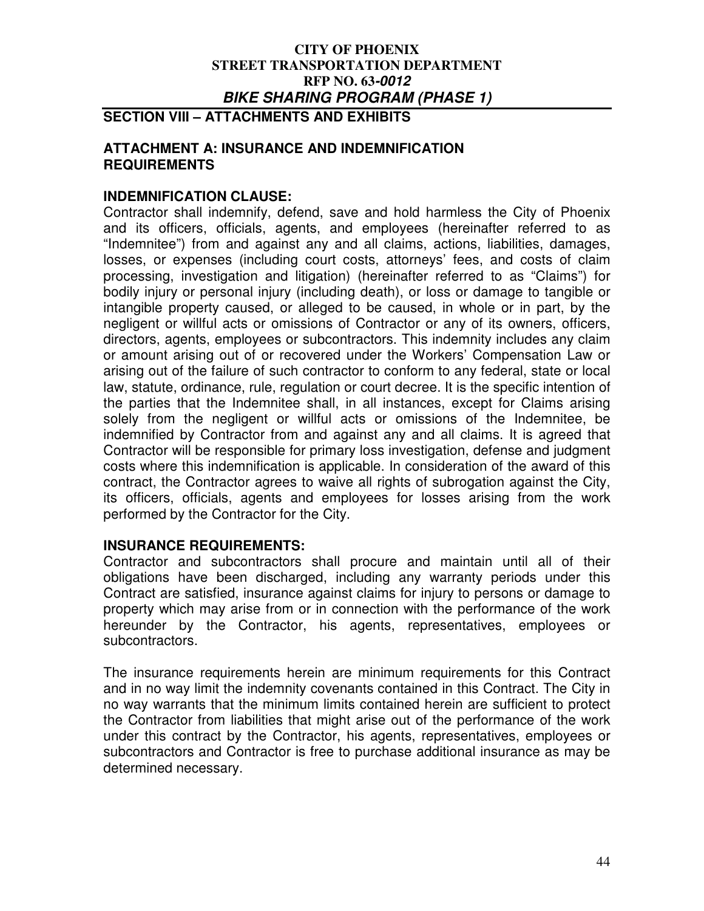## SECTION VIII – ATTACHMENTS AND EXHIBITS

### ATTACHMENT A: INSURANCE AND INDEMNIFICATION REQUIREMENTS

**INDEMNIFICATION CLAUSE:**

Contractor shall indemnify, defend, save and hold harmless the City of Phoenix and its officers, officials, agents, and employees (hereinafter referred to as "Indemnitee") from and against any and all claims, actions, liabilities, damages, losses, or expenses (including court costs, attorneys' fees, and costs of claim processing, investigation and litigation) (hereinafter referred to as "Claims") for bodily injury or personal injury (including death), or loss or damage to tangible or intangible property caused, or alleged to be caused, in whole or in part, by the negligent or willful acts or omissions of Contractor or any of its owners, officers, directors, agents, employees or subcontractors. This indemnity includes any claim or amount arising out of or recovered under the Workers' Compensation Law or arising out of the failure of such contractor to conform to any federal, state or local law, statute, ordinance, rule, regulation or court decree. It is the specific intention of the parties that the Indemnitee shall, in all instances, except for Claims arising solely from the negligent or willful acts or omissions of the Indemnitee, be indemnified by Contractor from and against any and all claims. It is agreed that Contractor will be responsible for primary loss investigation, defense and judgment costs where this indemnification is applicable. In consideration of the award of this contract, the Contractor agrees to waive all rights of subrogation against the City, its officers, officials, agents and employees for losses arising from the work performed by the Contractor for the City.

**INSURANCE REQUIREMENTS:**

Contractor and subcontractors shall procure and maintain until all of their obligations have been discharged, including any warranty periods under this Contract are satisfied, insurance against claims for injury to persons or damage to property which may arise from or in connection with the performance of the work hereunder by the Contractor, his agents, representatives, employees or subcontractors.

The insurance requirements herein are minimum requirements for this Contract and in no way limit the indemnity covenants contained in this Contract. The City in no way warrants that the minimum limits contained herein are sufficient to protect the Contractor from liabilities that might arise out of the performance of the work under this contract by the Contractor, his agents, representatives, employees or subcontractors and Contractor is free to purchase additional insurance as may be determined necessary.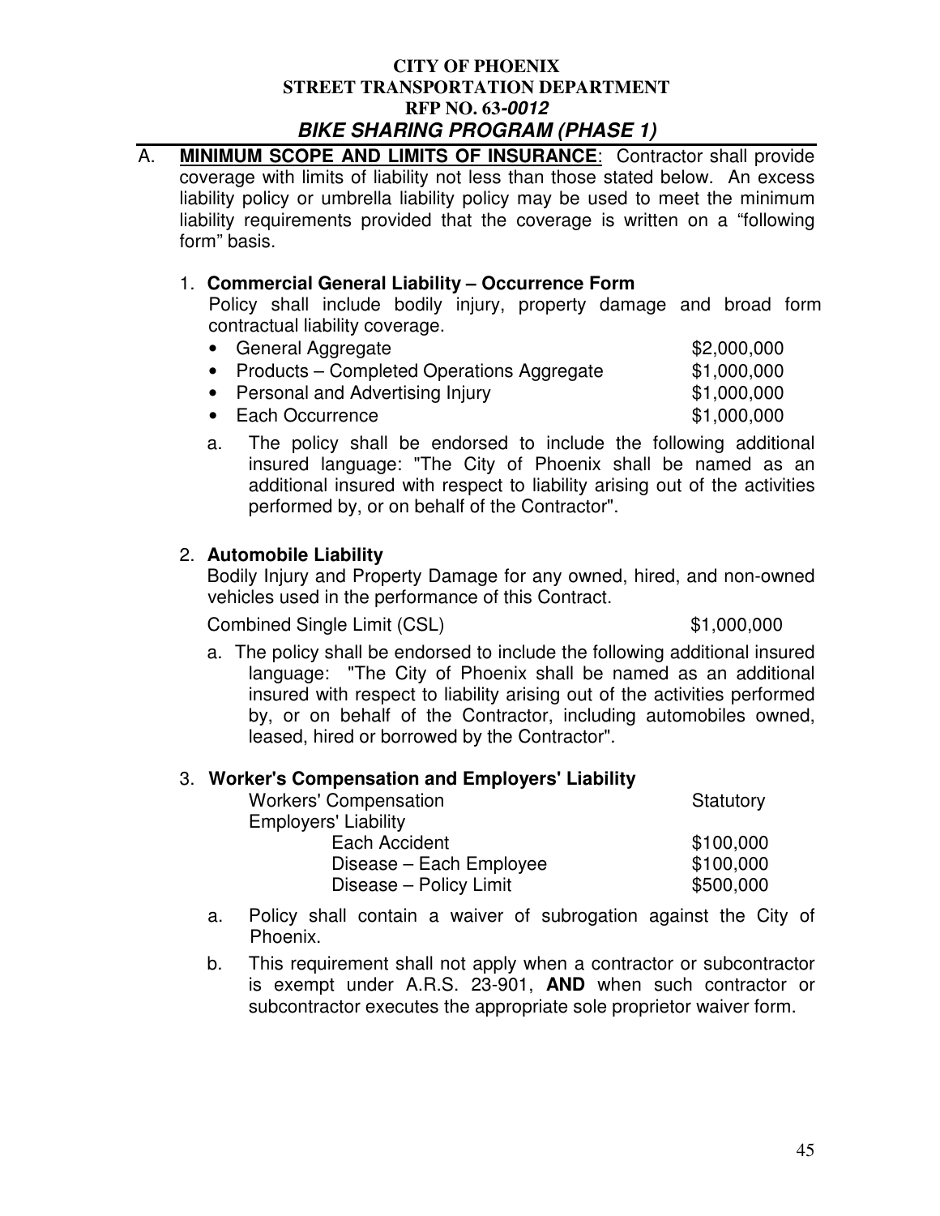A. **MINIMUM SCOPE AND LIMITS OF INSURANCE**: Contractor shall provide coverage with limits of liability not less than those stated below. An excess liability policy or umbrella liability policy may be used to meet the minimum liability requirements provided that the coverage is written on a "following form" basis.

1. **Commercial General Liability – Occurrence Form**

   Policy shall include bodily injury, property damage and broad form contractual liability coverage.

   | | |
   |---|---|
   | • General Aggregate | $2,000,000 |
   | • Products – Completed Operations Aggregate | $1,000,000 |
   | • Personal and Advertising Injury | $1,000,000 |
   | • Each Occurrence | $1,000,000 |

   a. The policy shall be endorsed to include the following additional insured language: "The City of Phoenix shall be named as an additional insured with respect to liability arising out of the activities performed by, or on behalf of the Contractor".

2. **Automobile Liability**

   Bodily Injury and Property Damage for any owned, hired, and non-owned vehicles used in the performance of this Contract.

   Combined Single Limit (CSL) $1,000,000

   a. The policy shall be endorsed to include the following additional insured language: "The City of Phoenix shall be named as an additional insured with respect to liability arising out of the activities performed by, or on behalf of the Contractor, including automobiles owned, leased, hired or borrowed by the Contractor".

3. **Worker's Compensation and Employers' Liability**

   | | |
   |---|---|
   | Workers' Compensation | Statutory |
   | Employers' Liability | |
   | Each Accident | $100,000 |
   | Disease – Each Employee | $100,000 |
   | Disease – Policy Limit | $500,000 |

   a. Policy shall contain a waiver of subrogation against the City of Phoenix.

   b. This requirement shall not apply when a contractor or subcontractor is exempt under A.R.S. 23-901, **AND** when such contractor or subcontractor executes the appropriate sole proprietor waiver form.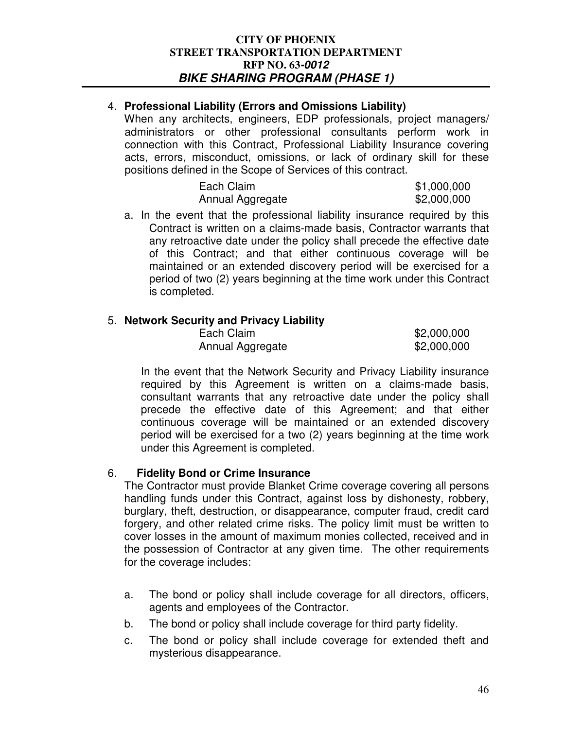4. **Professional Liability (Errors and Omissions Liability)**
   When any architects, engineers, EDP professionals, project managers/ administrators or other professional consultants perform work in connection with this Contract, Professional Liability Insurance covering acts, errors, misconduct, omissions, or lack of ordinary skill for these positions defined in the Scope of Services of this contract.

   | | |
   |---|---|
   | Each Claim | $1,000,000 |
   | Annual Aggregate | $2,000,000 |

   a. In the event that the professional liability insurance required by this Contract is written on a claims-made basis, Contractor warrants that any retroactive date under the policy shall precede the effective date of this Contract; and that either continuous coverage will be maintained or an extended discovery period will be exercised for a period of two (2) years beginning at the time work under this Contract is completed.

5. **Network Security and Privacy Liability**

   | | |
   |---|---|
   | Each Claim | $2,000,000 |
   | Annual Aggregate | $2,000,000 |

   In the event that the Network Security and Privacy Liability insurance required by this Agreement is written on a claims-made basis, consultant warrants that any retroactive date under the policy shall precede the effective date of this Agreement; and that either continuous coverage will be maintained or an extended discovery period will be exercised for a two (2) years beginning at the time work under this Agreement is completed.

6. **Fidelity Bond or Crime Insurance**
   The Contractor must provide Blanket Crime coverage covering all persons handling funds under this Contract, against loss by dishonesty, robbery, burglary, theft, destruction, or disappearance, computer fraud, credit card forgery, and other related crime risks. The policy limit must be written to cover losses in the amount of maximum monies collected, received and in the possession of Contractor at any given time. The other requirements for the coverage includes:

   a. The bond or policy shall include coverage for all directors, officers, agents and employees of the Contractor.
   b. The bond or policy shall include coverage for third party fidelity.
   c. The bond or policy shall include coverage for extended theft and mysterious disappearance.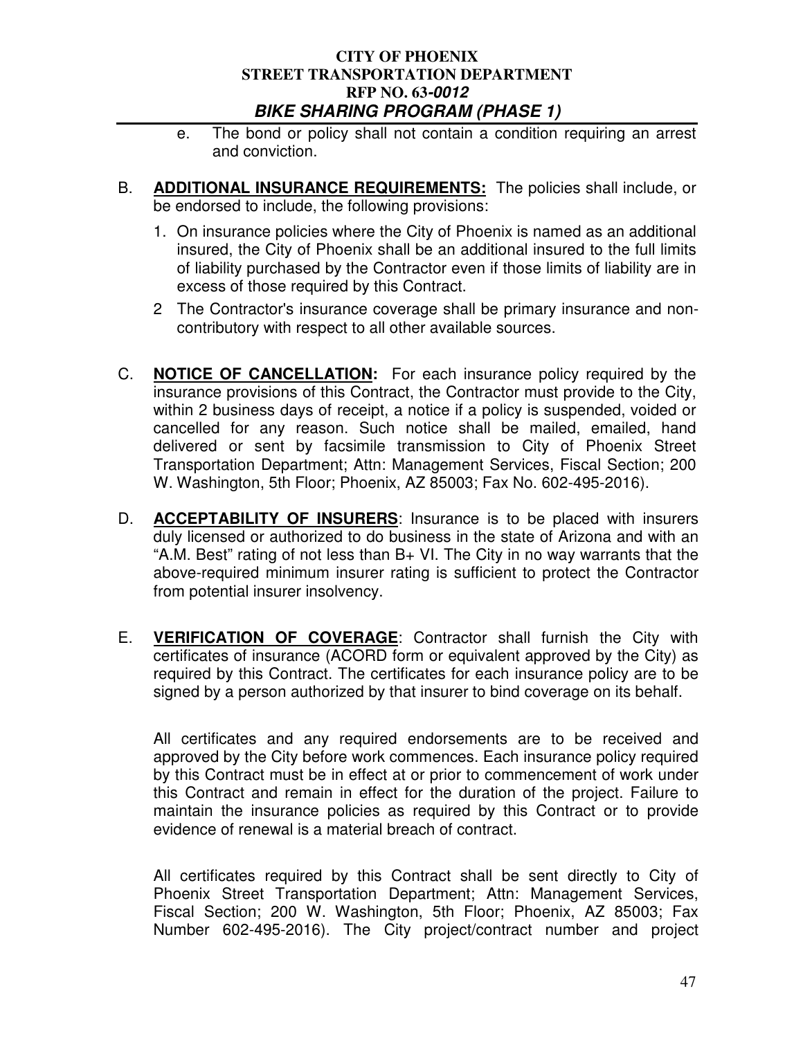e. The bond or policy shall not contain a condition requiring an arrest and conviction.

B. **ADDITIONAL INSURANCE REQUIREMENTS:** The policies shall include, or be endorsed to include, the following provisions:

1. On insurance policies where the City of Phoenix is named as an additional insured, the City of Phoenix shall be an additional insured to the full limits of liability purchased by the Contractor even if those limits of liability are in excess of those required by this Contract.
2 The Contractor's insurance coverage shall be primary insurance and non-contributory with respect to all other available sources.

C. **NOTICE OF CANCELLATION:** For each insurance policy required by the insurance provisions of this Contract, the Contractor must provide to the City, within 2 business days of receipt, a notice if a policy is suspended, voided or cancelled for any reason. Such notice shall be mailed, emailed, hand delivered or sent by facsimile transmission to City of Phoenix Street Transportation Department; Attn: Management Services, Fiscal Section; 200 W. Washington, 5th Floor; Phoenix, AZ 85003; Fax No. 602-495-2016).

D. **ACCEPTABILITY OF INSURERS**: Insurance is to be placed with insurers duly licensed or authorized to do business in the state of Arizona and with an "A.M. Best" rating of not less than B+ VI. The City in no way warrants that the above-required minimum insurer rating is sufficient to protect the Contractor from potential insurer insolvency.

E. **VERIFICATION OF COVERAGE**: Contractor shall furnish the City with certificates of insurance (ACORD form or equivalent approved by the City) as required by this Contract. The certificates for each insurance policy are to be signed by a person authorized by that insurer to bind coverage on its behalf.

All certificates and any required endorsements are to be received and approved by the City before work commences. Each insurance policy required by this Contract must be in effect at or prior to commencement of work under this Contract and remain in effect for the duration of the project. Failure to maintain the insurance policies as required by this Contract or to provide evidence of renewal is a material breach of contract.

All certificates required by this Contract shall be sent directly to City of Phoenix Street Transportation Department; Attn: Management Services, Fiscal Section; 200 W. Washington, 5th Floor; Phoenix, AZ 85003; Fax Number 602-495-2016). The City project/contract number and project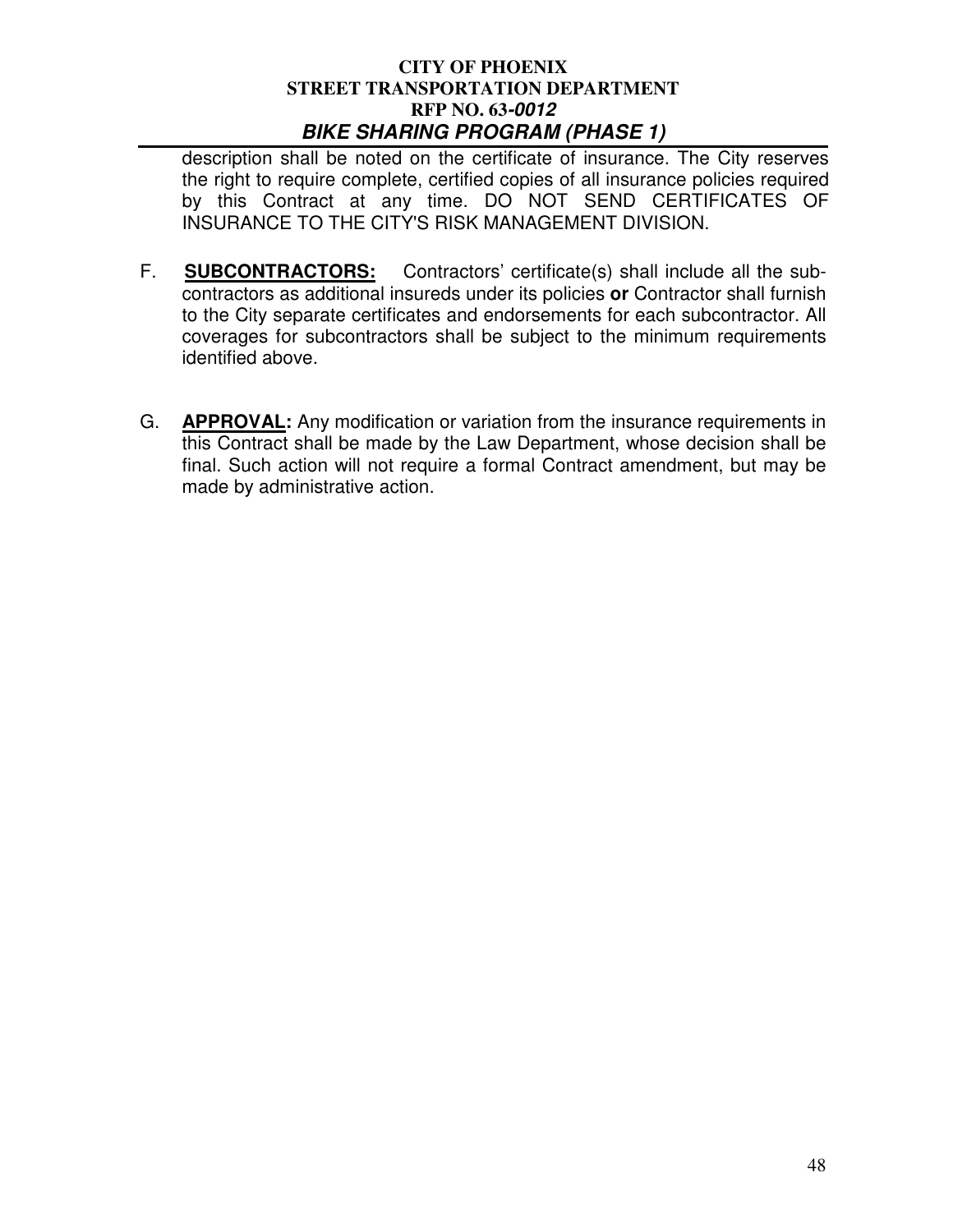description shall be noted on the certificate of insurance. The City reserves the right to require complete, certified copies of all insurance policies required by this Contract at any time. DO NOT SEND CERTIFICATES OF INSURANCE TO THE CITY'S RISK MANAGEMENT DIVISION.

F. **SUBCONTRACTORS:** Contractors' certificate(s) shall include all the sub-contractors as additional insureds under its policies **or** Contractor shall furnish to the City separate certificates and endorsements for each subcontractor. All coverages for subcontractors shall be subject to the minimum requirements identified above.

G. **APPROVAL:** Any modification or variation from the insurance requirements in this Contract shall be made by the Law Department, whose decision shall be final. Such action will not require a formal Contract amendment, but may be made by administrative action.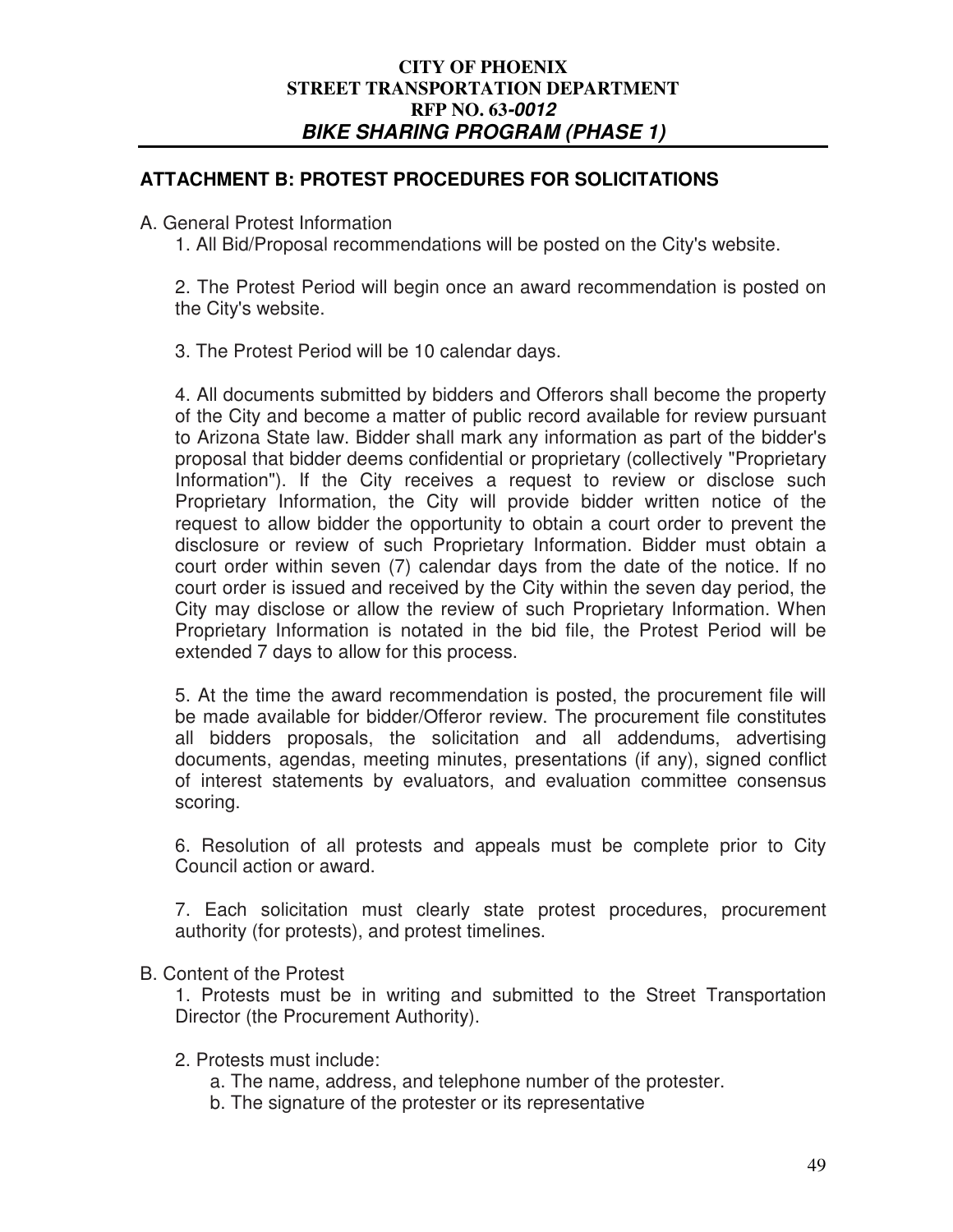## ATTACHMENT B: PROTEST PROCEDURES FOR SOLICITATIONS

A. General Protest Information

1. All Bid/Proposal recommendations will be posted on the City's website.

2. The Protest Period will begin once an award recommendation is posted on the City's website.

3. The Protest Period will be 10 calendar days.

4. All documents submitted by bidders and Offerors shall become the property of the City and become a matter of public record available for review pursuant to Arizona State law. Bidder shall mark any information as part of the bidder's proposal that bidder deems confidential or proprietary (collectively "Proprietary Information"). If the City receives a request to review or disclose such Proprietary Information, the City will provide bidder written notice of the request to allow bidder the opportunity to obtain a court order to prevent the disclosure or review of such Proprietary Information. Bidder must obtain a court order within seven (7) calendar days from the date of the notice. If no court order is issued and received by the City within the seven day period, the City may disclose or allow the review of such Proprietary Information. When Proprietary Information is notated in the bid file, the Protest Period will be extended 7 days to allow for this process.

5. At the time the award recommendation is posted, the procurement file will be made available for bidder/Offeror review. The procurement file constitutes all bidders proposals, the solicitation and all addendums, advertising documents, agendas, meeting minutes, presentations (if any), signed conflict of interest statements by evaluators, and evaluation committee consensus scoring.

6. Resolution of all protests and appeals must be complete prior to City Council action or award.

7. Each solicitation must clearly state protest procedures, procurement authority (for protests), and protest timelines.

B. Content of the Protest

1. Protests must be in writing and submitted to the Street Transportation Director (the Procurement Authority).

2. Protests must include:
   a. The name, address, and telephone number of the protester.
   b. The signature of the protester or its representative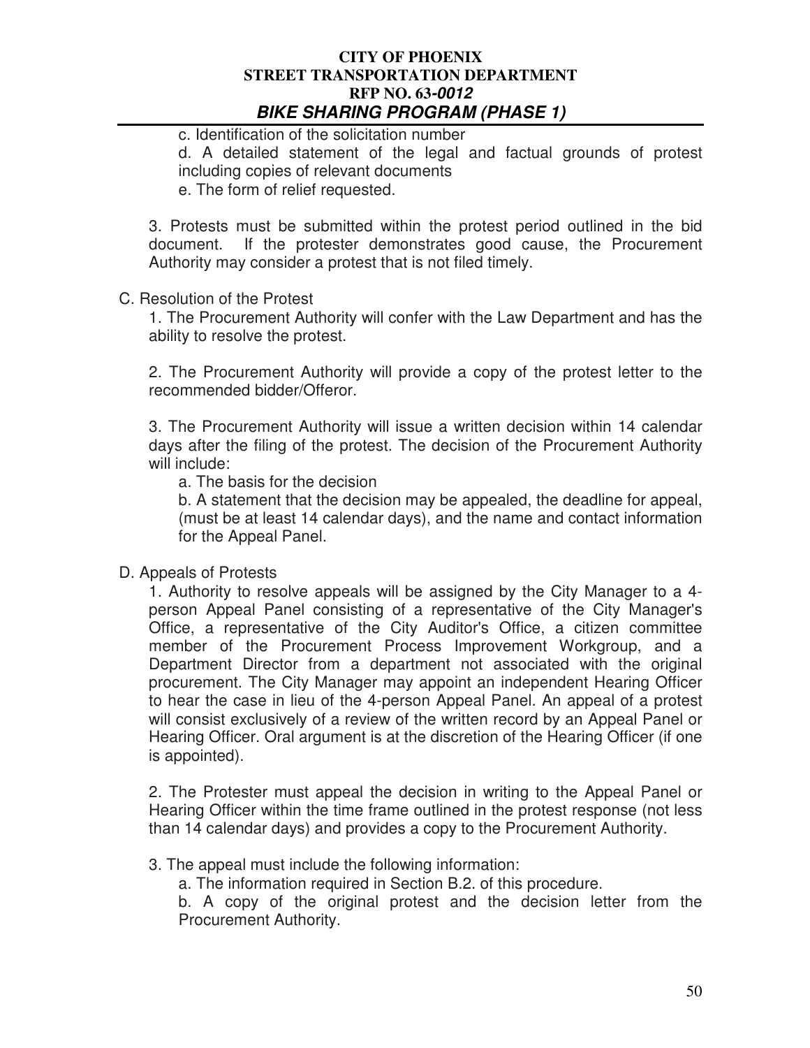c. Identification of the solicitation number

d. A detailed statement of the legal and factual grounds of protest including copies of relevant documents

e. The form of relief requested.

3. Protests must be submitted within the protest period outlined in the bid document. If the protester demonstrates good cause, the Procurement Authority may consider a protest that is not filed timely.

C. Resolution of the Protest

1. The Procurement Authority will confer with the Law Department and has the ability to resolve the protest.

2. The Procurement Authority will provide a copy of the protest letter to the recommended bidder/Offeror.

3. The Procurement Authority will issue a written decision within 14 calendar days after the filing of the protest. The decision of the Procurement Authority will include:

a. The basis for the decision

b. A statement that the decision may be appealed, the deadline for appeal, (must be at least 14 calendar days), and the name and contact information for the Appeal Panel.

D. Appeals of Protests

1. Authority to resolve appeals will be assigned by the City Manager to a 4-person Appeal Panel consisting of a representative of the City Manager's Office, a representative of the City Auditor's Office, a citizen committee member of the Procurement Process Improvement Workgroup, and a Department Director from a department not associated with the original procurement. The City Manager may appoint an independent Hearing Officer to hear the case in lieu of the 4-person Appeal Panel. An appeal of a protest will consist exclusively of a review of the written record by an Appeal Panel or Hearing Officer. Oral argument is at the discretion of the Hearing Officer (if one is appointed).

2. The Protester must appeal the decision in writing to the Appeal Panel or Hearing Officer within the time frame outlined in the protest response (not less than 14 calendar days) and provides a copy to the Procurement Authority.

3. The appeal must include the following information:

a. The information required in Section B.2. of this procedure.

b. A copy of the original protest and the decision letter from the Procurement Authority.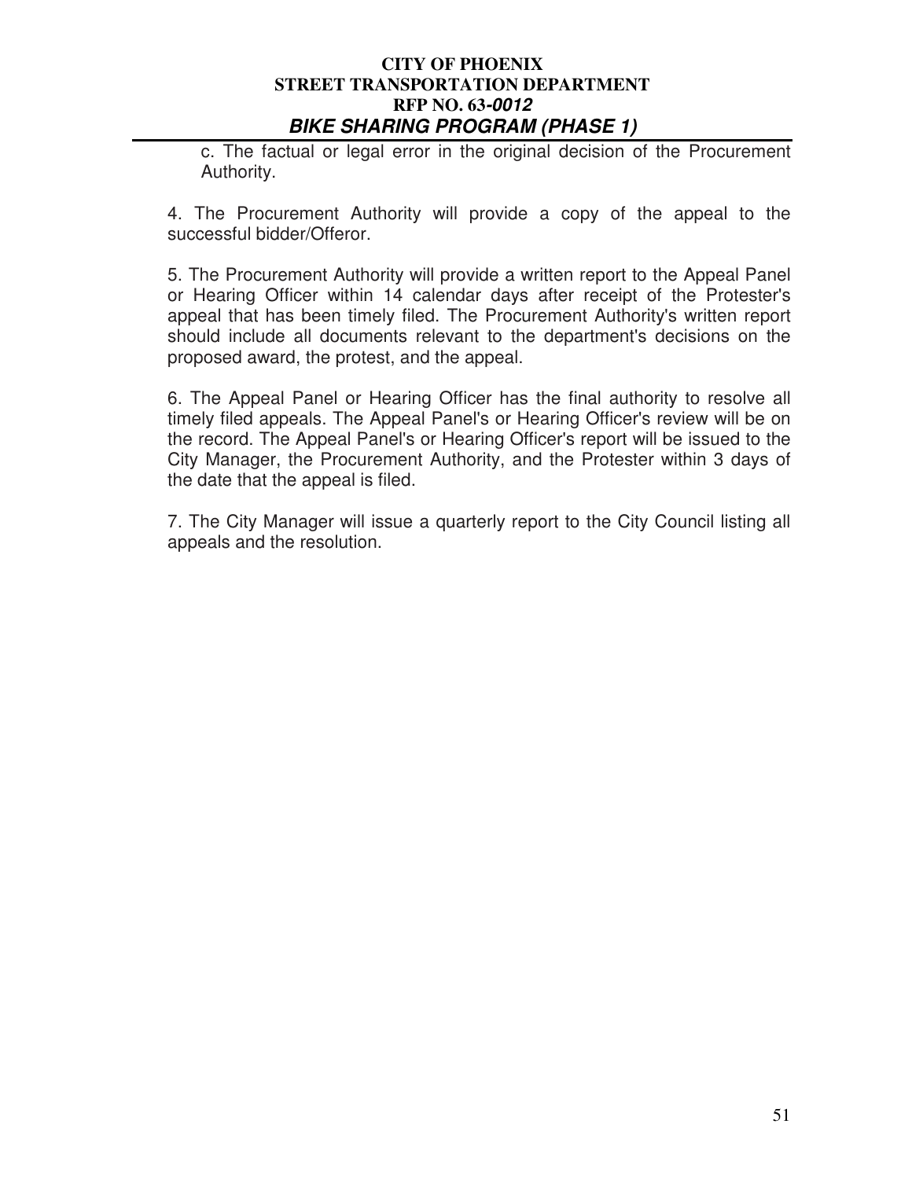c. The factual or legal error in the original decision of the Procurement Authority.

4. The Procurement Authority will provide a copy of the appeal to the successful bidder/Offeror.

5. The Procurement Authority will provide a written report to the Appeal Panel or Hearing Officer within 14 calendar days after receipt of the Protester's appeal that has been timely filed. The Procurement Authority's written report should include all documents relevant to the department's decisions on the proposed award, the protest, and the appeal.

6. The Appeal Panel or Hearing Officer has the final authority to resolve all timely filed appeals. The Appeal Panel's or Hearing Officer's review will be on the record. The Appeal Panel's or Hearing Officer's report will be issued to the City Manager, the Procurement Authority, and the Protester within 3 days of the date that the appeal is filed.

7. The City Manager will issue a quarterly report to the City Council listing all appeals and the resolution.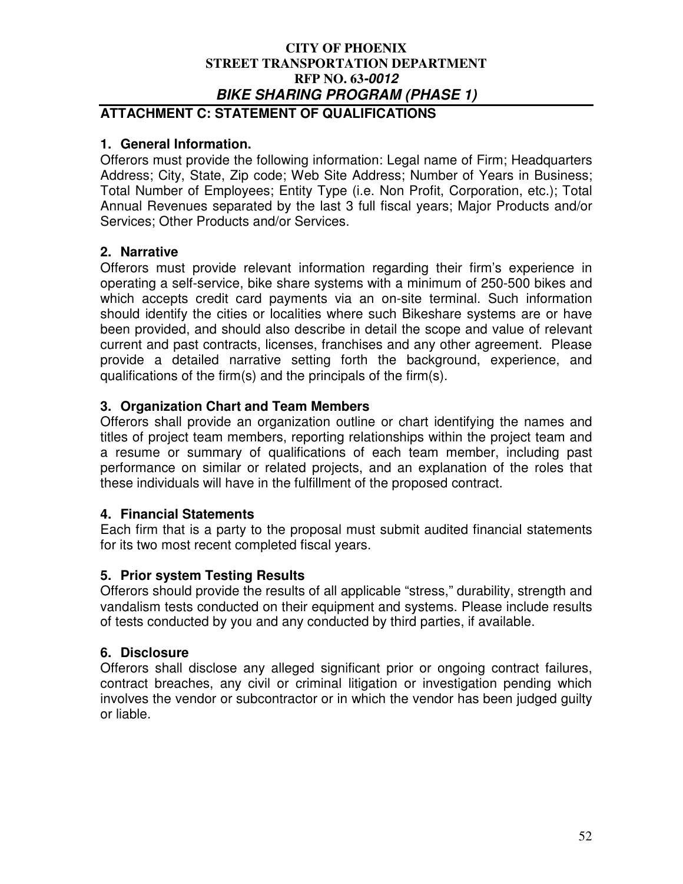## ATTACHMENT C: STATEMENT OF QUALIFICATIONS

### 1. General Information.

Offerors must provide the following information: Legal name of Firm; Headquarters Address; City, State, Zip code; Web Site Address; Number of Years in Business; Total Number of Employees; Entity Type (i.e. Non Profit, Corporation, etc.); Total Annual Revenues separated by the last 3 full fiscal years; Major Products and/or Services; Other Products and/or Services.

### 2. Narrative

Offerors must provide relevant information regarding their firm's experience in operating a self-service, bike share systems with a minimum of 250-500 bikes and which accepts credit card payments via an on-site terminal. Such information should identify the cities or localities where such Bikeshare systems are or have been provided, and should also describe in detail the scope and value of relevant current and past contracts, licenses, franchises and any other agreement. Please provide a detailed narrative setting forth the background, experience, and qualifications of the firm(s) and the principals of the firm(s).

### 3. Organization Chart and Team Members

Offerors shall provide an organization outline or chart identifying the names and titles of project team members, reporting relationships within the project team and a resume or summary of qualifications of each team member, including past performance on similar or related projects, and an explanation of the roles that these individuals will have in the fulfillment of the proposed contract.

### 4. Financial Statements

Each firm that is a party to the proposal must submit audited financial statements for its two most recent completed fiscal years.

### 5. Prior system Testing Results

Offerors should provide the results of all applicable "stress," durability, strength and vandalism tests conducted on their equipment and systems. Please include results of tests conducted by you and any conducted by third parties, if available.

### 6. Disclosure

Offerors shall disclose any alleged significant prior or ongoing contract failures, contract breaches, any civil or criminal litigation or investigation pending which involves the vendor or subcontractor or in which the vendor has been judged guilty or liable.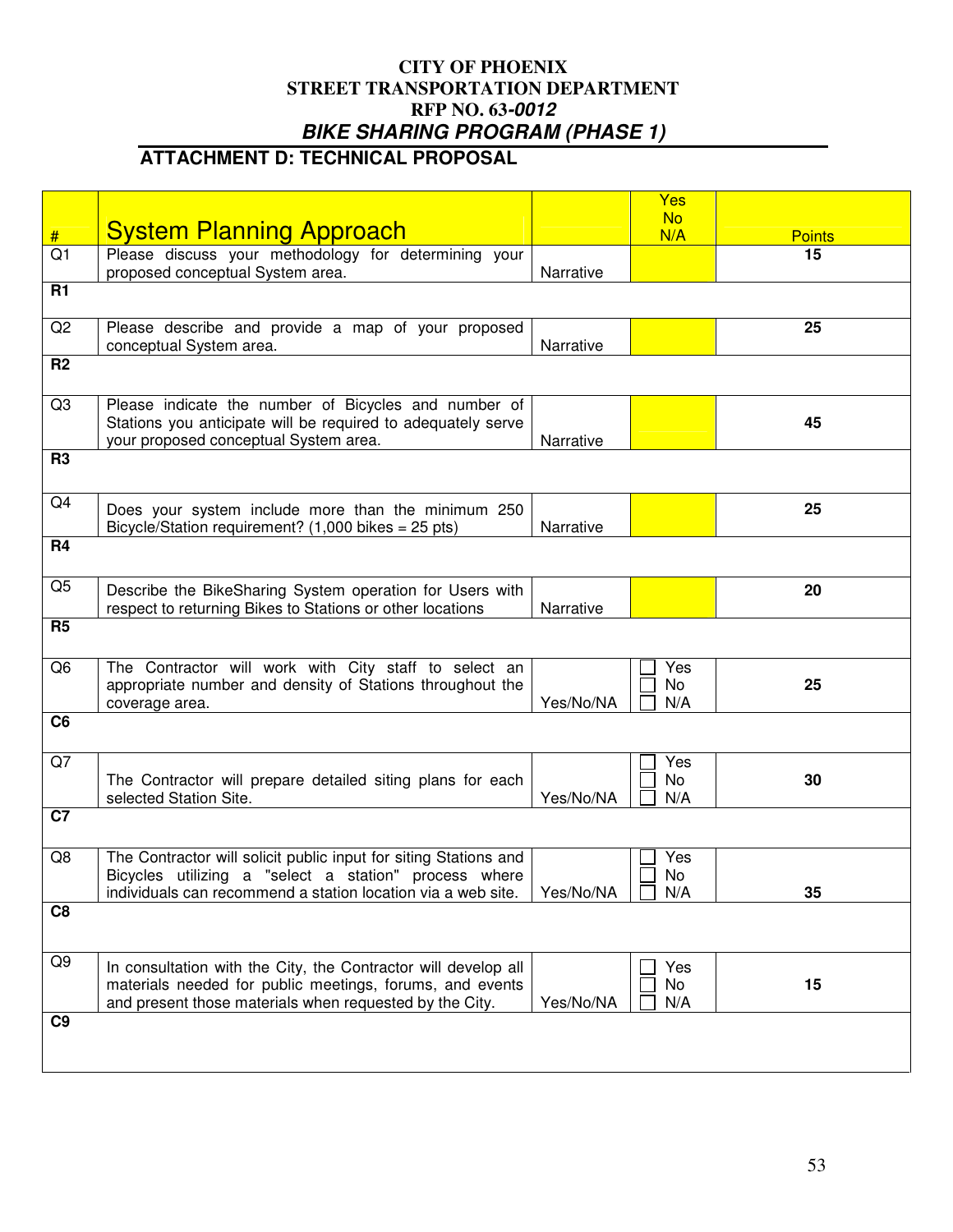**CITY OF PHOENIX**
**STREET TRANSPORTATION DEPARTMENT**
**RFP NO. 63-*0012***
***BIKE SHARING PROGRAM (PHASE 1)***

## ATTACHMENT D: TECHNICAL PROPOSAL

| # | System Planning Approach | | Yes No N/A | Points |
|---|---|---|---|---|
| Q1 | Please discuss your methodology for determining your proposed conceptual System area. | Narrative | | 15 |
| R1 | | | | |
| Q2 | Please describe and provide a map of your proposed conceptual System area. | Narrative | | 25 |
| R2 | | | | |
| Q3 | Please indicate the number of Bicycles and number of Stations you anticipate will be required to adequately serve your proposed conceptual System area. | Narrative | | 45 |
| R3 | | | | |
| Q4 | Does your system include more than the minimum 250 Bicycle/Station requirement? (1,000 bikes = 25 pts) | Narrative | | 25 |
| R4 | | | | |
| Q5 | Describe the BikeSharing System operation for Users with respect to returning Bikes to Stations or other locations | Narrative | | 20 |
| R5 | | | | |
| Q6 | The Contractor will work with City staff to select an appropriate number and density of Stations throughout the coverage area. | Yes/No/NA | ☐ Yes ☐ No ☐ N/A | 25 |
| C6 | | | | |
| Q7 | The Contractor will prepare detailed siting plans for each selected Station Site. | Yes/No/NA | ☐ Yes ☐ No ☐ N/A | 30 |
| C7 | | | | |
| Q8 | The Contractor will solicit public input for siting Stations and Bicycles utilizing a "select a station" process where individuals can recommend a station location via a web site. | Yes/No/NA | ☐ Yes ☐ No ☐ N/A | 35 |
| C8 | | | | |
| Q9 | In consultation with the City, the Contractor will develop all materials needed for public meetings, forums, and events and present those materials when requested by the City. | Yes/No/NA | ☐ Yes ☐ No ☐ N/A | 15 |
| C9 | | | | |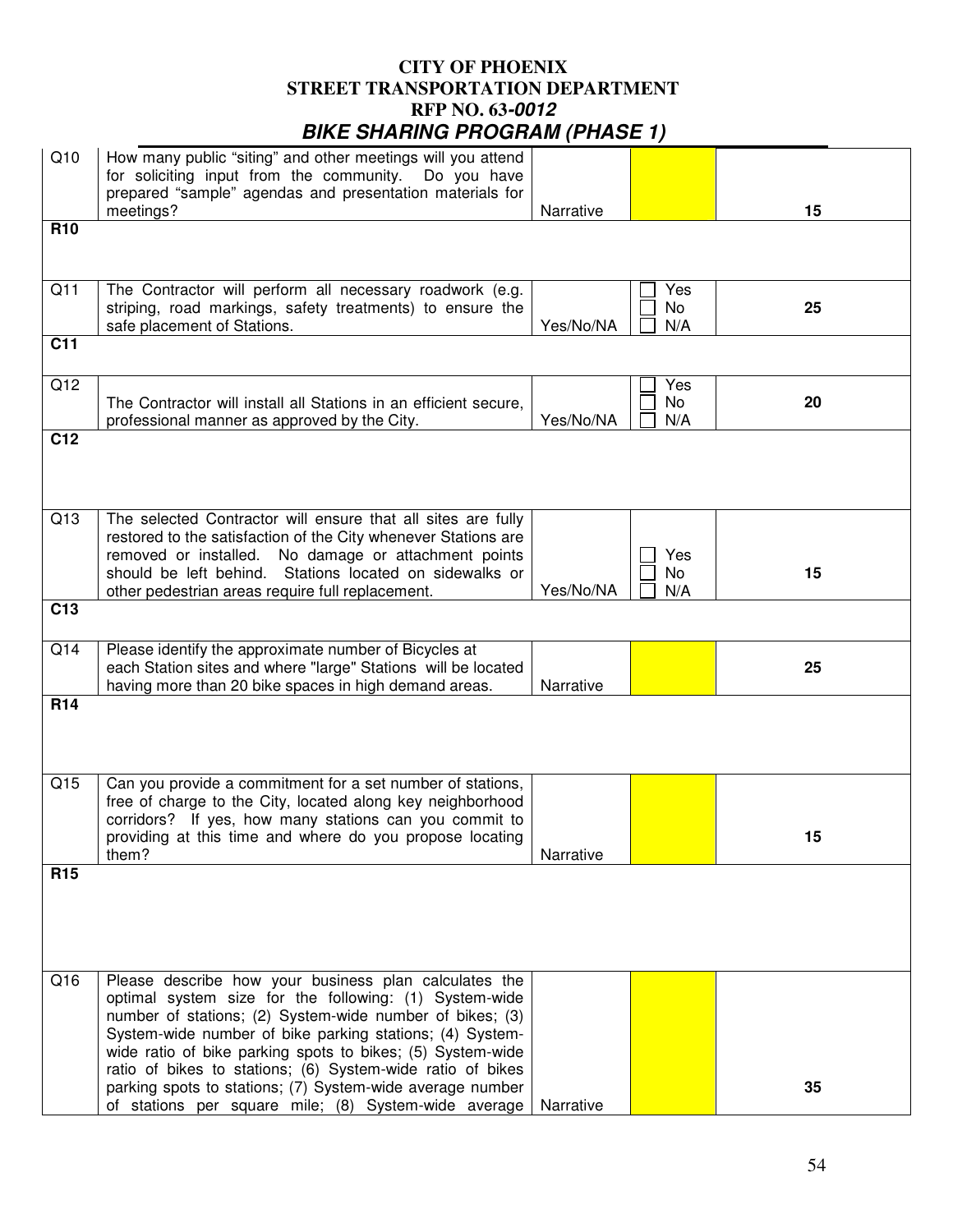# CITY OF PHOENIX
# STREET TRANSPORTATION DEPARTMENT
# RFP NO. 63-*0012*
## *BIKE SHARING PROGRAM (PHASE 1)*

| | | | | |
|---|---|---|---|---|
| Q10 | How many public "siting" and other meetings will you attend for soliciting input from the community. Do you have prepared "sample" agendas and presentation materials for meetings? | Narrative | | 15 |
| **R10** | | | | |
| Q11 | The Contractor will perform all necessary roadwork (e.g. striping, road markings, safety treatments) to ensure the safe placement of Stations. | Yes/No/NA | ☐ Yes ☐ No ☐ N/A | 25 |
| **C11** | | | | |
| Q12 | The Contractor will install all Stations in an efficient secure, professional manner as approved by the City. | Yes/No/NA | ☐ Yes ☐ No ☐ N/A | 20 |
| **C12** | | | | |
| Q13 | The selected Contractor will ensure that all sites are fully restored to the satisfaction of the City whenever Stations are removed or installed. No damage or attachment points should be left behind. Stations located on sidewalks or other pedestrian areas require full replacement. | Yes/No/NA | ☐ Yes ☐ No ☐ N/A | 15 |
| **C13** | | | | |
| Q14 | Please identify the approximate number of Bicycles at each Station sites and where "large" Stations will be located having more than 20 bike spaces in high demand areas. | Narrative | | 25 |
| **R14** | | | | |
| Q15 | Can you provide a commitment for a set number of stations, free of charge to the City, located along key neighborhood corridors? If yes, how many stations can you commit to providing at this time and where do you propose locating them? | Narrative | | 15 |
| **R15** | | | | |
| Q16 | Please describe how your business plan calculates the optimal system size for the following: (1) System-wide number of stations; (2) System-wide number of bikes; (3) System-wide number of bike parking stations; (4) System-wide ratio of bike parking spots to bikes; (5) System-wide ratio of bikes to stations; (6) System-wide ratio of bikes parking spots to stations; (7) System-wide average number of stations per square mile; (8) System-wide average | Narrative | | 35 |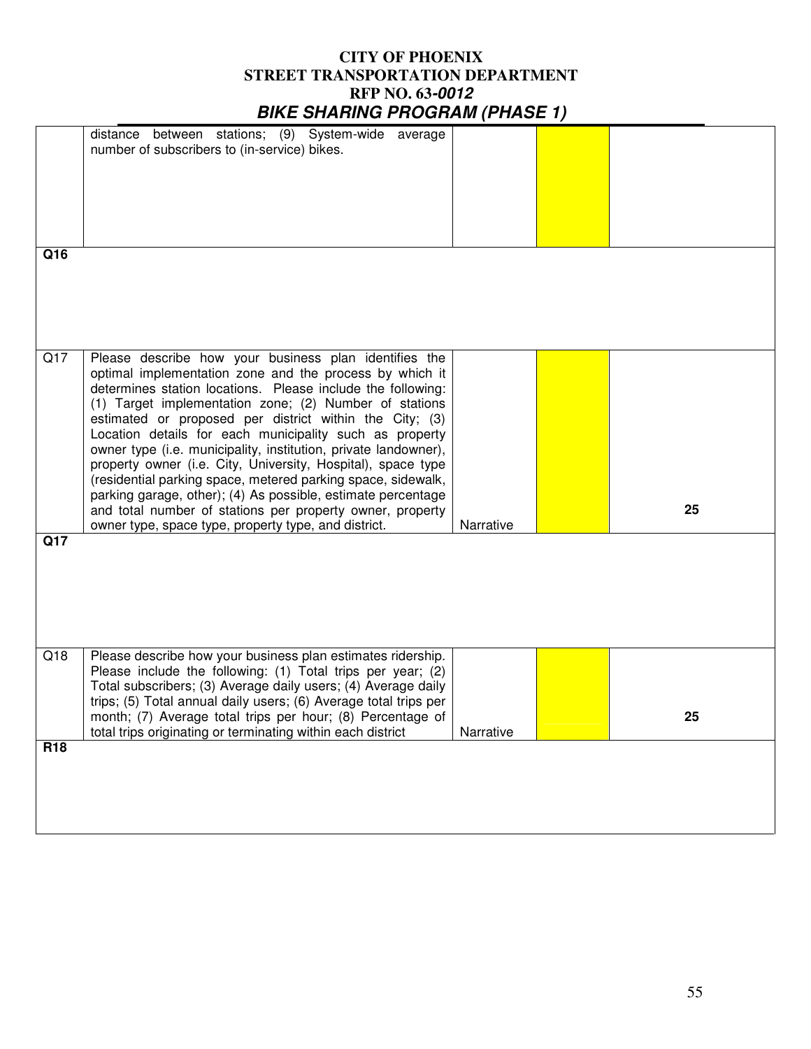# CITY OF PHOENIX
# STREET TRANSPORTATION DEPARTMENT
# RFP NO. 63-*0012*
## *BIKE SHARING PROGRAM (PHASE 1)*

| | | | | |
|---|---|---|---|---|
| | distance between stations; (9) System-wide average number of subscribers to (in-service) bikes. | | | |
| **Q16** | | | | |
| Q17 | Please describe how your business plan identifies the optimal implementation zone and the process by which it determines station locations. Please include the following: (1) Target implementation zone; (2) Number of stations estimated or proposed per district within the City; (3) Location details for each municipality such as property owner type (i.e. municipality, institution, private landowner), property owner (i.e. City, University, Hospital), space type (residential parking space, metered parking space, sidewalk, parking garage, other); (4) As possible, estimate percentage and total number of stations per property owner, property owner type, space type, property type, and district. | Narrative | | **25** |
| **Q17** | | | | |
| Q18 | Please describe how your business plan estimates ridership. Please include the following: (1) Total trips per year; (2) Total subscribers; (3) Average daily users; (4) Average daily trips; (5) Total annual daily users; (6) Average total trips per month; (7) Average total trips per hour; (8) Percentage of total trips originating or terminating within each district | Narrative | | **25** |
| **R18** | | | | |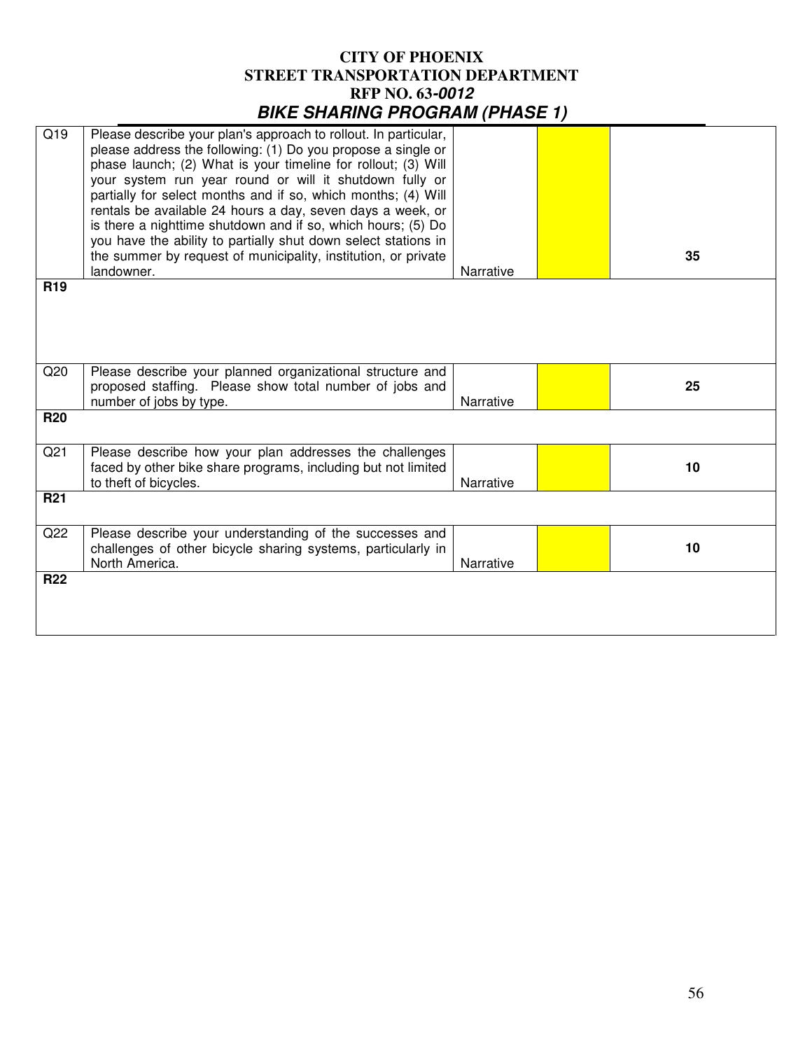# CITY OF PHOENIX
## STREET TRANSPORTATION DEPARTMENT
## RFP NO. 63-*0012*
## *BIKE SHARING PROGRAM (PHASE 1)*

| | | | | |
|---|---|---|---|---|
| Q19 | Please describe your plan's approach to rollout. In particular, please address the following: (1) Do you propose a single or phase launch; (2) What is your timeline for rollout; (3) Will your system run year round or will it shutdown fully or partially for select months and if so, which months; (4) Will rentals be available 24 hours a day, seven days a week, or is there a nighttime shutdown and if so, which hours; (5) Do you have the ability to partially shut down select stations in the summer by request of municipality, institution, or private landowner. | Narrative | | **35** |
| **R19** | | | | |
| Q20 | Please describe your planned organizational structure and proposed staffing. Please show total number of jobs and number of jobs by type. | Narrative | | **25** |
| **R20** | | | | |
| Q21 | Please describe how your plan addresses the challenges faced by other bike share programs, including but not limited to theft of bicycles. | Narrative | | **10** |
| **R21** | | | | |
| Q22 | Please describe your understanding of the successes and challenges of other bicycle sharing systems, particularly in North America. | Narrative | | **10** |
| **R22** | | | | |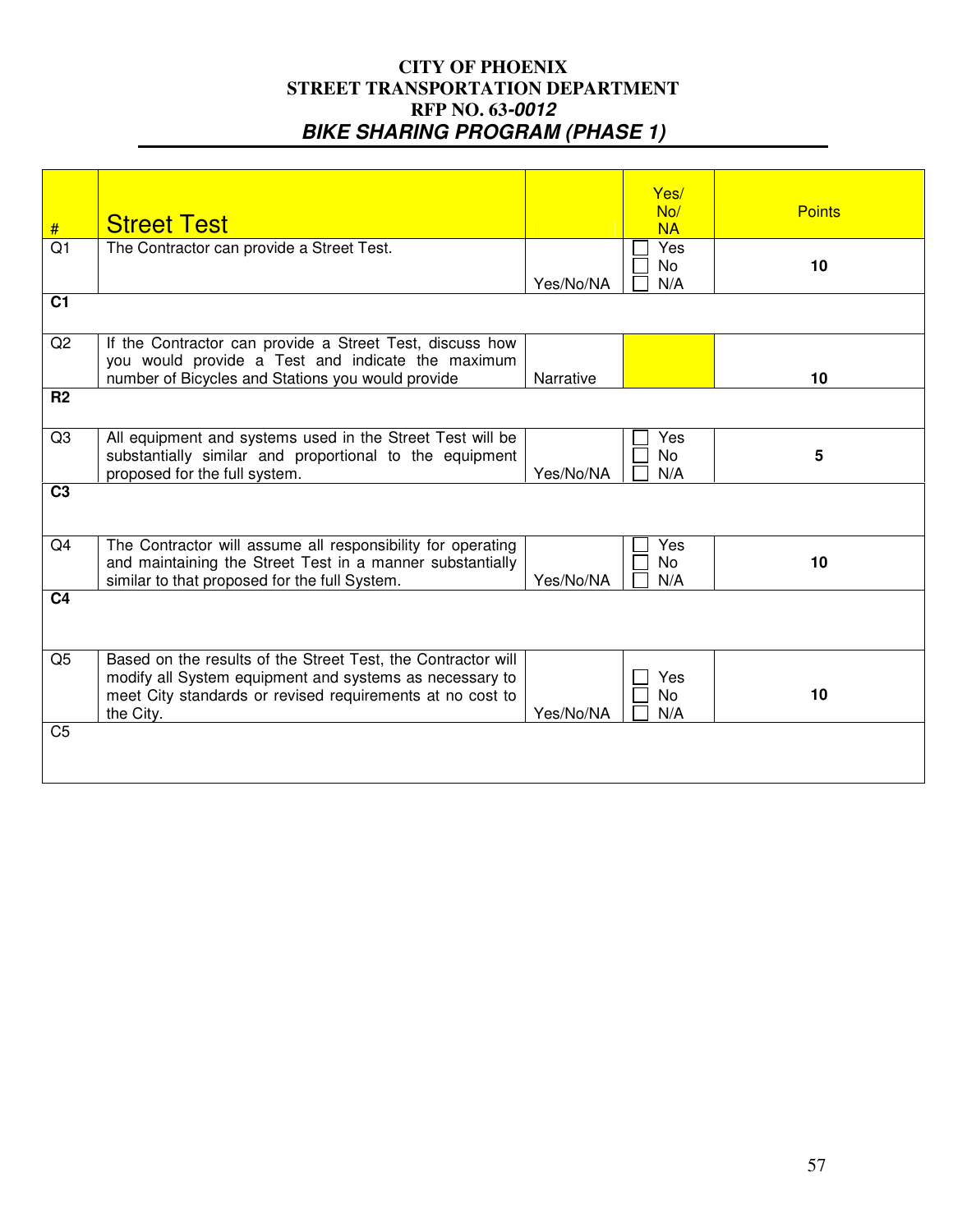**CITY OF PHOENIX**
**STREET TRANSPORTATION DEPARTMENT**
**RFP NO. 63-*0012***
***BIKE SHARING PROGRAM (PHASE 1)***

| # | Street Test | | Yes/ No/ NA | Points |
|---|---|---|---|---|
| Q1 | The Contractor can provide a Street Test. | Yes/No/NA | ☐ Yes ☐ No ☐ N/A | **10** |
| **C1** | | | | |
| Q2 | If the Contractor can provide a Street Test, discuss how you would provide a Test and indicate the maximum number of Bicycles and Stations you would provide | Narrative | | **10** |
| **R2** | | | | |
| Q3 | All equipment and systems used in the Street Test will be substantially similar and proportional to the equipment proposed for the full system. | Yes/No/NA | ☐ Yes ☐ No ☐ N/A | **5** |
| **C3** | | | | |
| Q4 | The Contractor will assume all responsibility for operating and maintaining the Street Test in a manner substantially similar to that proposed for the full System. | Yes/No/NA | ☐ Yes ☐ No ☐ N/A | **10** |
| **C4** | | | | |
| Q5 | Based on the results of the Street Test, the Contractor will modify all System equipment and systems as necessary to meet City standards or revised requirements at no cost to the City. | Yes/No/NA | ☐ Yes ☐ No ☐ N/A | **10** |
| C5 | | | | |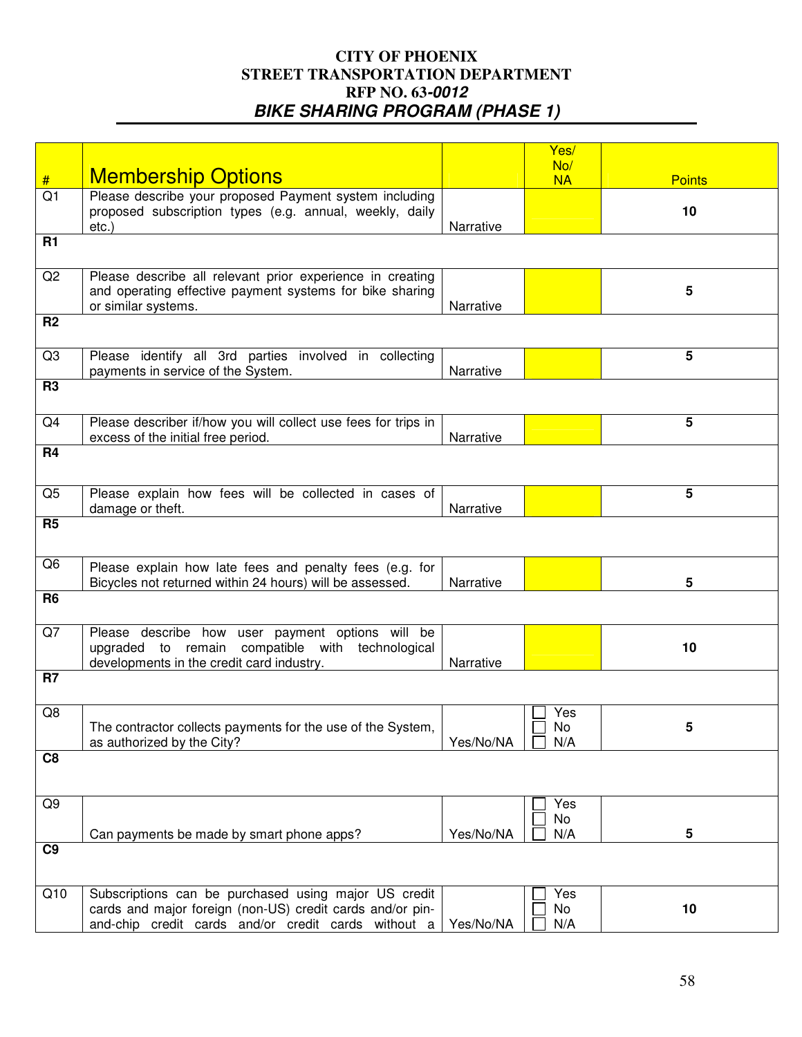**CITY OF PHOENIX**
**STREET TRANSPORTATION DEPARTMENT**
**RFP NO. 63-*0012***
***BIKE SHARING PROGRAM (PHASE 1)***

| # | Membership Options | | Yes/ No/ NA | Points |
|---|---|---|---|---|
| Q1 | Please describe your proposed Payment system including proposed subscription types (e.g. annual, weekly, daily etc.) | Narrative | | 10 |
| **R1** | | | | |
| Q2 | Please describe all relevant prior experience in creating and operating effective payment systems for bike sharing or similar systems. | Narrative | | 5 |
| **R2** | | | | |
| Q3 | Please identify all 3rd parties involved in collecting payments in service of the System. | Narrative | | 5 |
| **R3** | | | | |
| Q4 | Please describer if/how you will collect use fees for trips in excess of the initial free period. | Narrative | | 5 |
| **R4** | | | | |
| Q5 | Please explain how fees will be collected in cases of damage or theft. | Narrative | | 5 |
| **R5** | | | | |
| Q6 | Please explain how late fees and penalty fees (e.g. for Bicycles not returned within 24 hours) will be assessed. | Narrative | | 5 |
| **R6** | | | | |
| Q7 | Please describe how user payment options will be upgraded to remain compatible with technological developments in the credit card industry. | Narrative | | 10 |
| **R7** | | | | |
| Q8 | The contractor collects payments for the use of the System, as authorized by the City? | Yes/No/NA | ☐ Yes ☐ No ☐ N/A | 5 |
| **C8** | | | | |
| Q9 | Can payments be made by smart phone apps? | Yes/No/NA | ☐ Yes ☐ No ☐ N/A | 5 |
| **C9** | | | | |
| Q10 | Subscriptions can be purchased using major US credit cards and major foreign (non-US) credit cards and/or pin-and-chip credit cards and/or credit cards without a | Yes/No/NA | ☐ Yes ☐ No ☐ N/A | 10 |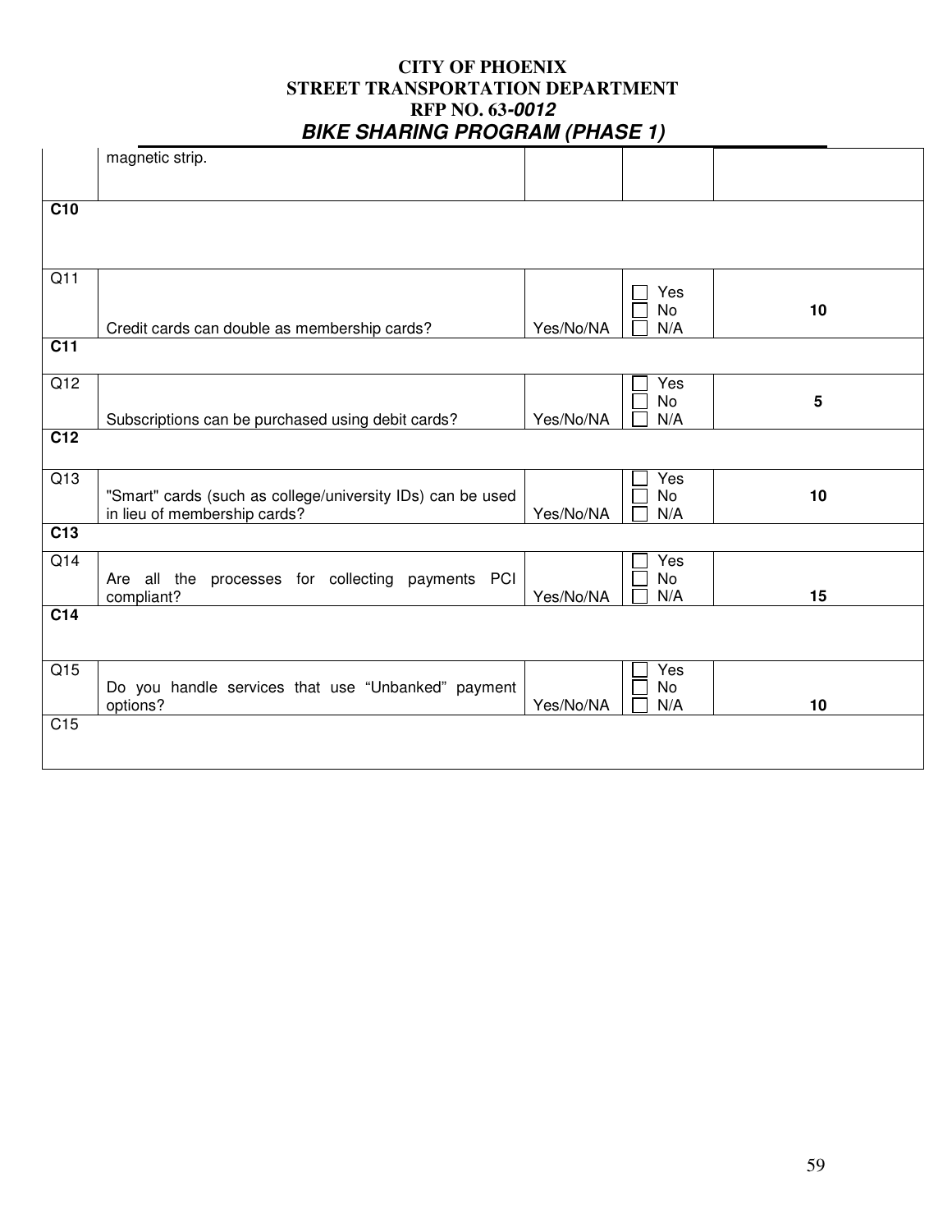| | | | | |
|---|---|---|---|---|
| | magnetic strip. | | | |
| **C10** | | | | |
| Q11 | Credit cards can double as membership cards? | Yes/No/NA | ☐ Yes ☐ No ☐ N/A | **10** |
| **C11** | | | | |
| Q12 | Subscriptions can be purchased using debit cards? | Yes/No/NA | ☐ Yes ☐ No ☐ N/A | **5** |
| **C12** | | | | |
| Q13 | "Smart" cards (such as college/university IDs) can be used in lieu of membership cards? | Yes/No/NA | ☐ Yes ☐ No ☐ N/A | **10** |
| **C13** | | | | |
| Q14 | Are all the processes for collecting payments PCI compliant? | Yes/No/NA | ☐ Yes ☐ No ☐ N/A | **15** |
| **C14** | | | | |
| Q15 | Do you handle services that use "Unbanked" payment options? | Yes/No/NA | ☐ Yes ☐ No ☐ N/A | **10** |
| C15 | | | | |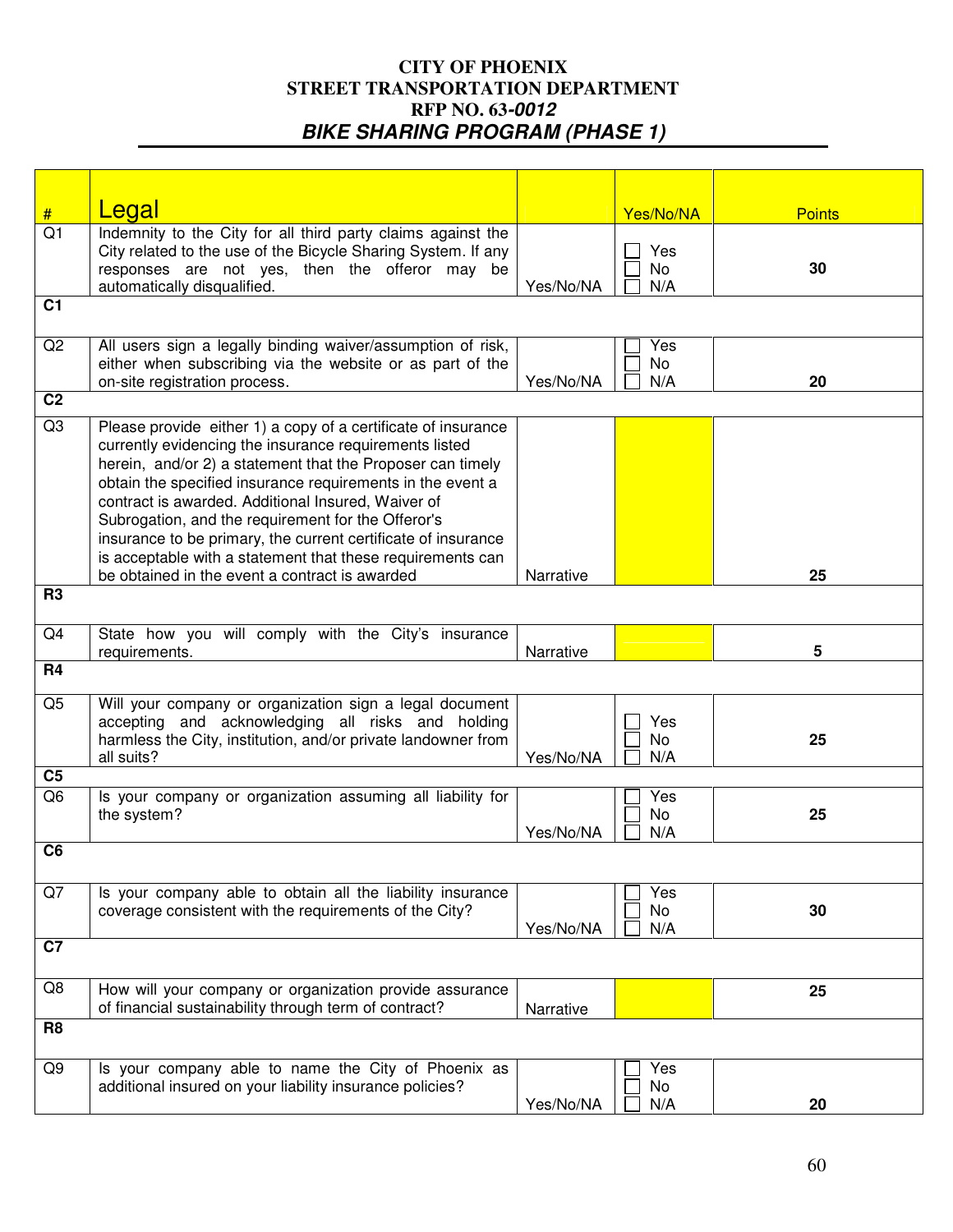**CITY OF PHOENIX**
**STREET TRANSPORTATION DEPARTMENT**
**RFP NO. 63-*0012***
***BIKE SHARING PROGRAM (PHASE 1)***

| # | Legal | | Yes/No/NA | Points |
|---|---|---|---|---|
| Q1 | Indemnity to the City for all third party claims against the City related to the use of the Bicycle Sharing System. If any responses are not yes, then the offeror may be automatically disqualified. | Yes/No/NA | ☐ Yes ☐ No ☐ N/A | **30** |
| **C1** | | | | |
| Q2 | All users sign a legally binding waiver/assumption of risk, either when subscribing via the website or as part of the on-site registration process. | Yes/No/NA | ☐ Yes ☐ No ☐ N/A | **20** |
| **C2** | | | | |
| Q3 | Please provide either 1) a copy of a certificate of insurance currently evidencing the insurance requirements listed herein, and/or 2) a statement that the Proposer can timely obtain the specified insurance requirements in the event a contract is awarded. Additional Insured, Waiver of Subrogation, and the requirement for the Offeror's insurance to be primary, the current certificate of insurance is acceptable with a statement that these requirements can be obtained in the event a contract is awarded | Narrative | | **25** |
| **R3** | | | | |
| Q4 | State how you will comply with the City's insurance requirements. | Narrative | | **5** |
| **R4** | | | | |
| Q5 | Will your company or organization sign a legal document accepting and acknowledging all risks and holding harmless the City, institution, and/or private landowner from all suits? | Yes/No/NA | ☐ Yes ☐ No ☐ N/A | **25** |
| **C5** | | | | |
| Q6 | Is your company or organization assuming all liability for the system? | Yes/No/NA | ☐ Yes ☐ No ☐ N/A | **25** |
| **C6** | | | | |
| Q7 | Is your company able to obtain all the liability insurance coverage consistent with the requirements of the City? | Yes/No/NA | ☐ Yes ☐ No ☐ N/A | **30** |
| **C7** | | | | |
| Q8 | How will your company or organization provide assurance of financial sustainability through term of contract? | Narrative | | **25** |
| **R8** | | | | |
| Q9 | Is your company able to name the City of Phoenix as additional insured on your liability insurance policies? | Yes/No/NA | ☐ Yes ☐ No ☐ N/A | **20** |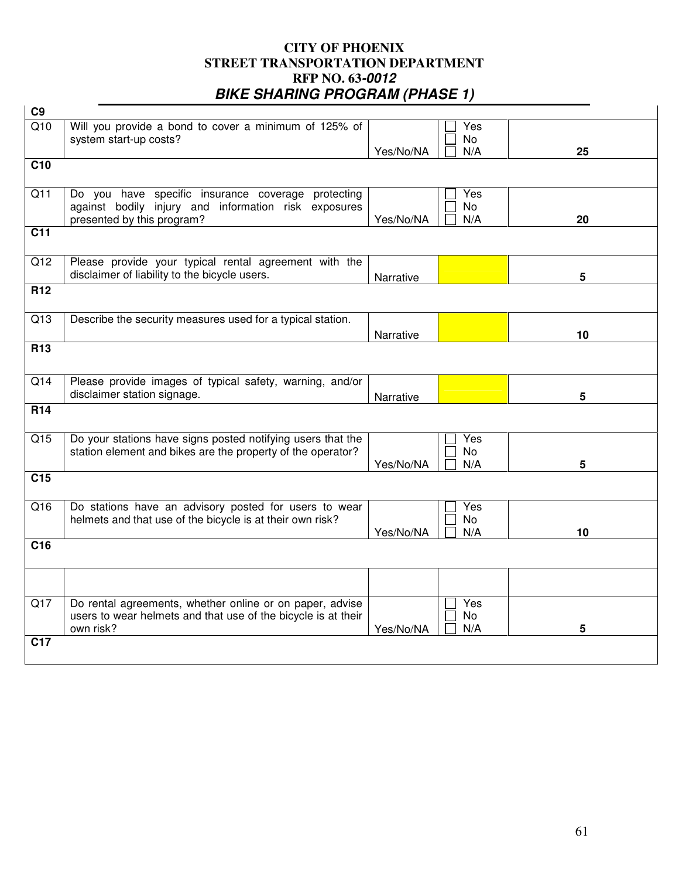**CITY OF PHOENIX**
**STREET TRANSPORTATION DEPARTMENT**
**RFP NO. 63-*0012***
***BIKE SHARING PROGRAM (PHASE 1)***

| | | | | |
|---|---|---|---|---|
| **C9** | | | | |
| Q10 | Will you provide a bond to cover a minimum of 125% of system start-up costs? | Yes/No/NA | ☐ Yes<br>☐ No<br>☐ N/A | **25** |
| **C10** | | | | |
| Q11 | Do you have specific insurance coverage protecting against bodily injury and information risk exposures presented by this program? | Yes/No/NA | ☐ Yes<br>☐ No<br>☐ N/A | **20** |
| **C11** | | | | |
| Q12 | Please provide your typical rental agreement with the disclaimer of liability to the bicycle users. | Narrative | | **5** |
| **R12** | | | | |
| Q13 | Describe the security measures used for a typical station. | Narrative | | **10** |
| **R13** | | | | |
| Q14 | Please provide images of typical safety, warning, and/or disclaimer station signage. | Narrative | | **5** |
| **R14** | | | | |
| Q15 | Do your stations have signs posted notifying users that the station element and bikes are the property of the operator? | Yes/No/NA | ☐ Yes<br>☐ No<br>☐ N/A | **5** |
| **C15** | | | | |
| Q16 | Do stations have an advisory posted for users to wear helmets and that use of the bicycle is at their own risk? | Yes/No/NA | ☐ Yes<br>☐ No<br>☐ N/A | **10** |
| **C16** | | | | |
| | | | | |
| Q17 | Do rental agreements, whether online or on paper, advise users to wear helmets and that use of the bicycle is at their own risk? | Yes/No/NA | ☐ Yes<br>☐ No<br>☐ N/A | **5** |
| **C17** | | | | |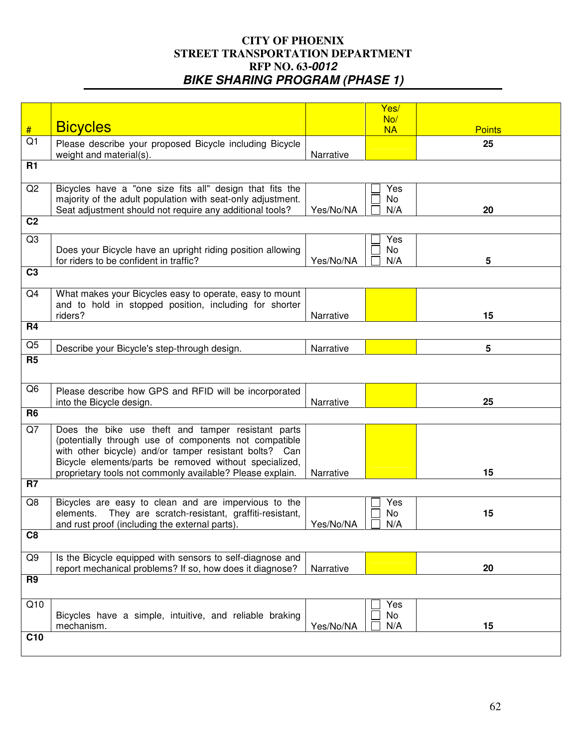# CITY OF PHOENIX
## STREET TRANSPORTATION DEPARTMENT
## RFP NO. 63-*0012*
## *BIKE SHARING PROGRAM (PHASE 1)*

| # | Bicycles | | Yes/ No/ NA | Points |
|---|---|---|---|---|
| Q1 | Please describe your proposed Bicycle including Bicycle weight and material(s). | Narrative | | 25 |
| **R1** | | | | |
| Q2 | Bicycles have a "one size fits all" design that fits the majority of the adult population with seat-only adjustment. Seat adjustment should not require any additional tools? | Yes/No/NA | ☐ Yes ☐ No ☐ N/A | 20 |
| **C2** | | | | |
| Q3 | Does your Bicycle have an upright riding position allowing for riders to be confident in traffic? | Yes/No/NA | ☐ Yes ☐ No ☐ N/A | 5 |
| **C3** | | | | |
| Q4 | What makes your Bicycles easy to operate, easy to mount and to hold in stopped position, including for shorter riders? | Narrative | | 15 |
| **R4** | | | | |
| Q5 | Describe your Bicycle's step-through design. | Narrative | | 5 |
| **R5** | | | | |
| Q6 | Please describe how GPS and RFID will be incorporated into the Bicycle design. | Narrative | | 25 |
| **R6** | | | | |
| Q7 | Does the bike use theft and tamper resistant parts (potentially through use of components not compatible with other bicycle) and/or tamper resistant bolts? Can Bicycle elements/parts be removed without specialized, proprietary tools not commonly available? Please explain. | Narrative | | 15 |
| **R7** | | | | |
| Q8 | Bicycles are easy to clean and are impervious to the elements. They are scratch-resistant, graffiti-resistant, and rust proof (including the external parts). | Yes/No/NA | ☐ Yes ☐ No ☐ N/A | 15 |
| **C8** | | | | |
| Q9 | Is the Bicycle equipped with sensors to self-diagnose and report mechanical problems? If so, how does it diagnose? | Narrative | | 20 |
| **R9** | | | | |
| Q10 | Bicycles have a simple, intuitive, and reliable braking mechanism. | Yes/No/NA | ☐ Yes ☐ No ☐ N/A | 15 |
| **C10** | | | | |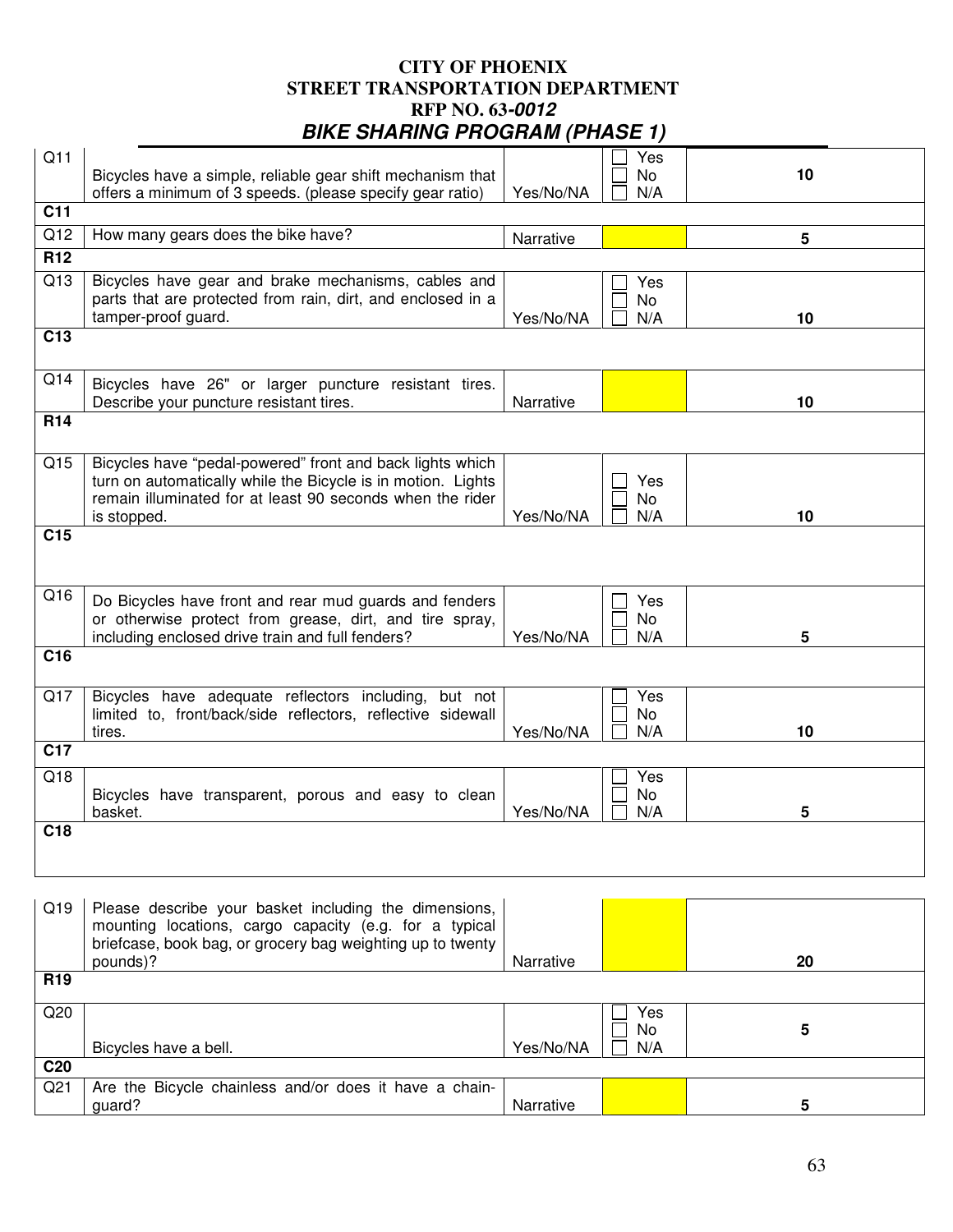# CITY OF PHOENIX
## STREET TRANSPORTATION DEPARTMENT
## RFP NO. 63-*0012*
## *BIKE SHARING PROGRAM (PHASE 1)*

| | | | | |
|---|---|---|---|---|
| Q11 | Bicycles have a simple, reliable gear shift mechanism that offers a minimum of 3 speeds. (please specify gear ratio) | Yes/No/NA | ☐ Yes ☐ No ☐ N/A | **10** |
| **C11** | | | | |
| Q12 | How many gears does the bike have? | Narrative | | **5** |
| **R12** | | | | |
| Q13 | Bicycles have gear and brake mechanisms, cables and parts that are protected from rain, dirt, and enclosed in a tamper-proof guard. | Yes/No/NA | ☐ Yes ☐ No ☐ N/A | **10** |
| **C13** | | | | |
| Q14 | Bicycles have 26" or larger puncture resistant tires. Describe your puncture resistant tires. | Narrative | | **10** |
| **R14** | | | | |
| Q15 | Bicycles have "pedal-powered" front and back lights which turn on automatically while the Bicycle is in motion. Lights remain illuminated for at least 90 seconds when the rider is stopped. | Yes/No/NA | ☐ Yes ☐ No ☐ N/A | **10** |
| **C15** | | | | |
| Q16 | Do Bicycles have front and rear mud guards and fenders or otherwise protect from grease, dirt, and tire spray, including enclosed drive train and full fenders? | Yes/No/NA | ☐ Yes ☐ No ☐ N/A | **5** |
| **C16** | | | | |
| Q17 | Bicycles have adequate reflectors including, but not limited to, front/back/side reflectors, reflective sidewall tires. | Yes/No/NA | ☐ Yes ☐ No ☐ N/A | **10** |
| **C17** | | | | |
| Q18 | Bicycles have transparent, porous and easy to clean basket. | Yes/No/NA | ☐ Yes ☐ No ☐ N/A | **5** |
| **C18** | | | | |

| | | | | |
|---|---|---|---|---|
| Q19 | Please describe your basket including the dimensions, mounting locations, cargo capacity (e.g. for a typical briefcase, book bag, or grocery bag weighting up to twenty pounds)? | Narrative | | **20** |
| **R19** | | | | |
| Q20 | Bicycles have a bell. | Yes/No/NA | ☐ Yes ☐ No ☐ N/A | **5** |
| **C20** | | | | |
| Q21 | Are the Bicycle chainless and/or does it have a chain-guard? | Narrative | | **5** |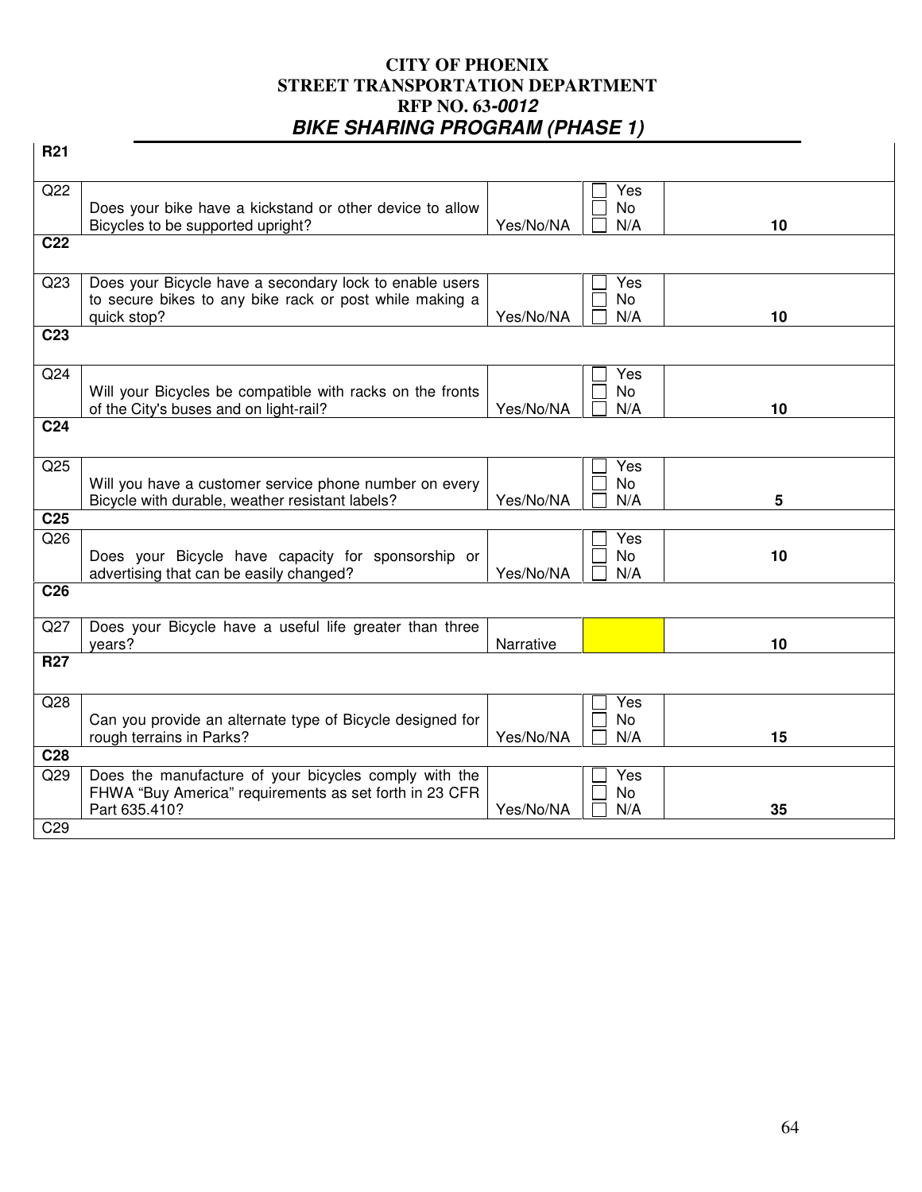# CITY OF PHOENIX
# STREET TRANSPORTATION DEPARTMENT
# RFP NO. 63-*0012*
## *BIKE SHARING PROGRAM (PHASE 1)*

| | | | | |
|---|---|---|---|---|
| **R21** | | | | |
| Q22 | Does your bike have a kickstand or other device to allow Bicycles to be supported upright? | Yes/No/NA | ☐ Yes ☐ No ☐ N/A | **10** |
| **C22** | | | | |
| Q23 | Does your Bicycle have a secondary lock to enable users to secure bikes to any bike rack or post while making a quick stop? | Yes/No/NA | ☐ Yes ☐ No ☐ N/A | **10** |
| **C23** | | | | |
| Q24 | Will your Bicycles be compatible with racks on the fronts of the City's buses and on light-rail? | Yes/No/NA | ☐ Yes ☐ No ☐ N/A | **10** |
| **C24** | | | | |
| Q25 | Will you have a customer service phone number on every Bicycle with durable, weather resistant labels? | Yes/No/NA | ☐ Yes ☐ No ☐ N/A | **5** |
| **C25** | | | | |
| Q26 | Does your Bicycle have capacity for sponsorship or advertising that can be easily changed? | Yes/No/NA | ☐ Yes ☐ No ☐ N/A | **10** |
| **C26** | | | | |
| Q27 | Does your Bicycle have a useful life greater than three years? | Narrative | | **10** |
| **R27** | | | | |
| Q28 | Can you provide an alternate type of Bicycle designed for rough terrains in Parks? | Yes/No/NA | ☐ Yes ☐ No ☐ N/A | **15** |
| **C28** | | | | |
| Q29 | Does the manufacture of your bicycles comply with the FHWA "Buy America" requirements as set forth in 23 CFR Part 635.410? | Yes/No/NA | ☐ Yes ☐ No ☐ N/A | **35** |
| C29 | | | | |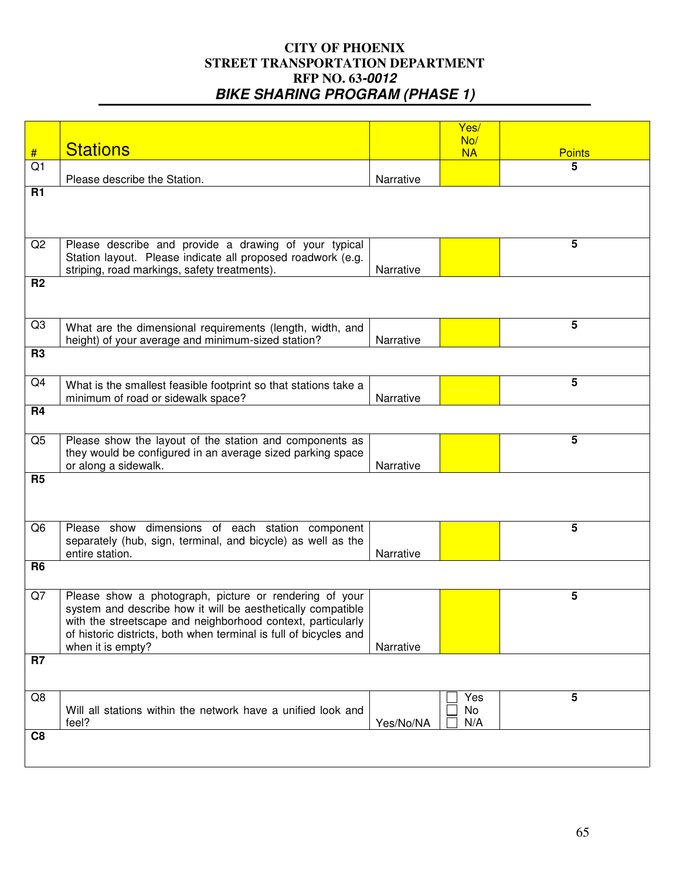# CITY OF PHOENIX
## STREET TRANSPORTATION DEPARTMENT
## RFP NO. 63-*0012*
## *BIKE SHARING PROGRAM (PHASE 1)*

| # | Stations | | Yes/ No/ NA | Points |
|---|---|---|---|---|
| Q1 | Please describe the Station. | Narrative | | 5 |
| R1 | | | | |
| Q2 | Please describe and provide a drawing of your typical Station layout. Please indicate all proposed roadwork (e.g. striping, road markings, safety treatments). | Narrative | | 5 |
| R2 | | | | |
| Q3 | What are the dimensional requirements (length, width, and height) of your average and minimum-sized station? | Narrative | | 5 |
| R3 | | | | |
| Q4 | What is the smallest feasible footprint so that stations take a minimum of road or sidewalk space? | Narrative | | 5 |
| R4 | | | | |
| Q5 | Please show the layout of the station and components as they would be configured in an average sized parking space or along a sidewalk. | Narrative | | 5 |
| R5 | | | | |
| Q6 | Please show dimensions of each station component separately (hub, sign, terminal, and bicycle) as well as the entire station. | Narrative | | 5 |
| R6 | | | | |
| Q7 | Please show a photograph, picture or rendering of your system and describe how it will be aesthetically compatible with the streetscape and neighborhood context, particularly of historic districts, both when terminal is full of bicycles and when it is empty? | Narrative | | 5 |
| R7 | | | | |
| Q8 | Will all stations within the network have a unified look and feel? | Yes/No/NA | ☐ Yes ☐ No ☐ N/A | 5 |
| C8 | | | | |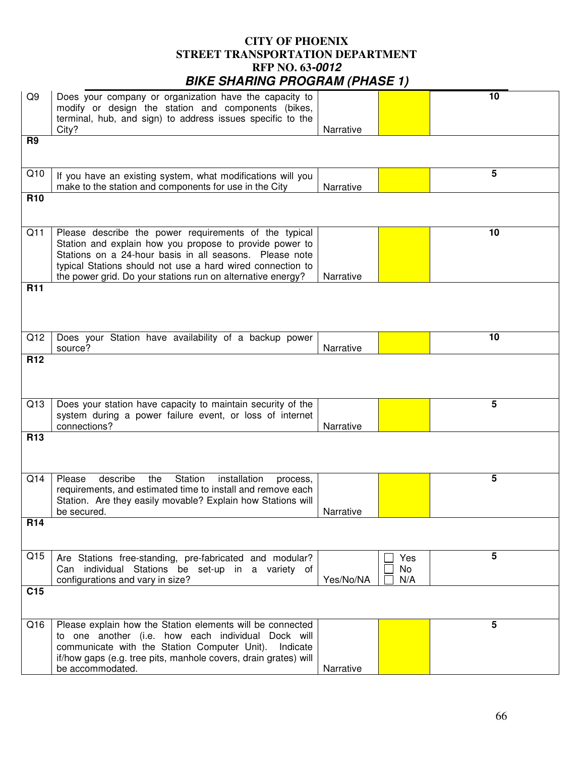# CITY OF PHOENIX
# STREET TRANSPORTATION DEPARTMENT
# RFP NO. 63-*0012*
# *BIKE SHARING PROGRAM (PHASE 1)*

| | | | | |
|---|---|---|---|---|
| Q9 | Does your company or organization have the capacity to modify or design the station and components (bikes, terminal, hub, and sign) to address issues specific to the City? | Narrative | | **10** |
| **R9** | | | | |
| Q10 | If you have an existing system, what modifications will you make to the station and components for use in the City | Narrative | | **5** |
| **R10** | | | | |
| Q11 | Please describe the power requirements of the typical Station and explain how you propose to provide power to Stations on a 24-hour basis in all seasons. Please note typical Stations should not use a hard wired connection to the power grid. Do your stations run on alternative energy? | Narrative | | **10** |
| **R11** | | | | |
| Q12 | Does your Station have availability of a backup power source? | Narrative | | **10** |
| **R12** | | | | |
| Q13 | Does your station have capacity to maintain security of the system during a power failure event, or loss of internet connections? | Narrative | | **5** |
| **R13** | | | | |
| Q14 | Please describe the Station installation process, requirements, and estimated time to install and remove each Station. Are they easily movable? Explain how Stations will be secured. | Narrative | | **5** |
| **R14** | | | | |
| Q15 | Are Stations free-standing, pre-fabricated and modular? Can individual Stations be set-up in a variety of configurations and vary in size? | Yes/No/NA | ☐ Yes<br>☐ No<br>☐ N/A | **5** |
| **C15** | | | | |
| Q16 | Please explain how the Station elements will be connected to one another (i.e. how each individual Dock will communicate with the Station Computer Unit). Indicate if/how gaps (e.g. tree pits, manhole covers, drain grates) will be accommodated. | Narrative | | **5** |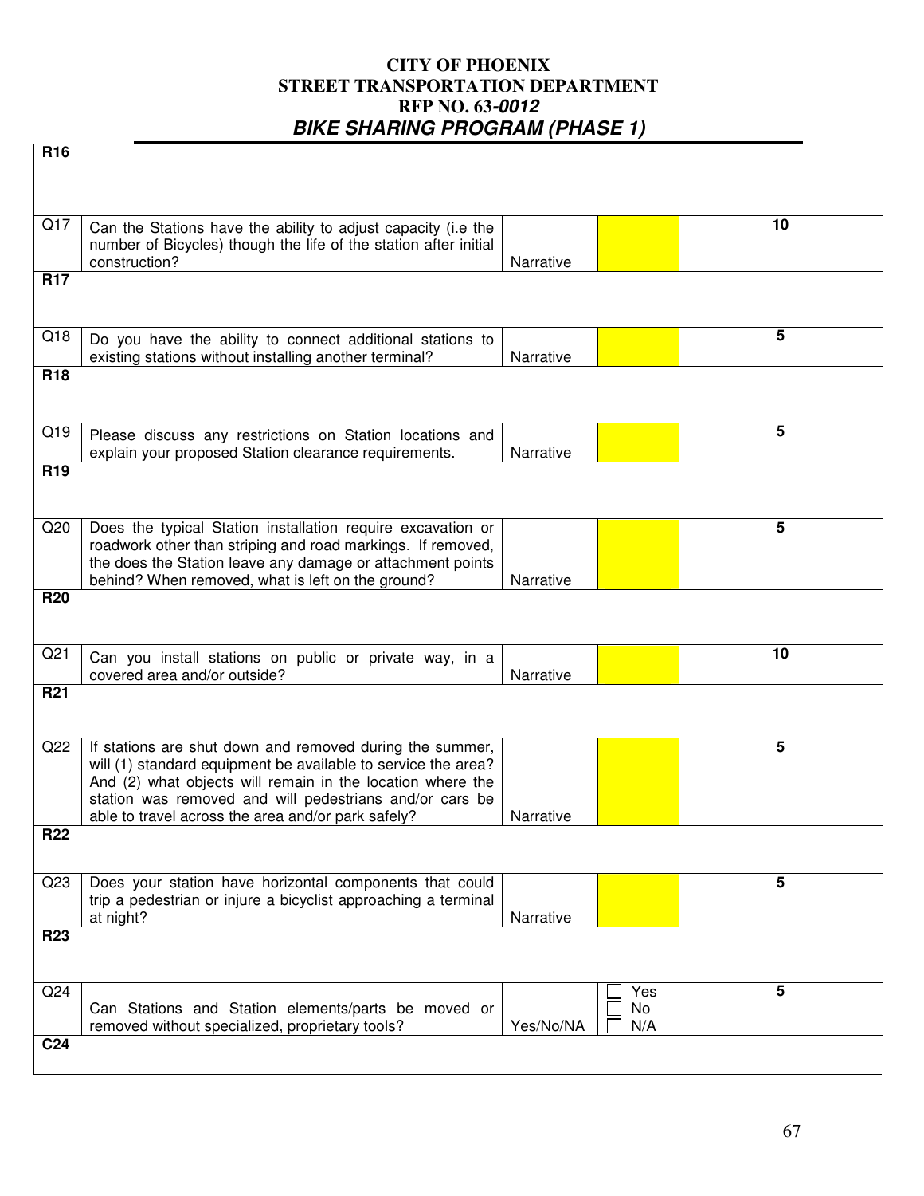# CITY OF PHOENIX
## STREET TRANSPORTATION DEPARTMENT
## RFP NO. 63-*0012*
## *BIKE SHARING PROGRAM (PHASE 1)*

| | | | | |
|---|---|---|---|---|
| **R16** | | | | |
| Q17 | Can the Stations have the ability to adjust capacity (i.e the number of Bicycles) though the life of the station after initial construction? | Narrative | | **10** |
| **R17** | | | | |
| Q18 | Do you have the ability to connect additional stations to existing stations without installing another terminal? | Narrative | | **5** |
| **R18** | | | | |
| Q19 | Please discuss any restrictions on Station locations and explain your proposed Station clearance requirements. | Narrative | | **5** |
| **R19** | | | | |
| Q20 | Does the typical Station installation require excavation or roadwork other than striping and road markings. If removed, the does the Station leave any damage or attachment points behind? When removed, what is left on the ground? | Narrative | | **5** |
| **R20** | | | | |
| Q21 | Can you install stations on public or private way, in a covered area and/or outside? | Narrative | | **10** |
| **R21** | | | | |
| Q22 | If stations are shut down and removed during the summer, will (1) standard equipment be available to service the area? And (2) what objects will remain in the location where the station was removed and will pedestrians and/or cars be able to travel across the area and/or park safely? | Narrative | | **5** |
| **R22** | | | | |
| Q23 | Does your station have horizontal components that could trip a pedestrian or injure a bicyclist approaching a terminal at night? | Narrative | | **5** |
| **R23** | | | | |
| Q24 | Can Stations and Station elements/parts be moved or removed without specialized, proprietary tools? | Yes/No/NA | ☐ Yes ☐ No ☐ N/A | **5** |
| **C24** | | | | |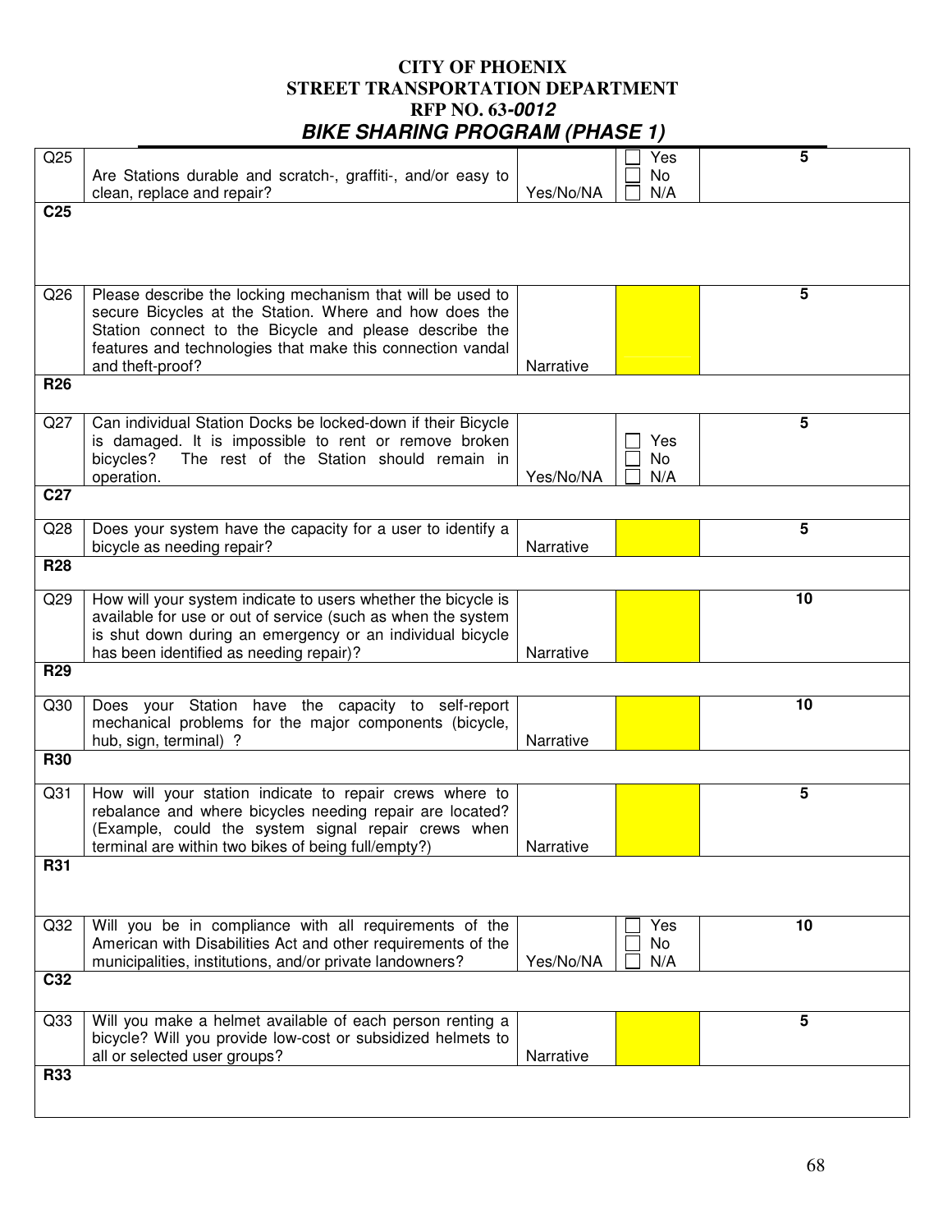# CITY OF PHOENIX
## STREET TRANSPORTATION DEPARTMENT
## RFP NO. 63-*0012*
## *BIKE SHARING PROGRAM (PHASE 1)*

| | | | | |
|---|---|---|---|---|
| Q25 | Are Stations durable and scratch-, graffiti-, and/or easy to clean, replace and repair? | Yes/No/NA | ☐ Yes ☐ No ☐ N/A | **5** |
| **C25** | | | | |
| Q26 | Please describe the locking mechanism that will be used to secure Bicycles at the Station. Where and how does the Station connect to the Bicycle and please describe the features and technologies that make this connection vandal and theft-proof? | Narrative | | **5** |
| **R26** | | | | |
| Q27 | Can individual Station Docks be locked-down if their Bicycle is damaged. It is impossible to rent or remove broken bicycles? The rest of the Station should remain in operation. | Yes/No/NA | ☐ Yes ☐ No ☐ N/A | **5** |
| **C27** | | | | |
| Q28 | Does your system have the capacity for a user to identify a bicycle as needing repair? | Narrative | | **5** |
| **R28** | | | | |
| Q29 | How will your system indicate to users whether the bicycle is available for use or out of service (such as when the system is shut down during an emergency or an individual bicycle has been identified as needing repair)? | Narrative | | **10** |
| **R29** | | | | |
| Q30 | Does your Station have the capacity to self-report mechanical problems for the major components (bicycle, hub, sign, terminal) ? | Narrative | | **10** |
| **R30** | | | | |
| Q31 | How will your station indicate to repair crews where to rebalance and where bicycles needing repair are located? (Example, could the system signal repair crews when terminal are within two bikes of being full/empty?) | Narrative | | **5** |
| **R31** | | | | |
| Q32 | Will you be in compliance with all requirements of the American with Disabilities Act and other requirements of the municipalities, institutions, and/or private landowners? | Yes/No/NA | ☐ Yes ☐ No ☐ N/A | **10** |
| **C32** | | | | |
| Q33 | Will you make a helmet available of each person renting a bicycle? Will you provide low-cost or subsidized helmets to all or selected user groups? | Narrative | | **5** |
| **R33** | | | | |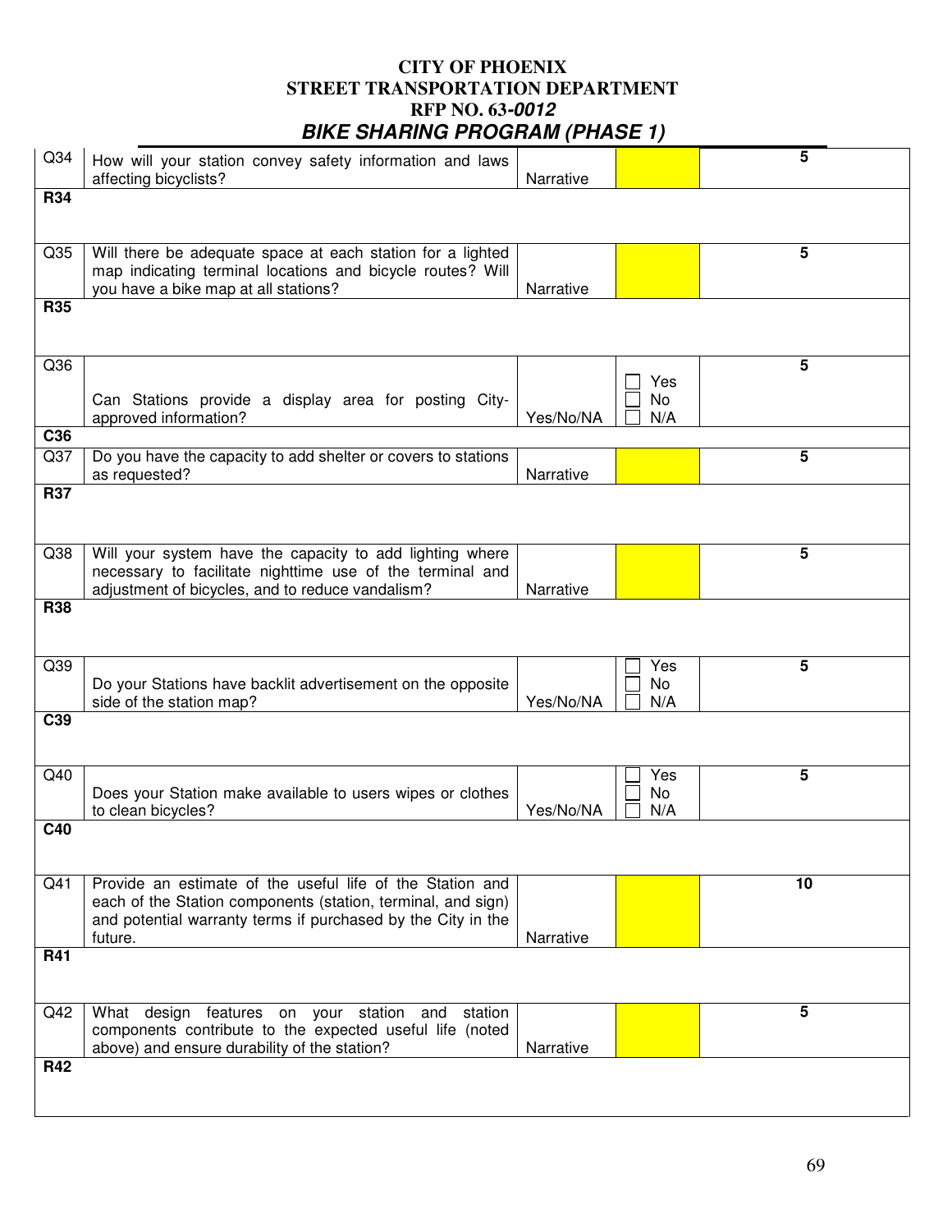# CITY OF PHOENIX
## STREET TRANSPORTATION DEPARTMENT
## RFP NO. 63-*0012*
## *BIKE SHARING PROGRAM (PHASE 1)*

| | | | | |
|---|---|---|---|---|
| Q34 | How will your station convey safety information and laws affecting bicyclists? | Narrative | | 5 |
| **R34** | | | | |
| Q35 | Will there be adequate space at each station for a lighted map indicating terminal locations and bicycle routes? Will you have a bike map at all stations? | Narrative | | 5 |
| **R35** | | | | |
| Q36 | Can Stations provide a display area for posting City-approved information? | Yes/No/NA | ☐ Yes ☐ No ☐ N/A | 5 |
| **C36** | | | | |
| Q37 | Do you have the capacity to add shelter or covers to stations as requested? | Narrative | | 5 |
| **R37** | | | | |
| Q38 | Will your system have the capacity to add lighting where necessary to facilitate nighttime use of the terminal and adjustment of bicycles, and to reduce vandalism? | Narrative | | 5 |
| **R38** | | | | |
| Q39 | Do your Stations have backlit advertisement on the opposite side of the station map? | Yes/No/NA | ☐ Yes ☐ No ☐ N/A | 5 |
| **C39** | | | | |
| Q40 | Does your Station make available to users wipes or clothes to clean bicycles? | Yes/No/NA | ☐ Yes ☐ No ☐ N/A | 5 |
| **C40** | | | | |
| Q41 | Provide an estimate of the useful life of the Station and each of the Station components (station, terminal, and sign) and potential warranty terms if purchased by the City in the future. | Narrative | | 10 |
| **R41** | | | | |
| Q42 | What design features on your station and station components contribute to the expected useful life (noted above) and ensure durability of the station? | Narrative | | 5 |
| **R42** | | | | |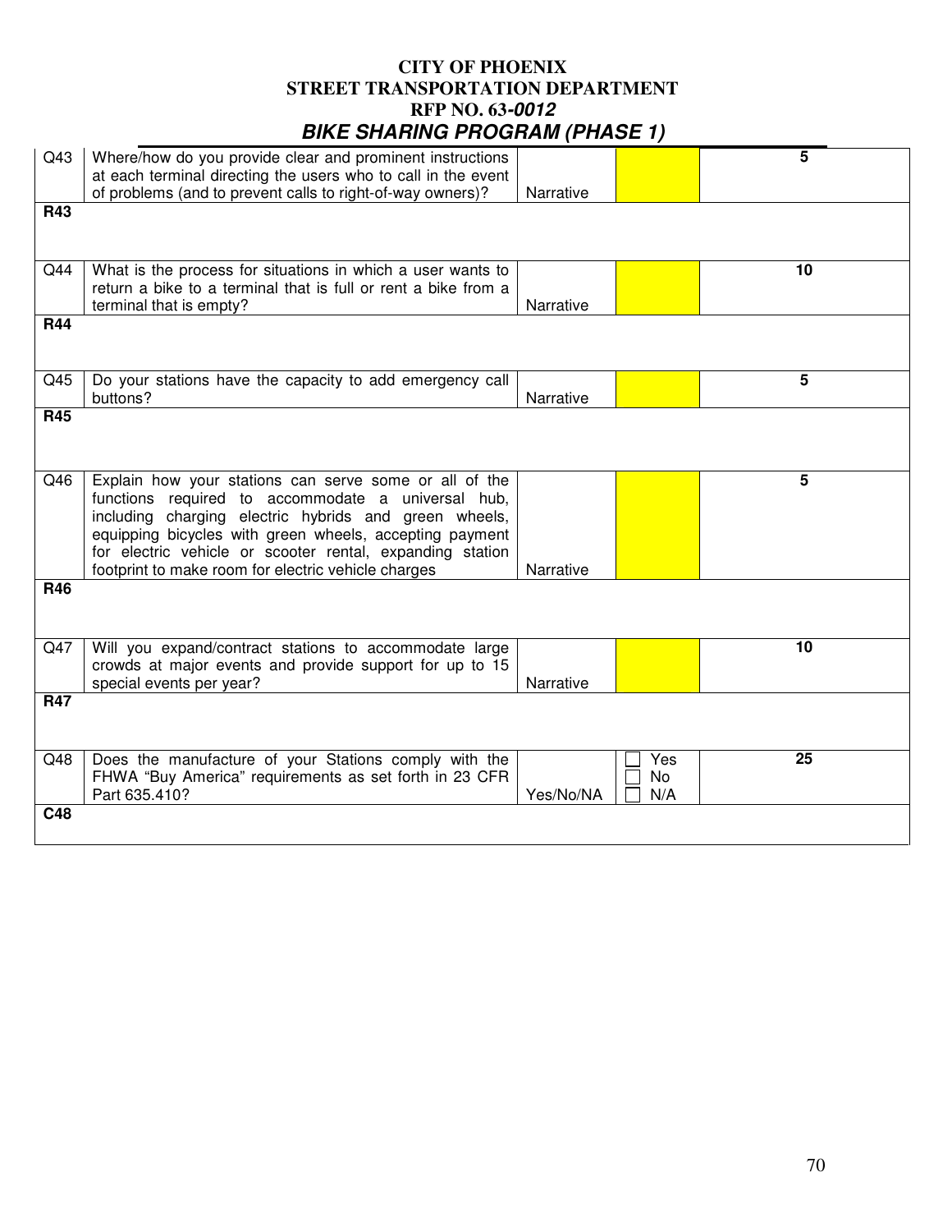**CITY OF PHOENIX**
**STREET TRANSPORTATION DEPARTMENT**
**RFP NO. 63-*0012***
***BIKE SHARING PROGRAM (PHASE 1)***

| | | | | |
|---|---|---|---|---|
| Q43 | Where/how do you provide clear and prominent instructions at each terminal directing the users who to call in the event of problems (and to prevent calls to right-of-way owners)? | Narrative | | **5** |
| **R43** | | | | |
| Q44 | What is the process for situations in which a user wants to return a bike to a terminal that is full or rent a bike from a terminal that is empty? | Narrative | | **10** |
| **R44** | | | | |
| Q45 | Do your stations have the capacity to add emergency call buttons? | Narrative | | **5** |
| **R45** | | | | |
| Q46 | Explain how your stations can serve some or all of the functions required to accommodate a universal hub, including charging electric hybrids and green wheels, equipping bicycles with green wheels, accepting payment for electric vehicle or scooter rental, expanding station footprint to make room for electric vehicle charges | Narrative | | **5** |
| **R46** | | | | |
| Q47 | Will you expand/contract stations to accommodate large crowds at major events and provide support for up to 15 special events per year? | Narrative | | **10** |
| **R47** | | | | |
| Q48 | Does the manufacture of your Stations comply with the FHWA "Buy America" requirements as set forth in 23 CFR Part 635.410? | Yes/No/NA | ☐ Yes<br>☐ No<br>☐ N/A | **25** |
| **C48** | | | | |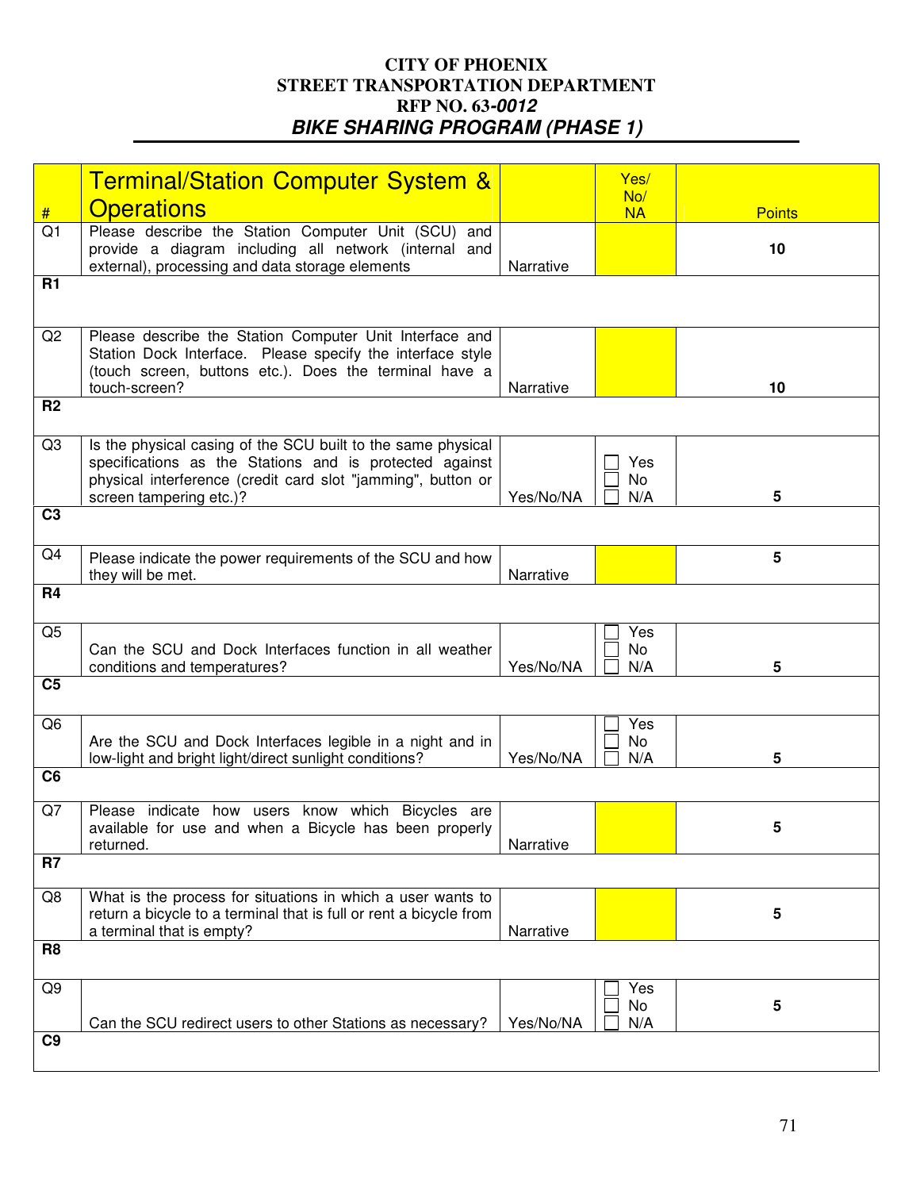**CITY OF PHOENIX**
**STREET TRANSPORTATION DEPARTMENT**
**RFP NO. 63-*0012***
***BIKE SHARING PROGRAM (PHASE 1)***

| # | Terminal/Station Computer System & Operations | | Yes/ No/ NA | Points |
|---|---|---|---|---|
| Q1 | Please describe the Station Computer Unit (SCU) and provide a diagram including all network (internal and external), processing and data storage elements | Narrative | | 10 |
| R1 | | | | |
| Q2 | Please describe the Station Computer Unit Interface and Station Dock Interface. Please specify the interface style (touch screen, buttons etc.). Does the terminal have a touch-screen? | Narrative | | 10 |
| R2 | | | | |
| Q3 | Is the physical casing of the SCU built to the same physical specifications as the Stations and is protected against physical interference (credit card slot "jamming", button or screen tampering etc.)? | Yes/No/NA | ☐ Yes ☐ No ☐ N/A | 5 |
| C3 | | | | |
| Q4 | Please indicate the power requirements of the SCU and how they will be met. | Narrative | | 5 |
| R4 | | | | |
| Q5 | Can the SCU and Dock Interfaces function in all weather conditions and temperatures? | Yes/No/NA | ☐ Yes ☐ No ☐ N/A | 5 |
| C5 | | | | |
| Q6 | Are the SCU and Dock Interfaces legible in a night and in low-light and bright light/direct sunlight conditions? | Yes/No/NA | ☐ Yes ☐ No ☐ N/A | 5 |
| C6 | | | | |
| Q7 | Please indicate how users know which Bicycles are available for use and when a Bicycle has been properly returned. | Narrative | | 5 |
| R7 | | | | |
| Q8 | What is the process for situations in which a user wants to return a bicycle to a terminal that is full or rent a bicycle from a terminal that is empty? | Narrative | | 5 |
| R8 | | | | |
| Q9 | Can the SCU redirect users to other Stations as necessary? | Yes/No/NA | ☐ Yes ☐ No ☐ N/A | 5 |
| C9 | | | | |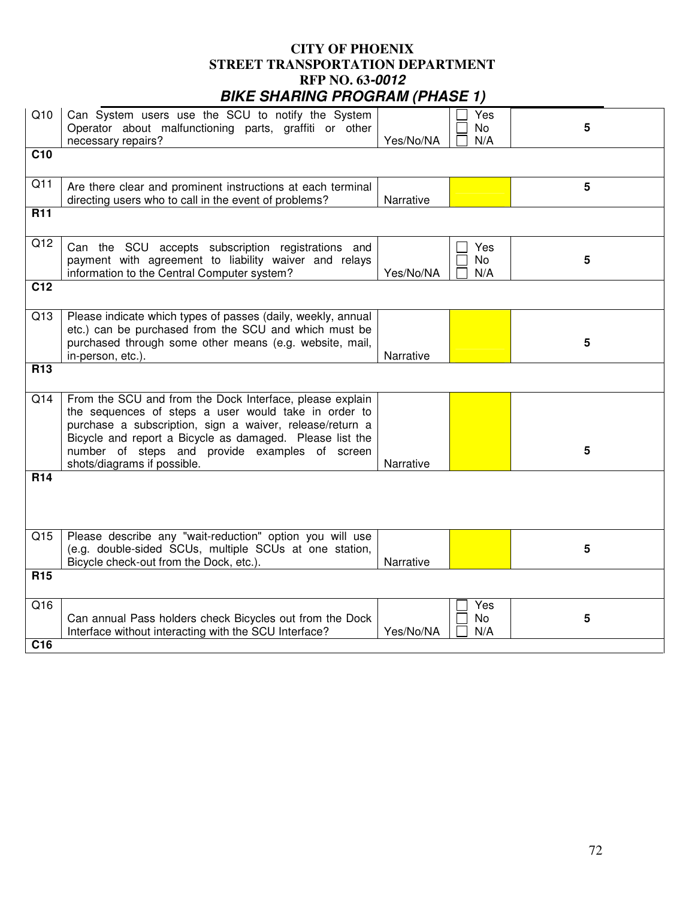# CITY OF PHOENIX
## STREET TRANSPORTATION DEPARTMENT
## RFP NO. 63-*0012*
## *BIKE SHARING PROGRAM (PHASE 1)*

| | | | | |
|---|---|---|---|---|
| Q10 | Can System users use the SCU to notify the System Operator about malfunctioning parts, graffiti or other necessary repairs? | Yes/No/NA | ☐ Yes ☐ No ☐ N/A | **5** |
| **C10** | | | | |
| Q11 | Are there clear and prominent instructions at each terminal directing users who to call in the event of problems? | Narrative | | **5** |
| **R11** | | | | |
| Q12 | Can the SCU accepts subscription registrations and payment with agreement to liability waiver and relays information to the Central Computer system? | Yes/No/NA | ☐ Yes ☐ No ☐ N/A | **5** |
| **C12** | | | | |
| Q13 | Please indicate which types of passes (daily, weekly, annual etc.) can be purchased from the SCU and which must be purchased through some other means (e.g. website, mail, in-person, etc.). | Narrative | | **5** |
| **R13** | | | | |
| Q14 | From the SCU and from the Dock Interface, please explain the sequences of steps a user would take in order to purchase a subscription, sign a waiver, release/return a Bicycle and report a Bicycle as damaged. Please list the number of steps and provide examples of screen shots/diagrams if possible. | Narrative | | **5** |
| **R14** | | | | |
| Q15 | Please describe any "wait-reduction" option you will use (e.g. double-sided SCUs, multiple SCUs at one station, Bicycle check-out from the Dock, etc.). | Narrative | | **5** |
| **R15** | | | | |
| Q16 | Can annual Pass holders check Bicycles out from the Dock Interface without interacting with the SCU Interface? | Yes/No/NA | ☐ Yes ☐ No ☐ N/A | **5** |
| **C16** | | | | |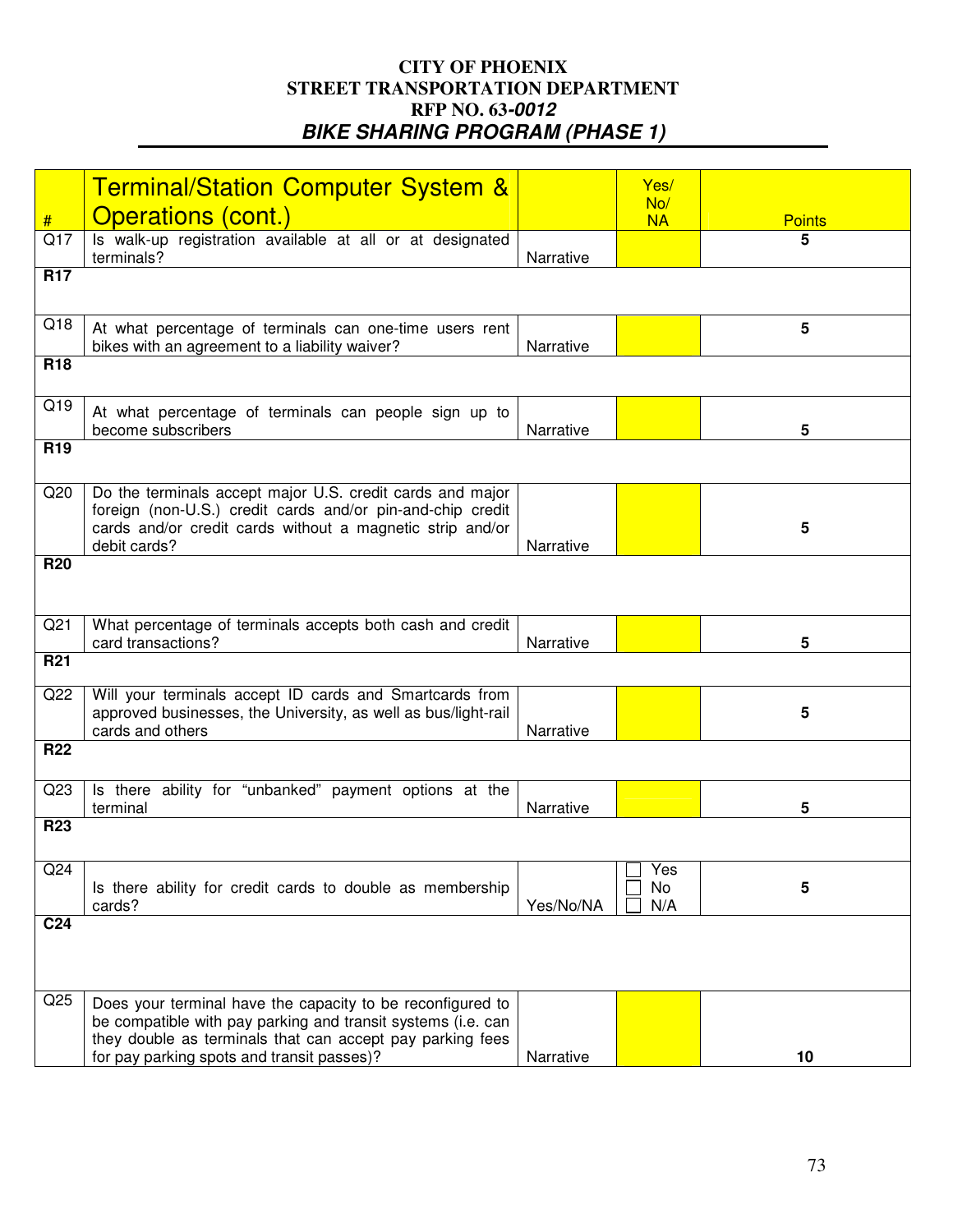# CITY OF PHOENIX
## STREET TRANSPORTATION DEPARTMENT
## RFP NO. 63-*0012*
## *BIKE SHARING PROGRAM (PHASE 1)*

| # | Terminal/Station Computer System & Operations (cont.) | | Yes/ No/ NA | Points |
|---|---|---|---|---|
| Q17 | Is walk-up registration available at all or at designated terminals? | Narrative | | **5** |
| **R17** | | | | |
| Q18 | At what percentage of terminals can one-time users rent bikes with an agreement to a liability waiver? | Narrative | | **5** |
| **R18** | | | | |
| Q19 | At what percentage of terminals can people sign up to become subscribers | Narrative | | **5** |
| **R19** | | | | |
| Q20 | Do the terminals accept major U.S. credit cards and major foreign (non-U.S.) credit cards and/or pin-and-chip credit cards and/or credit cards without a magnetic strip and/or debit cards? | Narrative | | **5** |
| **R20** | | | | |
| Q21 | What percentage of terminals accepts both cash and credit card transactions? | Narrative | | **5** |
| **R21** | | | | |
| Q22 | Will your terminals accept ID cards and Smartcards from approved businesses, the University, as well as bus/light-rail cards and others | Narrative | | **5** |
| **R22** | | | | |
| Q23 | Is there ability for "unbanked" payment options at the terminal | Narrative | | **5** |
| **R23** | | | | |
| Q24 | Is there ability for credit cards to double as membership cards? | Yes/No/NA | ☐ Yes ☐ No ☐ N/A | **5** |
| **C24** | | | | |
| Q25 | Does your terminal have the capacity to be reconfigured to be compatible with pay parking and transit systems (i.e. can they double as terminals that can accept pay parking fees for pay parking spots and transit passes)? | Narrative | | **10** |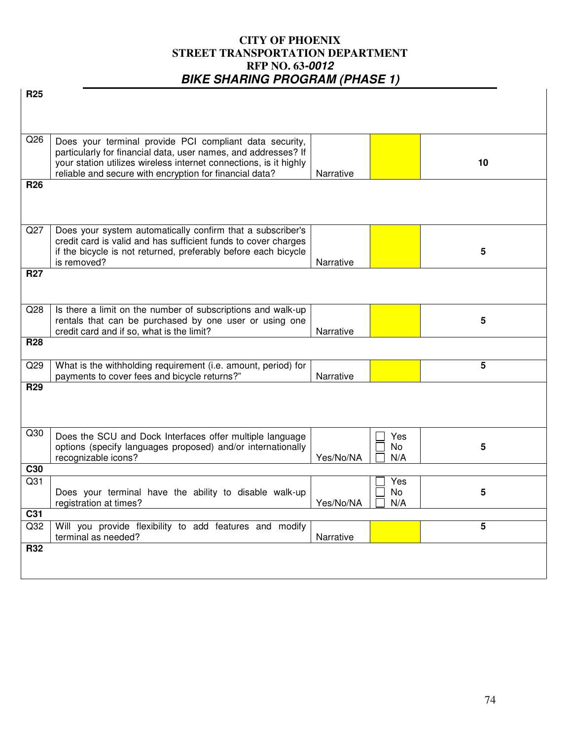# CITY OF PHOENIX
## STREET TRANSPORTATION DEPARTMENT
## RFP NO. 63-*0012*
## *BIKE SHARING PROGRAM (PHASE 1)*

| | | | | |
|---|---|---|---|---|
| **R25** | | | | |
| Q26 | Does your terminal provide PCI compliant data security, particularly for financial data, user names, and addresses? If your station utilizes wireless internet connections, is it highly reliable and secure with encryption for financial data? | Narrative | | **10** |
| **R26** | | | | |
| Q27 | Does your system automatically confirm that a subscriber's credit card is valid and has sufficient funds to cover charges if the bicycle is not returned, preferably before each bicycle is removed? | Narrative | | **5** |
| **R27** | | | | |
| Q28 | Is there a limit on the number of subscriptions and walk-up rentals that can be purchased by one user or using one credit card and if so, what is the limit? | Narrative | | **5** |
| **R28** | | | | |
| Q29 | What is the withholding requirement (i.e. amount, period) for payments to cover fees and bicycle returns?" | Narrative | | **5** |
| **R29** | | | | |
| Q30 | Does the SCU and Dock Interfaces offer multiple language options (specify languages proposed) and/or internationally recognizable icons? | Yes/No/NA | ☐ Yes ☐ No ☐ N/A | **5** |
| **C30** | | | | |
| Q31 | Does your terminal have the ability to disable walk-up registration at times? | Yes/No/NA | ☐ Yes ☐ No ☐ N/A | **5** |
| **C31** | | | | |
| Q32 | Will you provide flexibility to add features and modify terminal as needed? | Narrative | | **5** |
| **R32** | | | | |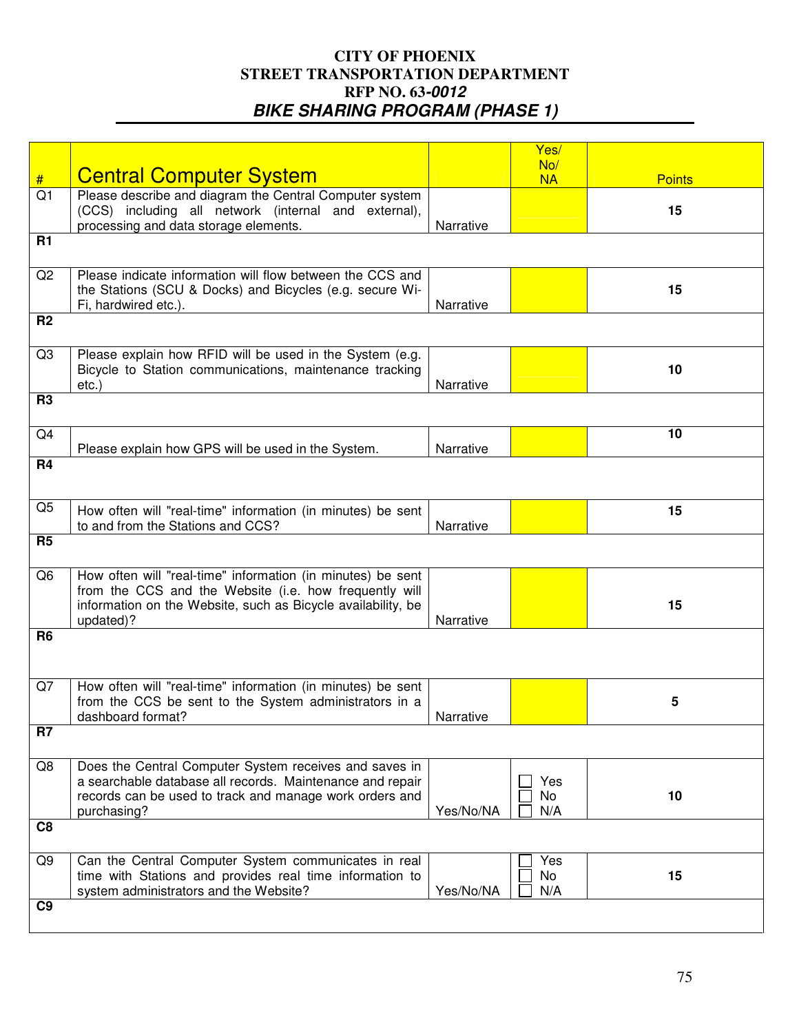**CITY OF PHOENIX**
**STREET TRANSPORTATION DEPARTMENT**
**RFP NO. 63-*0012***
***BIKE SHARING PROGRAM (PHASE 1)***

| # | Central Computer System | | Yes/ No/ NA | Points |
|---|---|---|---|---|
| Q1 | Please describe and diagram the Central Computer system (CCS) including all network (internal and external), processing and data storage elements. | Narrative | | **15** |
| **R1** | | | | |
| Q2 | Please indicate information will flow between the CCS and the Stations (SCU & Docks) and Bicycles (e.g. secure Wi-Fi, hardwired etc.). | Narrative | | **15** |
| **R2** | | | | |
| Q3 | Please explain how RFID will be used in the System (e.g. Bicycle to Station communications, maintenance tracking etc.) | Narrative | | **10** |
| **R3** | | | | |
| Q4 | Please explain how GPS will be used in the System. | Narrative | | **10** |
| **R4** | | | | |
| Q5 | How often will "real-time" information (in minutes) be sent to and from the Stations and CCS? | Narrative | | **15** |
| **R5** | | | | |
| Q6 | How often will "real-time" information (in minutes) be sent from the CCS and the Website (i.e. how frequently will information on the Website, such as Bicycle availability, be updated)? | Narrative | | **15** |
| **R6** | | | | |
| Q7 | How often will "real-time" information (in minutes) be sent from the CCS be sent to the System administrators in a dashboard format? | Narrative | | **5** |
| **R7** | | | | |
| Q8 | Does the Central Computer System receives and saves in a searchable database all records. Maintenance and repair records can be used to track and manage work orders and purchasing? | Yes/No/NA | ☐ Yes ☐ No ☐ N/A | **10** |
| **C8** | | | | |
| Q9 | Can the Central Computer System communicates in real time with Stations and provides real time information to system administrators and the Website? | Yes/No/NA | ☐ Yes ☐ No ☐ N/A | **15** |
| **C9** | | | | |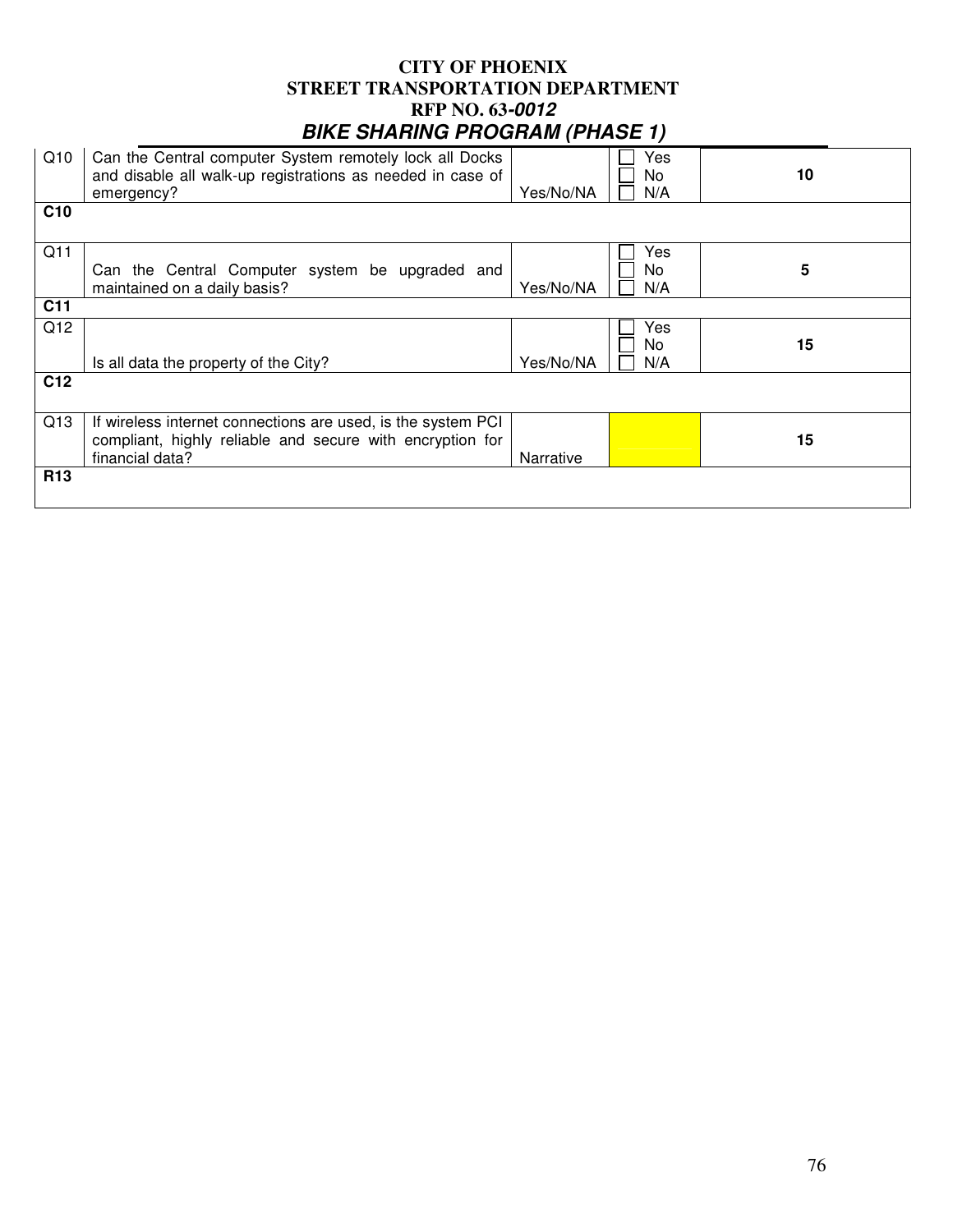| | | | | |
|---|---|---|---|---|
| Q10 | Can the Central computer System remotely lock all Docks and disable all walk-up registrations as needed in case of emergency? | Yes/No/NA | ☐ Yes ☐ No ☐ N/A | **10** |
| **C10** | | | | |
| Q11 | Can the Central Computer system be upgraded and maintained on a daily basis? | Yes/No/NA | ☐ Yes ☐ No ☐ N/A | **5** |
| **C11** | | | | |
| Q12 | Is all data the property of the City? | Yes/No/NA | ☐ Yes ☐ No ☐ N/A | **15** |
| **C12** | | | | |
| Q13 | If wireless internet connections are used, is the system PCI compliant, highly reliable and secure with encryption for financial data? | Narrative | | **15** |
| **R13** | | | | |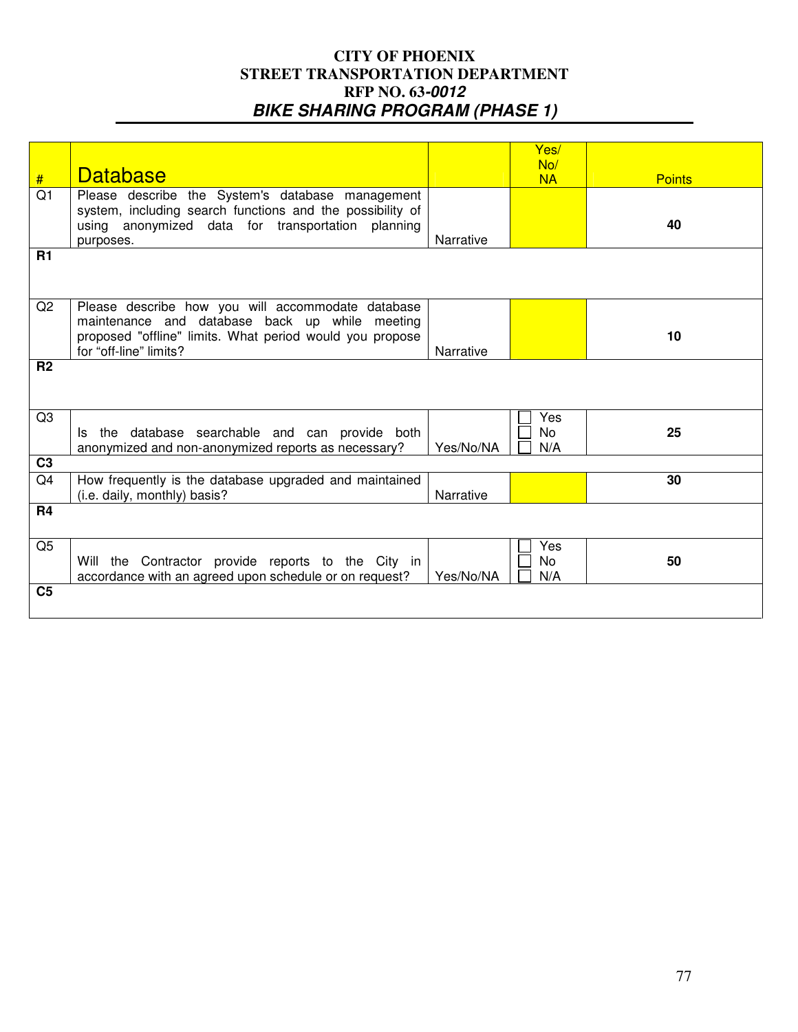**CITY OF PHOENIX**
**STREET TRANSPORTATION DEPARTMENT**
**RFP NO. 63-*0012***
***BIKE SHARING PROGRAM (PHASE 1)***

| # | Database | | Yes/ No/ NA | Points |
|---|---|---|---|---|
| Q1 | Please describe the System's database management system, including search functions and the possibility of using anonymized data for transportation planning purposes. | Narrative | | **40** |
| **R1** | | | | |
| Q2 | Please describe how you will accommodate database maintenance and database back up while meeting proposed "offline" limits. What period would you propose for "off-line" limits? | Narrative | | **10** |
| **R2** | | | | |
| Q3 | Is the database searchable and can provide both anonymized and non-anonymized reports as necessary? | Yes/No/NA | ☐ Yes ☐ No ☐ N/A | **25** |
| **C3** | | | | |
| Q4 | How frequently is the database upgraded and maintained (i.e. daily, monthly) basis? | Narrative | | **30** |
| **R4** | | | | |
| Q5 | Will the Contractor provide reports to the City in accordance with an agreed upon schedule or on request? | Yes/No/NA | ☐ Yes ☐ No ☐ N/A | **50** |
| **C5** | | | | |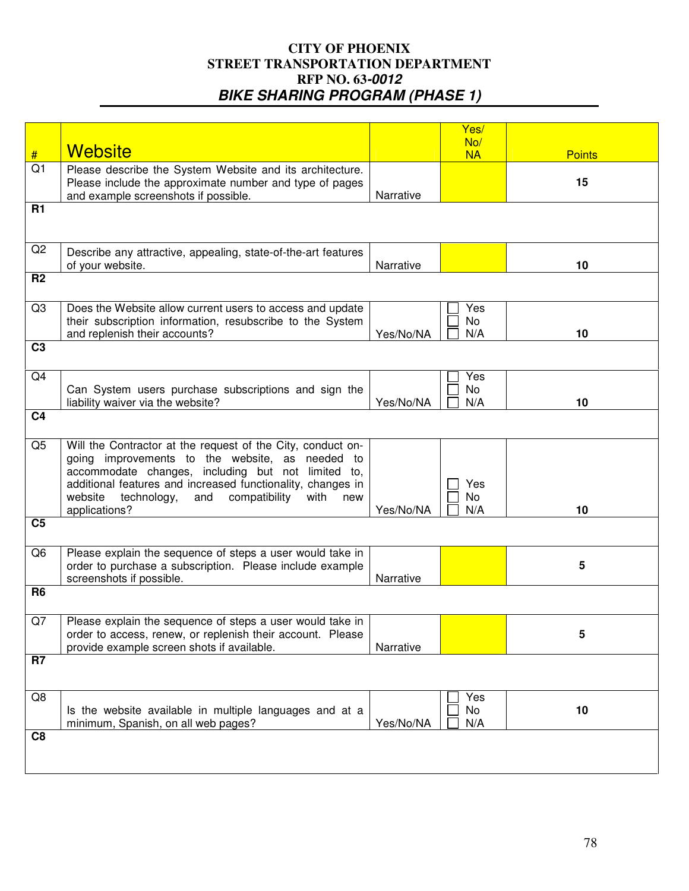# CITY OF PHOENIX
# STREET TRANSPORTATION DEPARTMENT
# RFP NO. 63-*0012*
# *BIKE SHARING PROGRAM (PHASE 1)*

| # | Website | | Yes/ No/ NA | Points |
|---|---|---|---|---|
| Q1 | Please describe the System Website and its architecture. Please include the approximate number and type of pages and example screenshots if possible. | Narrative | | 15 |
| **R1** | | | | |
| Q2 | Describe any attractive, appealing, state-of-the-art features of your website. | Narrative | | 10 |
| **R2** | | | | |
| Q3 | Does the Website allow current users to access and update their subscription information, resubscribe to the System and replenish their accounts? | Yes/No/NA | ☐ Yes ☐ No ☐ N/A | 10 |
| **C3** | | | | |
| Q4 | Can System users purchase subscriptions and sign the liability waiver via the website? | Yes/No/NA | ☐ Yes ☐ No ☐ N/A | 10 |
| **C4** | | | | |
| Q5 | Will the Contractor at the request of the City, conduct on-going improvements to the website, as needed to accommodate changes, including but not limited to, additional features and increased functionality, changes in website technology, and compatibility with new applications? | Yes/No/NA | ☐ Yes ☐ No ☐ N/A | 10 |
| **C5** | | | | |
| Q6 | Please explain the sequence of steps a user would take in order to purchase a subscription. Please include example screenshots if possible. | Narrative | | 5 |
| **R6** | | | | |
| Q7 | Please explain the sequence of steps a user would take in order to access, renew, or replenish their account. Please provide example screen shots if available. | Narrative | | 5 |
| **R7** | | | | |
| Q8 | Is the website available in multiple languages and at a minimum, Spanish, on all web pages? | Yes/No/NA | ☐ Yes ☐ No ☐ N/A | 10 |
| **C8** | | | | |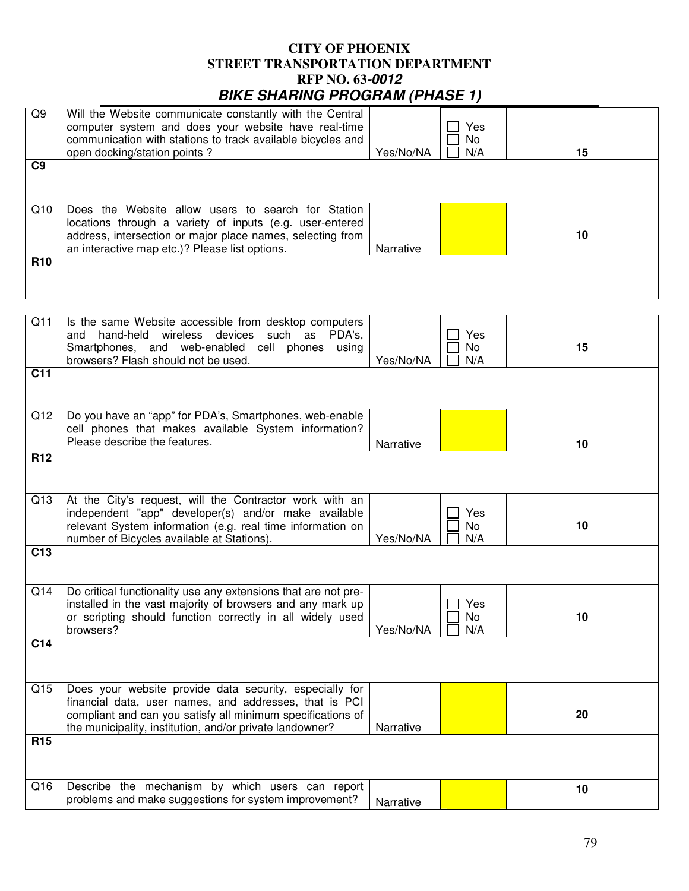# CITY OF PHOENIX
# STREET TRANSPORTATION DEPARTMENT
# RFP NO. 63-*0012*
## *BIKE SHARING PROGRAM (PHASE 1)*

| | | | | |
|---|---|---|---|---|
| Q9 | Will the Website communicate constantly with the Central computer system and does your website have real-time communication with stations to track available bicycles and open docking/station points ? | Yes/No/NA | ☐ Yes<br>☐ No<br>☐ N/A | 15 |
| **C9** | | | | |
| Q10 | Does the Website allow users to search for Station locations through a variety of inputs (e.g. user-entered address, intersection or major place names, selecting from an interactive map etc.)? Please list options. | Narrative | | 10 |
| **R10** | | | | |

| | | | | |
|---|---|---|---|---|
| Q11 | Is the same Website accessible from desktop computers and hand-held wireless devices such as PDA's, Smartphones, and web-enabled cell phones using browsers? Flash should not be used. | Yes/No/NA | ☐ Yes<br>☐ No<br>☐ N/A | 15 |
| **C11** | | | | |
| Q12 | Do you have an "app" for PDA's, Smartphones, web-enable cell phones that makes available System information? Please describe the features. | Narrative | | 10 |
| **R12** | | | | |
| Q13 | At the City's request, will the Contractor work with an independent "app" developer(s) and/or make available relevant System information (e.g. real time information on number of Bicycles available at Stations). | Yes/No/NA | ☐ Yes<br>☐ No<br>☐ N/A | 10 |
| **C13** | | | | |
| Q14 | Do critical functionality use any extensions that are not pre-installed in the vast majority of browsers and any mark up or scripting should function correctly in all widely used browsers? | Yes/No/NA | ☐ Yes<br>☐ No<br>☐ N/A | 10 |
| **C14** | | | | |
| Q15 | Does your website provide data security, especially for financial data, user names, and addresses, that is PCI compliant and can you satisfy all minimum specifications of the municipality, institution, and/or private landowner? | Narrative | | 20 |
| **R15** | | | | |
| Q16 | Describe the mechanism by which users can report problems and make suggestions for system improvement? | Narrative | | 10 |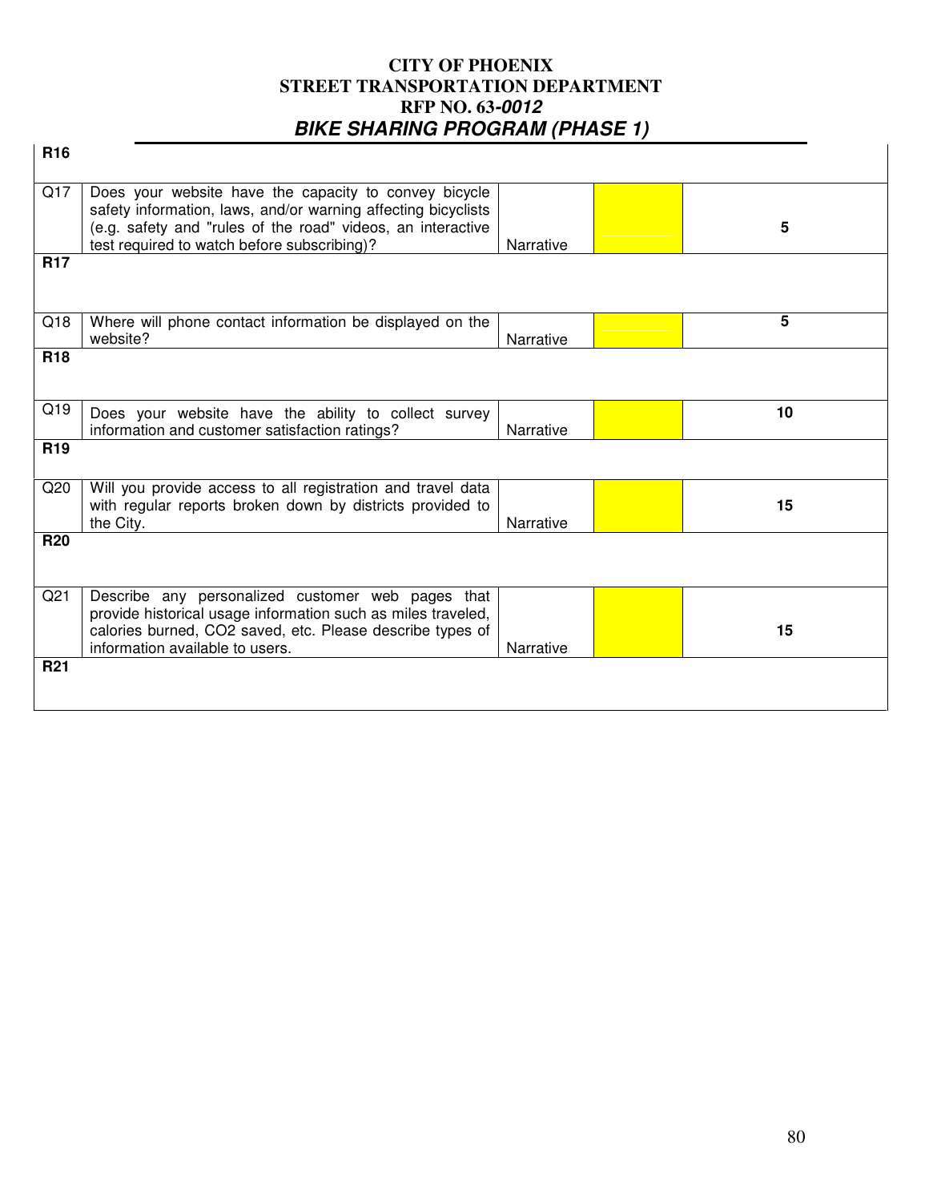| | | | | |
|---|---|---|---|---|
| **R16** | | | | |
| Q17 | Does your website have the capacity to convey bicycle safety information, laws, and/or warning affecting bicyclists (e.g. safety and "rules of the road" videos, an interactive test required to watch before subscribing)? | Narrative | | **5** |
| **R17** | | | | |
| Q18 | Where will phone contact information be displayed on the website? | Narrative | | **5** |
| **R18** | | | | |
| Q19 | Does your website have the ability to collect survey information and customer satisfaction ratings? | Narrative | | **10** |
| **R19** | | | | |
| Q20 | Will you provide access to all registration and travel data with regular reports broken down by districts provided to the City. | Narrative | | **15** |
| **R20** | | | | |
| Q21 | Describe any personalized customer web pages that provide historical usage information such as miles traveled, calories burned, CO2 saved, etc. Please describe types of information available to users. | Narrative | | **15** |
| **R21** | | | | |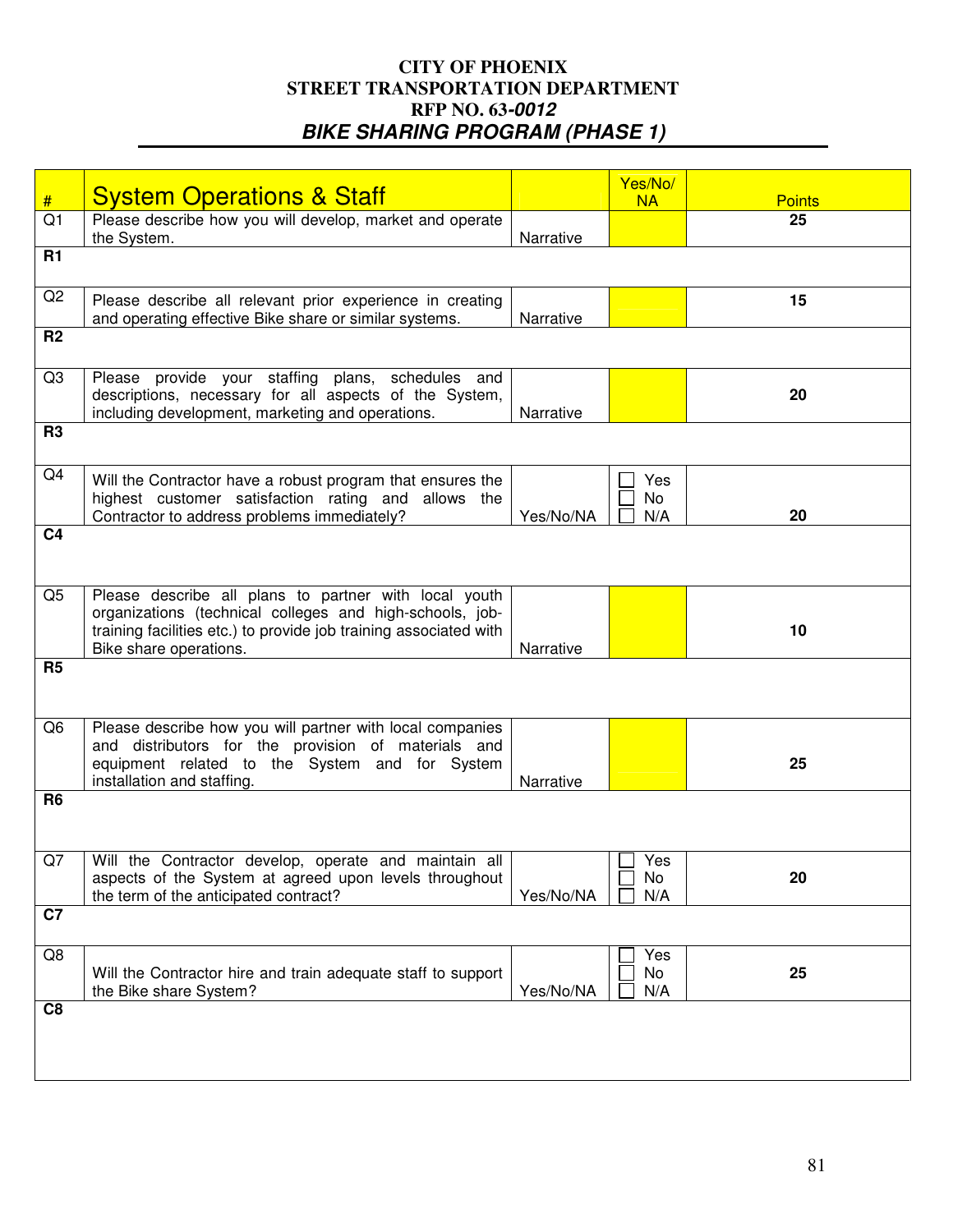# CITY OF PHOENIX
## STREET TRANSPORTATION DEPARTMENT
## RFP NO. 63-*0012*
## *BIKE SHARING PROGRAM (PHASE 1)*

| # | System Operations & Staff | | Yes/No/ NA | Points |
|---|---|---|---|---|
| Q1 | Please describe how you will develop, market and operate the System. | Narrative | | 25 |
| R1 | | | | |
| Q2 | Please describe all relevant prior experience in creating and operating effective Bike share or similar systems. | Narrative | | 15 |
| R2 | | | | |
| Q3 | Please provide your staffing plans, schedules and descriptions, necessary for all aspects of the System, including development, marketing and operations. | Narrative | | 20 |
| R3 | | | | |
| Q4 | Will the Contractor have a robust program that ensures the highest customer satisfaction rating and allows the Contractor to address problems immediately? | Yes/No/NA | ☐ Yes ☐ No ☐ N/A | 20 |
| C4 | | | | |
| Q5 | Please describe all plans to partner with local youth organizations (technical colleges and high-schools, job-training facilities etc.) to provide job training associated with Bike share operations. | Narrative | | 10 |
| R5 | | | | |
| Q6 | Please describe how you will partner with local companies and distributors for the provision of materials and equipment related to the System and for System installation and staffing. | Narrative | | 25 |
| R6 | | | | |
| Q7 | Will the Contractor develop, operate and maintain all aspects of the System at agreed upon levels throughout the term of the anticipated contract? | Yes/No/NA | ☐ Yes ☐ No ☐ N/A | 20 |
| C7 | | | | |
| Q8 | Will the Contractor hire and train adequate staff to support the Bike share System? | Yes/No/NA | ☐ Yes ☐ No ☐ N/A | 25 |
| C8 | | | | |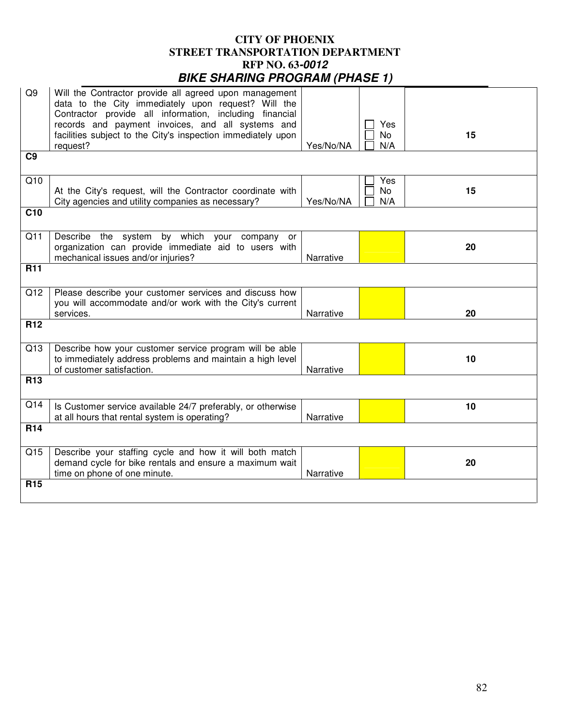# CITY OF PHOENIX
## STREET TRANSPORTATION DEPARTMENT
## RFP NO. 63-*0012*
## *BIKE SHARING PROGRAM (PHASE 1)*

| | | | | |
|---|---|---|---|---|
| Q9 | Will the Contractor provide all agreed upon management data to the City immediately upon request? Will the Contractor provide all information, including financial records and payment invoices, and all systems and facilities subject to the City's inspection immediately upon request? | Yes/No/NA | ☐ Yes ☐ No ☐ N/A | **15** |
| **C9** | | | | |
| Q10 | At the City's request, will the Contractor coordinate with City agencies and utility companies as necessary? | Yes/No/NA | ☐ Yes ☐ No ☐ N/A | **15** |
| **C10** | | | | |
| Q11 | Describe the system by which your company or organization can provide immediate aid to users with mechanical issues and/or injuries? | Narrative | | **20** |
| **R11** | | | | |
| Q12 | Please describe your customer services and discuss how you will accommodate and/or work with the City's current services. | Narrative | | **20** |
| **R12** | | | | |
| Q13 | Describe how your customer service program will be able to immediately address problems and maintain a high level of customer satisfaction. | Narrative | | **10** |
| **R13** | | | | |
| Q14 | Is Customer service available 24/7 preferably, or otherwise at all hours that rental system is operating? | Narrative | | **10** |
| **R14** | | | | |
| Q15 | Describe your staffing cycle and how it will both match demand cycle for bike rentals and ensure a maximum wait time on phone of one minute. | Narrative | | **20** |
| **R15** | | | | |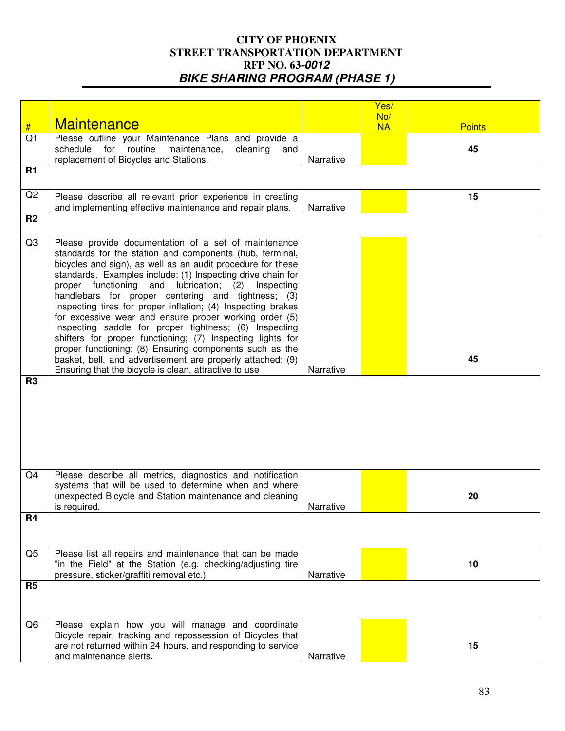# CITY OF PHOENIX
## STREET TRANSPORTATION DEPARTMENT
## RFP NO. 63-*0012*
## *BIKE SHARING PROGRAM (PHASE 1)*

| # | Maintenance | | Yes/ No/ NA | Points |
|---|---|---|---|---|
| Q1 | Please outline your Maintenance Plans and provide a schedule for routine maintenance, cleaning and replacement of Bicycles and Stations. | Narrative | | 45 |
| R1 | | | | |
| Q2 | Please describe all relevant prior experience in creating and implementing effective maintenance and repair plans. | Narrative | | 15 |
| R2 | | | | |
| Q3 | Please provide documentation of a set of maintenance standards for the station and components (hub, terminal, bicycles and sign), as well as an audit procedure for these standards. Examples include: (1) Inspecting drive chain for proper functioning and lubrication; (2) Inspecting handlebars for proper centering and tightness; (3) Inspecting tires for proper inflation; (4) Inspecting brakes for excessive wear and ensure proper working order (5) Inspecting saddle for proper tightness; (6) Inspecting shifters for proper functioning; (7) Inspecting lights for proper functioning; (8) Ensuring components such as the basket, bell, and advertisement are properly attached; (9) Ensuring that the bicycle is clean, attractive to use | Narrative | | 45 |
| R3 | | | | |
| Q4 | Please describe all metrics, diagnostics and notification systems that will be used to determine when and where unexpected Bicycle and Station maintenance and cleaning is required. | Narrative | | 20 |
| R4 | | | | |
| Q5 | Please list all repairs and maintenance that can be made "in the Field" at the Station (e.g. checking/adjusting tire pressure, sticker/graffiti removal etc.) | Narrative | | 10 |
| R5 | | | | |
| Q6 | Please explain how you will manage and coordinate Bicycle repair, tracking and repossession of Bicycles that are not returned within 24 hours, and responding to service and maintenance alerts. | Narrative | | 15 |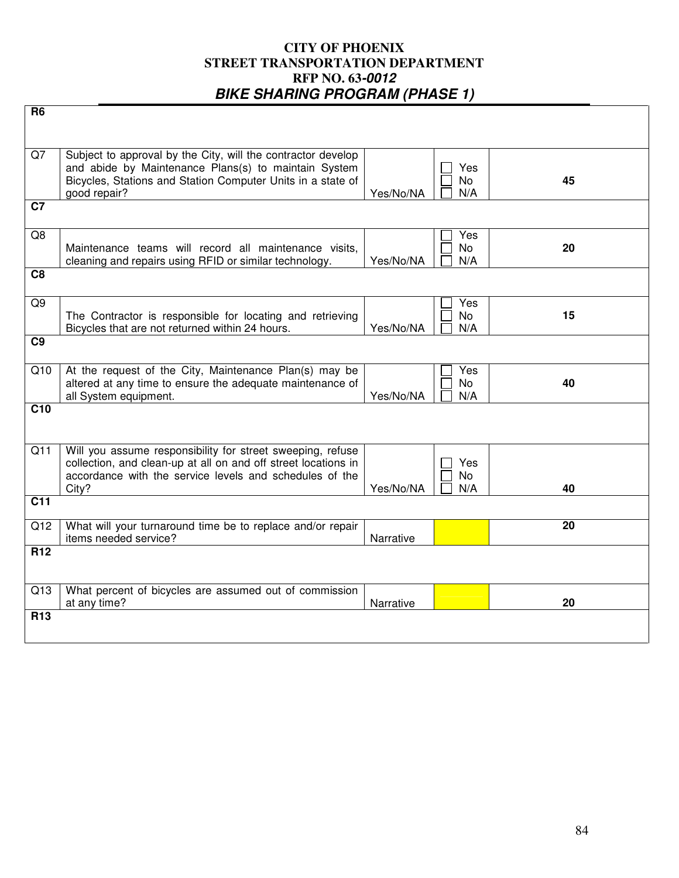# CITY OF PHOENIX
## STREET TRANSPORTATION DEPARTMENT
## RFP NO. 63-*0012*
## *BIKE SHARING PROGRAM (PHASE 1)*

| | | | | |
|---|---|---|---|---|
| **R6** | | | | |
| Q7 | Subject to approval by the City, will the contractor develop and abide by Maintenance Plans(s) to maintain System Bicycles, Stations and Station Computer Units in a state of good repair? | Yes/No/NA | ☐ Yes ☐ No ☐ N/A | **45** |
| **C7** | | | | |
| Q8 | Maintenance teams will record all maintenance visits, cleaning and repairs using RFID or similar technology. | Yes/No/NA | ☐ Yes ☐ No ☐ N/A | **20** |
| **C8** | | | | |
| Q9 | The Contractor is responsible for locating and retrieving Bicycles that are not returned within 24 hours. | Yes/No/NA | ☐ Yes ☐ No ☐ N/A | **15** |
| **C9** | | | | |
| Q10 | At the request of the City, Maintenance Plan(s) may be altered at any time to ensure the adequate maintenance of all System equipment. | Yes/No/NA | ☐ Yes ☐ No ☐ N/A | **40** |
| **C10** | | | | |
| Q11 | Will you assume responsibility for street sweeping, refuse collection, and clean-up at all on and off street locations in accordance with the service levels and schedules of the City? | Yes/No/NA | ☐ Yes ☐ No ☐ N/A | **40** |
| **C11** | | | | |
| Q12 | What will your turnaround time be to replace and/or repair items needed service? | Narrative | | **20** |
| **R12** | | | | |
| Q13 | What percent of bicycles are assumed out of commission at any time? | Narrative | | **20** |
| **R13** | | | | |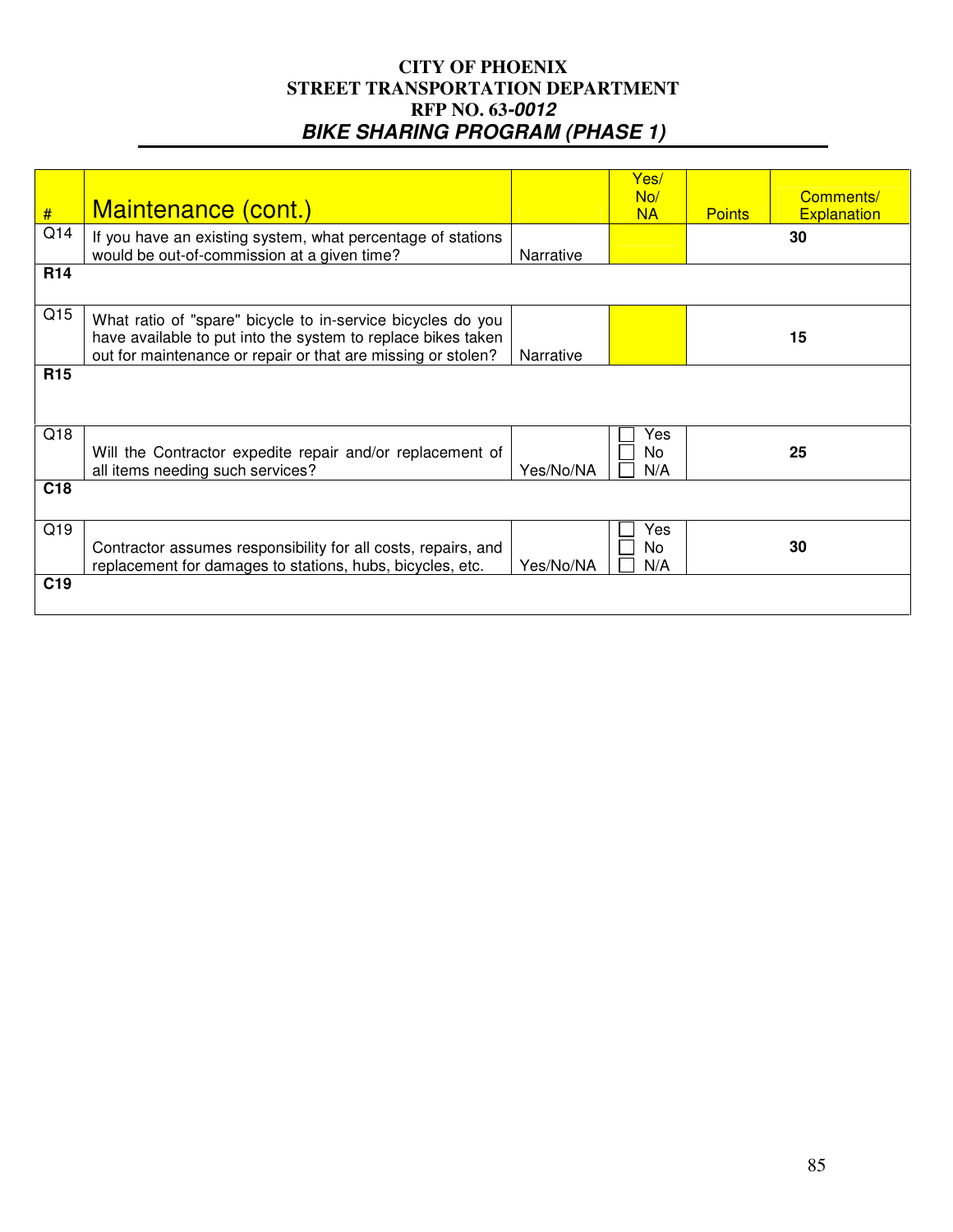**CITY OF PHOENIX**
**STREET TRANSPORTATION DEPARTMENT**
**RFP NO. 63-*0012***
***BIKE SHARING PROGRAM (PHASE 1)***

| # | Maintenance (cont.) | | Yes/ No/ NA | Points | Comments/ Explanation |
|---|---|---|---|---|---|
| Q14 | If you have an existing system, what percentage of stations would be out-of-commission at a given time? | Narrative | | **30** | |
| **R14** | | | | | |
| Q15 | What ratio of "spare" bicycle to in-service bicycles do you have available to put into the system to replace bikes taken out for maintenance or repair or that are missing or stolen? | Narrative | | **15** | |
| **R15** | | | | | |
| Q18 | Will the Contractor expedite repair and/or replacement of all items needing such services? | Yes/No/NA | ☐ Yes ☐ No ☐ N/A | **25** | |
| **C18** | | | | | |
| Q19 | Contractor assumes responsibility for all costs, repairs, and replacement for damages to stations, hubs, bicycles, etc. | Yes/No/NA | ☐ Yes ☐ No ☐ N/A | **30** | |
| **C19** | | | | | |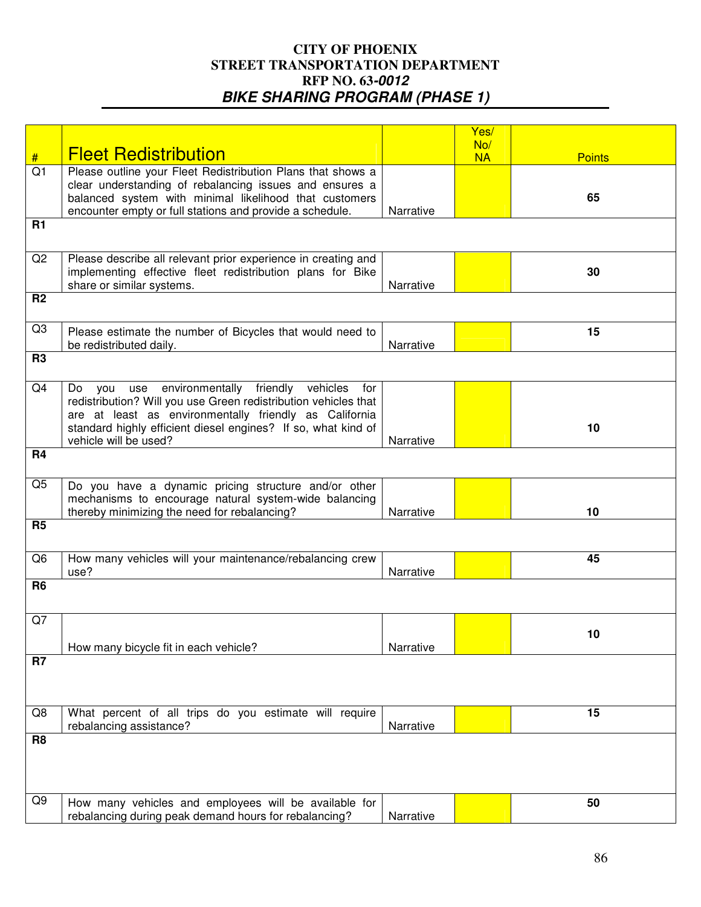**CITY OF PHOENIX**
**STREET TRANSPORTATION DEPARTMENT**
**RFP NO. 63-*0012***
***BIKE SHARING PROGRAM (PHASE 1)***

| # | Fleet Redistribution | | Yes/ No/ NA | Points |
|---|---|---|---|---|
| Q1 | Please outline your Fleet Redistribution Plans that shows a clear understanding of rebalancing issues and ensures a balanced system with minimal likelihood that customers encounter empty or full stations and provide a schedule. | Narrative | | 65 |
| **R1** | | | | |
| Q2 | Please describe all relevant prior experience in creating and implementing effective fleet redistribution plans for Bike share or similar systems. | Narrative | | 30 |
| **R2** | | | | |
| Q3 | Please estimate the number of Bicycles that would need to be redistributed daily. | Narrative | | 15 |
| **R3** | | | | |
| Q4 | Do you use environmentally friendly vehicles for redistribution? Will you use Green redistribution vehicles that are at least as environmentally friendly as California standard highly efficient diesel engines? If so, what kind of vehicle will be used? | Narrative | | 10 |
| **R4** | | | | |
| Q5 | Do you have a dynamic pricing structure and/or other mechanisms to encourage natural system-wide balancing thereby minimizing the need for rebalancing? | Narrative | | 10 |
| **R5** | | | | |
| Q6 | How many vehicles will your maintenance/rebalancing crew use? | Narrative | | 45 |
| **R6** | | | | |
| Q7 | How many bicycle fit in each vehicle? | Narrative | | 10 |
| **R7** | | | | |
| Q8 | What percent of all trips do you estimate will require rebalancing assistance? | Narrative | | 15 |
| **R8** | | | | |
| Q9 | How many vehicles and employees will be available for rebalancing during peak demand hours for rebalancing? | Narrative | | 50 |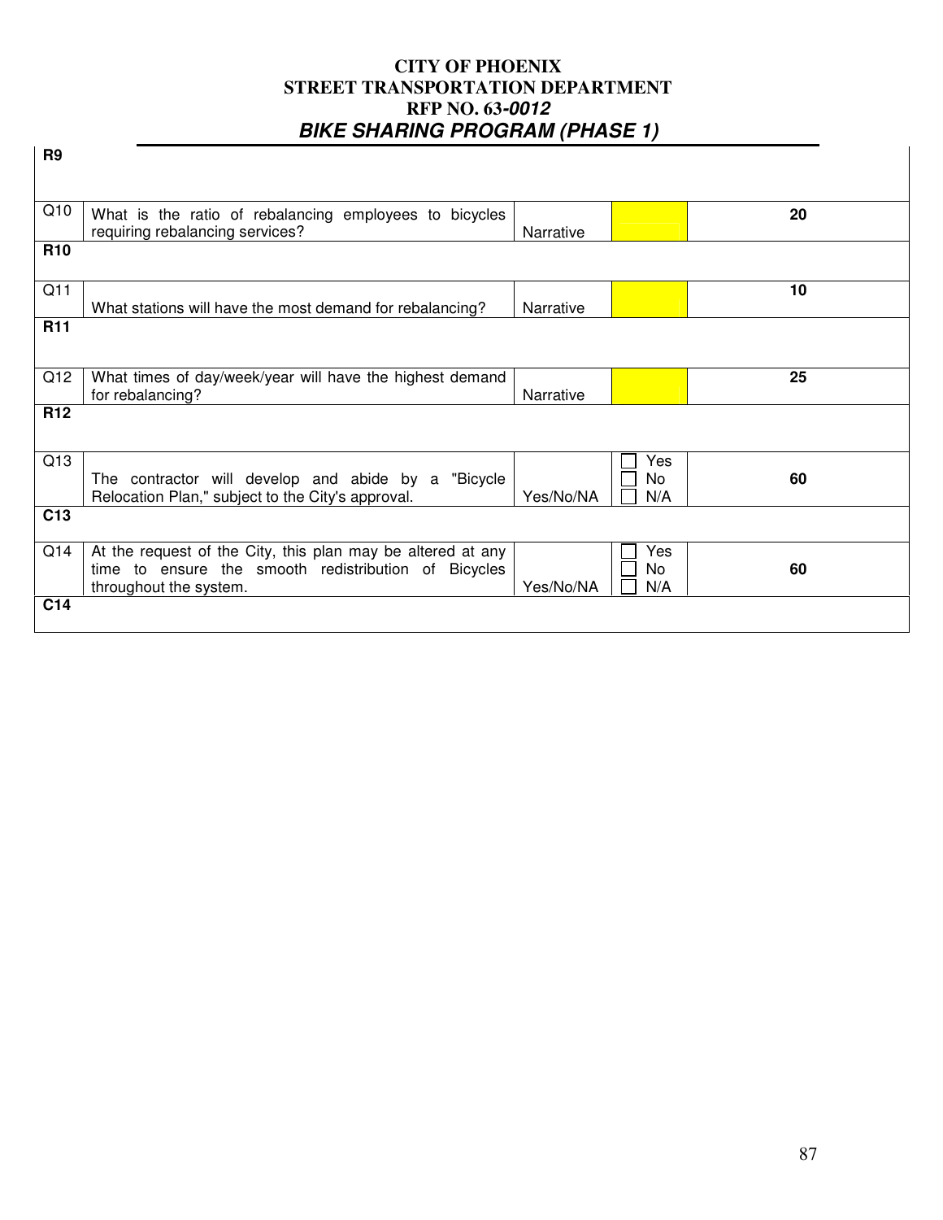# CITY OF PHOENIX
# STREET TRANSPORTATION DEPARTMENT
# RFP NO. 63-*0012*
# *BIKE SHARING PROGRAM (PHASE 1)*

| | | | | |
|---|---|---|---|---|
| **R9** | | | | |
| Q10 | What is the ratio of rebalancing employees to bicycles requiring rebalancing services? | Narrative | | **20** |
| **R10** | | | | |
| Q11 | What stations will have the most demand for rebalancing? | Narrative | | **10** |
| **R11** | | | | |
| Q12 | What times of day/week/year will have the highest demand for rebalancing? | Narrative | | **25** |
| **R12** | | | | |
| Q13 | The contractor will develop and abide by a "Bicycle Relocation Plan," subject to the City's approval. | Yes/No/NA | ☐ Yes<br>☐ No<br>☐ N/A | **60** |
| **C13** | | | | |
| Q14 | At the request of the City, this plan may be altered at any time to ensure the smooth redistribution of Bicycles throughout the system. | Yes/No/NA | ☐ Yes<br>☐ No<br>☐ N/A | **60** |
| **C14** | | | | |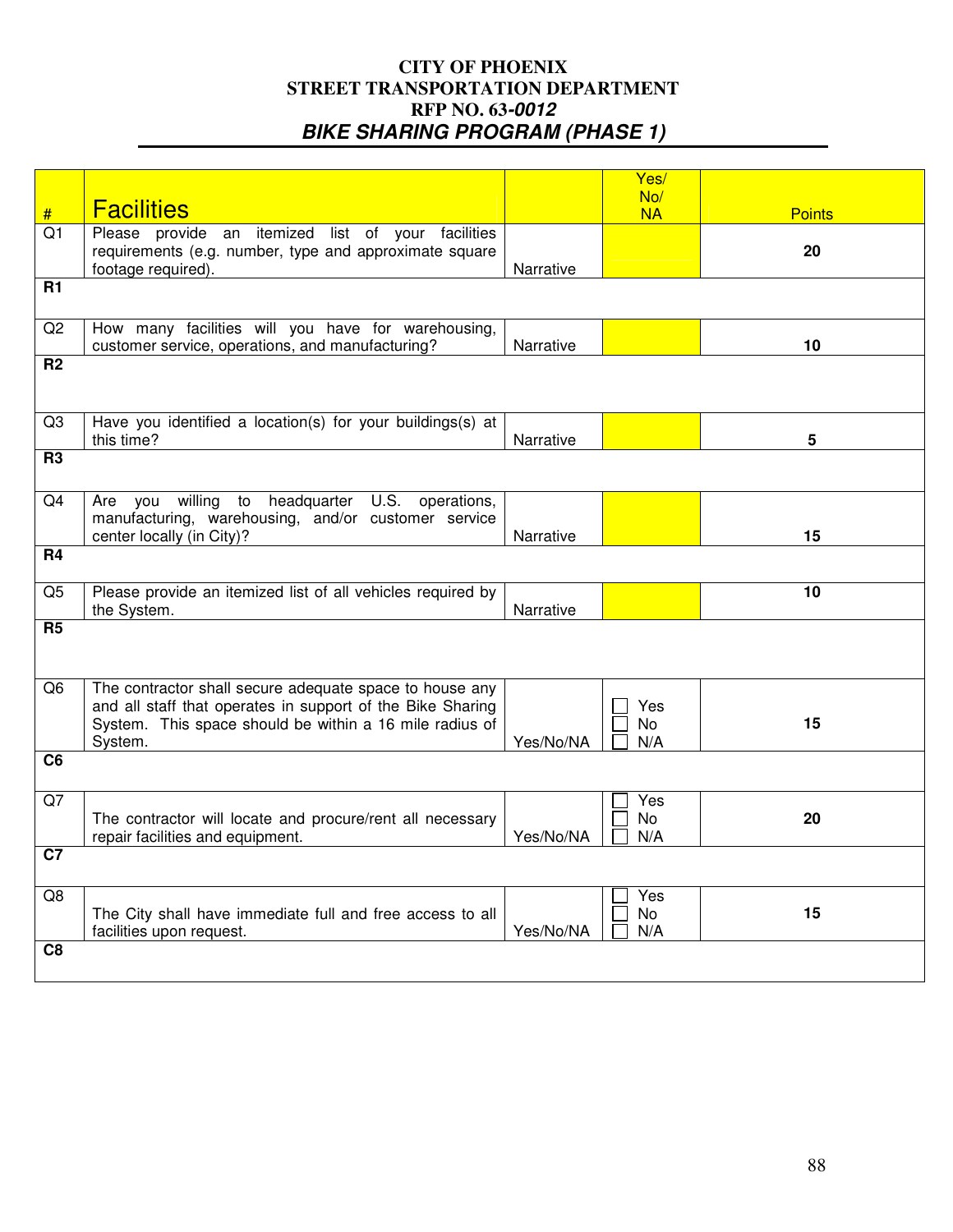**CITY OF PHOENIX**
**STREET TRANSPORTATION DEPARTMENT**
**RFP NO. 63-*0012***
***BIKE SHARING PROGRAM (PHASE 1)***

| # | Facilities | | Yes/ No/ NA | Points |
|---|---|---|---|---|
| Q1 | Please provide an itemized list of your facilities requirements (e.g. number, type and approximate square footage required). | Narrative | | **20** |
| **R1** | | | | |
| Q2 | How many facilities will you have for warehousing, customer service, operations, and manufacturing? | Narrative | | **10** |
| **R2** | | | | |
| Q3 | Have you identified a location(s) for your buildings(s) at this time? | Narrative | | **5** |
| **R3** | | | | |
| Q4 | Are you willing to headquarter U.S. operations, manufacturing, warehousing, and/or customer service center locally (in City)? | Narrative | | **15** |
| **R4** | | | | |
| Q5 | Please provide an itemized list of all vehicles required by the System. | Narrative | | **10** |
| **R5** | | | | |
| Q6 | The contractor shall secure adequate space to house any and all staff that operates in support of the Bike Sharing System. This space should be within a 16 mile radius of System. | Yes/No/NA | ☐ Yes ☐ No ☐ N/A | **15** |
| **C6** | | | | |
| Q7 | The contractor will locate and procure/rent all necessary repair facilities and equipment. | Yes/No/NA | ☐ Yes ☐ No ☐ N/A | **20** |
| **C7** | | | | |
| Q8 | The City shall have immediate full and free access to all facilities upon request. | Yes/No/NA | ☐ Yes ☐ No ☐ N/A | **15** |
| **C8** | | | | |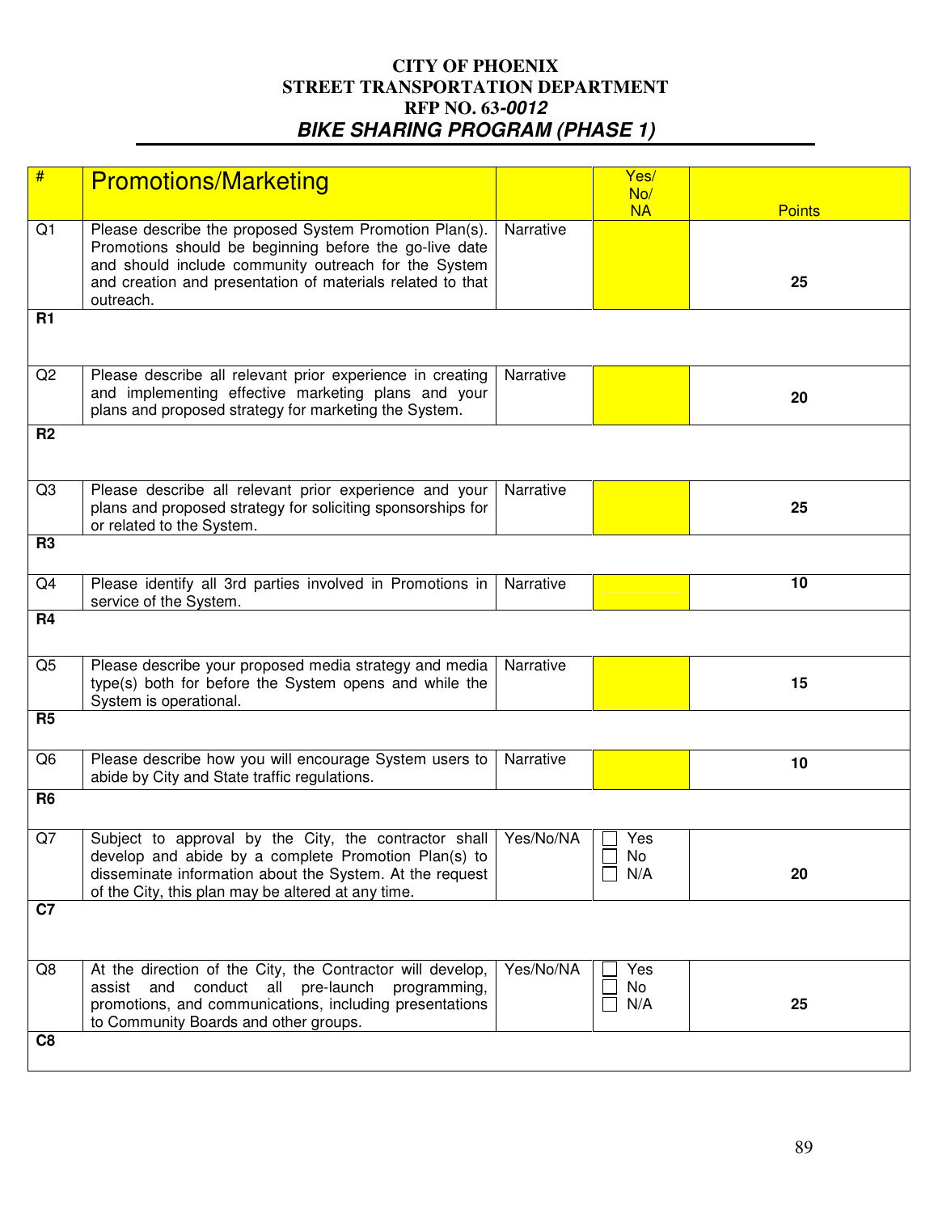# CITY OF PHOENIX
## STREET TRANSPORTATION DEPARTMENT
## RFP NO. 63-*0012*
## *BIKE SHARING PROGRAM (PHASE 1)*

| # | Promotions/Marketing | | Yes/ No/ NA | Points |
|---|---|---|---|---|
| Q1 | Please describe the proposed System Promotion Plan(s). Promotions should be beginning before the go-live date and should include community outreach for the System and creation and presentation of materials related to that outreach. | Narrative | | **25** |
| **R1** | | | | |
| Q2 | Please describe all relevant prior experience in creating and implementing effective marketing plans and your plans and proposed strategy for marketing the System. | Narrative | | **20** |
| **R2** | | | | |
| Q3 | Please describe all relevant prior experience and your plans and proposed strategy for soliciting sponsorships for or related to the System. | Narrative | | **25** |
| **R3** | | | | |
| Q4 | Please identify all 3rd parties involved in Promotions in service of the System. | Narrative | | **10** |
| **R4** | | | | |
| Q5 | Please describe your proposed media strategy and media type(s) both for before the System opens and while the System is operational. | Narrative | | **15** |
| **R5** | | | | |
| Q6 | Please describe how you will encourage System users to abide by City and State traffic regulations. | Narrative | | **10** |
| **R6** | | | | |
| Q7 | Subject to approval by the City, the contractor shall develop and abide by a complete Promotion Plan(s) to disseminate information about the System. At the request of the City, this plan may be altered at any time. | Yes/No/NA | ☐ Yes<br>☐ No<br>☐ N/A | **20** |
| **C7** | | | | |
| Q8 | At the direction of the City, the Contractor will develop, assist and conduct all pre-launch programming, promotions, and communications, including presentations to Community Boards and other groups. | Yes/No/NA | ☐ Yes<br>☐ No<br>☐ N/A | **25** |
| **C8** | | | | |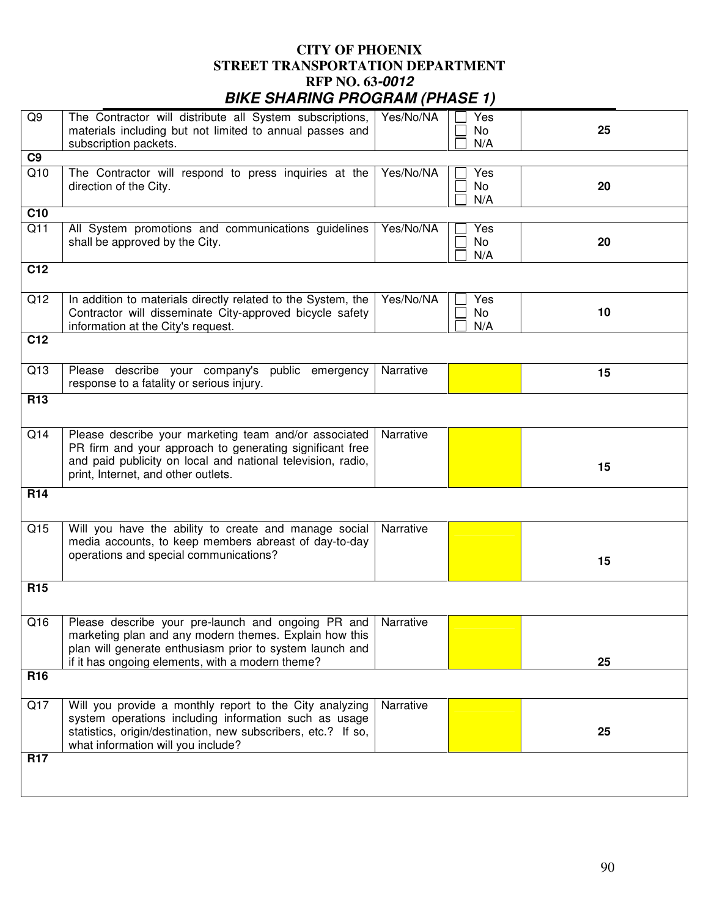# CITY OF PHOENIX
# STREET TRANSPORTATION DEPARTMENT
# RFP NO. 63-*0012*
## *BIKE SHARING PROGRAM (PHASE 1)*

| | | | | |
|---|---|---|---|---|
| Q9 | The Contractor will distribute all System subscriptions, materials including but not limited to annual passes and subscription packets. | Yes/No/NA | ☐ Yes<br>☐ No<br>☐ N/A | **25** |
| **C9** | | | | |
| Q10 | The Contractor will respond to press inquiries at the direction of the City. | Yes/No/NA | ☐ Yes<br>☐ No<br>☐ N/A | **20** |
| **C10** | | | | |
| Q11 | All System promotions and communications guidelines shall be approved by the City. | Yes/No/NA | ☐ Yes<br>☐ No<br>☐ N/A | **20** |
| **C12** | | | | |
| Q12 | In addition to materials directly related to the System, the Contractor will disseminate City-approved bicycle safety information at the City's request. | Yes/No/NA | ☐ Yes<br>☐ No<br>☐ N/A | **10** |
| **C12** | | | | |
| Q13 | Please describe your company's public emergency response to a fatality or serious injury. | Narrative | | **15** |
| **R13** | | | | |
| Q14 | Please describe your marketing team and/or associated PR firm and your approach to generating significant free and paid publicity on local and national television, radio, print, Internet, and other outlets. | Narrative | | **15** |
| **R14** | | | | |
| Q15 | Will you have the ability to create and manage social media accounts, to keep members abreast of day-to-day operations and special communications? | Narrative | | **15** |
| **R15** | | | | |
| Q16 | Please describe your pre-launch and ongoing PR and marketing plan and any modern themes. Explain how this plan will generate enthusiasm prior to system launch and if it has ongoing elements, with a modern theme? | Narrative | | **25** |
| **R16** | | | | |
| Q17 | Will you provide a monthly report to the City analyzing system operations including information such as usage statistics, origin/destination, new subscribers, etc.? If so, what information will you include? | Narrative | | **25** |
| **R17** | | | | |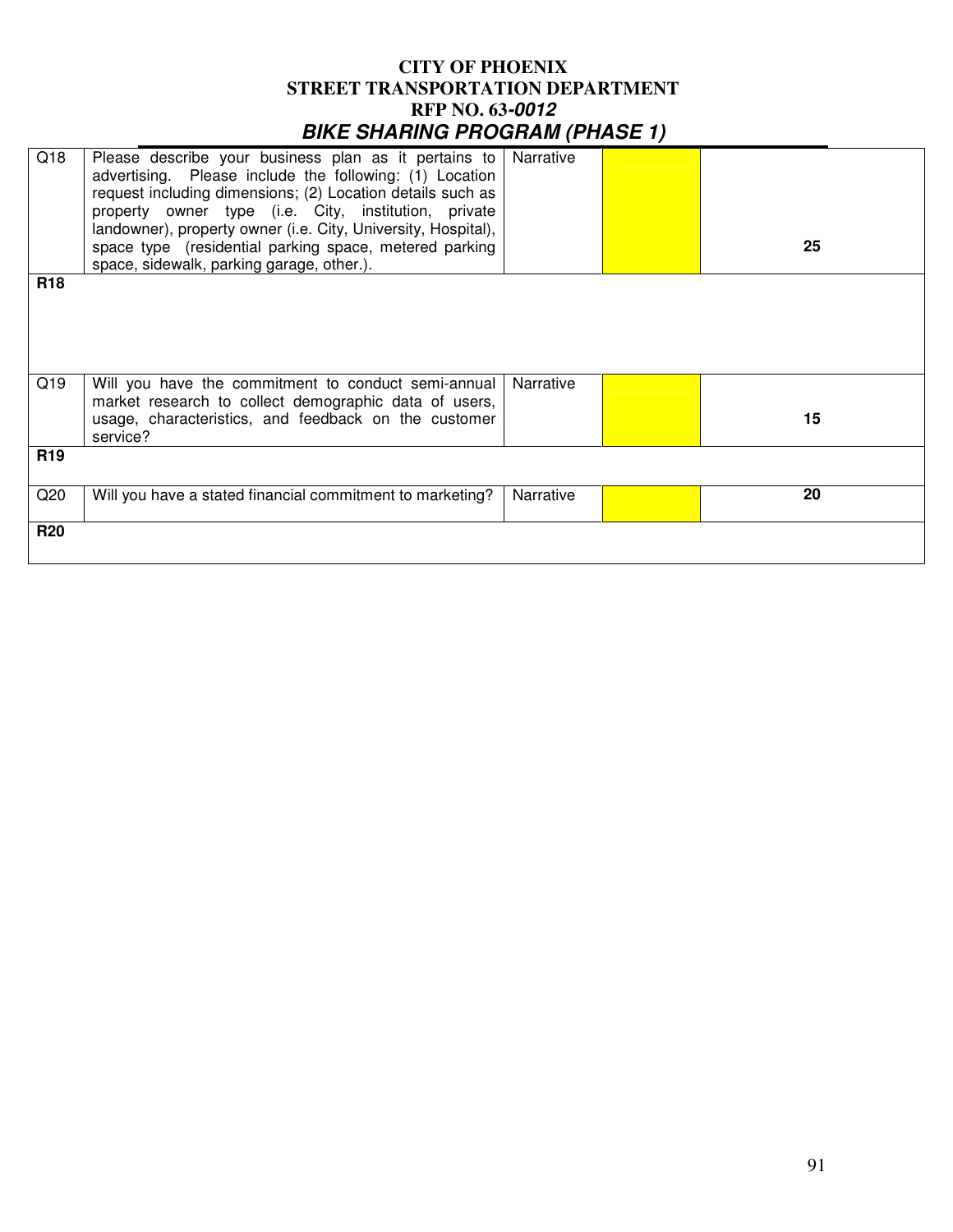# CITY OF PHOENIX
## STREET TRANSPORTATION DEPARTMENT
## RFP NO. 63-*0012*
## *BIKE SHARING PROGRAM (PHASE 1)*

| | | | | |
|---|---|---|---|---|
| Q18 | Please describe your business plan as it pertains to advertising. Please include the following: (1) Location request including dimensions; (2) Location details such as property owner type (i.e. City, institution, private landowner), property owner (i.e. City, University, Hospital), space type (residential parking space, metered parking space, sidewalk, parking garage, other.). | Narrative | | **25** |
| **R18** | | | | |
| Q19 | Will you have the commitment to conduct semi-annual market research to collect demographic data of users, usage, characteristics, and feedback on the customer service? | Narrative | | **15** |
| **R19** | | | | |
| Q20 | Will you have a stated financial commitment to marketing? | Narrative | | **20** |
| **R20** | | | | |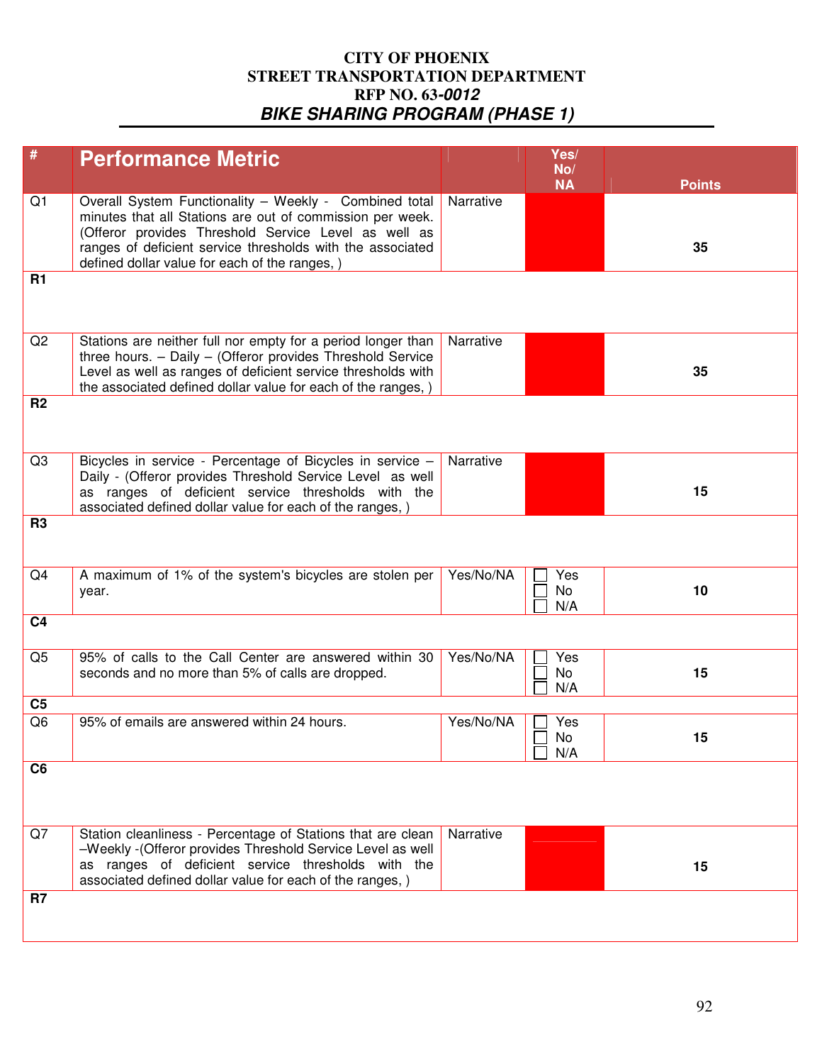**CITY OF PHOENIX**
**STREET TRANSPORTATION DEPARTMENT**
**RFP NO. 63-*0012***
***BIKE SHARING PROGRAM (PHASE 1)***

| # | Performance Metric | | Yes/ No/ NA | Points |
|---|---|---|---|---|
| Q1 | Overall System Functionality – Weekly - Combined total minutes that all Stations are out of commission per week. (Offeror provides Threshold Service Level as well as ranges of deficient service thresholds with the associated defined dollar value for each of the ranges, ) | Narrative | | 35 |
| **R1** | | | | |
| Q2 | Stations are neither full nor empty for a period longer than three hours. – Daily – (Offeror provides Threshold Service Level as well as ranges of deficient service thresholds with the associated defined dollar value for each of the ranges, ) | Narrative | | 35 |
| **R2** | | | | |
| Q3 | Bicycles in service - Percentage of Bicycles in service – Daily - (Offeror provides Threshold Service Level as well as ranges of deficient service thresholds with the associated defined dollar value for each of the ranges, ) | Narrative | | 15 |
| **R3** | | | | |
| Q4 | A maximum of 1% of the system's bicycles are stolen per year. | Yes/No/NA | ☐ Yes ☐ No ☐ N/A | 10 |
| **C4** | | | | |
| Q5 | 95% of calls to the Call Center are answered within 30 seconds and no more than 5% of calls are dropped. | Yes/No/NA | ☐ Yes ☐ No ☐ N/A | 15 |
| **C5** | | | | |
| Q6 | 95% of emails are answered within 24 hours. | Yes/No/NA | ☐ Yes ☐ No ☐ N/A | 15 |
| **C6** | | | | |
| Q7 | Station cleanliness - Percentage of Stations that are clean –Weekly -(Offeror provides Threshold Service Level as well as ranges of deficient service thresholds with the associated defined dollar value for each of the ranges, ) | Narrative | | 15 |
| **R7** | | | | |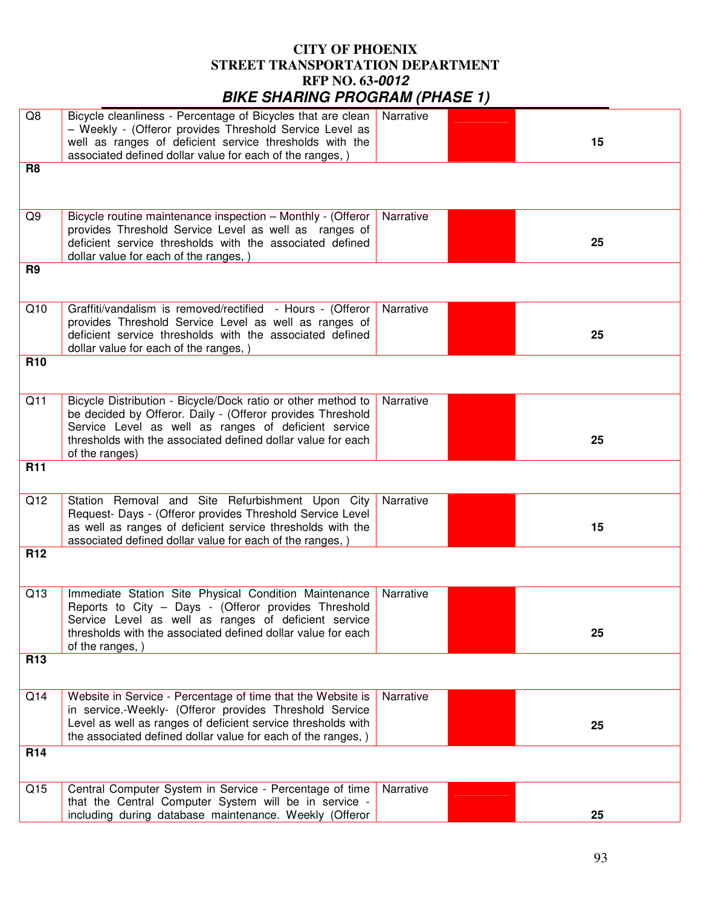# CITY OF PHOENIX
## STREET TRANSPORTATION DEPARTMENT
## RFP NO. 63-*0012*
## *BIKE SHARING PROGRAM (PHASE 1)*

| | | | | |
|---|---|---|---|---|
| Q8 | Bicycle cleanliness - Percentage of Bicycles that are clean – Weekly - (Offeror provides Threshold Service Level as well as ranges of deficient service thresholds with the associated defined dollar value for each of the ranges, ) | Narrative | | **15** |
| **R8** | | | | |
| Q9 | Bicycle routine maintenance inspection – Monthly - (Offeror provides Threshold Service Level as well as ranges of deficient service thresholds with the associated defined dollar value for each of the ranges, ) | Narrative | | **25** |
| **R9** | | | | |
| Q10 | Graffiti/vandalism is removed/rectified - Hours - (Offeror provides Threshold Service Level as well as ranges of deficient service thresholds with the associated defined dollar value for each of the ranges, ) | Narrative | | **25** |
| **R10** | | | | |
| Q11 | Bicycle Distribution - Bicycle/Dock ratio or other method to be decided by Offeror. Daily - (Offeror provides Threshold Service Level as well as ranges of deficient service thresholds with the associated defined dollar value for each of the ranges) | Narrative | | **25** |
| **R11** | | | | |
| Q12 | Station Removal and Site Refurbishment Upon City Request- Days - (Offeror provides Threshold Service Level as well as ranges of deficient service thresholds with the associated defined dollar value for each of the ranges, ) | Narrative | | **15** |
| **R12** | | | | |
| Q13 | Immediate Station Site Physical Condition Maintenance Reports to City – Days - (Offeror provides Threshold Service Level as well as ranges of deficient service thresholds with the associated defined dollar value for each of the ranges, ) | Narrative | | **25** |
| **R13** | | | | |
| Q14 | Website in Service - Percentage of time that the Website is in service.-Weekly- (Offeror provides Threshold Service Level as well as ranges of deficient service thresholds with the associated defined dollar value for each of the ranges, ) | Narrative | | **25** |
| **R14** | | | | |
| Q15 | Central Computer System in Service - Percentage of time that the Central Computer System will be in service - including during database maintenance. Weekly (Offeror | Narrative | | **25** |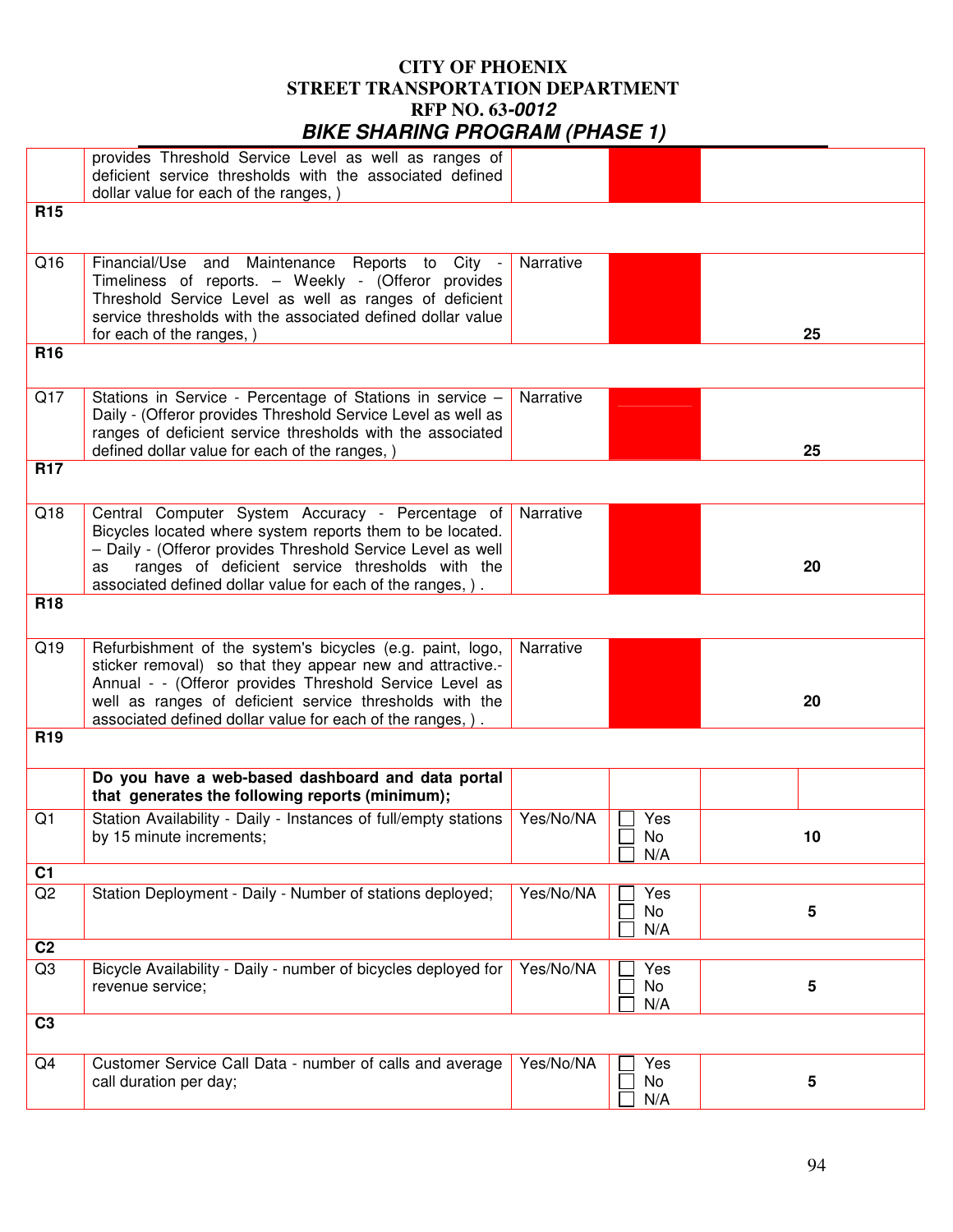# CITY OF PHOENIX
## STREET TRANSPORTATION DEPARTMENT
## RFP NO. 63-*0012*
## *BIKE SHARING PROGRAM (PHASE 1)*

| | | | | |
|---|---|---|---|---|
| | provides Threshold Service Level as well as ranges of deficient service thresholds with the associated defined dollar value for each of the ranges, ) | | | |
| **R15** | | | | |
| Q16 | Financial/Use and Maintenance Reports to City - Timeliness of reports. – Weekly - (Offeror provides Threshold Service Level as well as ranges of deficient service thresholds with the associated defined dollar value for each of the ranges, ) | Narrative | | 25 |
| **R16** | | | | |
| Q17 | Stations in Service - Percentage of Stations in service – Daily - (Offeror provides Threshold Service Level as well as ranges of deficient service thresholds with the associated defined dollar value for each of the ranges, ) | Narrative | | 25 |
| **R17** | | | | |
| Q18 | Central Computer System Accuracy - Percentage of Bicycles located where system reports them to be located. – Daily - (Offeror provides Threshold Service Level as well as ranges of deficient service thresholds with the associated defined dollar value for each of the ranges, ) . | Narrative | | 20 |
| **R18** | | | | |
| Q19 | Refurbishment of the system's bicycles (e.g. paint, logo, sticker removal) so that they appear new and attractive.- Annual - - (Offeror provides Threshold Service Level as well as ranges of deficient service thresholds with the associated defined dollar value for each of the ranges, ) . | Narrative | | 20 |
| **R19** | | | | |
| | **Do you have a web-based dashboard and data portal that generates the following reports (minimum);** | | | |
| Q1 | Station Availability - Daily - Instances of full/empty stations by 15 minute increments; | Yes/No/NA | ☐ Yes ☐ No ☐ N/A | 10 |
| **C1** | | | | |
| Q2 | Station Deployment - Daily - Number of stations deployed; | Yes/No/NA | ☐ Yes ☐ No ☐ N/A | 5 |
| **C2** | | | | |
| Q3 | Bicycle Availability - Daily - number of bicycles deployed for revenue service; | Yes/No/NA | ☐ Yes ☐ No ☐ N/A | 5 |
| **C3** | | | | |
| Q4 | Customer Service Call Data - number of calls and average call duration per day; | Yes/No/NA | ☐ Yes ☐ No ☐ N/A | 5 |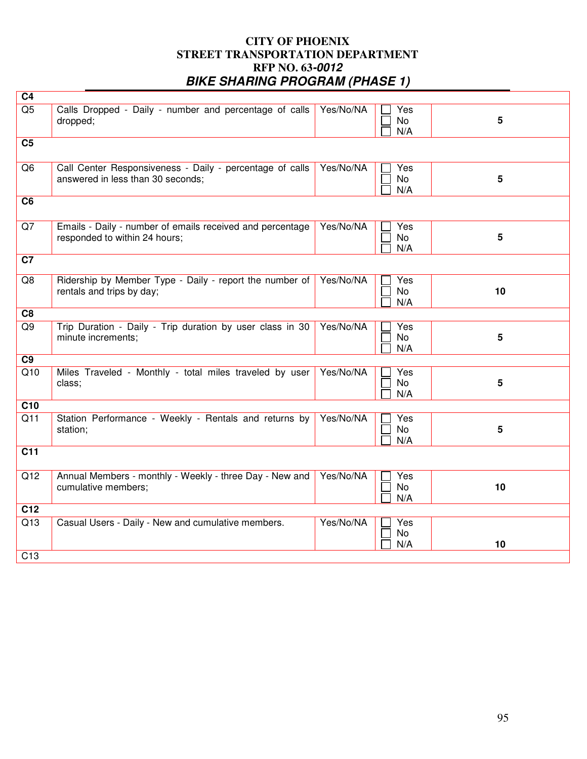# CITY OF PHOENIX
## STREET TRANSPORTATION DEPARTMENT
## RFP NO. 63-*0012*
## *BIKE SHARING PROGRAM (PHASE 1)*

| | | | | |
|---|---|---|---|---|
| **C4** | | | | |
| Q5 | Calls Dropped - Daily - number and percentage of calls dropped; | Yes/No/NA | ☐ Yes ☐ No ☐ N/A | **5** |
| **C5** | | | | |
| Q6 | Call Center Responsiveness - Daily - percentage of calls answered in less than 30 seconds; | Yes/No/NA | ☐ Yes ☐ No ☐ N/A | **5** |
| **C6** | | | | |
| Q7 | Emails - Daily - number of emails received and percentage responded to within 24 hours; | Yes/No/NA | ☐ Yes ☐ No ☐ N/A | **5** |
| **C7** | | | | |
| Q8 | Ridership by Member Type - Daily - report the number of rentals and trips by day; | Yes/No/NA | ☐ Yes ☐ No ☐ N/A | **10** |
| **C8** | | | | |
| Q9 | Trip Duration - Daily - Trip duration by user class in 30 minute increments; | Yes/No/NA | ☐ Yes ☐ No ☐ N/A | **5** |
| **C9** | | | | |
| Q10 | Miles Traveled - Monthly - total miles traveled by user class; | Yes/No/NA | ☐ Yes ☐ No ☐ N/A | **5** |
| **C10** | | | | |
| Q11 | Station Performance - Weekly - Rentals and returns by station; | Yes/No/NA | ☐ Yes ☐ No ☐ N/A | **5** |
| **C11** | | | | |
| Q12 | Annual Members - monthly - Weekly - three Day - New and cumulative members; | Yes/No/NA | ☐ Yes ☐ No ☐ N/A | **10** |
| **C12** | | | | |
| Q13 | Casual Users - Daily - New and cumulative members. | Yes/No/NA | ☐ Yes ☐ No ☐ N/A | **10** |
| C13 | | | | |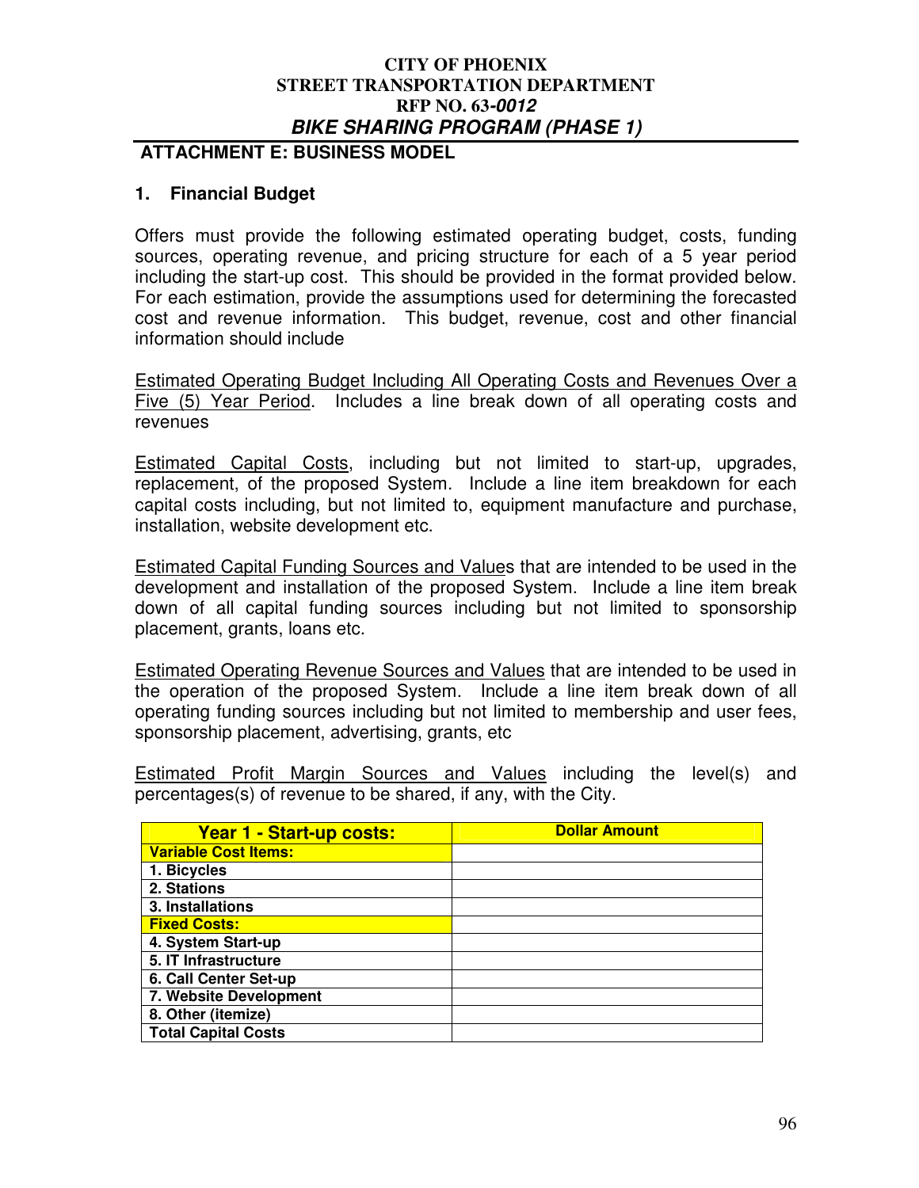**CITY OF PHOENIX**
**STREET TRANSPORTATION DEPARTMENT**
**RFP NO. 63-*0012***
***BIKE SHARING PROGRAM (PHASE 1)***

## ATTACHMENT E: BUSINESS MODEL

### 1. Financial Budget

Offers must provide the following estimated operating budget, costs, funding sources, operating revenue, and pricing structure for each of a 5 year period including the start-up cost. This should be provided in the format provided below. For each estimation, provide the assumptions used for determining the forecasted cost and revenue information. This budget, revenue, cost and other financial information should include

<u>Estimated Operating Budget Including All Operating Costs and Revenues Over a Five (5) Year Period</u>. Includes a line break down of all operating costs and revenues

<u>Estimated Capital Costs</u>, including but not limited to start-up, upgrades, replacement, of the proposed System. Include a line item breakdown for each capital costs including, but not limited to, equipment manufacture and purchase, installation, website development etc.

<u>Estimated Capital Funding Sources and Values</u> that are intended to be used in the development and installation of the proposed System. Include a line item break down of all capital funding sources including but not limited to sponsorship placement, grants, loans etc.

<u>Estimated Operating Revenue Sources and Values</u> that are intended to be used in the operation of the proposed System. Include a line item break down of all operating funding sources including but not limited to membership and user fees, sponsorship placement, advertising, grants, etc

<u>Estimated Profit Margin Sources and Values</u> including the level(s) and percentages(s) of revenue to be shared, if any, with the City.

| Year 1 - Start-up costs: | Dollar Amount |
|---|---|
| **Variable Cost Items:** | |
| **1. Bicycles** | |
| **2. Stations** | |
| **3. Installations** | |
| **Fixed Costs:** | |
| **4. System Start-up** | |
| **5. IT Infrastructure** | |
| **6. Call Center Set-up** | |
| **7. Website Development** | |
| **8. Other (itemize)** | |
| **Total Capital Costs** | |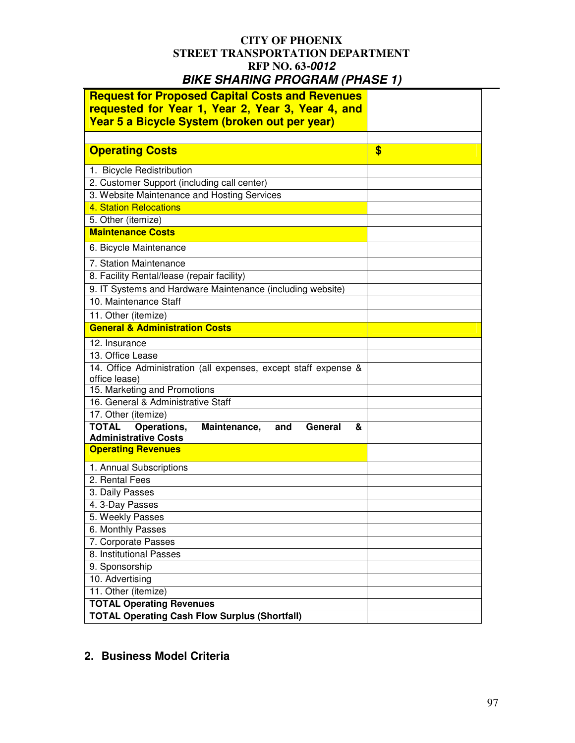**CITY OF PHOENIX**
**STREET TRANSPORTATION DEPARTMENT**
**RFP NO. 63-*0012***
***BIKE SHARING PROGRAM (PHASE 1)***

| **Request for Proposed Capital Costs and Revenues requested for Year 1, Year 2, Year 3, Year 4, and Year 5 a Bicycle System (broken out per year)** | |
|---|---|
| | |
| **Operating Costs** | **$** |
| 1. Bicycle Redistribution | |
| 2. Customer Support (including call center) | |
| 3. Website Maintenance and Hosting Services | |
| 4. Station Relocations | |
| 5. Other (itemize) | |
| **Maintenance Costs** | |
| 6. Bicycle Maintenance | |
| 7. Station Maintenance | |
| 8. Facility Rental/lease (repair facility) | |
| 9. IT Systems and Hardware Maintenance (including website) | |
| 10. Maintenance Staff | |
| 11. Other (itemize) | |
| **General & Administration Costs** | |
| 12. Insurance | |
| 13. Office Lease | |
| 14. Office Administration (all expenses, except staff expense & office lease) | |
| 15. Marketing and Promotions | |
| 16. General & Administrative Staff | |
| 17. Other (itemize) | |
| **TOTAL Operations, Maintenance, and General & Administrative Costs** | |
| **Operating Revenues** | |
| 1. Annual Subscriptions | |
| 2. Rental Fees | |
| 3. Daily Passes | |
| 4. 3-Day Passes | |
| 5. Weekly Passes | |
| 6. Monthly Passes | |
| 7. Corporate Passes | |
| 8. Institutional Passes | |
| 9. Sponsorship | |
| 10. Advertising | |
| 11. Other (itemize) | |
| **TOTAL Operating Revenues** | |
| **TOTAL Operating Cash Flow Surplus (Shortfall)** | |

## 2. Business Model Criteria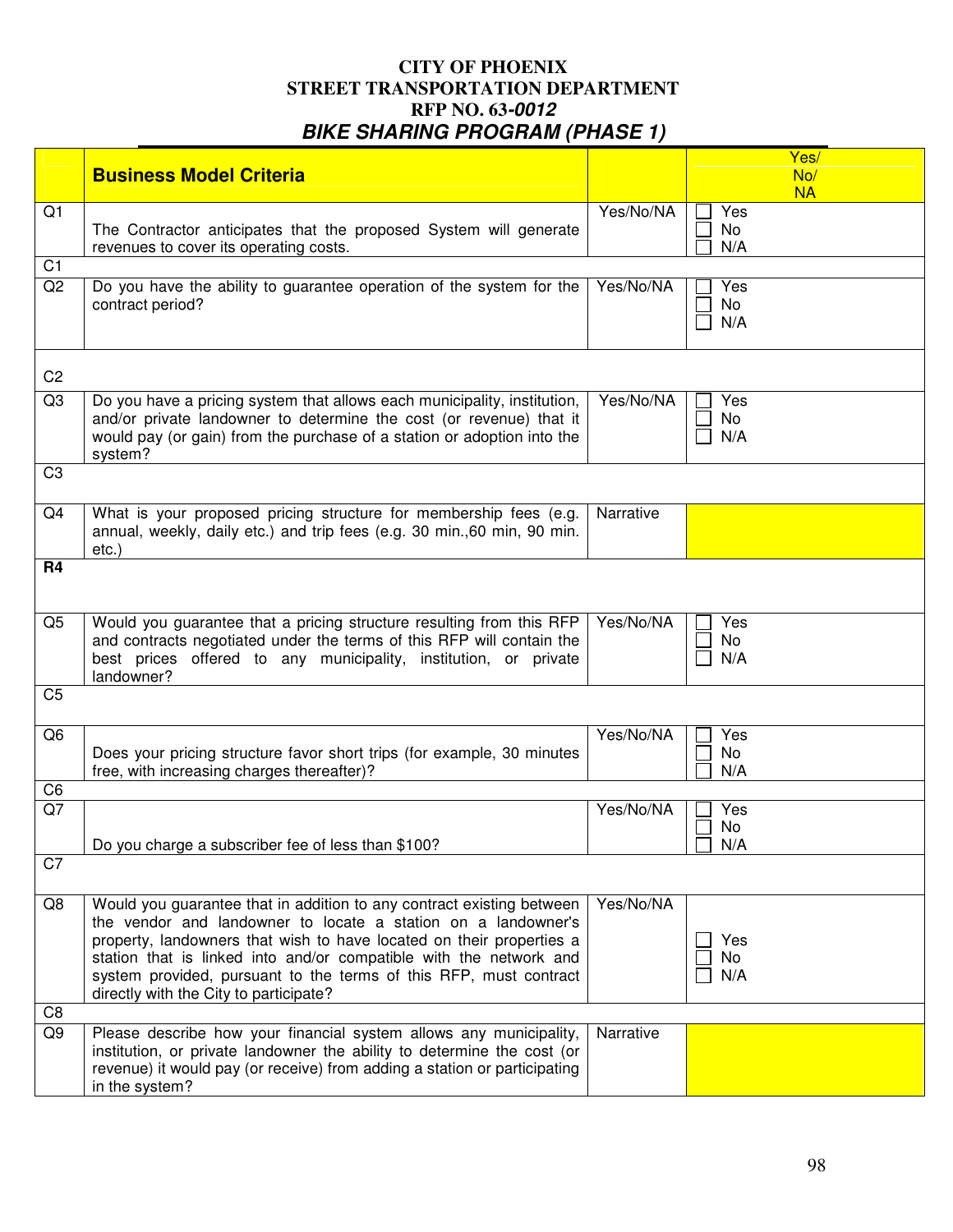# CITY OF PHOENIX
# STREET TRANSPORTATION DEPARTMENT
# RFP NO. 63-*0012*
## *BIKE SHARING PROGRAM (PHASE 1)*

| | Business Model Criteria | | Yes/ No/ NA |
|---|---|---|---|
| Q1 | The Contractor anticipates that the proposed System will generate revenues to cover its operating costs. | Yes/No/NA | ☐ Yes ☐ No ☐ N/A |
| C1 | | | |
| Q2 | Do you have the ability to guarantee operation of the system for the contract period? | Yes/No/NA | ☐ Yes ☐ No ☐ N/A |
| C2 | | | |
| Q3 | Do you have a pricing system that allows each municipality, institution, and/or private landowner to determine the cost (or revenue) that it would pay (or gain) from the purchase of a station or adoption into the system? | Yes/No/NA | ☐ Yes ☐ No ☐ N/A |
| C3 | | | |
| Q4 | What is your proposed pricing structure for membership fees (e.g. annual, weekly, daily etc.) and trip fees (e.g. 30 min.,60 min, 90 min. etc.) | Narrative | |
| **R4** | | | |
| Q5 | Would you guarantee that a pricing structure resulting from this RFP and contracts negotiated under the terms of this RFP will contain the best prices offered to any municipality, institution, or private landowner? | Yes/No/NA | ☐ Yes ☐ No ☐ N/A |
| C5 | | | |
| Q6 | Does your pricing structure favor short trips (for example, 30 minutes free, with increasing charges thereafter)? | Yes/No/NA | ☐ Yes ☐ No ☐ N/A |
| C6 | | | |
| Q7 | Do you charge a subscriber fee of less than $100? | Yes/No/NA | ☐ Yes ☐ No ☐ N/A |
| C7 | | | |
| Q8 | Would you guarantee that in addition to any contract existing between the vendor and landowner to locate a station on a landowner's property, landowners that wish to have located on their properties a station that is linked into and/or compatible with the network and system provided, pursuant to the terms of this RFP, must contract directly with the City to participate? | Yes/No/NA | ☐ Yes ☐ No ☐ N/A |
| C8 | | | |
| Q9 | Please describe how your financial system allows any municipality, institution, or private landowner the ability to determine the cost (or revenue) it would pay (or receive) from adding a station or participating in the system? | Narrative | |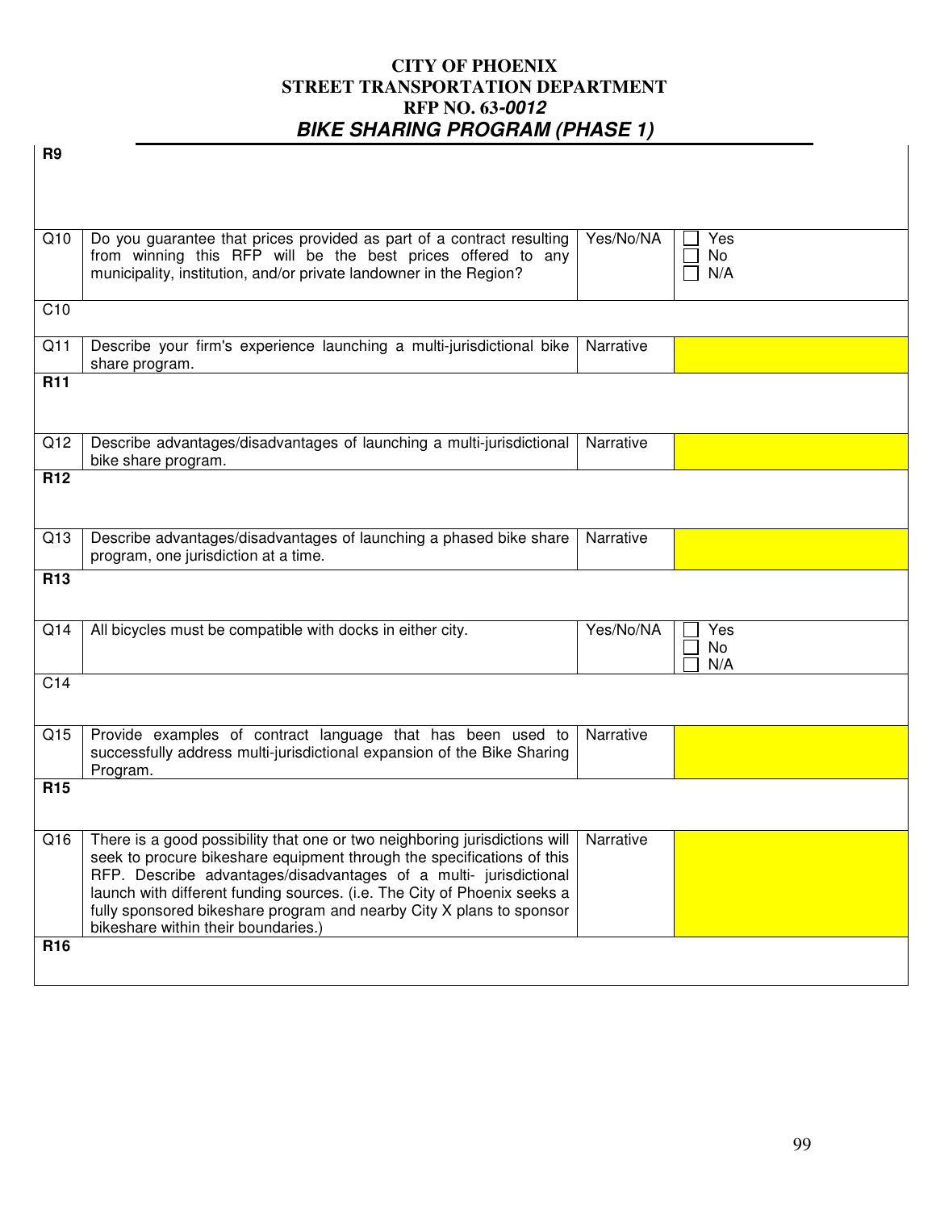# CITY OF PHOENIX
## STREET TRANSPORTATION DEPARTMENT
## RFP NO. 63-*0012*
## *BIKE SHARING PROGRAM (PHASE 1)*

| | | | |
|---|---|---|---|
| **R9** | | | |
| Q10 | Do you guarantee that prices provided as part of a contract resulting from winning this RFP will be the best prices offered to any municipality, institution, and/or private landowner in the Region? | Yes/No/NA | ☐ Yes<br>☐ No<br>☐ N/A |
| C10 | | | |
| Q11 | Describe your firm's experience launching a multi-jurisdictional bike share program. | Narrative | |
| **R11** | | | |
| Q12 | Describe advantages/disadvantages of launching a multi-jurisdictional bike share program. | Narrative | |
| **R12** | | | |
| Q13 | Describe advantages/disadvantages of launching a phased bike share program, one jurisdiction at a time. | Narrative | |
| **R13** | | | |
| Q14 | All bicycles must be compatible with docks in either city. | Yes/No/NA | ☐ Yes<br>☐ No<br>☐ N/A |
| C14 | | | |
| Q15 | Provide examples of contract language that has been used to successfully address multi-jurisdictional expansion of the Bike Sharing Program. | Narrative | |
| **R15** | | | |
| Q16 | There is a good possibility that one or two neighboring jurisdictions will seek to procure bikeshare equipment through the specifications of this RFP. Describe advantages/disadvantages of a multi- jurisdictional launch with different funding sources. (i.e. The City of Phoenix seeks a fully sponsored bikeshare program and nearby City X plans to sponsor bikeshare within their boundaries.) | Narrative | |
| **R16** | | | |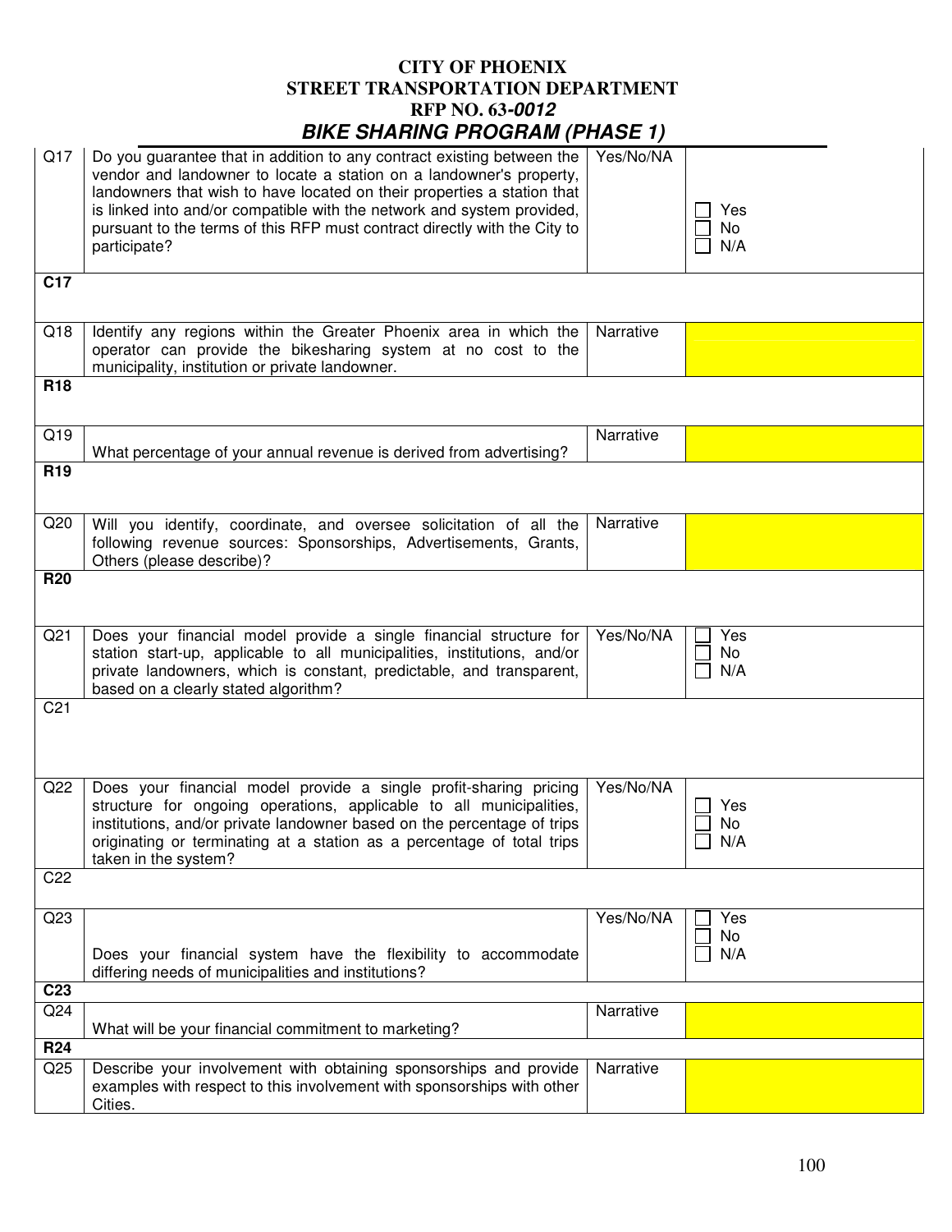# CITY OF PHOENIX
## STREET TRANSPORTATION DEPARTMENT
## RFP NO. 63-*0012*
## *BIKE SHARING PROGRAM (PHASE 1)*

| | | | |
|---|---|---|---|
| Q17 | Do you guarantee that in addition to any contract existing between the vendor and landowner to locate a station on a landowner's property, landowners that wish to have located on their properties a station that is linked into and/or compatible with the network and system provided, pursuant to the terms of this RFP must contract directly with the City to participate? | Yes/No/NA | ☐ Yes ☐ No ☐ N/A |
| **C17** | | | |
| Q18 | Identify any regions within the Greater Phoenix area in which the operator can provide the bikesharing system at no cost to the municipality, institution or private landowner. | Narrative | |
| **R18** | | | |
| Q19 | What percentage of your annual revenue is derived from advertising? | Narrative | |
| **R19** | | | |
| Q20 | Will you identify, coordinate, and oversee solicitation of all the following revenue sources: Sponsorships, Advertisements, Grants, Others (please describe)? | Narrative | |
| **R20** | | | |
| Q21 | Does your financial model provide a single financial structure for station start-up, applicable to all municipalities, institutions, and/or private landowners, which is constant, predictable, and transparent, based on a clearly stated algorithm? | Yes/No/NA | ☐ Yes ☐ No ☐ N/A |
| C21 | | | |
| Q22 | Does your financial model provide a single profit-sharing pricing structure for ongoing operations, applicable to all municipalities, institutions, and/or private landowner based on the percentage of trips originating or terminating at a station as a percentage of total trips taken in the system? | Yes/No/NA | ☐ Yes ☐ No ☐ N/A |
| C22 | | | |
| Q23 | Does your financial system have the flexibility to accommodate differing needs of municipalities and institutions? | Yes/No/NA | ☐ Yes ☐ No ☐ N/A |
| **C23** | | | |
| Q24 | What will be your financial commitment to marketing? | Narrative | |
| **R24** | | | |
| Q25 | Describe your involvement with obtaining sponsorships and provide examples with respect to this involvement with sponsorships with other Cities. | Narrative | |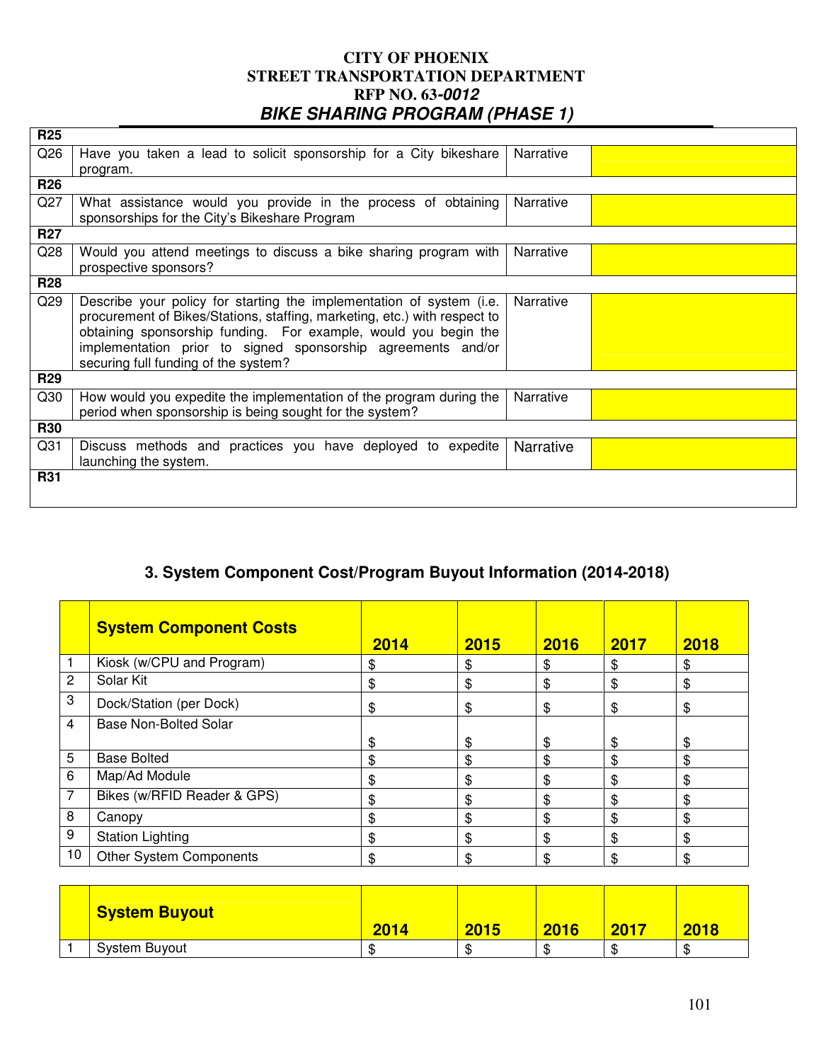# CITY OF PHOENIX
## STREET TRANSPORTATION DEPARTMENT
## RFP NO. 63-*0012*
## *BIKE SHARING PROGRAM (PHASE 1)*

| | | | |
|---|---|---|---|
| **R25** | | | |
| Q26 | Have you taken a lead to solicit sponsorship for a City bikeshare program. | Narrative | |
| **R26** | | | |
| Q27 | What assistance would you provide in the process of obtaining sponsorships for the City's Bikeshare Program | Narrative | |
| **R27** | | | |
| Q28 | Would you attend meetings to discuss a bike sharing program with prospective sponsors? | Narrative | |
| **R28** | | | |
| Q29 | Describe your policy for starting the implementation of system (i.e. procurement of Bikes/Stations, staffing, marketing, etc.) with respect to obtaining sponsorship funding. For example, would you begin the implementation prior to signed sponsorship agreements and/or securing full funding of the system? | Narrative | |
| **R29** | | | |
| Q30 | How would you expedite the implementation of the program during the period when sponsorship is being sought for the system? | Narrative | |
| **R30** | | | |
| Q31 | Discuss methods and practices you have deployed to expedite launching the system. | Narrative | |
| **R31** | | | |

### 3. System Component Cost/Program Buyout Information (2014-2018)

| | **System Component Costs** | **2014** | **2015** | **2016** | **2017** | **2018** |
|---|---|---|---|---|---|---|
| 1 | Kiosk (w/CPU and Program) | $ | $ | $ | $ | $ |
| 2 | Solar Kit | $ | $ | $ | $ | $ |
| 3 | Dock/Station (per Dock) | $ | $ | $ | $ | $ |
| 4 | Base Non-Bolted Solar | $ | $ | $ | $ | $ |
| 5 | Base Bolted | $ | $ | $ | $ | $ |
| 6 | Map/Ad Module | $ | $ | $ | $ | $ |
| 7 | Bikes (w/RFID Reader & GPS) | $ | $ | $ | $ | $ |
| 8 | Canopy | $ | $ | $ | $ | $ |
| 9 | Station Lighting | $ | $ | $ | $ | $ |
| 10 | Other System Components | $ | $ | $ | $ | $ |

| | **System Buyout** | **2014** | **2015** | **2016** | **2017** | **2018** |
|---|---|---|---|---|---|---|
| 1 | System Buyout | $ | $ | $ | $ | $ |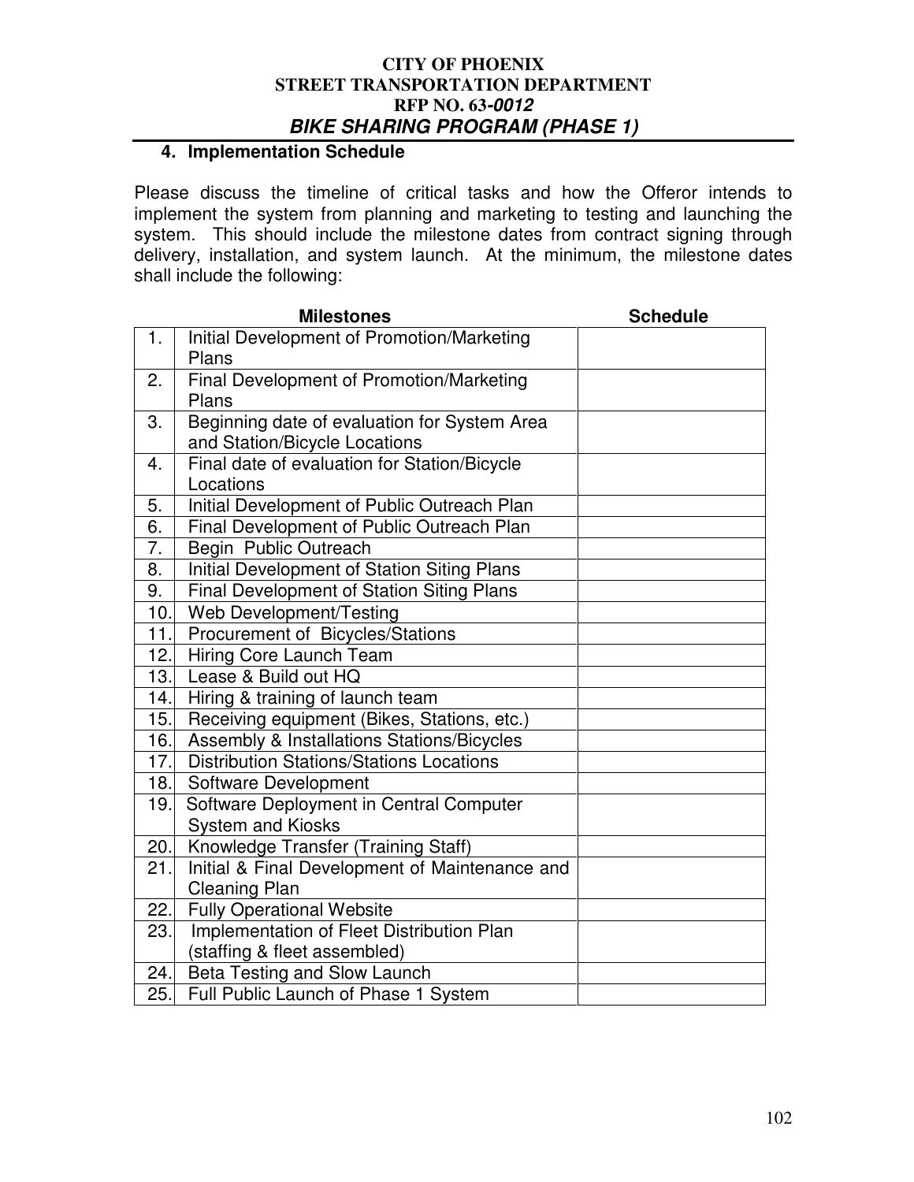## 4. Implementation Schedule

Please discuss the timeline of critical tasks and how the Offeror intends to implement the system from planning and marketing to testing and launching the system. This should include the milestone dates from contract signing through delivery, installation, and system launch. At the minimum, the milestone dates shall include the following:

| | Milestones | Schedule |
|---|---|---|
| 1. | Initial Development of Promotion/Marketing Plans | |
| 2. | Final Development of Promotion/Marketing Plans | |
| 3. | Beginning date of evaluation for System Area and Station/Bicycle Locations | |
| 4. | Final date of evaluation for Station/Bicycle Locations | |
| 5. | Initial Development of Public Outreach Plan | |
| 6. | Final Development of Public Outreach Plan | |
| 7. | Begin Public Outreach | |
| 8. | Initial Development of Station Siting Plans | |
| 9. | Final Development of Station Siting Plans | |
| 10. | Web Development/Testing | |
| 11. | Procurement of Bicycles/Stations | |
| 12. | Hiring Core Launch Team | |
| 13. | Lease & Build out HQ | |
| 14. | Hiring & training of launch team | |
| 15. | Receiving equipment (Bikes, Stations, etc.) | |
| 16. | Assembly & Installations Stations/Bicycles | |
| 17. | Distribution Stations/Stations Locations | |
| 18. | Software Development | |
| 19. | Software Deployment in Central Computer System and Kiosks | |
| 20. | Knowledge Transfer (Training Staff) | |
| 21. | Initial & Final Development of Maintenance and Cleaning Plan | |
| 22. | Fully Operational Website | |
| 23. | Implementation of Fleet Distribution Plan (staffing & fleet assembled) | |
| 24. | Beta Testing and Slow Launch | |
| 25. | Full Public Launch of Phase 1 System | |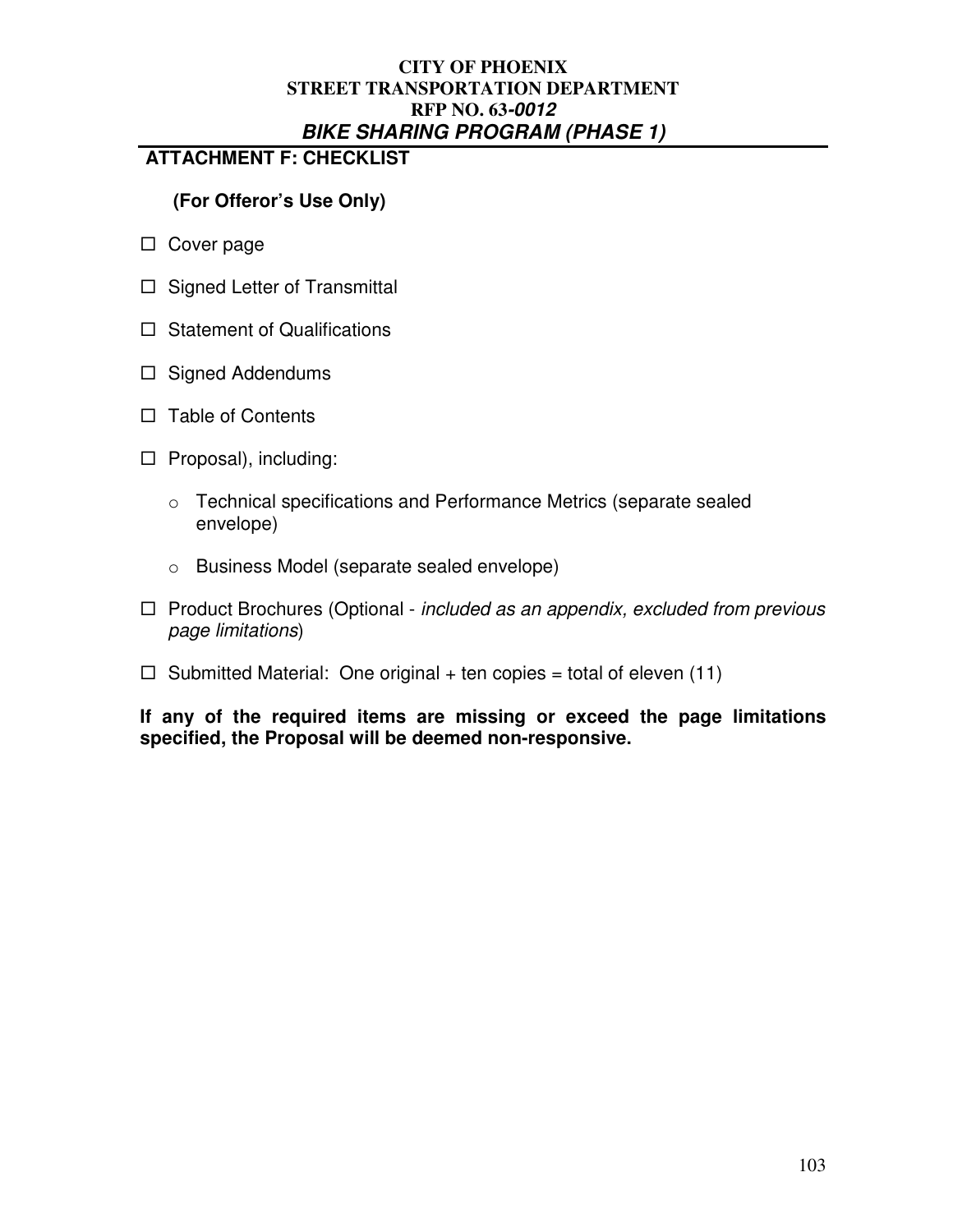**CITY OF PHOENIX**
**STREET TRANSPORTATION DEPARTMENT**
**RFP NO. 63-*0012***
***BIKE SHARING PROGRAM (PHASE 1)***

## ATTACHMENT F: CHECKLIST

**(For Offeror's Use Only)**

- ☐ Cover page
- ☐ Signed Letter of Transmittal
- ☐ Statement of Qualifications
- ☐ Signed Addendums
- ☐ Table of Contents
- ☐ Proposal), including:
  - Technical specifications and Performance Metrics (separate sealed envelope)
  - Business Model (separate sealed envelope)
- ☐ Product Brochures (Optional - *included as an appendix, excluded from previous page limitations*)
- ☐ Submitted Material: One original + ten copies = total of eleven (11)

**If any of the required items are missing or exceed the page limitations specified, the Proposal will be deemed non-responsive.**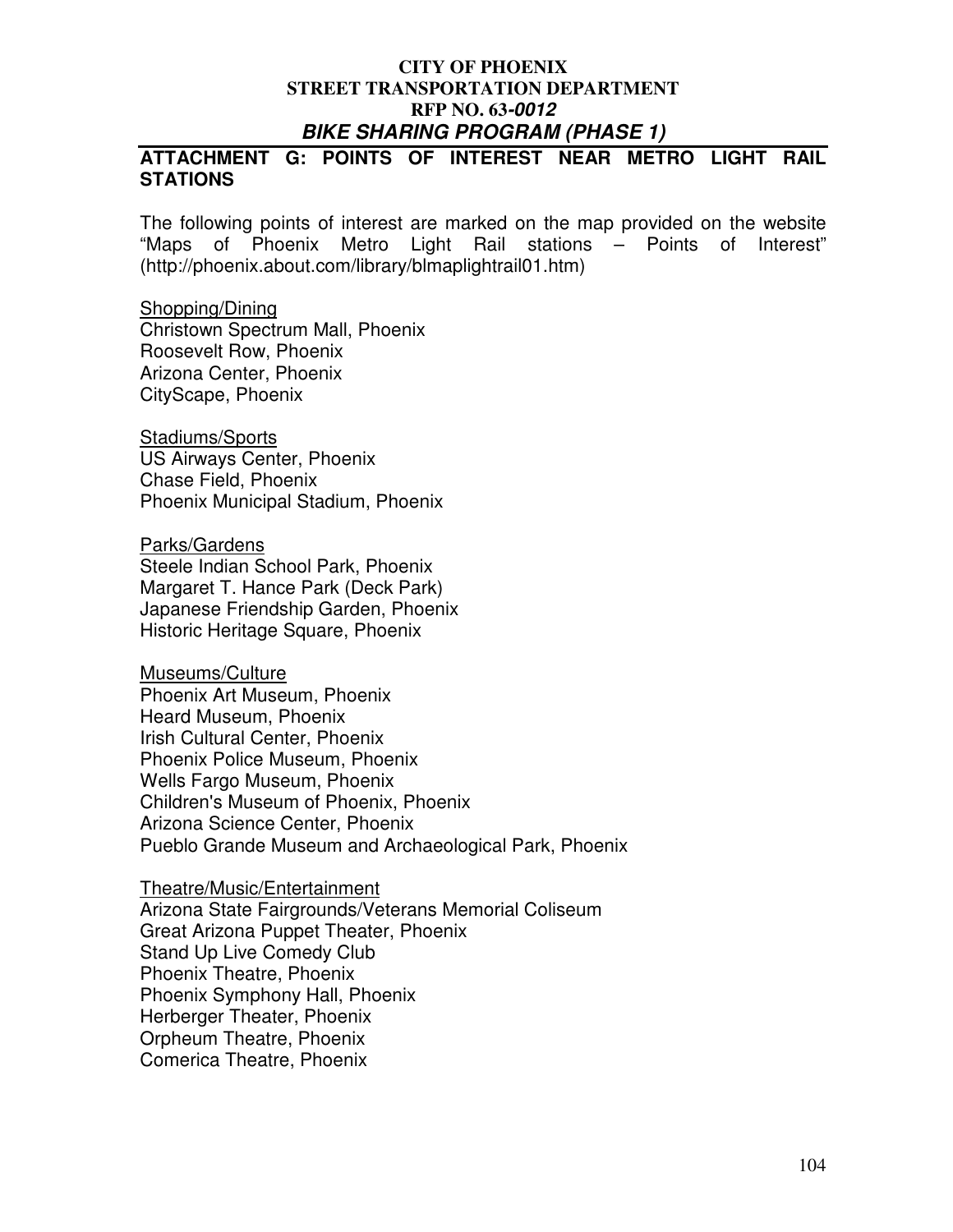**CITY OF PHOENIX**
**STREET TRANSPORTATION DEPARTMENT**
**RFP NO. 63-*0012***
***BIKE SHARING PROGRAM (PHASE 1)***

## ATTACHMENT G: POINTS OF INTEREST NEAR METRO LIGHT RAIL STATIONS

The following points of interest are marked on the map provided on the website "Maps of Phoenix Metro Light Rail stations – Points of Interest" (http://phoenix.about.com/library/blmaplightrail01.htm)

Shopping/Dining
Christown Spectrum Mall, Phoenix
Roosevelt Row, Phoenix
Arizona Center, Phoenix
CityScape, Phoenix

Stadiums/Sports
US Airways Center, Phoenix
Chase Field, Phoenix
Phoenix Municipal Stadium, Phoenix

Parks/Gardens
Steele Indian School Park, Phoenix
Margaret T. Hance Park (Deck Park)
Japanese Friendship Garden, Phoenix
Historic Heritage Square, Phoenix

Museums/Culture
Phoenix Art Museum, Phoenix
Heard Museum, Phoenix
Irish Cultural Center, Phoenix
Phoenix Police Museum, Phoenix
Wells Fargo Museum, Phoenix
Children's Museum of Phoenix, Phoenix
Arizona Science Center, Phoenix
Pueblo Grande Museum and Archaeological Park, Phoenix

Theatre/Music/Entertainment
Arizona State Fairgrounds/Veterans Memorial Coliseum
Great Arizona Puppet Theater, Phoenix
Stand Up Live Comedy Club
Phoenix Theatre, Phoenix
Phoenix Symphony Hall, Phoenix
Herberger Theater, Phoenix
Orpheum Theatre, Phoenix
Comerica Theatre, Phoenix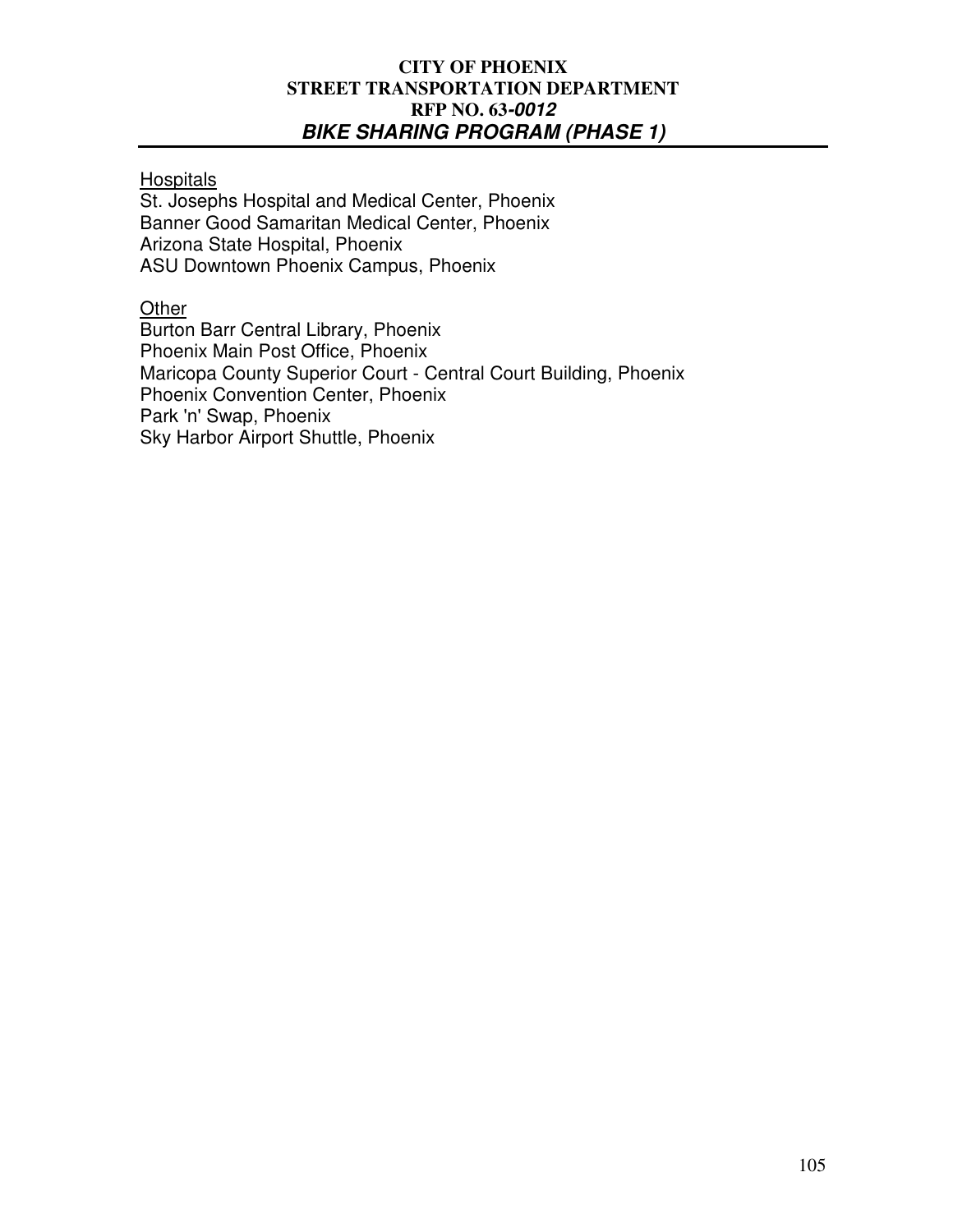Hospitals

St. Josephs Hospital and Medical Center, Phoenix
Banner Good Samaritan Medical Center, Phoenix
Arizona State Hospital, Phoenix
ASU Downtown Phoenix Campus, Phoenix

Other

Burton Barr Central Library, Phoenix
Phoenix Main Post Office, Phoenix
Maricopa County Superior Court - Central Court Building, Phoenix
Phoenix Convention Center, Phoenix
Park 'n' Swap, Phoenix
Sky Harbor Airport Shuttle, Phoenix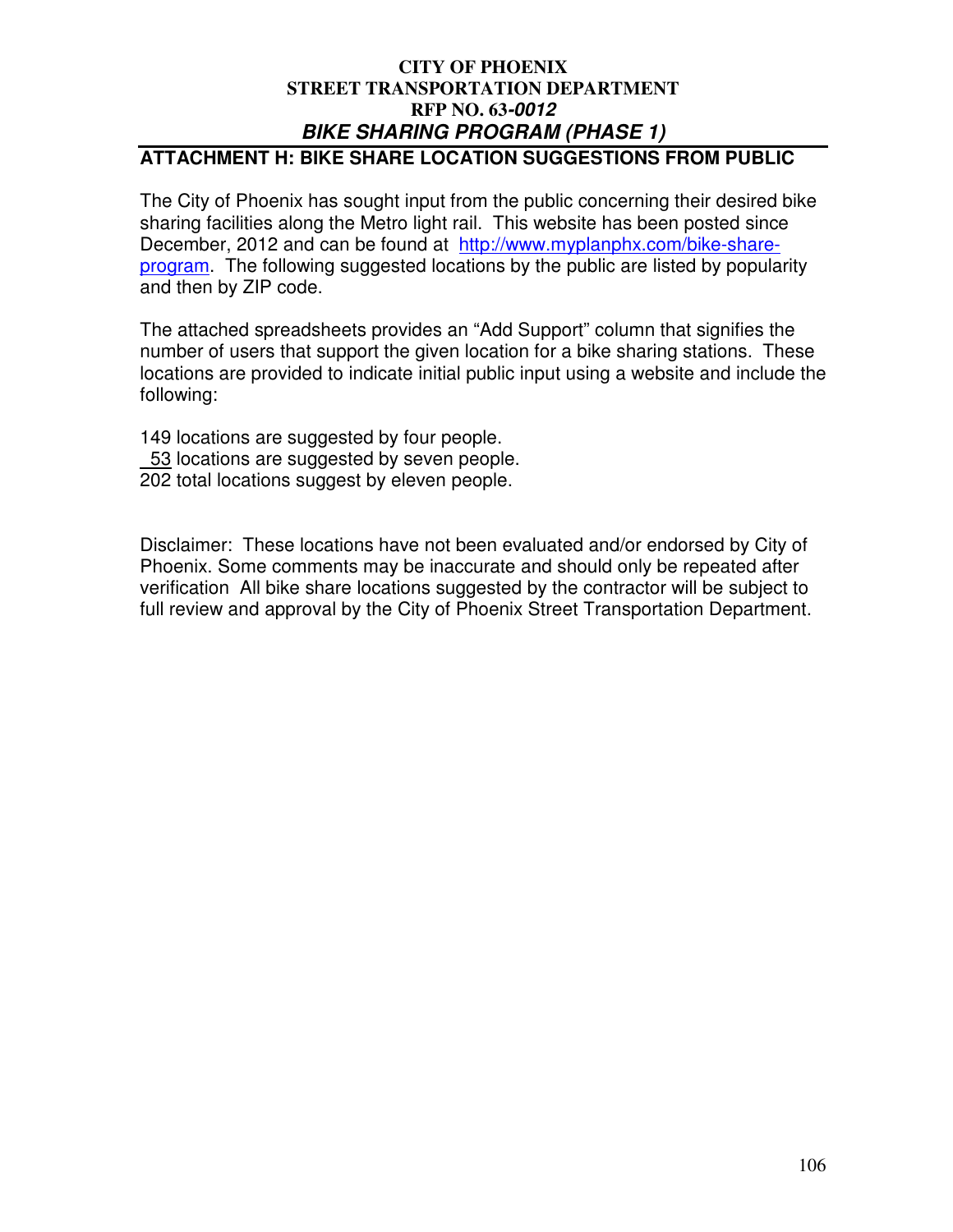**CITY OF PHOENIX**
**STREET TRANSPORTATION DEPARTMENT**
**RFP NO. 63-*0012***
***BIKE SHARING PROGRAM (PHASE 1)***

## ATTACHMENT H: BIKE SHARE LOCATION SUGGESTIONS FROM PUBLIC

The City of Phoenix has sought input from the public concerning their desired bike sharing facilities along the Metro light rail. This website has been posted since December, 2012 and can be found at [http://www.myplanphx.com/bike-share-program](http://www.myplanphx.com/bike-share-program). The following suggested locations by the public are listed by popularity and then by ZIP code.

The attached spreadsheets provides an "Add Support" column that signifies the number of users that support the given location for a bike sharing stations. These locations are provided to indicate initial public input using a website and include the following:

149 locations are suggested by four people.
 53 locations are suggested by seven people.
202 total locations suggest by eleven people.

Disclaimer: These locations have not been evaluated and/or endorsed by City of Phoenix. Some comments may be inaccurate and should only be repeated after verification All bike share locations suggested by the contractor will be subject to full review and approval by the City of Phoenix Street Transportation Department.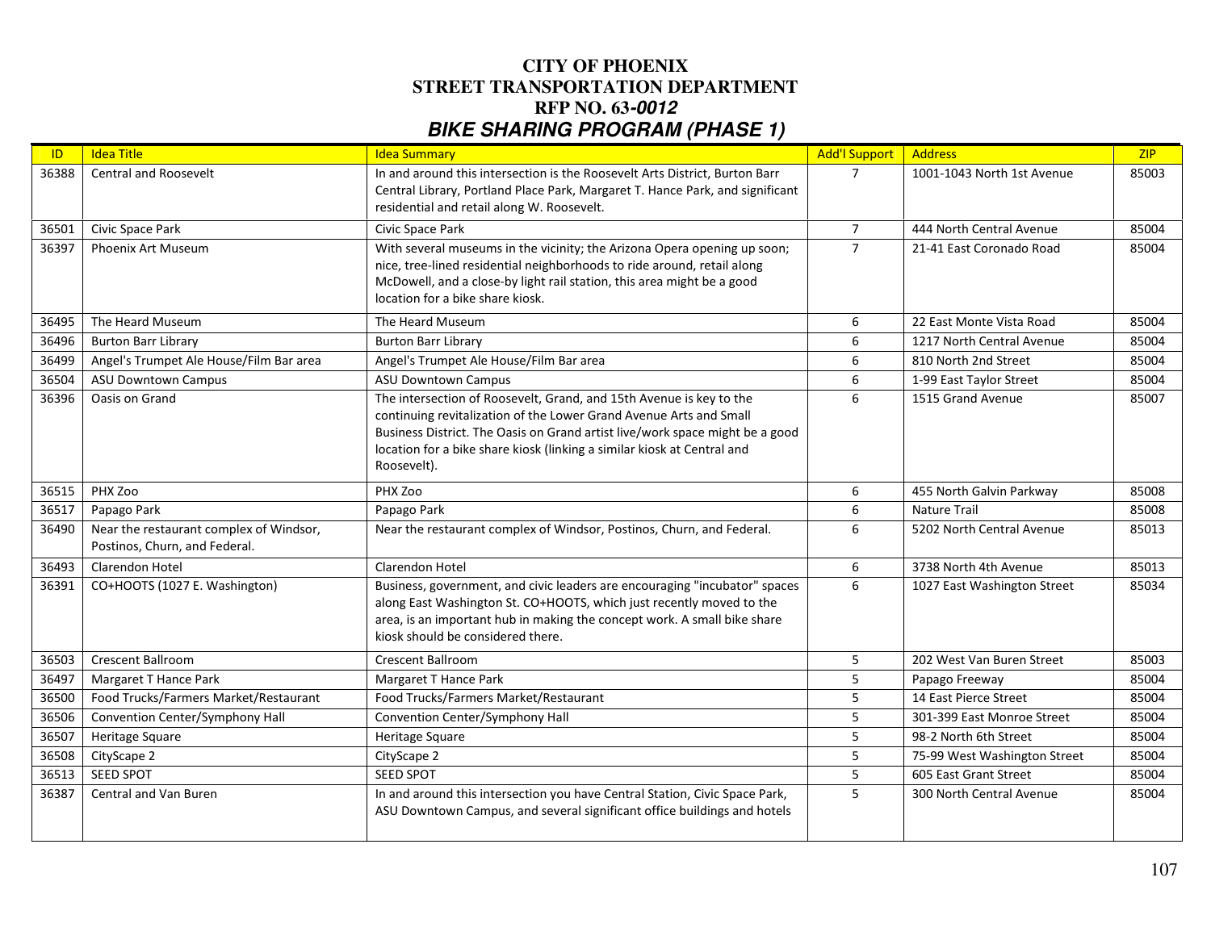# CITY OF PHOENIX
# STREET TRANSPORTATION DEPARTMENT
# RFP NO. 63-*0012*
## *BIKE SHARING PROGRAM (PHASE 1)*

| ID | Idea Title | Idea Summary | Add'l Support | Address | ZIP |
|---|---|---|---|---|---|
| 36388 | Central and Roosevelt | In and around this intersection is the Roosevelt Arts District, Burton Barr Central Library, Portland Place Park, Margaret T. Hance Park, and significant residential and retail along W. Roosevelt. | 7 | 1001-1043 North 1st Avenue | 85003 |
| 36501 | Civic Space Park | Civic Space Park | 7 | 444 North Central Avenue | 85004 |
| 36397 | Phoenix Art Museum | With several museums in the vicinity; the Arizona Opera opening up soon; nice, tree-lined residential neighborhoods to ride around, retail along McDowell, and a close-by light rail station, this area might be a good location for a bike share kiosk. | 7 | 21-41 East Coronado Road | 85004 |
| 36495 | The Heard Museum | The Heard Museum | 6 | 22 East Monte Vista Road | 85004 |
| 36496 | Burton Barr Library | Burton Barr Library | 6 | 1217 North Central Avenue | 85004 |
| 36499 | Angel's Trumpet Ale House/Film Bar area | Angel's Trumpet Ale House/Film Bar area | 6 | 810 North 2nd Street | 85004 |
| 36504 | ASU Downtown Campus | ASU Downtown Campus | 6 | 1-99 East Taylor Street | 85004 |
| 36396 | Oasis on Grand | The intersection of Roosevelt, Grand, and 15th Avenue is key to the continuing revitalization of the Lower Grand Avenue Arts and Small Business District. The Oasis on Grand artist live/work space might be a good location for a bike share kiosk (linking a similar kiosk at Central and Roosevelt). | 6 | 1515 Grand Avenue | 85007 |
| 36515 | PHX Zoo | PHX Zoo | 6 | 455 North Galvin Parkway | 85008 |
| 36517 | Papago Park | Papago Park | 6 | Nature Trail | 85008 |
| 36490 | Near the restaurant complex of Windsor, Postinos, Churn, and Federal. | Near the restaurant complex of Windsor, Postinos, Churn, and Federal. | 6 | 5202 North Central Avenue | 85013 |
| 36493 | Clarendon Hotel | Clarendon Hotel | 6 | 3738 North 4th Avenue | 85013 |
| 36391 | CO+HOOTS (1027 E. Washington) | Business, government, and civic leaders are encouraging "incubator" spaces along East Washington St. CO+HOOTS, which just recently moved to the area, is an important hub in making the concept work. A small bike share kiosk should be considered there. | 6 | 1027 East Washington Street | 85034 |
| 36503 | Crescent Ballroom | Crescent Ballroom | 5 | 202 West Van Buren Street | 85003 |
| 36497 | Margaret T Hance Park | Margaret T Hance Park | 5 | Papago Freeway | 85004 |
| 36500 | Food Trucks/Farmers Market/Restaurant | Food Trucks/Farmers Market/Restaurant | 5 | 14 East Pierce Street | 85004 |
| 36506 | Convention Center/Symphony Hall | Convention Center/Symphony Hall | 5 | 301-399 East Monroe Street | 85004 |
| 36507 | Heritage Square | Heritage Square | 5 | 98-2 North 6th Street | 85004 |
| 36508 | CityScape 2 | CityScape 2 | 5 | 75-99 West Washington Street | 85004 |
| 36513 | SEED SPOT | SEED SPOT | 5 | 605 East Grant Street | 85004 |
| 36387 | Central and Van Buren | In and around this intersection you have Central Station, Civic Space Park, ASU Downtown Campus, and several significant office buildings and hotels | 5 | 300 North Central Avenue | 85004 |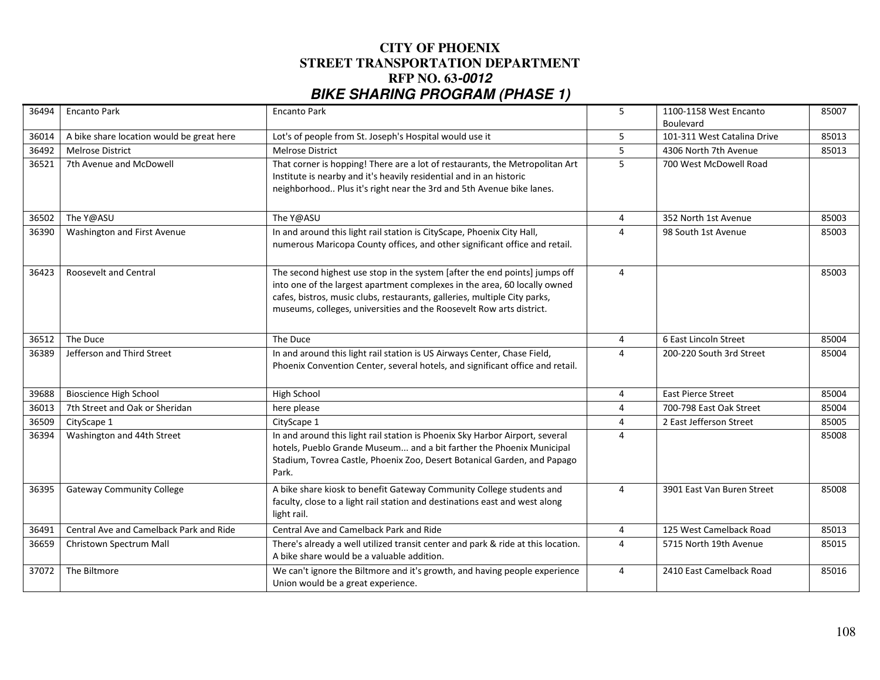# CITY OF PHOENIX
## STREET TRANSPORTATION DEPARTMENT
## RFP NO. 63-*0012*
## *BIKE SHARING PROGRAM (PHASE 1)*

| | | | | | |
|---|---|---|---|---|---|
| 36494 | Encanto Park | Encanto Park | 5 | 1100-1158 West Encanto Boulevard | 85007 |
| 36014 | A bike share location would be great here | Lot's of people from St. Joseph's Hospital would use it | 5 | 101-311 West Catalina Drive | 85013 |
| 36492 | Melrose District | Melrose District | 5 | 4306 North 7th Avenue | 85013 |
| 36521 | 7th Avenue and McDowell | That corner is hopping! There are a lot of restaurants, the Metropolitan Art Institute is nearby and it's heavily residential and in an historic neighborhood.. Plus it's right near the 3rd and 5th Avenue bike lanes. | 5 | 700 West McDowell Road | |
| 36502 | The Y@ASU | The Y@ASU | 4 | 352 North 1st Avenue | 85003 |
| 36390 | Washington and First Avenue | In and around this light rail station is CityScape, Phoenix City Hall, numerous Maricopa County offices, and other significant office and retail. | 4 | 98 South 1st Avenue | 85003 |
| 36423 | Roosevelt and Central | The second highest use stop in the system [after the end points] jumps off into one of the largest apartment complexes in the area, 60 locally owned cafes, bistros, music clubs, restaurants, galleries, multiple City parks, museums, colleges, universities and the Roosevelt Row arts district. | 4 | | 85003 |
| 36512 | The Duce | The Duce | 4 | 6 East Lincoln Street | 85004 |
| 36389 | Jefferson and Third Street | In and around this light rail station is US Airways Center, Chase Field, Phoenix Convention Center, several hotels, and significant office and retail. | 4 | 200-220 South 3rd Street | 85004 |
| 39688 | Bioscience High School | High School | 4 | East Pierce Street | 85004 |
| 36013 | 7th Street and Oak or Sheridan | here please | 4 | 700-798 East Oak Street | 85004 |
| 36509 | CityScape 1 | CityScape 1 | 4 | 2 East Jefferson Street | 85005 |
| 36394 | Washington and 44th Street | In and around this light rail station is Phoenix Sky Harbor Airport, several hotels, Pueblo Grande Museum... and a bit farther the Phoenix Municipal Stadium, Tovrea Castle, Phoenix Zoo, Desert Botanical Garden, and Papago Park. | 4 | | 85008 |
| 36395 | Gateway Community College | A bike share kiosk to benefit Gateway Community College students and faculty, close to a light rail station and destinations east and west along light rail. | 4 | 3901 East Van Buren Street | 85008 |
| 36491 | Central Ave and Camelback Park and Ride | Central Ave and Camelback Park and Ride | 4 | 125 West Camelback Road | 85013 |
| 36659 | Christown Spectrum Mall | There's already a well utilized transit center and park & ride at this location. A bike share would be a valuable addition. | 4 | 5715 North 19th Avenue | 85015 |
| 37072 | The Biltmore | We can't ignore the Biltmore and it's growth, and having people experience Union would be a great experience. | 4 | 2410 East Camelback Road | 85016 |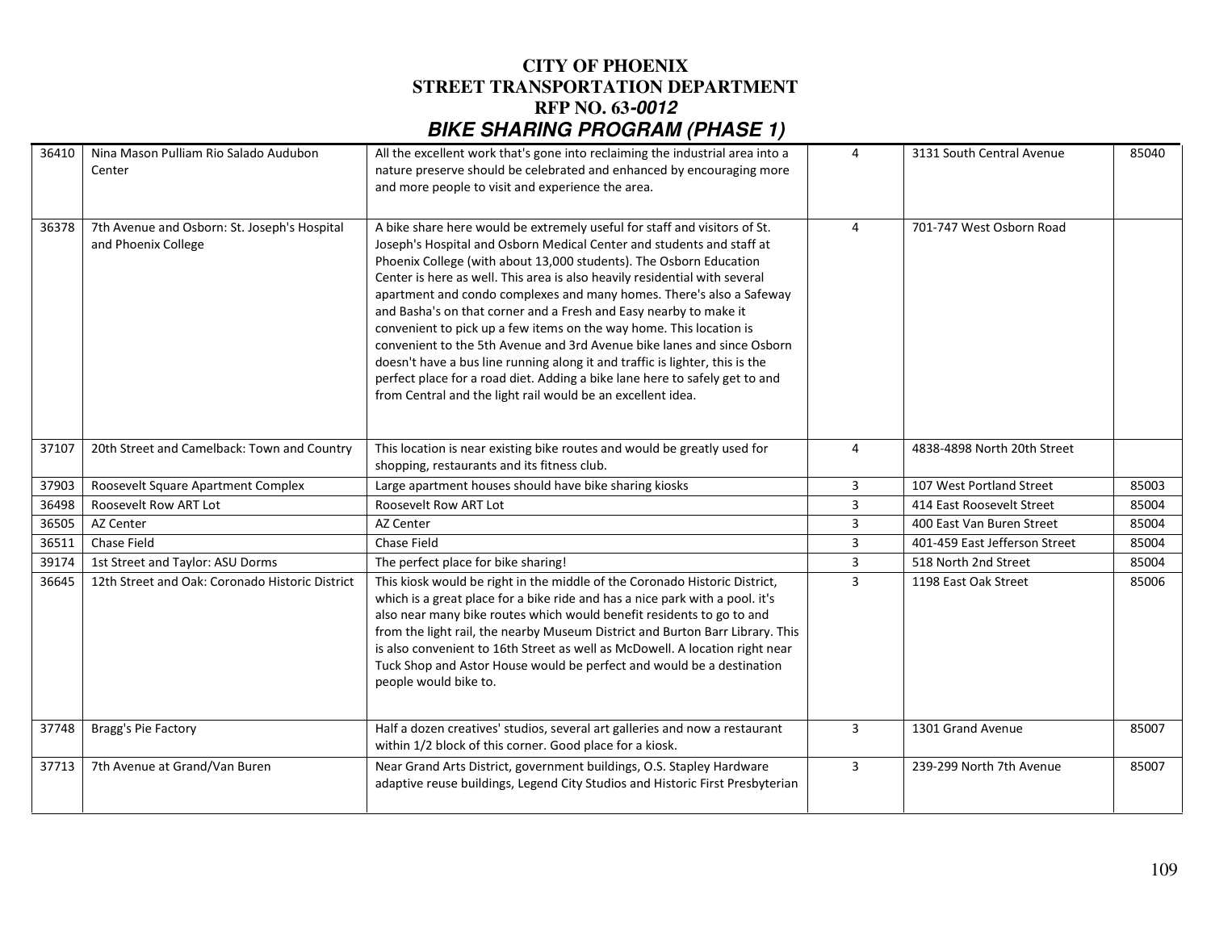# CITY OF PHOENIX
# STREET TRANSPORTATION DEPARTMENT
# RFP NO. 63-*0012*
# *BIKE SHARING PROGRAM (PHASE 1)*

| | | | | | |
|---|---|---|---|---|---|
| 36410 | Nina Mason Pulliam Rio Salado Audubon Center | All the excellent work that's gone into reclaiming the industrial area into a nature preserve should be celebrated and enhanced by encouraging more and more people to visit and experience the area. | 4 | 3131 South Central Avenue | 85040 |
| 36378 | 7th Avenue and Osborn: St. Joseph's Hospital and Phoenix College | A bike share here would be extremely useful for staff and visitors of St. Joseph's Hospital and Osborn Medical Center and students and staff at Phoenix College (with about 13,000 students). The Osborn Education Center is here as well. This area is also heavily residential with several apartment and condo complexes and many homes. There's also a Safeway and Basha's on that corner and a Fresh and Easy nearby to make it convenient to pick up a few items on the way home. This location is convenient to the 5th Avenue and 3rd Avenue bike lanes and since Osborn doesn't have a bus line running along it and traffic is lighter, this is the perfect place for a road diet. Adding a bike lane here to safely get to and from Central and the light rail would be an excellent idea. | 4 | 701-747 West Osborn Road | |
| 37107 | 20th Street and Camelback: Town and Country | This location is near existing bike routes and would be greatly used for shopping, restaurants and its fitness club. | 4 | 4838-4898 North 20th Street | |
| 37903 | Roosevelt Square Apartment Complex | Large apartment houses should have bike sharing kiosks | 3 | 107 West Portland Street | 85003 |
| 36498 | Roosevelt Row ART Lot | Roosevelt Row ART Lot | 3 | 414 East Roosevelt Street | 85004 |
| 36505 | AZ Center | AZ Center | 3 | 400 East Van Buren Street | 85004 |
| 36511 | Chase Field | Chase Field | 3 | 401-459 East Jefferson Street | 85004 |
| 39174 | 1st Street and Taylor: ASU Dorms | The perfect place for bike sharing! | 3 | 518 North 2nd Street | 85004 |
| 36645 | 12th Street and Oak: Coronado Historic District | This kiosk would be right in the middle of the Coronado Historic District, which is a great place for a bike ride and has a nice park with a pool. it's also near many bike routes which would benefit residents to go to and from the light rail, the nearby Museum District and Burton Barr Library. This is also convenient to 16th Street as well as McDowell. A location right near Tuck Shop and Astor House would be perfect and would be a destination people would bike to. | 3 | 1198 East Oak Street | 85006 |
| 37748 | Bragg's Pie Factory | Half a dozen creatives' studios, several art galleries and now a restaurant within 1/2 block of this corner. Good place for a kiosk. | 3 | 1301 Grand Avenue | 85007 |
| 37713 | 7th Avenue at Grand/Van Buren | Near Grand Arts District, government buildings, O.S. Stapley Hardware adaptive reuse buildings, Legend City Studios and Historic First Presbyterian | 3 | 239-299 North 7th Avenue | 85007 |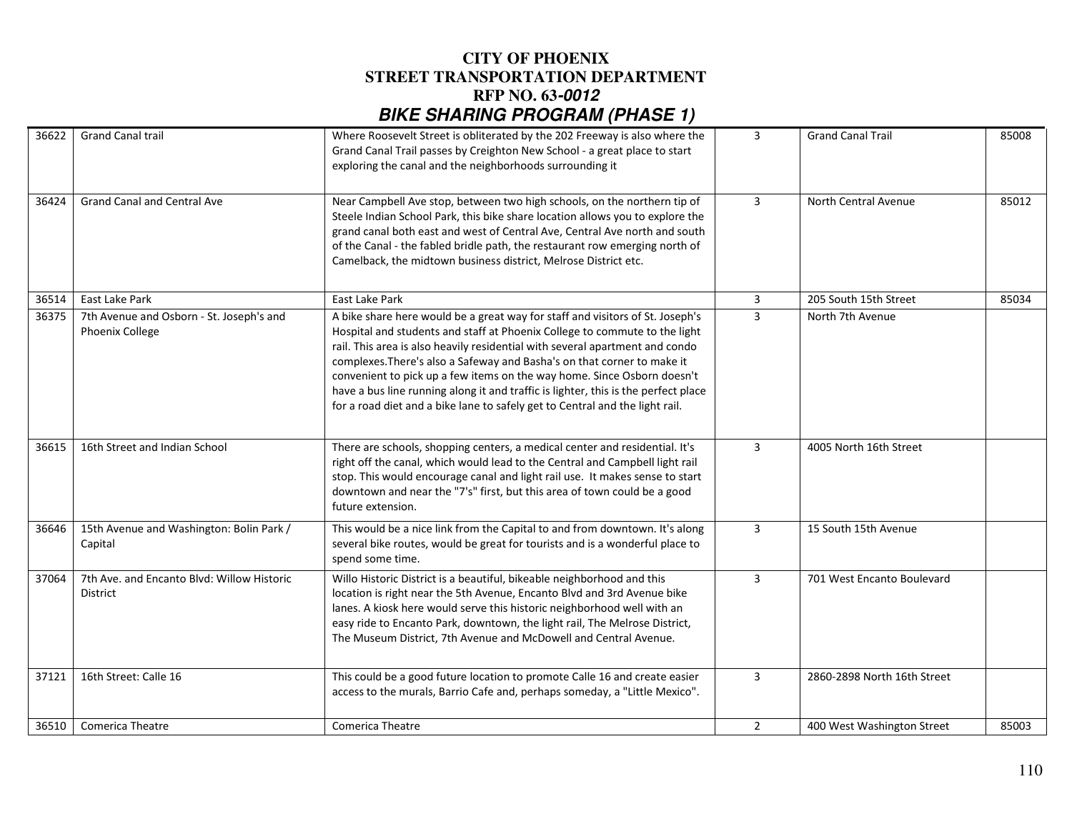# CITY OF PHOENIX
# STREET TRANSPORTATION DEPARTMENT
# RFP NO. 63-*0012*
## *BIKE SHARING PROGRAM (PHASE 1)*

| | | | | | |
|---|---|---|---|---|---|
| 36622 | Grand Canal trail | Where Roosevelt Street is obliterated by the 202 Freeway is also where the Grand Canal Trail passes by Creighton New School - a great place to start exploring the canal and the neighborhoods surrounding it | 3 | Grand Canal Trail | 85008 |
| 36424 | Grand Canal and Central Ave | Near Campbell Ave stop, between two high schools, on the northern tip of Steele Indian School Park, this bike share location allows you to explore the grand canal both east and west of Central Ave, Central Ave north and south of the Canal - the fabled bridle path, the restaurant row emerging north of Camelback, the midtown business district, Melrose District etc. | 3 | North Central Avenue | 85012 |
| 36514 | East Lake Park | East Lake Park | 3 | 205 South 15th Street | 85034 |
| 36375 | 7th Avenue and Osborn - St. Joseph's and Phoenix College | A bike share here would be a great way for staff and visitors of St. Joseph's Hospital and students and staff at Phoenix College to commute to the light rail. This area is also heavily residential with several apartment and condo complexes.There's also a Safeway and Basha's on that corner to make it convenient to pick up a few items on the way home. Since Osborn doesn't have a bus line running along it and traffic is lighter, this is the perfect place for a road diet and a bike lane to safely get to Central and the light rail. | 3 | North 7th Avenue | |
| 36615 | 16th Street and Indian School | There are schools, shopping centers, a medical center and residential. It's right off the canal, which would lead to the Central and Campbell light rail stop. This would encourage canal and light rail use. It makes sense to start downtown and near the "7's" first, but this area of town could be a good future extension. | 3 | 4005 North 16th Street | |
| 36646 | 15th Avenue and Washington: Bolin Park / Capital | This would be a nice link from the Capital to and from downtown. It's along several bike routes, would be great for tourists and is a wonderful place to spend some time. | 3 | 15 South 15th Avenue | |
| 37064 | 7th Ave. and Encanto Blvd: Willow Historic District | Willo Historic District is a beautiful, bikeable neighborhood and this location is right near the 5th Avenue, Encanto Blvd and 3rd Avenue bike lanes. A kiosk here would serve this historic neighborhood well with an easy ride to Encanto Park, downtown, the light rail, The Melrose District, The Museum District, 7th Avenue and McDowell and Central Avenue. | 3 | 701 West Encanto Boulevard | |
| 37121 | 16th Street: Calle 16 | This could be a good future location to promote Calle 16 and create easier access to the murals, Barrio Cafe and, perhaps someday, a "Little Mexico". | 3 | 2860-2898 North 16th Street | |
| 36510 | Comerica Theatre | Comerica Theatre | 2 | 400 West Washington Street | 85003 |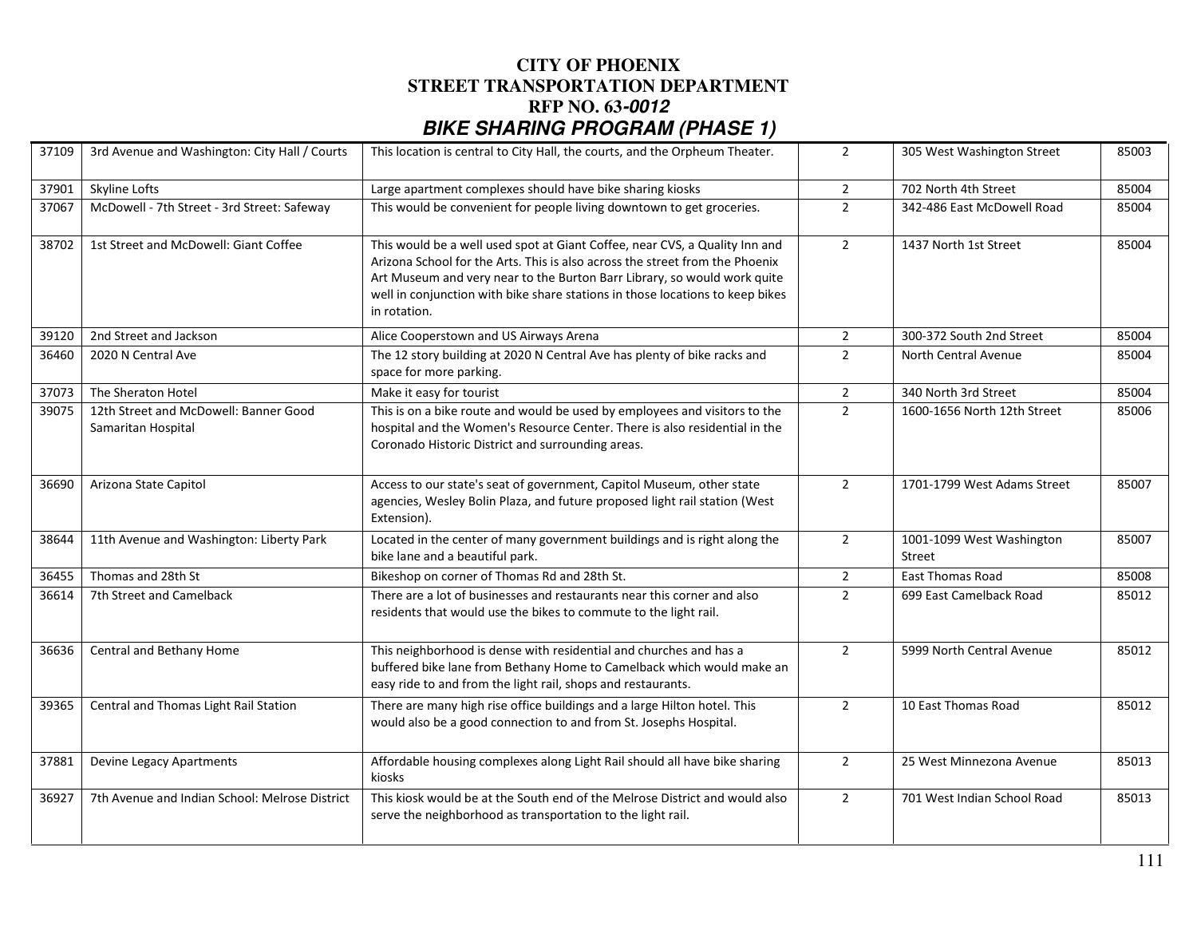# CITY OF PHOENIX
# STREET TRANSPORTATION DEPARTMENT
# RFP NO. 63-*0012*
# *BIKE SHARING PROGRAM (PHASE 1)*

| | | | | | |
|---|---|---|---|---|---|
| 37109 | 3rd Avenue and Washington: City Hall / Courts | This location is central to City Hall, the courts, and the Orpheum Theater. | 2 | 305 West Washington Street | 85003 |
| 37901 | Skyline Lofts | Large apartment complexes should have bike sharing kiosks | 2 | 702 North 4th Street | 85004 |
| 37067 | McDowell - 7th Street - 3rd Street: Safeway | This would be convenient for people living downtown to get groceries. | 2 | 342-486 East McDowell Road | 85004 |
| 38702 | 1st Street and McDowell: Giant Coffee | This would be a well used spot at Giant Coffee, near CVS, a Quality Inn and Arizona School for the Arts. This is also across the street from the Phoenix Art Museum and very near to the Burton Barr Library, so would work quite well in conjunction with bike share stations in those locations to keep bikes in rotation. | 2 | 1437 North 1st Street | 85004 |
| 39120 | 2nd Street and Jackson | Alice Cooperstown and US Airways Arena | 2 | 300-372 South 2nd Street | 85004 |
| 36460 | 2020 N Central Ave | The 12 story building at 2020 N Central Ave has plenty of bike racks and space for more parking. | 2 | North Central Avenue | 85004 |
| 37073 | The Sheraton Hotel | Make it easy for tourist | 2 | 340 North 3rd Street | 85004 |
| 39075 | 12th Street and McDowell: Banner Good Samaritan Hospital | This is on a bike route and would be used by employees and visitors to the hospital and the Women's Resource Center. There is also residential in the Coronado Historic District and surrounding areas. | 2 | 1600-1656 North 12th Street | 85006 |
| 36690 | Arizona State Capitol | Access to our state's seat of government, Capitol Museum, other state agencies, Wesley Bolin Plaza, and future proposed light rail station (West Extension). | 2 | 1701-1799 West Adams Street | 85007 |
| 38644 | 11th Avenue and Washington: Liberty Park | Located in the center of many government buildings and is right along the bike lane and a beautiful park. | 2 | 1001-1099 West Washington Street | 85007 |
| 36455 | Thomas and 28th St | Bikeshop on corner of Thomas Rd and 28th St. | 2 | East Thomas Road | 85008 |
| 36614 | 7th Street and Camelback | There are a lot of businesses and restaurants near this corner and also residents that would use the bikes to commute to the light rail. | 2 | 699 East Camelback Road | 85012 |
| 36636 | Central and Bethany Home | This neighborhood is dense with residential and churches and has a buffered bike lane from Bethany Home to Camelback which would make an easy ride to and from the light rail, shops and restaurants. | 2 | 5999 North Central Avenue | 85012 |
| 39365 | Central and Thomas Light Rail Station | There are many high rise office buildings and a large Hilton hotel. This would also be a good connection to and from St. Josephs Hospital. | 2 | 10 East Thomas Road | 85012 |
| 37881 | Devine Legacy Apartments | Affordable housing complexes along Light Rail should all have bike sharing kiosks | 2 | 25 West Minnezona Avenue | 85013 |
| 36927 | 7th Avenue and Indian School: Melrose District | This kiosk would be at the South end of the Melrose District and would also serve the neighborhood as transportation to the light rail. | 2 | 701 West Indian School Road | 85013 |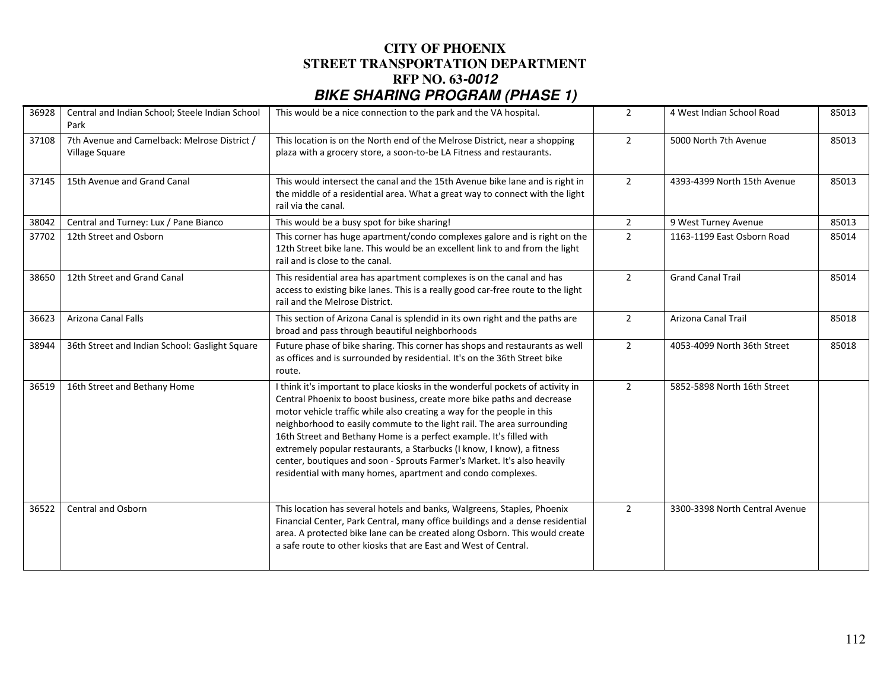# CITY OF PHOENIX
# STREET TRANSPORTATION DEPARTMENT
# RFP NO. 63-0012
# BIKE SHARING PROGRAM (PHASE 1)

| | | | | | |
|---|---|---|---|---|---|
| 36928 | Central and Indian School; Steele Indian School Park | This would be a nice connection to the park and the VA hospital. | 2 | 4 West Indian School Road | 85013 |
| 37108 | 7th Avenue and Camelback: Melrose District / Village Square | This location is on the North end of the Melrose District, near a shopping plaza with a grocery store, a soon-to-be LA Fitness and restaurants. | 2 | 5000 North 7th Avenue | 85013 |
| 37145 | 15th Avenue and Grand Canal | This would intersect the canal and the 15th Avenue bike lane and is right in the middle of a residential area. What a great way to connect with the light rail via the canal. | 2 | 4393-4399 North 15th Avenue | 85013 |
| 38042 | Central and Turney: Lux / Pane Bianco | This would be a busy spot for bike sharing! | 2 | 9 West Turney Avenue | 85013 |
| 37702 | 12th Street and Osborn | This corner has huge apartment/condo complexes galore and is right on the 12th Street bike lane. This would be an excellent link to and from the light rail and is close to the canal. | 2 | 1163-1199 East Osborn Road | 85014 |
| 38650 | 12th Street and Grand Canal | This residential area has apartment complexes is on the canal and has access to existing bike lanes. This is a really good car-free route to the light rail and the Melrose District. | 2 | Grand Canal Trail | 85014 |
| 36623 | Arizona Canal Falls | This section of Arizona Canal is splendid in its own right and the paths are broad and pass through beautiful neighborhoods | 2 | Arizona Canal Trail | 85018 |
| 38944 | 36th Street and Indian School: Gaslight Square | Future phase of bike sharing. This corner has shops and restaurants as well as offices and is surrounded by residential. It's on the 36th Street bike route. | 2 | 4053-4099 North 36th Street | 85018 |
| 36519 | 16th Street and Bethany Home | I think it's important to place kiosks in the wonderful pockets of activity in Central Phoenix to boost business, create more bike paths and decrease motor vehicle traffic while also creating a way for the people in this neighborhood to easily commute to the light rail. The area surrounding 16th Street and Bethany Home is a perfect example. It's filled with extremely popular restaurants, a Starbucks (I know, I know), a fitness center, boutiques and soon - Sprouts Farmer's Market. It's also heavily residential with many homes, apartment and condo complexes. | 2 | 5852-5898 North 16th Street | |
| 36522 | Central and Osborn | This location has several hotels and banks, Walgreens, Staples, Phoenix Financial Center, Park Central, many office buildings and a dense residential area. A protected bike lane can be created along Osborn. This would create a safe route to other kiosks that are East and West of Central. | 2 | 3300-3398 North Central Avenue | |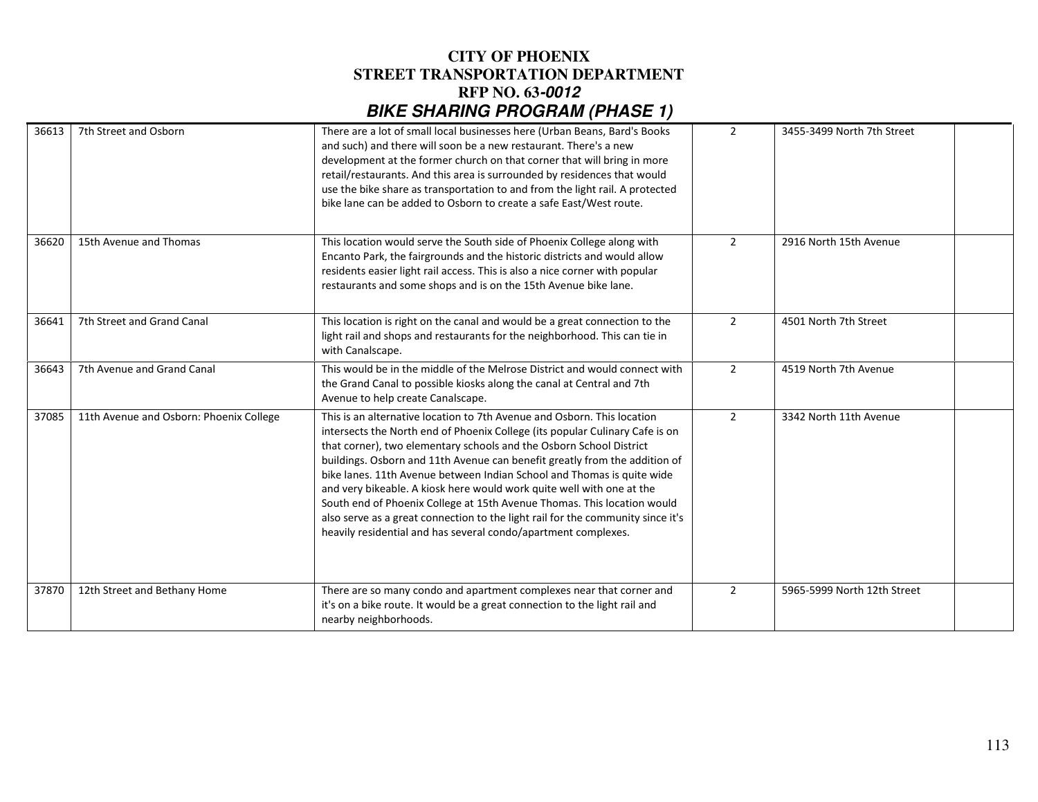# CITY OF PHOENIX
## STREET TRANSPORTATION DEPARTMENT
## RFP NO. 63-*0012*
## *BIKE SHARING PROGRAM (PHASE 1)*

| | | | | | |
|---|---|---|---|---|---|
| 36613 | 7th Street and Osborn | There are a lot of small local businesses here (Urban Beans, Bard's Books and such) and there will soon be a new restaurant. There's a new development at the former church on that corner that will bring in more retail/restaurants. And this area is surrounded by residences that would use the bike share as transportation to and from the light rail. A protected bike lane can be added to Osborn to create a safe East/West route. | 2 | 3455-3499 North 7th Street | |
| 36620 | 15th Avenue and Thomas | This location would serve the South side of Phoenix College along with Encanto Park, the fairgrounds and the historic districts and would allow residents easier light rail access. This is also a nice corner with popular restaurants and some shops and is on the 15th Avenue bike lane. | 2 | 2916 North 15th Avenue | |
| 36641 | 7th Street and Grand Canal | This location is right on the canal and would be a great connection to the light rail and shops and restaurants for the neighborhood. This can tie in with Canalscape. | 2 | 4501 North 7th Street | |
| 36643 | 7th Avenue and Grand Canal | This would be in the middle of the Melrose District and would connect with the Grand Canal to possible kiosks along the canal at Central and 7th Avenue to help create Canalscape. | 2 | 4519 North 7th Avenue | |
| 37085 | 11th Avenue and Osborn: Phoenix College | This is an alternative location to 7th Avenue and Osborn. This location intersects the North end of Phoenix College (its popular Culinary Cafe is on that corner), two elementary schools and the Osborn School District buildings. Osborn and 11th Avenue can benefit greatly from the addition of bike lanes. 11th Avenue between Indian School and Thomas is quite wide and very bikeable. A kiosk here would work quite well with one at the South end of Phoenix College at 15th Avenue Thomas. This location would also serve as a great connection to the light rail for the community since it's heavily residential and has several condo/apartment complexes. | 2 | 3342 North 11th Avenue | |
| 37870 | 12th Street and Bethany Home | There are so many condo and apartment complexes near that corner and it's on a bike route. It would be a great connection to the light rail and nearby neighborhoods. | 2 | 5965-5999 North 12th Street | |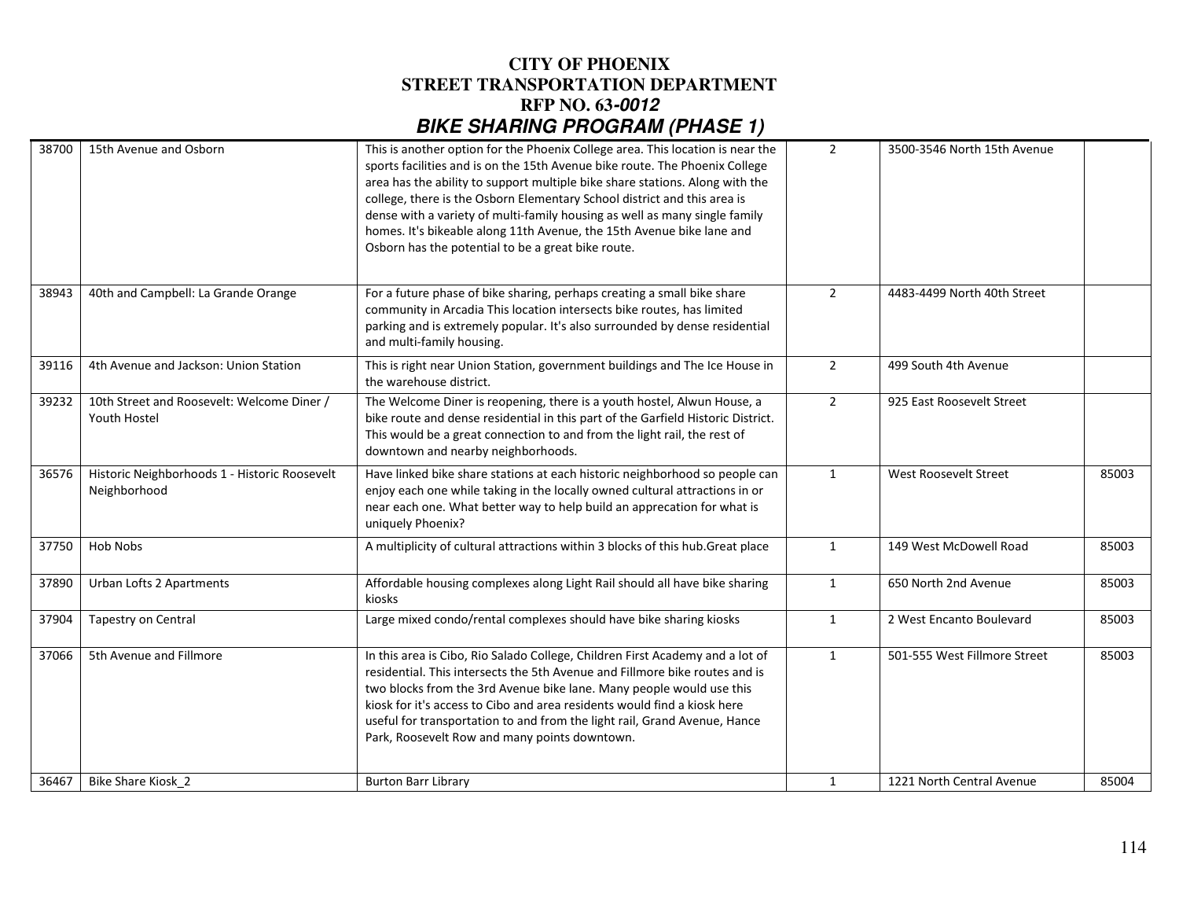# CITY OF PHOENIX
## STREET TRANSPORTATION DEPARTMENT
## RFP NO. 63-*0012*
## *BIKE SHARING PROGRAM (PHASE 1)*

| | | | | | |
|---|---|---|---|---|---|
| 38700 | 15th Avenue and Osborn | This is another option for the Phoenix College area. This location is near the sports facilities and is on the 15th Avenue bike route. The Phoenix College area has the ability to support multiple bike share stations. Along with the college, there is the Osborn Elementary School district and this area is dense with a variety of multi-family housing as well as many single family homes. It's bikeable along 11th Avenue, the 15th Avenue bike lane and Osborn has the potential to be a great bike route. | 2 | 3500-3546 North 15th Avenue | |
| 38943 | 40th and Campbell: La Grande Orange | For a future phase of bike sharing, perhaps creating a small bike share community in Arcadia This location intersects bike routes, has limited parking and is extremely popular. It's also surrounded by dense residential and multi-family housing. | 2 | 4483-4499 North 40th Street | |
| 39116 | 4th Avenue and Jackson: Union Station | This is right near Union Station, government buildings and The Ice House in the warehouse district. | 2 | 499 South 4th Avenue | |
| 39232 | 10th Street and Roosevelt: Welcome Diner / Youth Hostel | The Welcome Diner is reopening, there is a youth hostel, Alwun House, a bike route and dense residential in this part of the Garfield Historic District. This would be a great connection to and from the light rail, the rest of downtown and nearby neighborhoods. | 2 | 925 East Roosevelt Street | |
| 36576 | Historic Neighborhoods 1 - Historic Roosevelt Neighborhood | Have linked bike share stations at each historic neighborhood so people can enjoy each one while taking in the locally owned cultural attractions in or near each one. What better way to help build an apprecation for what is uniquely Phoenix? | 1 | West Roosevelt Street | 85003 |
| 37750 | Hob Nobs | A multiplicity of cultural attractions within 3 blocks of this hub.Great place | 1 | 149 West McDowell Road | 85003 |
| 37890 | Urban Lofts 2 Apartments | Affordable housing complexes along Light Rail should all have bike sharing kiosks | 1 | 650 North 2nd Avenue | 85003 |
| 37904 | Tapestry on Central | Large mixed condo/rental complexes should have bike sharing kiosks | 1 | 2 West Encanto Boulevard | 85003 |
| 37066 | 5th Avenue and Fillmore | In this area is Cibo, Rio Salado College, Children First Academy and a lot of residential. This intersects the 5th Avenue and Fillmore bike routes and is two blocks from the 3rd Avenue bike lane. Many people would use this kiosk for it's access to Cibo and area residents would find a kiosk here useful for transportation to and from the light rail, Grand Avenue, Hance Park, Roosevelt Row and many points downtown. | 1 | 501-555 West Fillmore Street | 85003 |
| 36467 | Bike Share Kiosk_2 | Burton Barr Library | 1 | 1221 North Central Avenue | 85004 |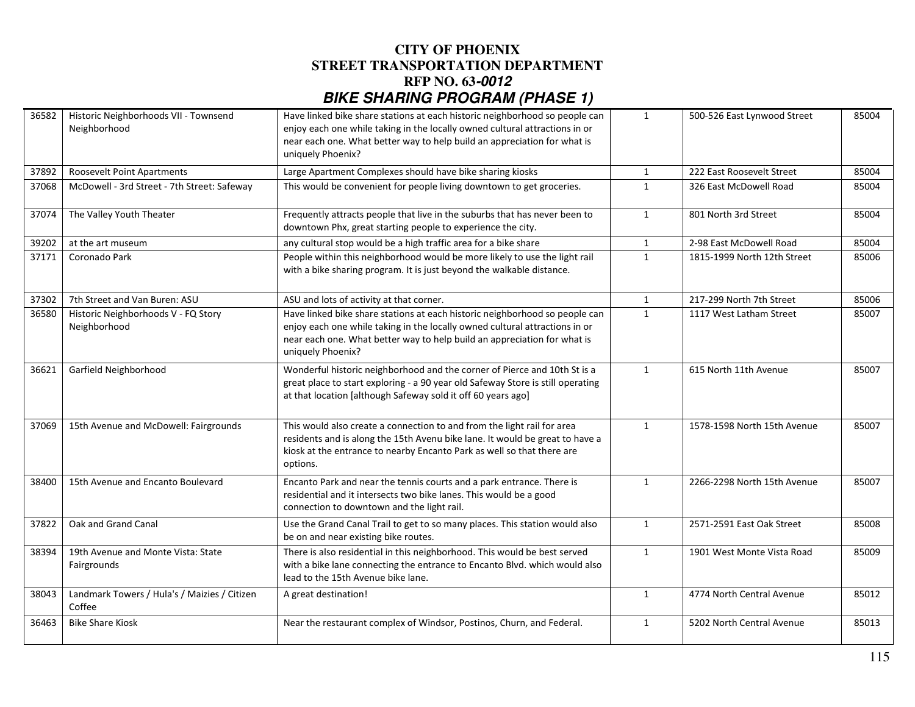# CITY OF PHOENIX
# STREET TRANSPORTATION DEPARTMENT
# RFP NO. 63-*0012*
## *BIKE SHARING PROGRAM (PHASE 1)*

| | | | | | |
|---|---|---|---|---|---|
| 36582 | Historic Neighborhoods VII - Townsend Neighborhood | Have linked bike share stations at each historic neighborhood so people can enjoy each one while taking in the locally owned cultural attractions in or near each one. What better way to help build an appreciation for what is uniquely Phoenix? | 1 | 500-526 East Lynwood Street | 85004 |
| 37892 | Roosevelt Point Apartments | Large Apartment Complexes should have bike sharing kiosks | 1 | 222 East Roosevelt Street | 85004 |
| 37068 | McDowell - 3rd Street - 7th Street: Safeway | This would be convenient for people living downtown to get groceries. | 1 | 326 East McDowell Road | 85004 |
| 37074 | The Valley Youth Theater | Frequently attracts people that live in the suburbs that has never been to downtown Phx, great starting people to experience the city. | 1 | 801 North 3rd Street | 85004 |
| 39202 | at the art museum | any cultural stop would be a high traffic area for a bike share | 1 | 2-98 East McDowell Road | 85004 |
| 37171 | Coronado Park | People within this neighborhood would be more likely to use the light rail with a bike sharing program. It is just beyond the walkable distance. | 1 | 1815-1999 North 12th Street | 85006 |
| 37302 | 7th Street and Van Buren: ASU | ASU and lots of activity at that corner. | 1 | 217-299 North 7th Street | 85006 |
| 36580 | Historic Neighborhoods V - FQ Story Neighborhood | Have linked bike share stations at each historic neighborhood so people can enjoy each one while taking in the locally owned cultural attractions in or near each one. What better way to help build an appreciation for what is uniquely Phoenix? | 1 | 1117 West Latham Street | 85007 |
| 36621 | Garfield Neighborhood | Wonderful historic neighborhood and the corner of Pierce and 10th St is a great place to start exploring - a 90 year old Safeway Store is still operating at that location [although Safeway sold it off 60 years ago] | 1 | 615 North 11th Avenue | 85007 |
| 37069 | 15th Avenue and McDowell: Fairgrounds | This would also create a connection to and from the light rail for area residents and is along the 15th Avenu bike lane. It would be great to have a kiosk at the entrance to nearby Encanto Park as well so that there are options. | 1 | 1578-1598 North 15th Avenue | 85007 |
| 38400 | 15th Avenue and Encanto Boulevard | Encanto Park and near the tennis courts and a park entrance. There is residential and it intersects two bike lanes. This would be a good connection to downtown and the light rail. | 1 | 2266-2298 North 15th Avenue | 85007 |
| 37822 | Oak and Grand Canal | Use the Grand Canal Trail to get to so many places. This station would also be on and near existing bike routes. | 1 | 2571-2591 East Oak Street | 85008 |
| 38394 | 19th Avenue and Monte Vista: State Fairgrounds | There is also residential in this neighborhood. This would be best served with a bike lane connecting the entrance to Encanto Blvd. which would also lead to the 15th Avenue bike lane. | 1 | 1901 West Monte Vista Road | 85009 |
| 38043 | Landmark Towers / Hula's / Maizies / Citizen Coffee | A great destination! | 1 | 4774 North Central Avenue | 85012 |
| 36463 | Bike Share Kiosk | Near the restaurant complex of Windsor, Postinos, Churn, and Federal. | 1 | 5202 North Central Avenue | 85013 |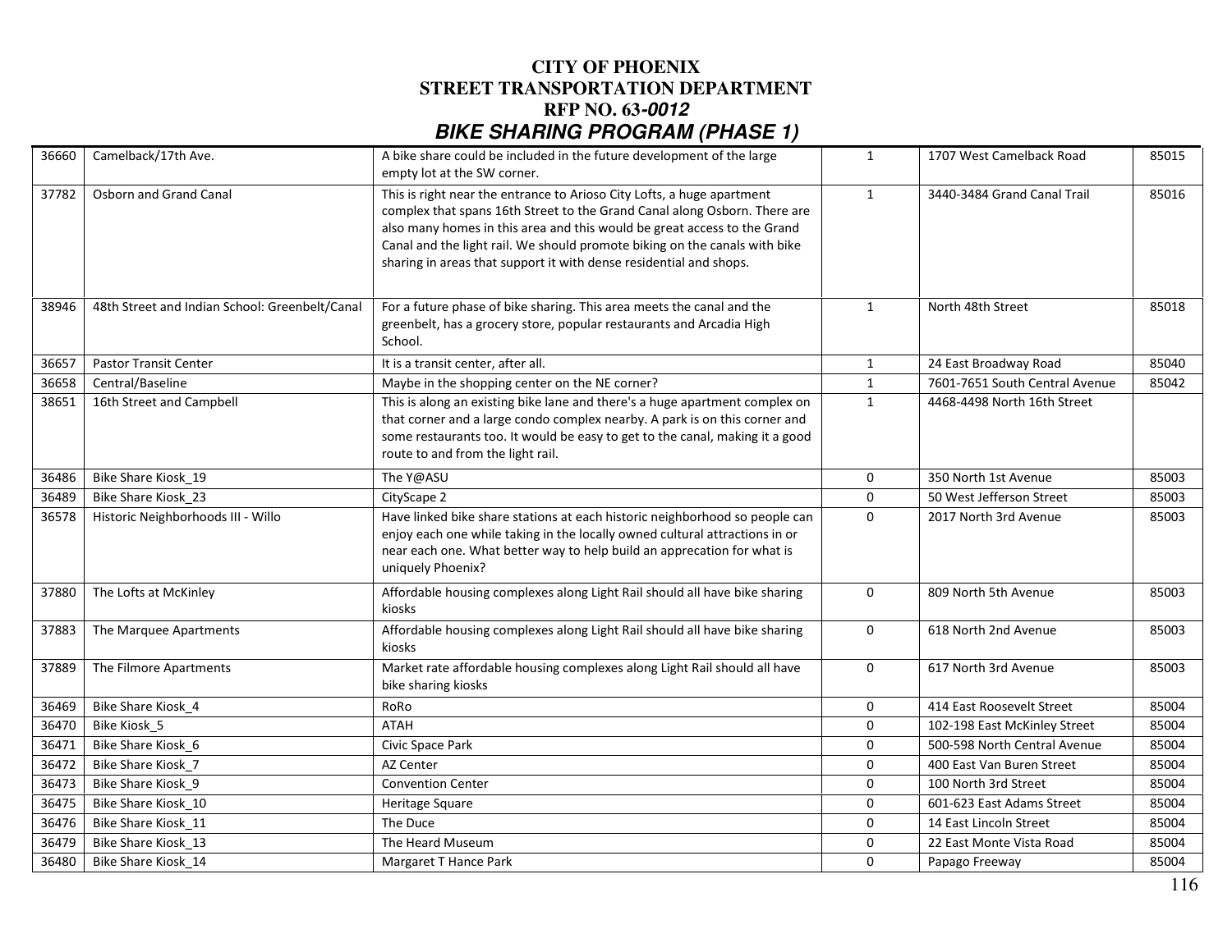# CITY OF PHOENIX
## STREET TRANSPORTATION DEPARTMENT
## RFP NO. 63-*0012*
## *BIKE SHARING PROGRAM (PHASE 1)*

| | | | | | |
|---|---|---|---|---|---|
| 36660 | Camelback/17th Ave. | A bike share could be included in the future development of the large empty lot at the SW corner. | 1 | 1707 West Camelback Road | 85015 |
| 37782 | Osborn and Grand Canal | This is right near the entrance to Arioso City Lofts, a huge apartment complex that spans 16th Street to the Grand Canal along Osborn. There are also many homes in this area and this would be great access to the Grand Canal and the light rail. We should promote biking on the canals with bike sharing in areas that support it with dense residential and shops. | 1 | 3440-3484 Grand Canal Trail | 85016 |
| 38946 | 48th Street and Indian School: Greenbelt/Canal | For a future phase of bike sharing. This area meets the canal and the greenbelt, has a grocery store, popular restaurants and Arcadia High School. | 1 | North 48th Street | 85018 |
| 36657 | Pastor Transit Center | It is a transit center, after all. | 1 | 24 East Broadway Road | 85040 |
| 36658 | Central/Baseline | Maybe in the shopping center on the NE corner? | 1 | 7601-7651 South Central Avenue | 85042 |
| 38651 | 16th Street and Campbell | This is along an existing bike lane and there's a huge apartment complex on that corner and a large condo complex nearby. A park is on this corner and some restaurants too. It would be easy to get to the canal, making it a good route to and from the light rail. | 1 | 4468-4498 North 16th Street | |
| 36486 | Bike Share Kiosk_19 | The Y@ASU | 0 | 350 North 1st Avenue | 85003 |
| 36489 | Bike Share Kiosk_23 | CityScape 2 | 0 | 50 West Jefferson Street | 85003 |
| 36578 | Historic Neighborhoods III - Willo | Have linked bike share stations at each historic neighborhood so people can enjoy each one while taking in the locally owned cultural attractions in or near each one. What better way to help build an apprecation for what is uniquely Phoenix? | 0 | 2017 North 3rd Avenue | 85003 |
| 37880 | The Lofts at McKinley | Affordable housing complexes along Light Rail should all have bike sharing kiosks | 0 | 809 North 5th Avenue | 85003 |
| 37883 | The Marquee Apartments | Affordable housing complexes along Light Rail should all have bike sharing kiosks | 0 | 618 North 2nd Avenue | 85003 |
| 37889 | The Filmore Apartments | Market rate affordable housing complexes along Light Rail should all have bike sharing kiosks | 0 | 617 North 3rd Avenue | 85003 |
| 36469 | Bike Share Kiosk_4 | RoRo | 0 | 414 East Roosevelt Street | 85004 |
| 36470 | Bike Kiosk_5 | ATAH | 0 | 102-198 East McKinley Street | 85004 |
| 36471 | Bike Share Kiosk_6 | Civic Space Park | 0 | 500-598 North Central Avenue | 85004 |
| 36472 | Bike Share Kiosk_7 | AZ Center | 0 | 400 East Van Buren Street | 85004 |
| 36473 | Bike Share Kiosk_9 | Convention Center | 0 | 100 North 3rd Street | 85004 |
| 36475 | Bike Share Kiosk_10 | Heritage Square | 0 | 601-623 East Adams Street | 85004 |
| 36476 | Bike Share Kiosk_11 | The Duce | 0 | 14 East Lincoln Street | 85004 |
| 36479 | Bike Share Kiosk_13 | The Heard Museum | 0 | 22 East Monte Vista Road | 85004 |
| 36480 | Bike Share Kiosk_14 | Margaret T Hance Park | 0 | Papago Freeway | 85004 |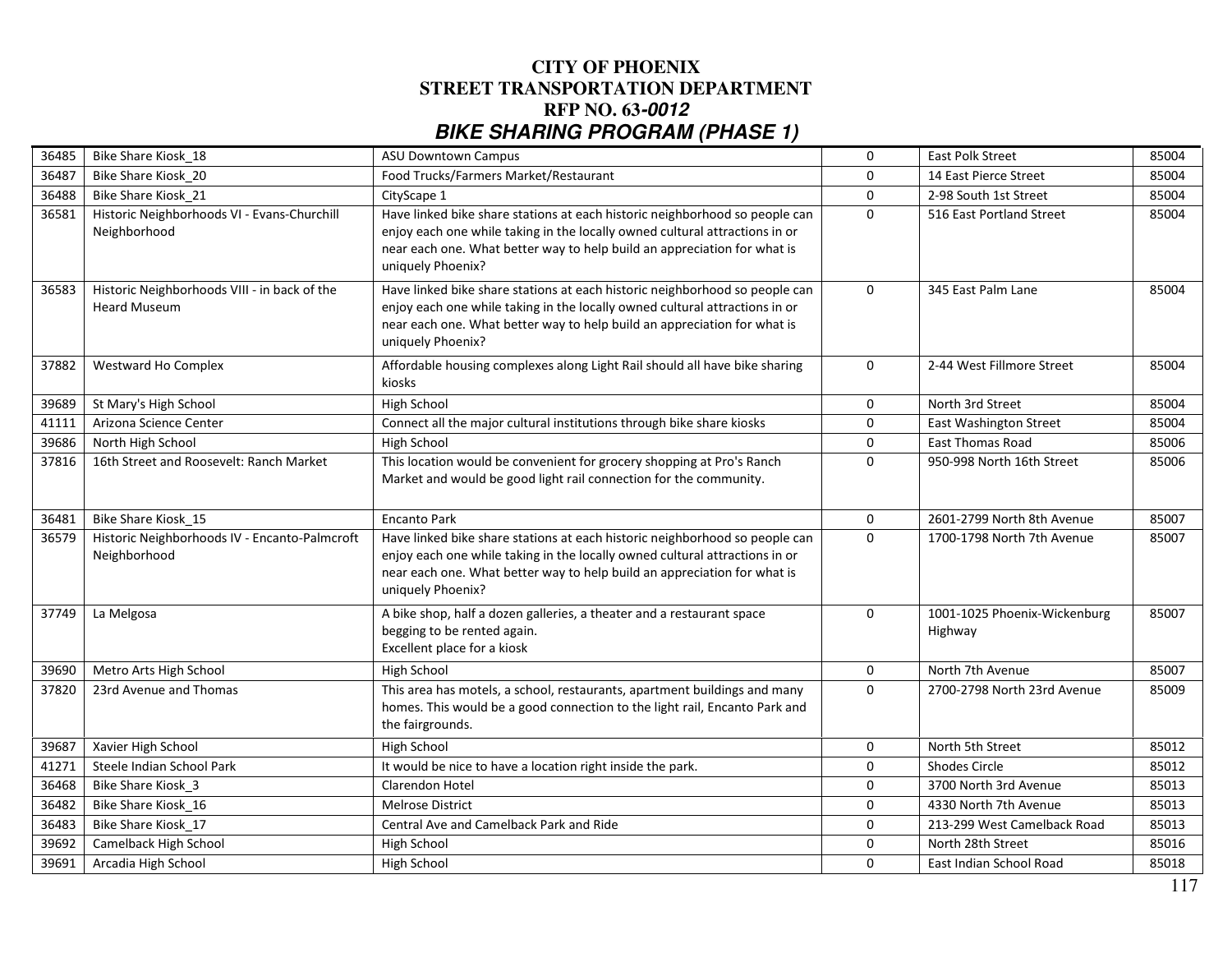# CITY OF PHOENIX
## STREET TRANSPORTATION DEPARTMENT
## RFP NO. 63-*0012*
## *BIKE SHARING PROGRAM (PHASE 1)*

| | | | | | |
|---|---|---|---|---|---|
| 36485 | Bike Share Kiosk_18 | ASU Downtown Campus | 0 | East Polk Street | 85004 |
| 36487 | Bike Share Kiosk_20 | Food Trucks/Farmers Market/Restaurant | 0 | 14 East Pierce Street | 85004 |
| 36488 | Bike Share Kiosk_21 | CityScape 1 | 0 | 2-98 South 1st Street | 85004 |
| 36581 | Historic Neighborhoods VI - Evans-Churchill Neighborhood | Have linked bike share stations at each historic neighborhood so people can enjoy each one while taking in the locally owned cultural attractions in or near each one. What better way to help build an appreciation for what is uniquely Phoenix? | 0 | 516 East Portland Street | 85004 |
| 36583 | Historic Neighborhoods VIII - in back of the Heard Museum | Have linked bike share stations at each historic neighborhood so people can enjoy each one while taking in the locally owned cultural attractions in or near each one. What better way to help build an appreciation for what is uniquely Phoenix? | 0 | 345 East Palm Lane | 85004 |
| 37882 | Westward Ho Complex | Affordable housing complexes along Light Rail should all have bike sharing kiosks | 0 | 2-44 West Fillmore Street | 85004 |
| 39689 | St Mary's High School | High School | 0 | North 3rd Street | 85004 |
| 41111 | Arizona Science Center | Connect all the major cultural institutions through bike share kiosks | 0 | East Washington Street | 85004 |
| 39686 | North High School | High School | 0 | East Thomas Road | 85006 |
| 37816 | 16th Street and Roosevelt: Ranch Market | This location would be convenient for grocery shopping at Pro's Ranch Market and would be good light rail connection for the community. | 0 | 950-998 North 16th Street | 85006 |
| 36481 | Bike Share Kiosk_15 | Encanto Park | 0 | 2601-2799 North 8th Avenue | 85007 |
| 36579 | Historic Neighborhoods IV - Encanto-Palmcroft Neighborhood | Have linked bike share stations at each historic neighborhood so people can enjoy each one while taking in the locally owned cultural attractions in or near each one. What better way to help build an appreciation for what is uniquely Phoenix? | 0 | 1700-1798 North 7th Avenue | 85007 |
| 37749 | La Melgosa | A bike shop, half a dozen galleries, a theater and a restaurant space begging to be rented again.<br>Excellent place for a kiosk | 0 | 1001-1025 Phoenix-Wickenburg Highway | 85007 |
| 39690 | Metro Arts High School | High School | 0 | North 7th Avenue | 85007 |
| 37820 | 23rd Avenue and Thomas | This area has motels, a school, restaurants, apartment buildings and many homes. This would be a good connection to the light rail, Encanto Park and the fairgrounds. | 0 | 2700-2798 North 23rd Avenue | 85009 |
| 39687 | Xavier High School | High School | 0 | North 5th Street | 85012 |
| 41271 | Steele Indian School Park | It would be nice to have a location right inside the park. | 0 | Shodes Circle | 85012 |
| 36468 | Bike Share Kiosk_3 | Clarendon Hotel | 0 | 3700 North 3rd Avenue | 85013 |
| 36482 | Bike Share Kiosk_16 | Melrose District | 0 | 4330 North 7th Avenue | 85013 |
| 36483 | Bike Share Kiosk_17 | Central Ave and Camelback Park and Ride | 0 | 213-299 West Camelback Road | 85013 |
| 39692 | Camelback High School | High School | 0 | North 28th Street | 85016 |
| 39691 | Arcadia High School | High School | 0 | East Indian School Road | 85018 |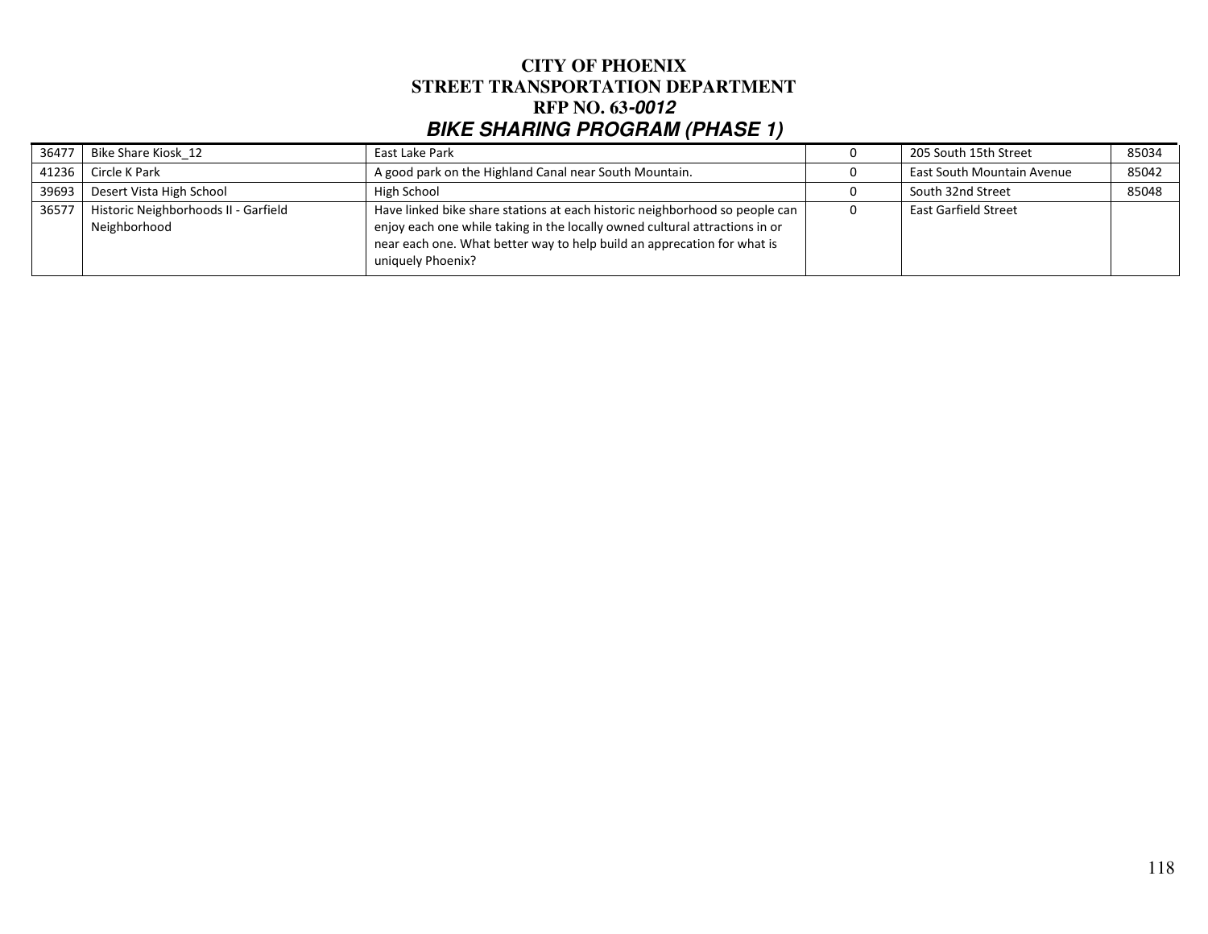# CITY OF PHOENIX
# STREET TRANSPORTATION DEPARTMENT
# RFP NO. 63-*0012*
# *BIKE SHARING PROGRAM (PHASE 1)*

| | | | | | |
|---|---|---|---|---|---|
| 36477 | Bike Share Kiosk_12 | East Lake Park | 0 | 205 South 15th Street | 85034 |
| 41236 | Circle K Park | A good park on the Highland Canal near South Mountain. | 0 | East South Mountain Avenue | 85042 |
| 39693 | Desert Vista High School | High School | 0 | South 32nd Street | 85048 |
| 36577 | Historic Neighborhoods II - Garfield Neighborhood | Have linked bike share stations at each historic neighborhood so people can enjoy each one while taking in the locally owned cultural attractions in or near each one. What better way to help build an apprecation for what is uniquely Phoenix? | 0 | East Garfield Street | |